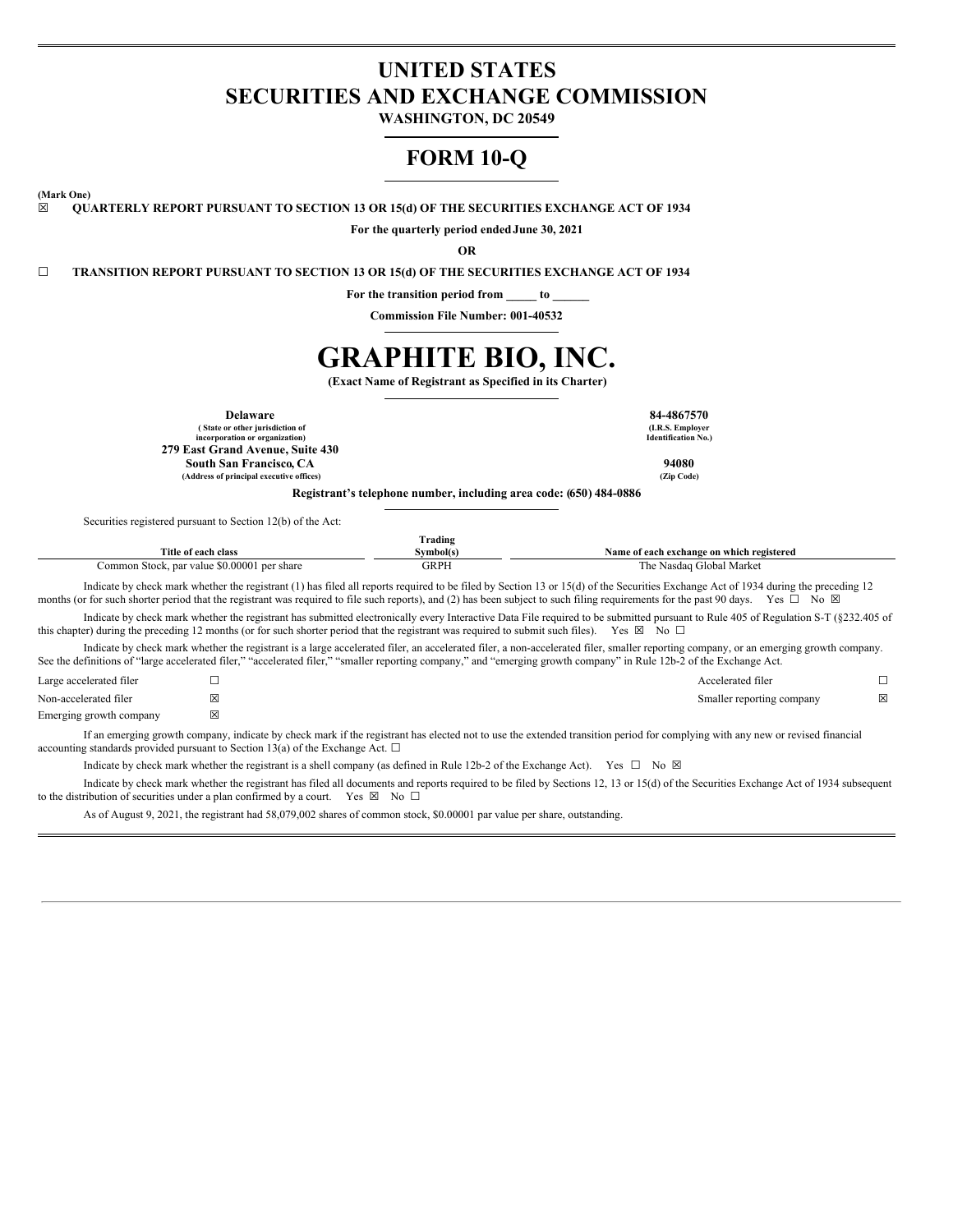# UNITED STATES
# SECURITIES AND EXCHANGE COMMISSION

**WASHINGTON, DC 20549**

# FORM 10-Q

**(Mark One)**

☒ **QUARTERLY REPORT PURSUANT TO SECTION 13 OR 15(d) OF THE SECURITIES EXCHANGE ACT OF 1934**

**For the quarterly period ended June 30, 2021**

**OR**

☐ **TRANSITION REPORT PURSUANT TO SECTION 13 OR 15(d) OF THE SECURITIES EXCHANGE ACT OF 1934**

**For the transition period from _____ to ______**

**Commission File Number: 001-40532**

# GRAPHITE BIO, INC.

**(Exact Name of Registrant as Specified in its Charter)**

| | |
|---|---|
| **Delaware** | **84-4867570** |
| **( State or other jurisdiction of incorporation or organization)** | **(I.R.S. Employer Identification No.)** |
| **279 East Grand Avenue, Suite 430** | |
| **South San Francisco, CA** | **94080** |
| **(Address of principal executive offices)** | **(Zip Code)** |

**Registrant's telephone number, including area code: (650) 484-0886**

Securities registered pursuant to Section 12(b) of the Act:

| Title of each class | Trading Symbol(s) | Name of each exchange on which registered |
|---|---|---|
| Common Stock, par value $0.00001 per share | GRPH | The Nasdaq Global Market |

Indicate by check mark whether the registrant (1) has filed all reports required to be filed by Section 13 or 15(d) of the Securities Exchange Act of 1934 during the preceding 12 months (or for such shorter period that the registrant was required to file such reports), and (2) has been subject to such filing requirements for the past 90 days. Yes ☐ No ☒

Indicate by check mark whether the registrant has submitted electronically every Interactive Data File required to be submitted pursuant to Rule 405 of Regulation S-T (§232.405 of this chapter) during the preceding 12 months (or for such shorter period that the registrant was required to submit such files). Yes ☒ No ☐

Indicate by check mark whether the registrant is a large accelerated filer, an accelerated filer, a non-accelerated filer, smaller reporting company, or an emerging growth company. See the definitions of "large accelerated filer," "accelerated filer," "smaller reporting company," and "emerging growth company" in Rule 12b-2 of the Exchange Act.

| | | | |
|---|---|---|---|
| Large accelerated filer | ☐ | Accelerated filer | ☐ |
| Non-accelerated filer | ☒ | Smaller reporting company | ☒ |
| Emerging growth company | ☒ | | |

If an emerging growth company, indicate by check mark if the registrant has elected not to use the extended transition period for complying with any new or revised financial accounting standards provided pursuant to Section 13(a) of the Exchange Act. ☐

Indicate by check mark whether the registrant is a shell company (as defined in Rule 12b-2 of the Exchange Act). Yes ☐ No ☒

Indicate by check mark whether the registrant has filed all documents and reports required to be filed by Sections 12, 13 or 15(d) of the Securities Exchange Act of 1934 subsequent to the distribution of securities under a plan confirmed by a court. Yes ☒ No ☐

As of August 9, 2021, the registrant had 58,079,002 shares of common stock, $0.00001 par value per share, outstanding.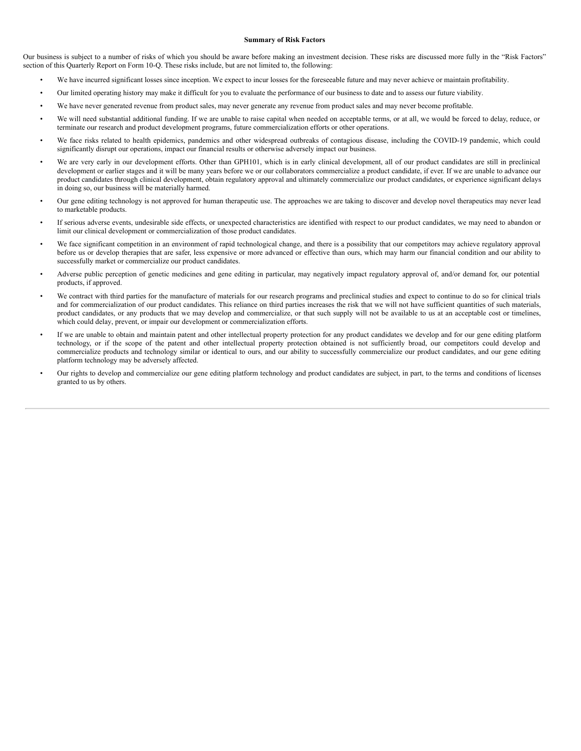## Summary of Risk Factors

Our business is subject to a number of risks of which you should be aware before making an investment decision. These risks are discussed more fully in the "Risk Factors" section of this Quarterly Report on Form 10-Q. These risks include, but are not limited to, the following:

- We have incurred significant losses since inception. We expect to incur losses for the foreseeable future and may never achieve or maintain profitability.
- Our limited operating history may make it difficult for you to evaluate the performance of our business to date and to assess our future viability.
- We have never generated revenue from product sales, may never generate any revenue from product sales and may never become profitable.
- We will need substantial additional funding. If we are unable to raise capital when needed on acceptable terms, or at all, we would be forced to delay, reduce, or terminate our research and product development programs, future commercialization efforts or other operations.
- We face risks related to health epidemics, pandemics and other widespread outbreaks of contagious disease, including the COVID-19 pandemic, which could significantly disrupt our operations, impact our financial results or otherwise adversely impact our business.
- We are very early in our development efforts. Other than GPH101, which is in early clinical development, all of our product candidates are still in preclinical development or earlier stages and it will be many years before we or our collaborators commercialize a product candidate, if ever. If we are unable to advance our product candidates through clinical development, obtain regulatory approval and ultimately commercialize our product candidates, or experience significant delays in doing so, our business will be materially harmed.
- Our gene editing technology is not approved for human therapeutic use. The approaches we are taking to discover and develop novel therapeutics may never lead to marketable products.
- If serious adverse events, undesirable side effects, or unexpected characteristics are identified with respect to our product candidates, we may need to abandon or limit our clinical development or commercialization of those product candidates.
- We face significant competition in an environment of rapid technological change, and there is a possibility that our competitors may achieve regulatory approval before us or develop therapies that are safer, less expensive or more advanced or effective than ours, which may harm our financial condition and our ability to successfully market or commercialize our product candidates.
- Adverse public perception of genetic medicines and gene editing in particular, may negatively impact regulatory approval of, and/or demand for, our potential products, if approved.
- We contract with third parties for the manufacture of materials for our research programs and preclinical studies and expect to continue to do so for clinical trials and for commercialization of our product candidates. This reliance on third parties increases the risk that we will not have sufficient quantities of such materials, product candidates, or any products that we may develop and commercialize, or that such supply will not be available to us at an acceptable cost or timelines, which could delay, prevent, or impair our development or commercialization efforts.
- If we are unable to obtain and maintain patent and other intellectual property protection for any product candidates we develop and for our gene editing platform technology, or if the scope of the patent and other intellectual property protection obtained is not sufficiently broad, our competitors could develop and commercialize products and technology similar or identical to ours, and our ability to successfully commercialize our product candidates, and our gene editing platform technology may be adversely affected.
- Our rights to develop and commercialize our gene editing platform technology and product candidates are subject, in part, to the terms and conditions of licenses granted to us by others.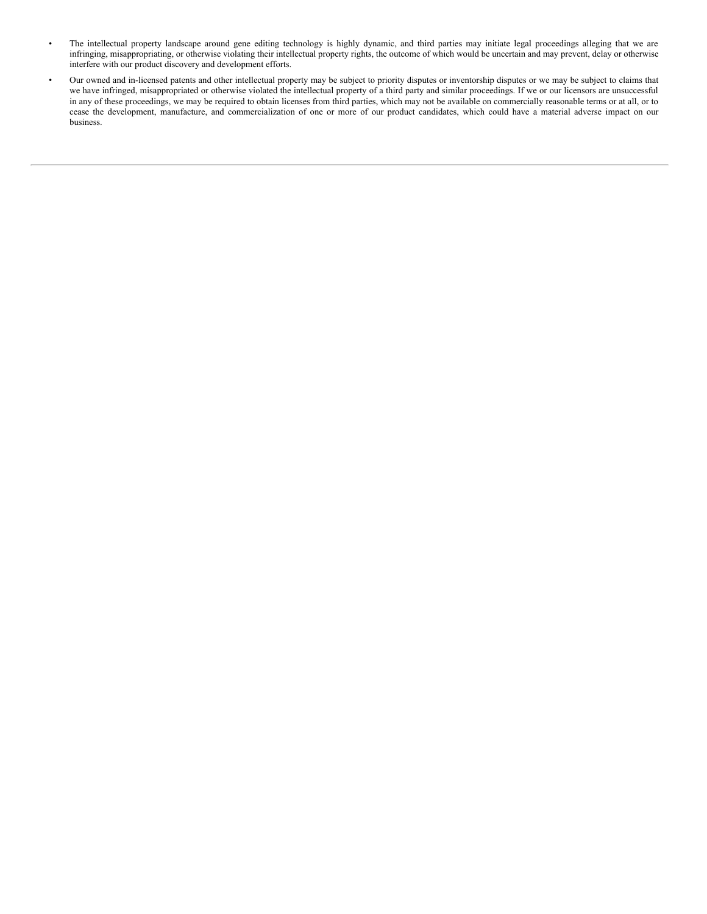- The intellectual property landscape around gene editing technology is highly dynamic, and third parties may initiate legal proceedings alleging that we are infringing, misappropriating, or otherwise violating their intellectual property rights, the outcome of which would be uncertain and may prevent, delay or otherwise interfere with our product discovery and development efforts.
- Our owned and in-licensed patents and other intellectual property may be subject to priority disputes or inventorship disputes or we may be subject to claims that we have infringed, misappropriated or otherwise violated the intellectual property of a third party and similar proceedings. If we or our licensors are unsuccessful in any of these proceedings, we may be required to obtain licenses from third parties, which may not be available on commercially reasonable terms or at all, or to cease the development, manufacture, and commercialization of one or more of our product candidates, which could have a material adverse impact on our business.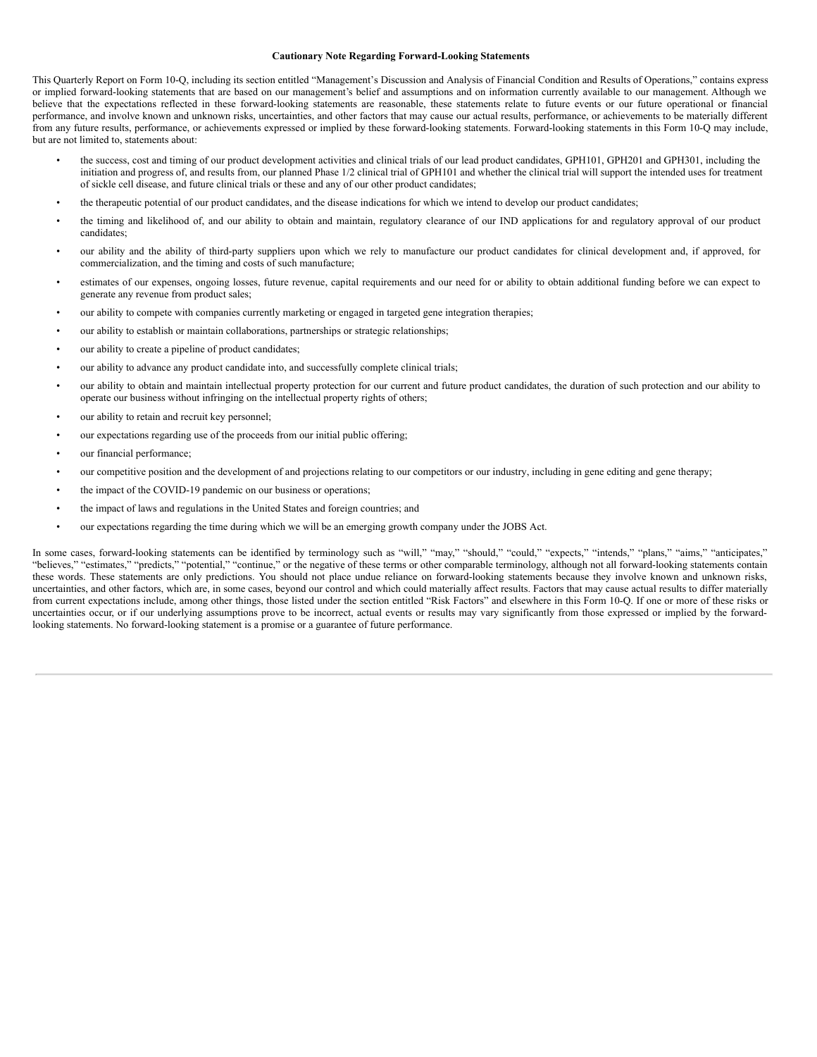**Cautionary Note Regarding Forward-Looking Statements**

This Quarterly Report on Form 10-Q, including its section entitled "Management's Discussion and Analysis of Financial Condition and Results of Operations," contains express or implied forward-looking statements that are based on our management's belief and assumptions and on information currently available to our management. Although we believe that the expectations reflected in these forward-looking statements are reasonable, these statements relate to future events or our future operational or financial performance, and involve known and unknown risks, uncertainties, and other factors that may cause our actual results, performance, or achievements to be materially different from any future results, performance, or achievements expressed or implied by these forward-looking statements. Forward-looking statements in this Form 10-Q may include, but are not limited to, statements about:

- the success, cost and timing of our product development activities and clinical trials of our lead product candidates, GPH101, GPH201 and GPH301, including the initiation and progress of, and results from, our planned Phase 1/2 clinical trial of GPH101 and whether the clinical trial will support the intended uses for treatment of sickle cell disease, and future clinical trials or these and any of our other product candidates;
- the therapeutic potential of our product candidates, and the disease indications for which we intend to develop our product candidates;
- the timing and likelihood of, and our ability to obtain and maintain, regulatory clearance of our IND applications for and regulatory approval of our product candidates;
- our ability and the ability of third-party suppliers upon which we rely to manufacture our product candidates for clinical development and, if approved, for commercialization, and the timing and costs of such manufacture;
- estimates of our expenses, ongoing losses, future revenue, capital requirements and our need for or ability to obtain additional funding before we can expect to generate any revenue from product sales;
- our ability to compete with companies currently marketing or engaged in targeted gene integration therapies;
- our ability to establish or maintain collaborations, partnerships or strategic relationships;
- our ability to create a pipeline of product candidates;
- our ability to advance any product candidate into, and successfully complete clinical trials;
- our ability to obtain and maintain intellectual property protection for our current and future product candidates, the duration of such protection and our ability to operate our business without infringing on the intellectual property rights of others;
- our ability to retain and recruit key personnel;
- our expectations regarding use of the proceeds from our initial public offering;
- our financial performance;
- our competitive position and the development of and projections relating to our competitors or our industry, including in gene editing and gene therapy;
- the impact of the COVID-19 pandemic on our business or operations;
- the impact of laws and regulations in the United States and foreign countries; and
- our expectations regarding the time during which we will be an emerging growth company under the JOBS Act.

In some cases, forward-looking statements can be identified by terminology such as "will," "may," "should," "could," "expects," "intends," "plans," "aims," "anticipates," "believes," "estimates," "predicts," "potential," "continue," or the negative of these terms or other comparable terminology, although not all forward-looking statements contain these words. These statements are only predictions. You should not place undue reliance on forward-looking statements because they involve known and unknown risks, uncertainties, and other factors, which are, in some cases, beyond our control and which could materially affect results. Factors that may cause actual results to differ materially from current expectations include, among other things, those listed under the section entitled "Risk Factors" and elsewhere in this Form 10-Q. If one or more of these risks or uncertainties occur, or if our underlying assumptions prove to be incorrect, actual events or results may vary significantly from those expressed or implied by the forward-looking statements. No forward-looking statement is a promise or a guarantee of future performance.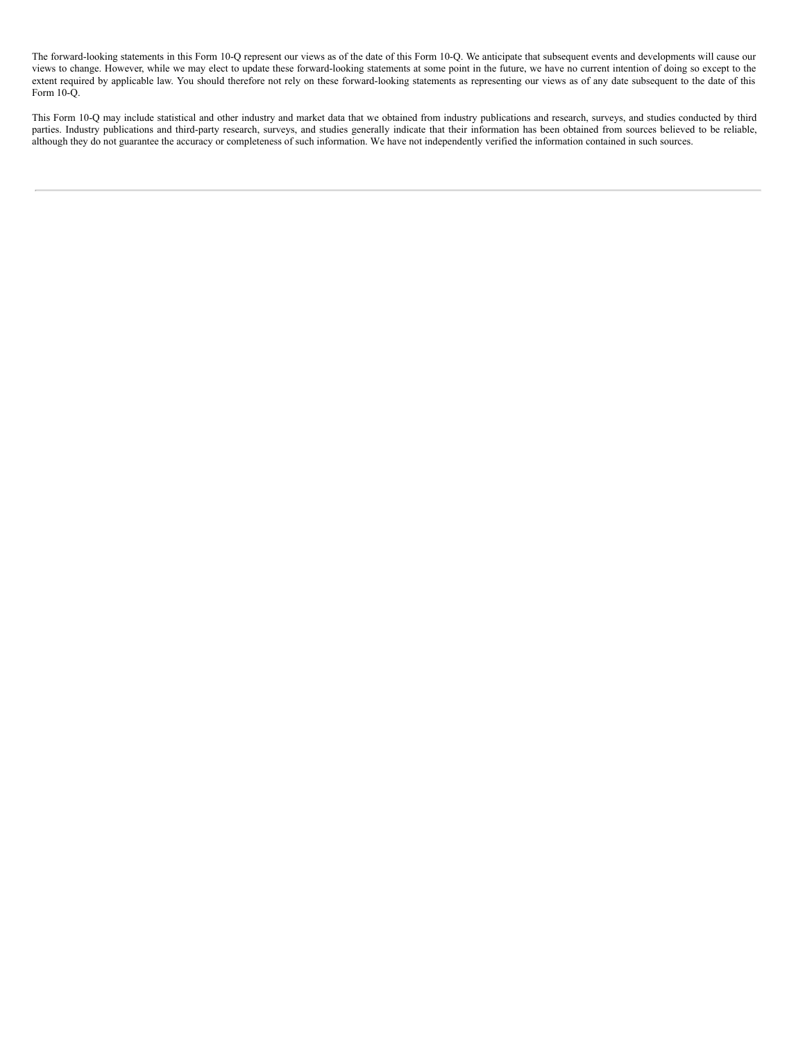The forward-looking statements in this Form 10-Q represent our views as of the date of this Form 10-Q. We anticipate that subsequent events and developments will cause our views to change. However, while we may elect to update these forward-looking statements at some point in the future, we have no current intention of doing so except to the extent required by applicable law. You should therefore not rely on these forward-looking statements as representing our views as of any date subsequent to the date of this Form 10-Q.

This Form 10-Q may include statistical and other industry and market data that we obtained from industry publications and research, surveys, and studies conducted by third parties. Industry publications and third-party research, surveys, and studies generally indicate that their information has been obtained from sources believed to be reliable, although they do not guarantee the accuracy or completeness of such information. We have not independently verified the information contained in such sources.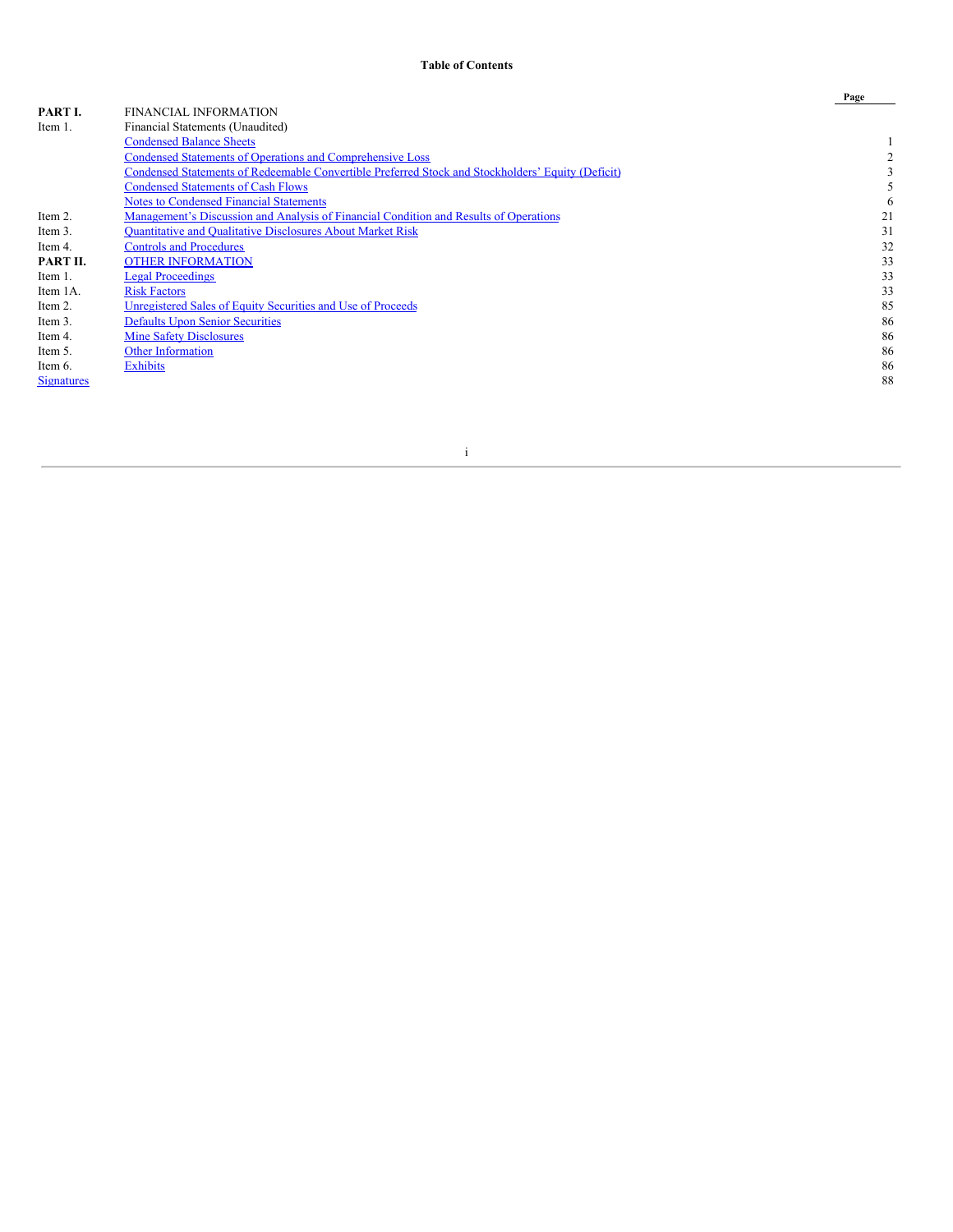**Table of Contents**

| | | Page |
|---|---|---|
| **PART I.** | FINANCIAL INFORMATION | |
| Item 1. | Financial Statements (Unaudited) | |
| | Condensed Balance Sheets | 1 |
| | Condensed Statements of Operations and Comprehensive Loss | 2 |
| | Condensed Statements of Redeemable Convertible Preferred Stock and Stockholders' Equity (Deficit) | 3 |
| | Condensed Statements of Cash Flows | 5 |
| | Notes to Condensed Financial Statements | 6 |
| Item 2. | Management's Discussion and Analysis of Financial Condition and Results of Operations | 21 |
| Item 3. | Quantitative and Qualitative Disclosures About Market Risk | 31 |
| Item 4. | Controls and Procedures | 32 |
| **PART II.** | OTHER INFORMATION | 33 |
| Item 1. | Legal Proceedings | 33 |
| Item 1A. | Risk Factors | 33 |
| Item 2. | Unregistered Sales of Equity Securities and Use of Proceeds | 85 |
| Item 3. | Defaults Upon Senior Securities | 86 |
| Item 4. | Mine Safety Disclosures | 86 |
| Item 5. | Other Information | 86 |
| Item 6. | Exhibits | 86 |
| Signatures | | 88 |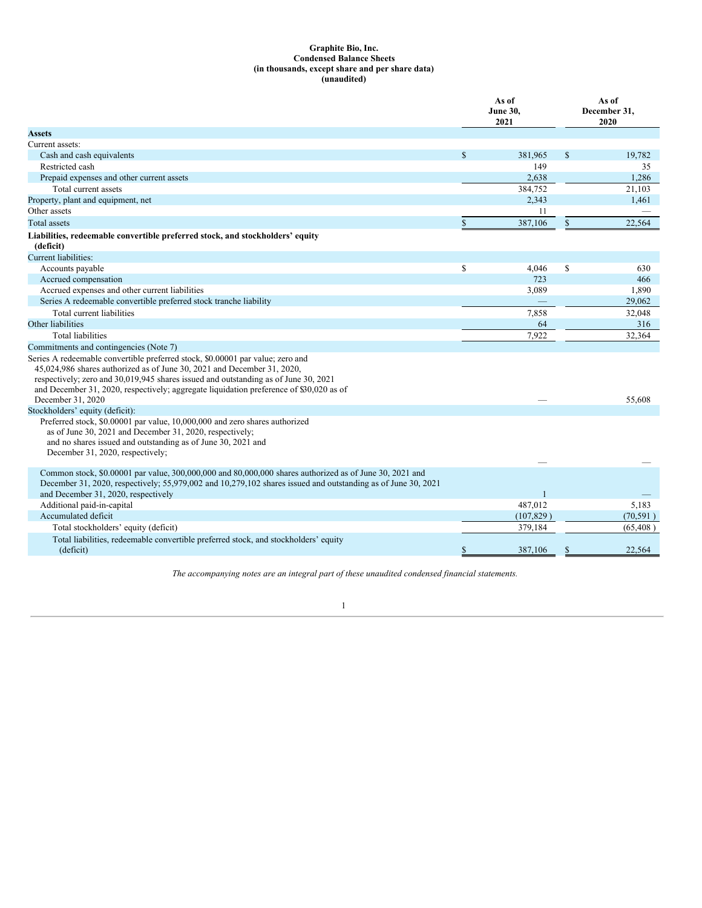**Graphite Bio, Inc.**
**Condensed Balance Sheets**
**(in thousands, except share and per share data)**
**(unaudited)**

| | As of June 30, 2021 | As of December 31, 2020 |
|---|---|---|
| **Assets** | | |
| Current assets: | | |
| Cash and cash equivalents | $ 381,965 | $ 19,782 |
| Restricted cash | 149 | 35 |
| Prepaid expenses and other current assets | 2,638 | 1,286 |
| Total current assets | 384,752 | 21,103 |
| Property, plant and equipment, net | 2,343 | 1,461 |
| Other assets | 11 | — |
| Total assets | $ 387,106 | $ 22,564 |
| **Liabilities, redeemable convertible preferred stock, and stockholders' equity (deficit)** | | |
| Current liabilities: | | |
| Accounts payable | $ 4,046 | $ 630 |
| Accrued compensation | 723 | 466 |
| Accrued expenses and other current liabilities | 3,089 | 1,890 |
| Series A redeemable convertible preferred stock tranche liability | — | 29,062 |
| Total current liabilities | 7,858 | 32,048 |
| Other liabilities | 64 | 316 |
| Total liabilities | 7,922 | 32,364 |
| Commitments and contingencies (Note 7) | | |
| Series A redeemable convertible preferred stock, $0.00001 par value; zero and 45,024,986 shares authorized as of June 30, 2021 and December 31, 2020, respectively; zero and 30,019,945 shares issued and outstanding as of June 30, 2021 and December 31, 2020, respectively; aggregate liquidation preference of $30,020 as of December 31, 2020 | — | 55,608 |
| Stockholders' equity (deficit): | | |
| Preferred stock, $0.00001 par value, 10,000,000 and zero shares authorized as of June 30, 2021 and December 31, 2020, respectively; and no shares issued and outstanding as of June 30, 2021 and December 31, 2020, respectively; | — | — |
| Common stock, $0.00001 par value, 300,000,000 and 80,000,000 shares authorized as of June 30, 2021 and December 31, 2020, respectively; 55,979,002 and 10,279,102 shares issued and outstanding as of June 30, 2021 and December 31, 2020, respectively | 1 | — |
| Additional paid-in-capital | 487,012 | 5,183 |
| Accumulated deficit | (107,829 ) | (70,591 ) |
| Total stockholders' equity (deficit) | 379,184 | (65,408 ) |
| Total liabilities, redeemable convertible preferred stock, and stockholders' equity (deficit) | $ 387,106 | $ 22,564 |

*The accompanying notes are an integral part of these unaudited condensed financial statements.*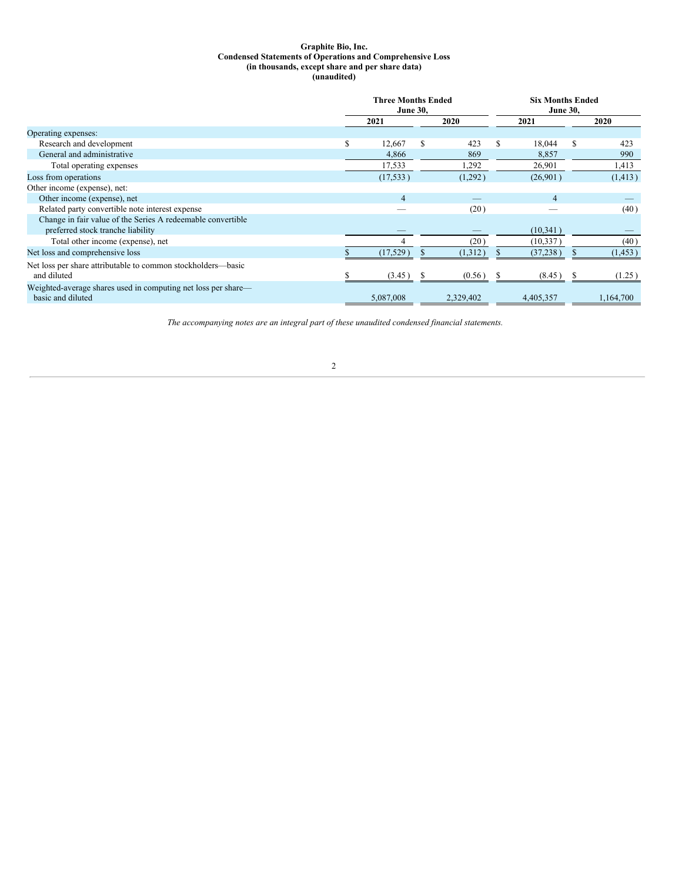**Graphite Bio, Inc.**
**Condensed Statements of Operations and Comprehensive Loss**
**(in thousands, except share and per share data)**
**(unaudited)**

| | Three Months Ended June 30, | | Six Months Ended June 30, | |
|---|---|---|---|---|
| | 2021 | 2020 | 2021 | 2020 |
| Operating expenses: | | | | |
| Research and development | $ 12,667 | $ 423 | $ 18,044 | $ 423 |
| General and administrative | 4,866 | 869 | 8,857 | 990 |
| Total operating expenses | 17,533 | 1,292 | 26,901 | 1,413 |
| Loss from operations | (17,533) | (1,292) | (26,901) | (1,413) |
| Other income (expense), net: | | | | |
| Other income (expense), net | 4 | — | 4 | — |
| Related party convertible note interest expense | — | (20) | — | (40) |
| Change in fair value of the Series A redeemable convertible preferred stock tranche liability | — | — | (10,341) | — |
| Total other income (expense), net | 4 | (20) | (10,337) | (40) |
| Net loss and comprehensive loss | $ (17,529) | $ (1,312) | $ (37,238) | $ (1,453) |
| Net loss per share attributable to common stockholders—basic and diluted | $ (3.45) | $ (0.56) | $ (8.45) | $ (1.25) |
| Weighted-average shares used in computing net loss per share—basic and diluted | 5,087,008 | 2,329,402 | 4,405,357 | 1,164,700 |

*The accompanying notes are an integral part of these unaudited condensed financial statements.*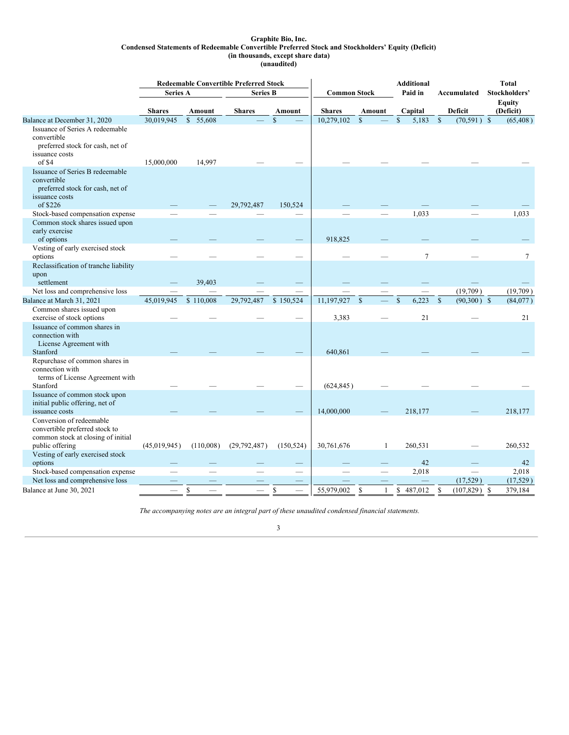**Graphite Bio, Inc.**
**Condensed Statements of Redeemable Convertible Preferred Stock and Stockholders' Equity (Deficit)**
**(in thousands, except share data)**
**(unaudited)**

| | Redeemable Convertible Preferred Stock | | | | | | | | |
|---|---|---|---|---|---|---|---|---|---|
| | Series A | | Series B | | Common Stock | | Additional Paid in | Accumulated | Total Stockholders' Equity |
| | Shares | Amount | Shares | Amount | Shares | Amount | Capital | Deficit | (Deficit) |
| Balance at December 31, 2020 | 30,019,945 | $ 55,608 | — | $ — | 10,279,102 | $ — | $ 5,183 | $ (70,591) | $ (65,408) |
| Issuance of Series A redeemable convertible preferred stock for cash, net of issuance costs of $4 | 15,000,000 | 14,997 | — | — | — | — | — | — | — |
| Issuance of Series B redeemable convertible preferred stock for cash, net of issuance costs of $226 | — | — | 29,792,487 | 150,524 | — | — | — | — | — |
| Stock-based compensation expense | — | — | — | — | — | — | 1,033 | — | 1,033 |
| Common stock shares issued upon early exercise of options | — | — | — | — | 918,825 | — | — | — | — |
| Vesting of early exercised stock options | — | — | — | — | — | — | 7 | — | 7 |
| Reclassification of tranche liability upon settlement | — | 39,403 | — | — | — | — | — | — | — |
| Net loss and comprehensive loss | — | — | — | — | — | — | — | (19,709) | (19,709) |
| Balance at March 31, 2021 | 45,019,945 | $ 110,008 | 29,792,487 | $ 150,524 | 11,197,927 | $ — | $ 6,223 | $ (90,300) | $ (84,077) |
| Common shares issued upon exercise of stock options | — | — | — | — | 3,383 | — | 21 | — | 21 |
| Issuance of common shares in connection with License Agreement with Stanford | — | — | — | — | 640,861 | — | — | — | — |
| Repurchase of common shares in connection with terms of License Agreement with Stanford | — | — | — | — | (624,845) | — | — | — | — |
| Issuance of common stock upon initial public offering, net of issuance costs | — | — | — | — | 14,000,000 | — | 218,177 | — | 218,177 |
| Conversion of redeemable convertible preferred stock to common stock at closing of initial public offering | (45,019,945) | (110,008) | (29,792,487) | (150,524) | 30,761,676 | 1 | 260,531 | — | 260,532 |
| Vesting of early exercised stock options | — | — | — | — | — | — | 42 | — | 42 |
| Stock-based compensation expense | — | — | — | — | — | — | 2,018 | — | 2,018 |
| Net loss and comprehensive loss | — | — | — | — | — | — | — | (17,529) | (17,529) |
| Balance at June 30, 2021 | — | $ — | — | $ — | 55,979,002 | $ 1 | $ 487,012 | $ (107,829) | $ 379,184 |

*The accompanying notes are an integral part of these unaudited condensed financial statements.*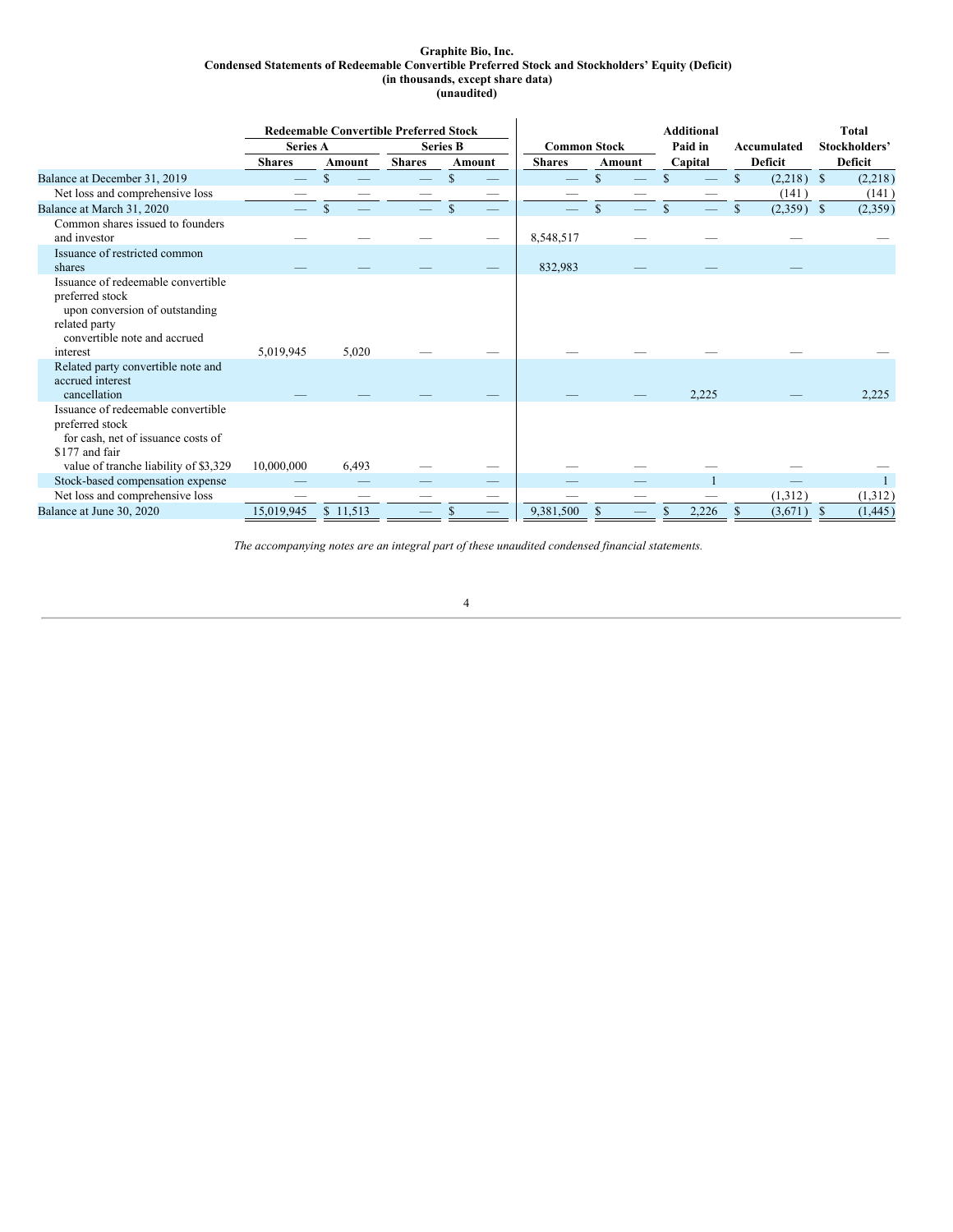**Graphite Bio, Inc.**
**Condensed Statements of Redeemable Convertible Preferred Stock and Stockholders' Equity (Deficit)**
**(in thousands, except share data)**
**(unaudited)**

| | Redeemable Convertible Preferred Stock | | | | Common Stock | | Additional Paid in Capital | Accumulated Deficit | Total Stockholders' Deficit |
|---|---|---|---|---|---|---|---|---|---|
| | Series A | | Series B | | | | | | |
| | Shares | Amount | Shares | Amount | Shares | Amount | | | |
| Balance at December 31, 2019 | — | $ — | — | $ — | — | $ — | $ — | $ (2,218) | $ (2,218) |
| Net loss and comprehensive loss | — | — | — | — | — | — | — | (141) | (141) |
| Balance at March 31, 2020 | — | $ — | — | $ — | — | $ — | $ — | $ (2,359) | $ (2,359) |
| Common shares issued to founders and investor | — | — | — | — | 8,548,517 | — | — | — | — |
| Issuance of restricted common shares | — | — | — | — | 832,983 | — | — | — | |
| Issuance of redeemable convertible preferred stock upon conversion of outstanding related party convertible note and accrued interest | 5,019,945 | 5,020 | — | — | — | — | — | — | — |
| Related party convertible note and accrued interest cancellation | — | — | — | — | — | — | 2,225 | — | 2,225 |
| Issuance of redeemable convertible preferred stock for cash, net of issuance costs of $177 and fair value of tranche liability of $3,329 | 10,000,000 | 6,493 | — | — | — | — | — | — | — |
| Stock-based compensation expense | — | — | — | — | — | — | 1 | — | 1 |
| Net loss and comprehensive loss | — | — | — | — | — | — | — | (1,312) | (1,312) |
| Balance at June 30, 2020 | 15,019,945 | $ 11,513 | — | $ — | 9,381,500 | $ — | $ 2,226 | $ (3,671) | $ (1,445) |

*The accompanying notes are an integral part of these unaudited condensed financial statements.*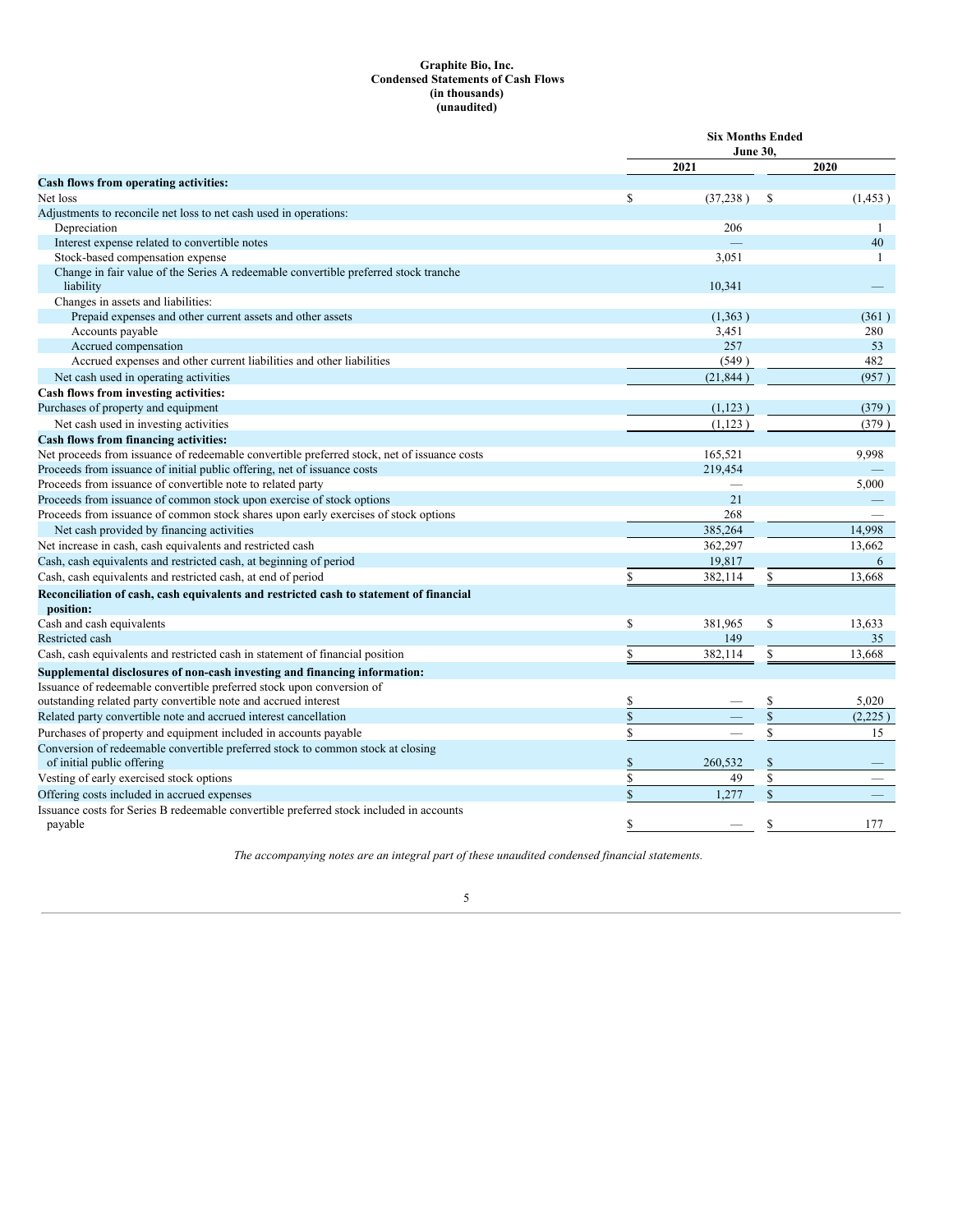**Graphite Bio, Inc.**
**Condensed Statements of Cash Flows**
**(in thousands)**
**(unaudited)**

| | Six Months Ended June 30, | |
|---|---|---|
| | 2021 | 2020 |
| **Cash flows from operating activities:** | | |
| Net loss | $ (37,238 ) | $ (1,453 ) |
| Adjustments to reconcile net loss to net cash used in operations: | | |
| Depreciation | 206 | 1 |
| Interest expense related to convertible notes | — | 40 |
| Stock-based compensation expense | 3,051 | 1 |
| Change in fair value of the Series A redeemable convertible preferred stock tranche liability | 10,341 | — |
| Changes in assets and liabilities: | | |
| Prepaid expenses and other current assets and other assets | (1,363 ) | (361 ) |
| Accounts payable | 3,451 | 280 |
| Accrued compensation | 257 | 53 |
| Accrued expenses and other current liabilities and other liabilities | (549 ) | 482 |
| Net cash used in operating activities | (21,844 ) | (957 ) |
| **Cash flows from investing activities:** | | |
| Purchases of property and equipment | (1,123 ) | (379 ) |
| Net cash used in investing activities | (1,123 ) | (379 ) |
| **Cash flows from financing activities:** | | |
| Net proceeds from issuance of redeemable convertible preferred stock, net of issuance costs | 165,521 | 9,998 |
| Proceeds from issuance of initial public offering, net of issuance costs | 219,454 | — |
| Proceeds from issuance of convertible note to related party | — | 5,000 |
| Proceeds from issuance of common stock upon exercise of stock options | 21 | — |
| Proceeds from issuance of common stock shares upon early exercises of stock options | 268 | — |
| Net cash provided by financing activities | 385,264 | 14,998 |
| Net increase in cash, cash equivalents and restricted cash | 362,297 | 13,662 |
| Cash, cash equivalents and restricted cash, at beginning of period | 19,817 | 6 |
| Cash, cash equivalents and restricted cash, at end of period | $ 382,114 | $ 13,668 |
| **Reconciliation of cash, cash equivalents and restricted cash to statement of financial position:** | | |
| Cash and cash equivalents | $ 381,965 | $ 13,633 |
| Restricted cash | 149 | 35 |
| Cash, cash equivalents and restricted cash in statement of financial position | $ 382,114 | $ 13,668 |
| **Supplemental disclosures of non-cash investing and financing information:** | | |
| Issuance of redeemable convertible preferred stock upon conversion of outstanding related party convertible note and accrued interest | $ — | $ 5,020 |
| Related party convertible note and accrued interest cancellation | $ — | $ (2,225 ) |
| Purchases of property and equipment included in accounts payable | $ — | $ 15 |
| Conversion of redeemable convertible preferred stock to common stock at closing of initial public offering | $ 260,532 | $ — |
| Vesting of early exercised stock options | $ 49 | $ — |
| Offering costs included in accrued expenses | $ 1,277 | $ — |
| Issuance costs for Series B redeemable convertible preferred stock included in accounts payable | $ — | $ 177 |

*The accompanying notes are an integral part of these unaudited condensed financial statements.*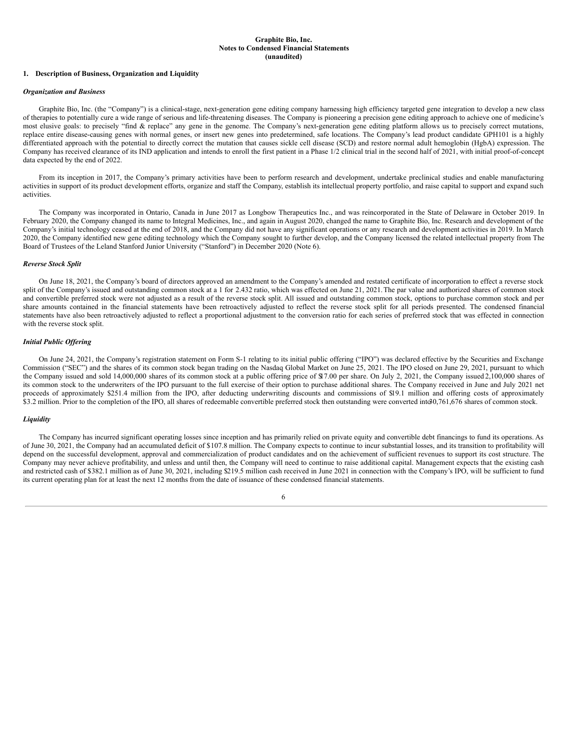**Graphite Bio, Inc.**
**Notes to Condensed Financial Statements**
**(unaudited)**

## 1. Description of Business, Organization and Liquidity

### *Organization and Business*

Graphite Bio, Inc. (the "Company") is a clinical-stage, next-generation gene editing company harnessing high efficiency targeted gene integration to develop a new class of therapies to potentially cure a wide range of serious and life-threatening diseases. The Company is pioneering a precision gene editing approach to achieve one of medicine's most elusive goals: to precisely "find & replace" any gene in the genome. The Company's next-generation gene editing platform allows us to precisely correct mutations, replace entire disease-causing genes with normal genes, or insert new genes into predetermined, safe locations. The Company's lead product candidate GPH101 is a highly differentiated approach with the potential to directly correct the mutation that causes sickle cell disease (SCD) and restore normal adult hemoglobin (HgbA) expression. The Company has received clearance of its IND application and intends to enroll the first patient in a Phase 1/2 clinical trial in the second half of 2021, with initial proof-of-concept data expected by the end of 2022.

From its inception in 2017, the Company's primary activities have been to perform research and development, undertake preclinical studies and enable manufacturing activities in support of its product development efforts, organize and staff the Company, establish its intellectual property portfolio, and raise capital to support and expand such activities.

The Company was incorporated in Ontario, Canada in June 2017 as Longbow Therapeutics Inc., and was reincorporated in the State of Delaware in October 2019. In February 2020, the Company changed its name to Integral Medicines, Inc., and again in August 2020, changed the name to Graphite Bio, Inc. Research and development of the Company's initial technology ceased at the end of 2018, and the Company did not have any significant operations or any research and development activities in 2019. In March 2020, the Company identified new gene editing technology which the Company sought to further develop, and the Company licensed the related intellectual property from The Board of Trustees of the Leland Stanford Junior University ("Stanford") in December 2020 (Note 6).

### *Reverse Stock Split*

On June 18, 2021, the Company's board of directors approved an amendment to the Company's amended and restated certificate of incorporation to effect a reverse stock split of the Company's issued and outstanding common stock at a 1 for 2.432 ratio, which was effected on June 21, 2021. The par value and authorized shares of common stock and convertible preferred stock were not adjusted as a result of the reverse stock split. All issued and outstanding common stock, options to purchase common stock and per share amounts contained in the financial statements have been retroactively adjusted to reflect the reverse stock split for all periods presented. The condensed financial statements have also been retroactively adjusted to reflect a proportional adjustment to the conversion ratio for each series of preferred stock that was effected in connection with the reverse stock split.

### *Initial Public Offering*

On June 24, 2021, the Company's registration statement on Form S-1 relating to its initial public offering ("IPO") was declared effective by the Securities and Exchange Commission ("SEC") and the shares of its common stock began trading on the Nasdaq Global Market on June 25, 2021. The IPO closed on June 29, 2021, pursuant to which the Company issued and sold 14,000,000 shares of its common stock at a public offering price of $17.00 per share. On July 2, 2021, the Company issued 2,100,000 shares of its common stock to the underwriters of the IPO pursuant to the full exercise of their option to purchase additional shares. The Company received in June and July 2021 net proceeds of approximately $251.4 million from the IPO, after deducting underwriting discounts and commissions of $19.1 million and offering costs of approximately $3.2 million. Prior to the completion of the IPO, all shares of redeemable convertible preferred stock then outstanding were converted into 30,761,676 shares of common stock.

### *Liquidity*

The Company has incurred significant operating losses since inception and has primarily relied on private equity and convertible debt financings to fund its operations. As of June 30, 2021, the Company had an accumulated deficit of $107.8 million. The Company expects to continue to incur substantial losses, and its transition to profitability will depend on the successful development, approval and commercialization of product candidates and on the achievement of sufficient revenues to support its cost structure. The Company may never achieve profitability, and unless and until then, the Company will need to continue to raise additional capital. Management expects that the existing cash and restricted cash of $382.1 million as of June 30, 2021, including $219.5 million cash received in June 2021 in connection with the Company's IPO, will be sufficient to fund its current operating plan for at least the next 12 months from the date of issuance of these condensed financial statements.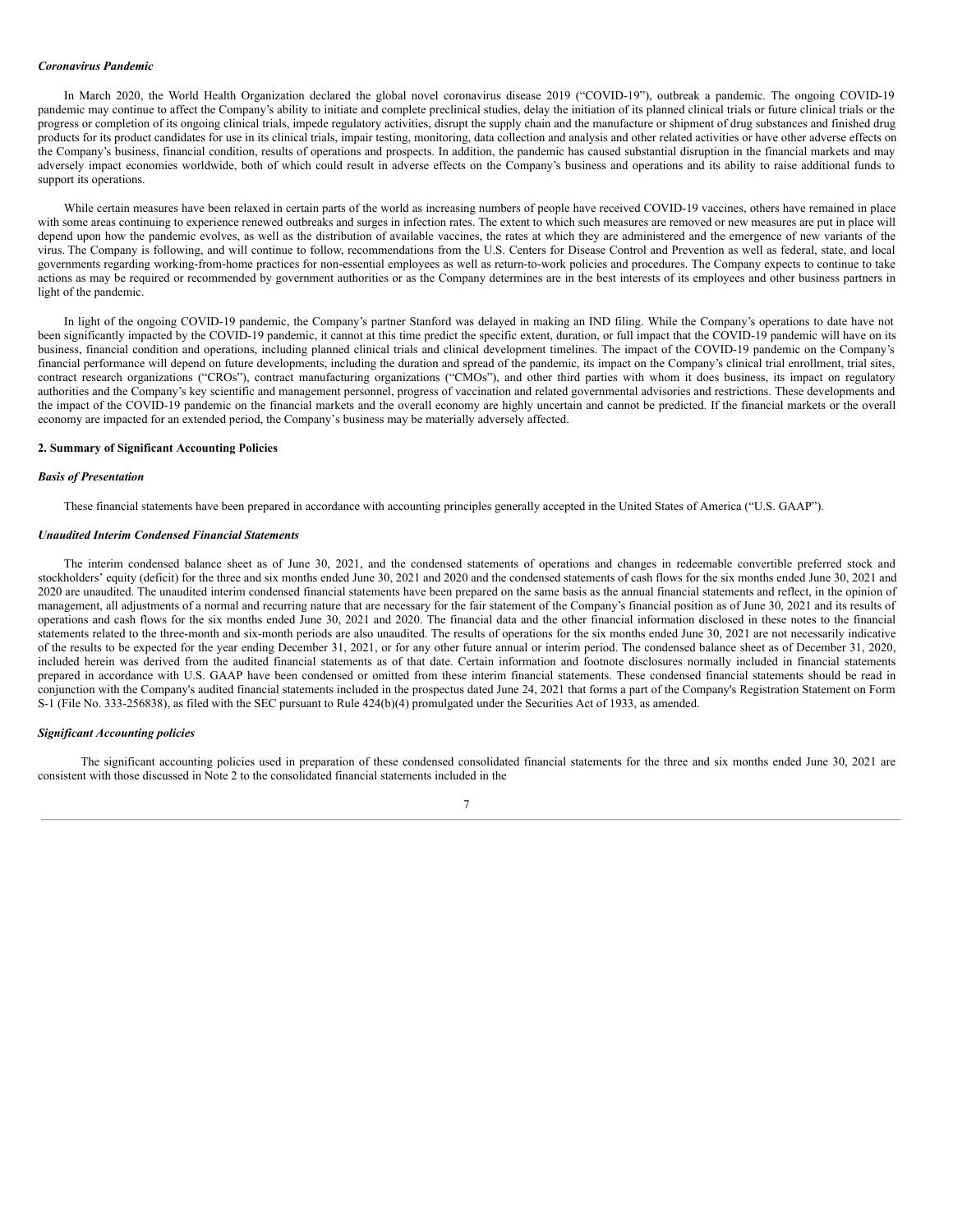*Coronavirus Pandemic*

In March 2020, the World Health Organization declared the global novel coronavirus disease 2019 ("COVID-19"), outbreak a pandemic. The ongoing COVID-19 pandemic may continue to affect the Company's ability to initiate and complete preclinical studies, delay the initiation of its planned clinical trials or future clinical trials or the progress or completion of its ongoing clinical trials, impede regulatory activities, disrupt the supply chain and the manufacture or shipment of drug substances and finished drug products for its product candidates for use in its clinical trials, impair testing, monitoring, data collection and analysis and other related activities or have other adverse effects on the Company's business, financial condition, results of operations and prospects. In addition, the pandemic has caused substantial disruption in the financial markets and may adversely impact economies worldwide, both of which could result in adverse effects on the Company's business and operations and its ability to raise additional funds to support its operations.

While certain measures have been relaxed in certain parts of the world as increasing numbers of people have received COVID-19 vaccines, others have remained in place with some areas continuing to experience renewed outbreaks and surges in infection rates. The extent to which such measures are removed or new measures are put in place will depend upon how the pandemic evolves, as well as the distribution of available vaccines, the rates at which they are administered and the emergence of new variants of the virus. The Company is following, and will continue to follow, recommendations from the U.S. Centers for Disease Control and Prevention as well as federal, state, and local governments regarding working-from-home practices for non-essential employees as well as return-to-work policies and procedures. The Company expects to continue to take actions as may be required or recommended by government authorities or as the Company determines are in the best interests of its employees and other business partners in light of the pandemic.

In light of the ongoing COVID-19 pandemic, the Company's partner Stanford was delayed in making an IND filing. While the Company's operations to date have not been significantly impacted by the COVID-19 pandemic, it cannot at this time predict the specific extent, duration, or full impact that the COVID-19 pandemic will have on its business, financial condition and operations, including planned clinical trials and clinical development timelines. The impact of the COVID-19 pandemic on the Company's financial performance will depend on future developments, including the duration and spread of the pandemic, its impact on the Company's clinical trial enrollment, trial sites, contract research organizations ("CROs"), contract manufacturing organizations ("CMOs"), and other third parties with whom it does business, its impact on regulatory authorities and the Company's key scientific and management personnel, progress of vaccination and related governmental advisories and restrictions. These developments and the impact of the COVID-19 pandemic on the financial markets and the overall economy are highly uncertain and cannot be predicted. If the financial markets or the overall economy are impacted for an extended period, the Company's business may be materially adversely affected.

**2. Summary of Significant Accounting Policies**

*Basis of Presentation*

These financial statements have been prepared in accordance with accounting principles generally accepted in the United States of America ("U.S. GAAP").

*Unaudited Interim Condensed Financial Statements*

The interim condensed balance sheet as of June 30, 2021, and the condensed statements of operations and changes in redeemable convertible preferred stock and stockholders' equity (deficit) for the three and six months ended June 30, 2021 and 2020 and the condensed statements of cash flows for the six months ended June 30, 2021 and 2020 are unaudited. The unaudited interim condensed financial statements have been prepared on the same basis as the annual financial statements and reflect, in the opinion of management, all adjustments of a normal and recurring nature that are necessary for the fair statement of the Company's financial position as of June 30, 2021 and its results of operations and cash flows for the six months ended June 30, 2021 and 2020. The financial data and the other financial information disclosed in these notes to the financial statements related to the three-month and six-month periods are also unaudited. The results of operations for the six months ended June 30, 2021 are not necessarily indicative of the results to be expected for the year ending December 31, 2021, or for any other future annual or interim period. The condensed balance sheet as of December 31, 2020, included herein was derived from the audited financial statements as of that date. Certain information and footnote disclosures normally included in financial statements prepared in accordance with U.S. GAAP have been condensed or omitted from these interim financial statements. These condensed financial statements should be read in conjunction with the Company's audited financial statements included in the prospectus dated June 24, 2021 that forms a part of the Company's Registration Statement on Form S-1 (File No. 333-256838), as filed with the SEC pursuant to Rule 424(b)(4) promulgated under the Securities Act of 1933, as amended.

*Significant Accounting policies*

The significant accounting policies used in preparation of these condensed consolidated financial statements for the three and six months ended June 30, 2021 are consistent with those discussed in Note 2 to the consolidated financial statements included in the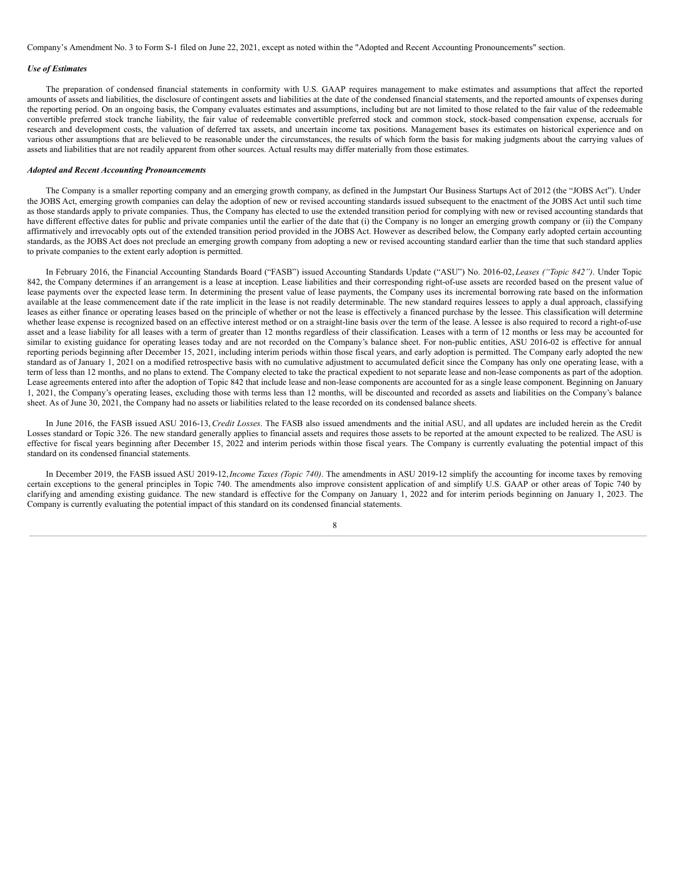Company's Amendment No. 3 to Form S-1 filed on June 22, 2021, except as noted within the "Adopted and Recent Accounting Pronouncements" section.

***Use of Estimates***

The preparation of condensed financial statements in conformity with U.S. GAAP requires management to make estimates and assumptions that affect the reported amounts of assets and liabilities, the disclosure of contingent assets and liabilities at the date of the condensed financial statements, and the reported amounts of expenses during the reporting period. On an ongoing basis, the Company evaluates estimates and assumptions, including but are not limited to those related to the fair value of the redeemable convertible preferred stock tranche liability, the fair value of redeemable convertible preferred stock and common stock, stock-based compensation expense, accruals for research and development costs, the valuation of deferred tax assets, and uncertain income tax positions. Management bases its estimates on historical experience and on various other assumptions that are believed to be reasonable under the circumstances, the results of which form the basis for making judgments about the carrying values of assets and liabilities that are not readily apparent from other sources. Actual results may differ materially from those estimates.

***Adopted and Recent Accounting Pronouncements***

The Company is a smaller reporting company and an emerging growth company, as defined in the Jumpstart Our Business Startups Act of 2012 (the "JOBS Act"). Under the JOBS Act, emerging growth companies can delay the adoption of new or revised accounting standards issued subsequent to the enactment of the JOBS Act until such time as those standards apply to private companies. Thus, the Company has elected to use the extended transition period for complying with new or revised accounting standards that have different effective dates for public and private companies until the earlier of the date that (i) the Company is no longer an emerging growth company or (ii) the Company affirmatively and irrevocably opts out of the extended transition period provided in the JOBS Act. However as described below, the Company early adopted certain accounting standards, as the JOBS Act does not preclude an emerging growth company from adopting a new or revised accounting standard earlier than the time that such standard applies to private companies to the extent early adoption is permitted.

In February 2016, the Financial Accounting Standards Board ("FASB") issued Accounting Standards Update ("ASU") No. 2016-02, *Leases ("Topic 842")*. Under Topic 842, the Company determines if an arrangement is a lease at inception. Lease liabilities and their corresponding right-of-use assets are recorded based on the present value of lease payments over the expected lease term. In determining the present value of lease payments, the Company uses its incremental borrowing rate based on the information available at the lease commencement date if the rate implicit in the lease is not readily determinable. The new standard requires lessees to apply a dual approach, classifying leases as either finance or operating leases based on the principle of whether or not the lease is effectively a financed purchase by the lessee. This classification will determine whether lease expense is recognized based on an effective interest method or on a straight-line basis over the term of the lease. A lessee is also required to record a right-of-use asset and a lease liability for all leases with a term of greater than 12 months regardless of their classification. Leases with a term of 12 months or less may be accounted for similar to existing guidance for operating leases today and are not recorded on the Company's balance sheet. For non-public entities, ASU 2016-02 is effective for annual reporting periods beginning after December 15, 2021, including interim periods within those fiscal years, and early adoption is permitted. The Company early adopted the new standard as of January 1, 2021 on a modified retrospective basis with no cumulative adjustment to accumulated deficit since the Company has only one operating lease, with a term of less than 12 months, and no plans to extend. The Company elected to take the practical expedient to not separate lease and non-lease components as part of the adoption. Lease agreements entered into after the adoption of Topic 842 that include lease and non-lease components are accounted for as a single lease component. Beginning on January 1, 2021, the Company's operating leases, excluding those with terms less than 12 months, will be discounted and recorded as assets and liabilities on the Company's balance sheet. As of June 30, 2021, the Company had no assets or liabilities related to the lease recorded on its condensed balance sheets.

In June 2016, the FASB issued ASU 2016-13, *Credit Losses*. The FASB also issued amendments and the initial ASU, and all updates are included herein as the Credit Losses standard or Topic 326. The new standard generally applies to financial assets and requires those assets to be reported at the amount expected to be realized. The ASU is effective for fiscal years beginning after December 15, 2022 and interim periods within those fiscal years. The Company is currently evaluating the potential impact of this standard on its condensed financial statements.

In December 2019, the FASB issued ASU 2019-12, *Income Taxes (Topic 740)*. The amendments in ASU 2019-12 simplify the accounting for income taxes by removing certain exceptions to the general principles in Topic 740. The amendments also improve consistent application of and simplify U.S. GAAP or other areas of Topic 740 by clarifying and amending existing guidance. The new standard is effective for the Company on January 1, 2022 and for interim periods beginning on January 1, 2023. The Company is currently evaluating the potential impact of this standard on its condensed financial statements.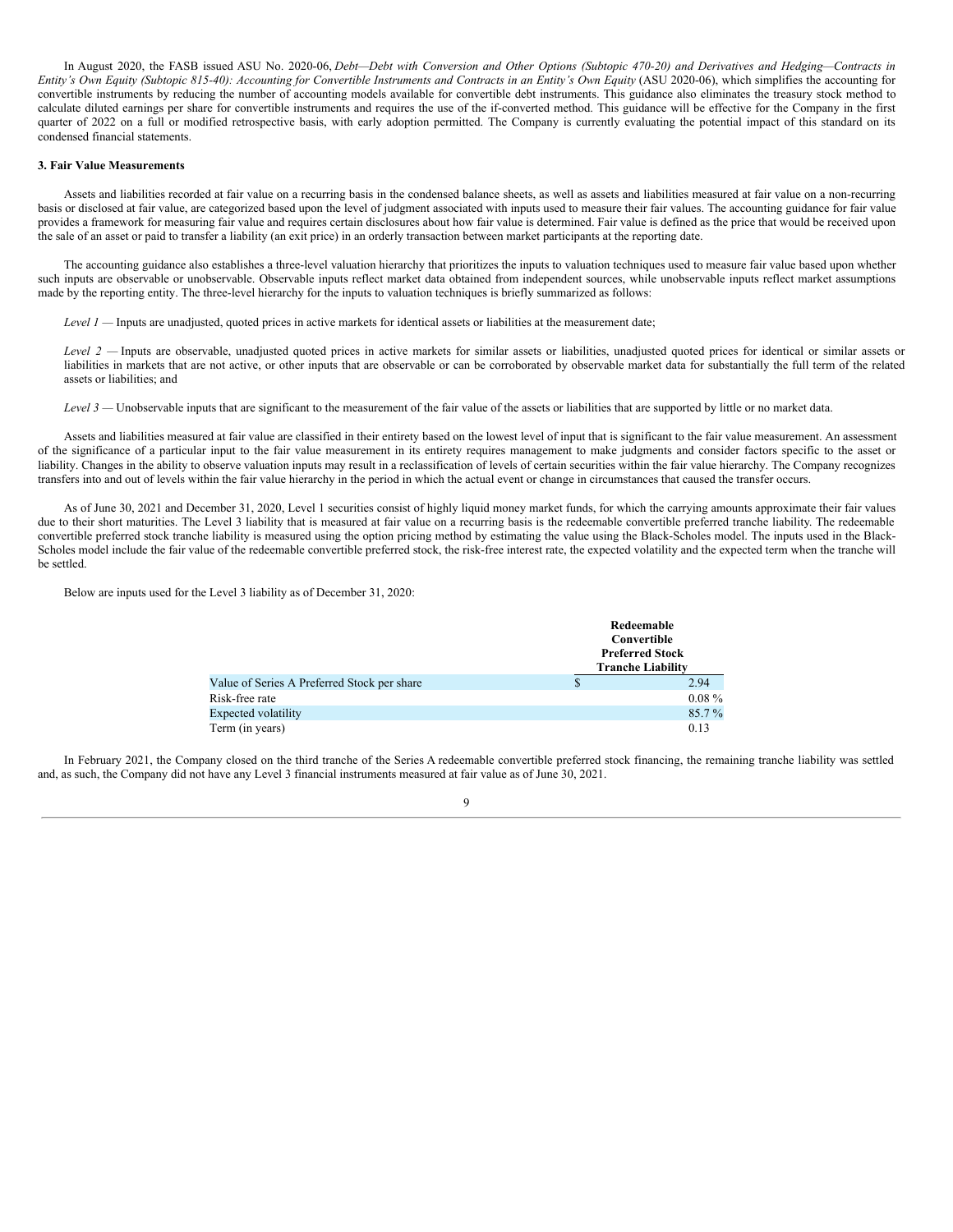In August 2020, the FASB issued ASU No. 2020-06, *Debt—Debt with Conversion and Other Options (Subtopic 470-20) and Derivatives and Hedging—Contracts in Entity's Own Equity (Subtopic 815-40): Accounting for Convertible Instruments and Contracts in an Entity's Own Equity* (ASU 2020-06), which simplifies the accounting for convertible instruments by reducing the number of accounting models available for convertible debt instruments. This guidance also eliminates the treasury stock method to calculate diluted earnings per share for convertible instruments and requires the use of the if-converted method. This guidance will be effective for the Company in the first quarter of 2022 on a full or modified retrospective basis, with early adoption permitted. The Company is currently evaluating the potential impact of this standard on its condensed financial statements.

**3. Fair Value Measurements**

Assets and liabilities recorded at fair value on a recurring basis in the condensed balance sheets, as well as assets and liabilities measured at fair value on a non-recurring basis or disclosed at fair value, are categorized based upon the level of judgment associated with inputs used to measure their fair values. The accounting guidance for fair value provides a framework for measuring fair value and requires certain disclosures about how fair value is determined. Fair value is defined as the price that would be received upon the sale of an asset or paid to transfer a liability (an exit price) in an orderly transaction between market participants at the reporting date.

The accounting guidance also establishes a three-level valuation hierarchy that prioritizes the inputs to valuation techniques used to measure fair value based upon whether such inputs are observable or unobservable. Observable inputs reflect market data obtained from independent sources, while unobservable inputs reflect market assumptions made by the reporting entity. The three-level hierarchy for the inputs to valuation techniques is briefly summarized as follows:

*Level 1* — Inputs are unadjusted, quoted prices in active markets for identical assets or liabilities at the measurement date;

*Level 2* — Inputs are observable, unadjusted quoted prices in active markets for similar assets or liabilities, unadjusted quoted prices for identical or similar assets or liabilities in markets that are not active, or other inputs that are observable or can be corroborated by observable market data for substantially the full term of the related assets or liabilities; and

*Level 3* — Unobservable inputs that are significant to the measurement of the fair value of the assets or liabilities that are supported by little or no market data.

Assets and liabilities measured at fair value are classified in their entirety based on the lowest level of input that is significant to the fair value measurement. An assessment of the significance of a particular input to the fair value measurement in its entirety requires management to make judgments and consider factors specific to the asset or liability. Changes in the ability to observe valuation inputs may result in a reclassification of levels of certain securities within the fair value hierarchy. The Company recognizes transfers into and out of levels within the fair value hierarchy in the period in which the actual event or change in circumstances that caused the transfer occurs.

As of June 30, 2021 and December 31, 2020, Level 1 securities consist of highly liquid money market funds, for which the carrying amounts approximate their fair values due to their short maturities. The Level 3 liability that is measured at fair value on a recurring basis is the redeemable convertible preferred tranche liability. The redeemable convertible preferred stock tranche liability is measured using the option pricing method by estimating the value using the Black-Scholes model. The inputs used in the Black-Scholes model include the fair value of the redeemable convertible preferred stock, the risk-free interest rate, the expected volatility and the expected term when the tranche will be settled.

Below are inputs used for the Level 3 liability as of December 31, 2020:

| | Redeemable Convertible Preferred Stock Tranche Liability |
|---|---|
| Value of Series A Preferred Stock per share | $ 2.94 |
| Risk-free rate | 0.08 % |
| Expected volatility | 85.7 % |
| Term (in years) | 0.13 |

In February 2021, the Company closed on the third tranche of the Series A redeemable convertible preferred stock financing, the remaining tranche liability was settled and, as such, the Company did not have any Level 3 financial instruments measured at fair value as of June 30, 2021.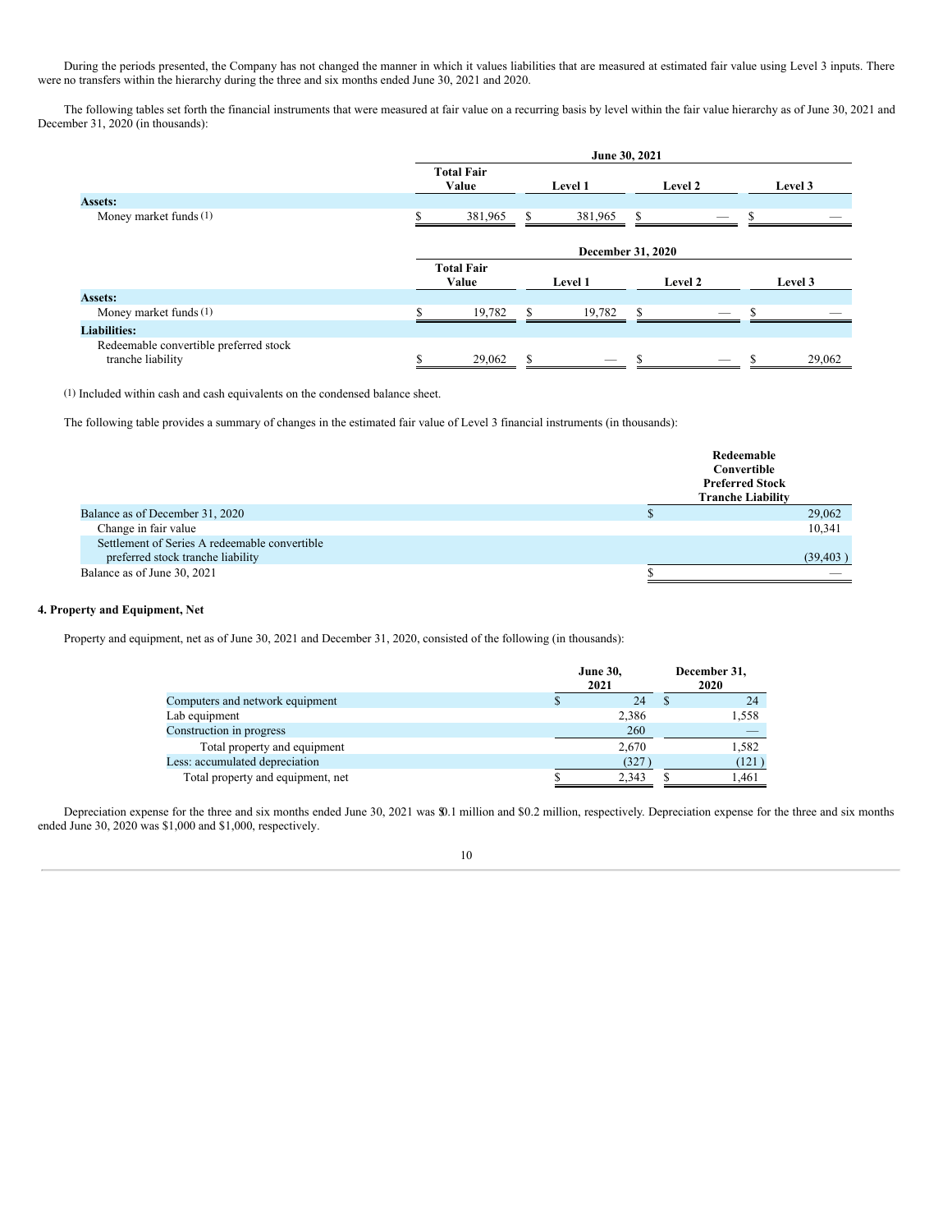During the periods presented, the Company has not changed the manner in which it values liabilities that are measured at estimated fair value using Level 3 inputs. There were no transfers within the hierarchy during the three and six months ended June 30, 2021 and 2020.

The following tables set forth the financial instruments that were measured at fair value on a recurring basis by level within the fair value hierarchy as of June 30, 2021 and December 31, 2020 (in thousands):

| | June 30, 2021 | | | |
|---|---|---|---|---|
| | Total Fair Value | Level 1 | Level 2 | Level 3 |
| **Assets:** | | | | |
| Money market funds (1) | $ 381,965 | $ 381,965 | $ — | $ — |

| | December 31, 2020 | | | |
|---|---|---|---|---|
| | Total Fair Value | Level 1 | Level 2 | Level 3 |
| **Assets:** | | | | |
| Money market funds (1) | $ 19,782 | $ 19,782 | $ — | $ — |
| **Liabilities:** | | | | |
| Redeemable convertible preferred stock tranche liability | $ 29,062 | $ — | $ — | $ 29,062 |

(1) Included within cash and cash equivalents on the condensed balance sheet.

The following table provides a summary of changes in the estimated fair value of Level 3 financial instruments (in thousands):

| | Redeemable Convertible Preferred Stock Tranche Liability |
|---|---|
| Balance as of December 31, 2020 | $ 29,062 |
| Change in fair value | 10,341 |
| Settlement of Series A redeemable convertible preferred stock tranche liability | (39,403 ) |
| Balance as of June 30, 2021 | $ — |

**4. Property and Equipment, Net**

Property and equipment, net as of June 30, 2021 and December 31, 2020, consisted of the following (in thousands):

| | June 30, 2021 | December 31, 2020 |
|---|---|---|
| Computers and network equipment | $ 24 | $ 24 |
| Lab equipment | 2,386 | 1,558 |
| Construction in progress | 260 | — |
| Total property and equipment | 2,670 | 1,582 |
| Less: accumulated depreciation | (327 ) | (121 ) |
| Total property and equipment, net | $ 2,343 | $ 1,461 |

Depreciation expense for the three and six months ended June 30, 2021 was $0.1 million and $0.2 million, respectively. Depreciation expense for the three and six months ended June 30, 2020 was $1,000 and $1,000, respectively.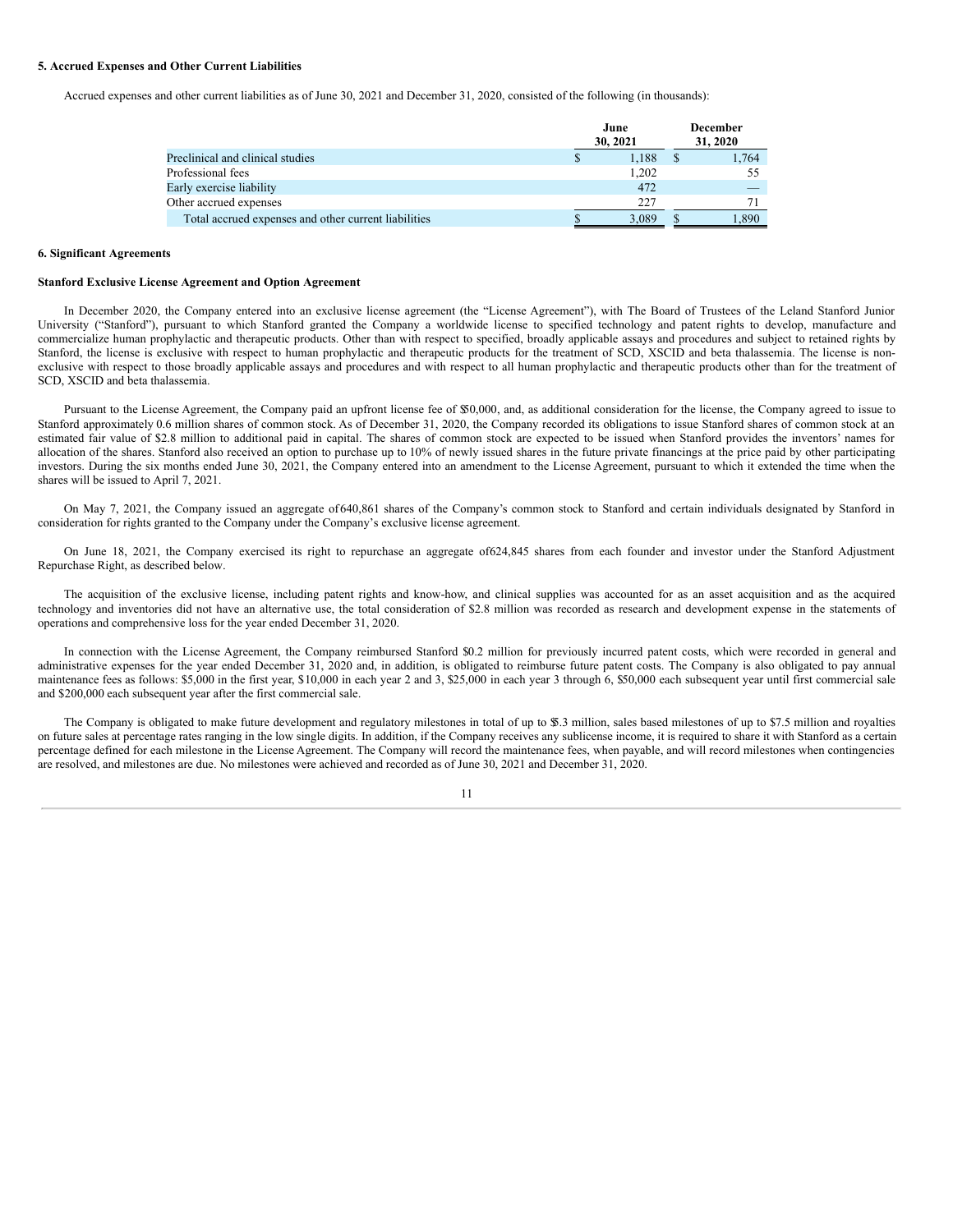### 5. Accrued Expenses and Other Current Liabilities

Accrued expenses and other current liabilities as of June 30, 2021 and December 31, 2020, consisted of the following (in thousands):

| | June 30, 2021 | December 31, 2020 |
|---|---|---|
| Preclinical and clinical studies | $ 1,188 | $ 1,764 |
| Professional fees | 1,202 | 55 |
| Early exercise liability | 472 | — |
| Other accrued expenses | 227 | 71 |
| Total accrued expenses and other current liabilities | $ 3,089 | $ 1,890 |

### 6. Significant Agreements

**Stanford Exclusive License Agreement and Option Agreement**

In December 2020, the Company entered into an exclusive license agreement (the "License Agreement"), with The Board of Trustees of the Leland Stanford Junior University ("Stanford"), pursuant to which Stanford granted the Company a worldwide license to specified technology and patent rights to develop, manufacture and commercialize human prophylactic and therapeutic products. Other than with respect to specified, broadly applicable assays and procedures and subject to retained rights by Stanford, the license is exclusive with respect to human prophylactic and therapeutic products for the treatment of SCD, XSCID and beta thalassemia. The license is non-exclusive with respect to those broadly applicable assays and procedures and with respect to all human prophylactic and therapeutic products other than for the treatment of SCD, XSCID and beta thalassemia.

Pursuant to the License Agreement, the Company paid an upfront license fee of $50,000, and, as additional consideration for the license, the Company agreed to issue to Stanford approximately 0.6 million shares of common stock. As of December 31, 2020, the Company recorded its obligations to issue Stanford shares of common stock at an estimated fair value of $2.8 million to additional paid in capital. The shares of common stock are expected to be issued when Stanford provides the inventors' names for allocation of the shares. Stanford also received an option to purchase up to 10% of newly issued shares in the future private financings at the price paid by other participating investors. During the six months ended June 30, 2021, the Company entered into an amendment to the License Agreement, pursuant to which it extended the time when the shares will be issued to April 7, 2021.

On May 7, 2021, the Company issued an aggregate of 640,861 shares of the Company's common stock to Stanford and certain individuals designated by Stanford in consideration for rights granted to the Company under the Company's exclusive license agreement.

On June 18, 2021, the Company exercised its right to repurchase an aggregate of 624,845 shares from each founder and investor under the Stanford Adjustment Repurchase Right, as described below.

The acquisition of the exclusive license, including patent rights and know-how, and clinical supplies was accounted for as an asset acquisition and as the acquired technology and inventories did not have an alternative use, the total consideration of $2.8 million was recorded as research and development expense in the statements of operations and comprehensive loss for the year ended December 31, 2020.

In connection with the License Agreement, the Company reimbursed Stanford $0.2 million for previously incurred patent costs, which were recorded in general and administrative expenses for the year ended December 31, 2020 and, in addition, is obligated to reimburse future patent costs. The Company is also obligated to pay annual maintenance fees as follows: $5,000 in the first year, $10,000 in each year 2 and 3, $25,000 in each year 3 through 6, $50,000 each subsequent year until first commercial sale and $200,000 each subsequent year after the first commercial sale.

The Company is obligated to make future development and regulatory milestones in total of up to $5.3 million, sales based milestones of up to $7.5 million and royalties on future sales at percentage rates ranging in the low single digits. In addition, if the Company receives any sublicense income, it is required to share it with Stanford as a certain percentage defined for each milestone in the License Agreement. The Company will record the maintenance fees, when payable, and will record milestones when contingencies are resolved, and milestones are due. No milestones were achieved and recorded as of June 30, 2021 and December 31, 2020.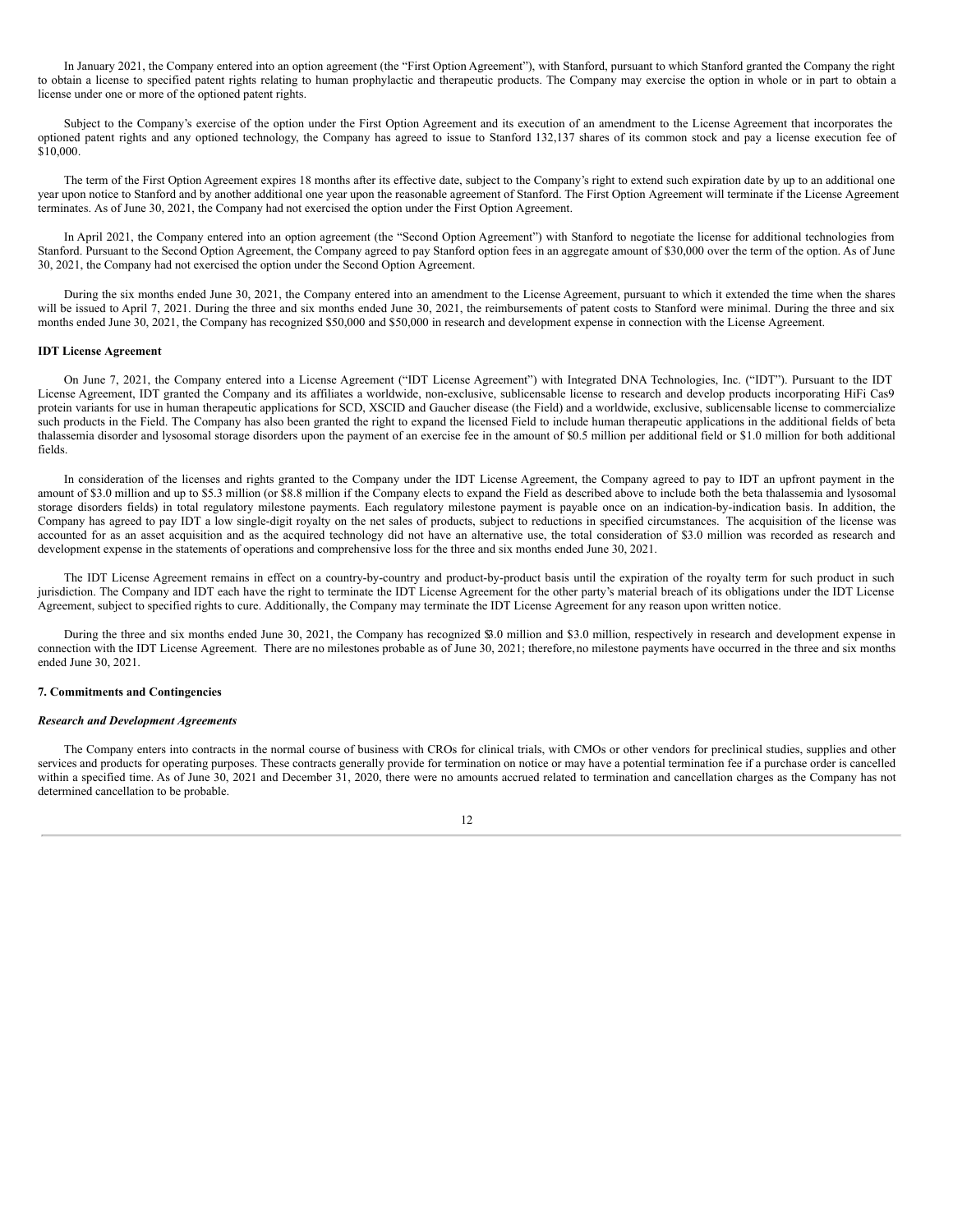In January 2021, the Company entered into an option agreement (the "First Option Agreement"), with Stanford, pursuant to which Stanford granted the Company the right to obtain a license to specified patent rights relating to human prophylactic and therapeutic products. The Company may exercise the option in whole or in part to obtain a license under one or more of the optioned patent rights.

Subject to the Company's exercise of the option under the First Option Agreement and its execution of an amendment to the License Agreement that incorporates the optioned patent rights and any optioned technology, the Company has agreed to issue to Stanford 132,137 shares of its common stock and pay a license execution fee of $10,000.

The term of the First Option Agreement expires 18 months after its effective date, subject to the Company's right to extend such expiration date by up to an additional one year upon notice to Stanford and by another additional one year upon the reasonable agreement of Stanford. The First Option Agreement will terminate if the License Agreement terminates. As of June 30, 2021, the Company had not exercised the option under the First Option Agreement.

In April 2021, the Company entered into an option agreement (the "Second Option Agreement") with Stanford to negotiate the license for additional technologies from Stanford. Pursuant to the Second Option Agreement, the Company agreed to pay Stanford option fees in an aggregate amount of $30,000 over the term of the option. As of June 30, 2021, the Company had not exercised the option under the Second Option Agreement.

During the six months ended June 30, 2021, the Company entered into an amendment to the License Agreement, pursuant to which it extended the time when the shares will be issued to April 7, 2021. During the three and six months ended June 30, 2021, the reimbursements of patent costs to Stanford were minimal. During the three and six months ended June 30, 2021, the Company has recognized $50,000 and $50,000 in research and development expense in connection with the License Agreement.

**IDT License Agreement**

On June 7, 2021, the Company entered into a License Agreement ("IDT License Agreement") with Integrated DNA Technologies, Inc. ("IDT"). Pursuant to the IDT License Agreement, IDT granted the Company and its affiliates a worldwide, non-exclusive, sublicensable license to research and develop products incorporating HiFi Cas9 protein variants for use in human therapeutic applications for SCD, XSCID and Gaucher disease (the Field) and a worldwide, exclusive, sublicensable license to commercialize such products in the Field. The Company has also been granted the right to expand the licensed Field to include human therapeutic applications in the additional fields of beta thalassemia disorder and lysosomal storage disorders upon the payment of an exercise fee in the amount of $0.5 million per additional field or $1.0 million for both additional fields.

In consideration of the licenses and rights granted to the Company under the IDT License Agreement, the Company agreed to pay to IDT an upfront payment in the amount of $3.0 million and up to $5.3 million (or $8.8 million if the Company elects to expand the Field as described above to include both the beta thalassemia and lysosomal storage disorders fields) in total regulatory milestone payments. Each regulatory milestone payment is payable once on an indication-by-indication basis. In addition, the Company has agreed to pay IDT a low single-digit royalty on the net sales of products, subject to reductions in specified circumstances. The acquisition of the license was accounted for as an asset acquisition and as the acquired technology did not have an alternative use, the total consideration of $3.0 million was recorded as research and development expense in the statements of operations and comprehensive loss for the three and six months ended June 30, 2021.

The IDT License Agreement remains in effect on a country-by-country and product-by-product basis until the expiration of the royalty term for such product in such jurisdiction. The Company and IDT each have the right to terminate the IDT License Agreement for the other party's material breach of its obligations under the IDT License Agreement, subject to specified rights to cure. Additionally, the Company may terminate the IDT License Agreement for any reason upon written notice.

During the three and six months ended June 30, 2021, the Company has recognized $3.0 million and $3.0 million, respectively in research and development expense in connection with the IDT License Agreement. There are no milestones probable as of June 30, 2021; therefore, no milestone payments have occurred in the three and six months ended June 30, 2021.

**7. Commitments and Contingencies**

***Research and Development Agreements***

The Company enters into contracts in the normal course of business with CROs for clinical trials, with CMOs or other vendors for preclinical studies, supplies and other services and products for operating purposes. These contracts generally provide for termination on notice or may have a potential termination fee if a purchase order is cancelled within a specified time. As of June 30, 2021 and December 31, 2020, there were no amounts accrued related to termination and cancellation charges as the Company has not determined cancellation to be probable.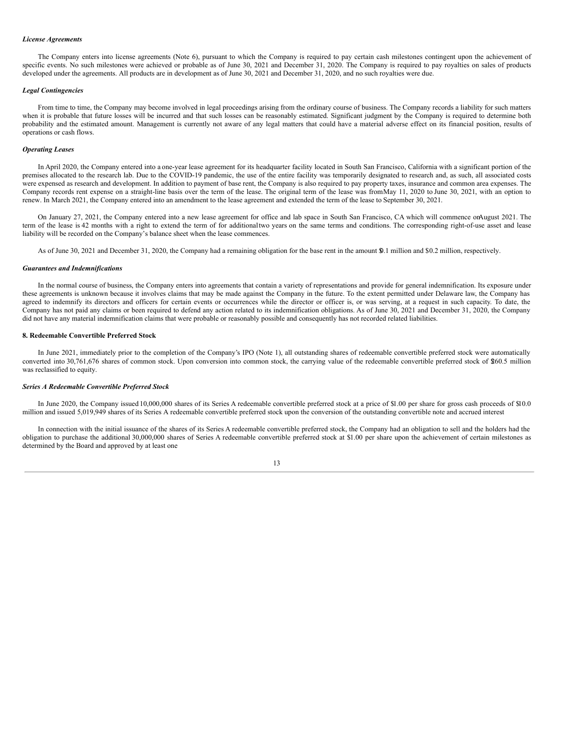*License Agreements*

The Company enters into license agreements (Note 6), pursuant to which the Company is required to pay certain cash milestones contingent upon the achievement of specific events. No such milestones were achieved or probable as of June 30, 2021 and December 31, 2020. The Company is required to pay royalties on sales of products developed under the agreements. All products are in development as of June 30, 2021 and December 31, 2020, and no such royalties were due.

*Legal Contingencies*

From time to time, the Company may become involved in legal proceedings arising from the ordinary course of business. The Company records a liability for such matters when it is probable that future losses will be incurred and that such losses can be reasonably estimated. Significant judgment by the Company is required to determine both probability and the estimated amount. Management is currently not aware of any legal matters that could have a material adverse effect on its financial position, results of operations or cash flows.

*Operating Leases*

In April 2020, the Company entered into a one-year lease agreement for its headquarter facility located in South San Francisco, California with a significant portion of the premises allocated to the research lab. Due to the COVID-19 pandemic, the use of the entire facility was temporarily designated to research and, as such, all associated costs were expensed as research and development. In addition to payment of base rent, the Company is also required to pay property taxes, insurance and common area expenses. The Company records rent expense on a straight-line basis over the term of the lease. The original term of the lease was from May 11, 2020 to June 30, 2021, with an option to renew. In March 2021, the Company entered into an amendment to the lease agreement and extended the term of the lease to September 30, 2021.

On January 27, 2021, the Company entered into a new lease agreement for office and lab space in South San Francisco, CA which will commence on August 2021. The term of the lease is 42 months with a right to extend the term of for additional two years on the same terms and conditions. The corresponding right-of-use asset and lease liability will be recorded on the Company's balance sheet when the lease commences.

As of June 30, 2021 and December 31, 2020, the Company had a remaining obligation for the base rent in the amount $0.1 million and $0.2 million, respectively.

*Guarantees and Indemnifications*

In the normal course of business, the Company enters into agreements that contain a variety of representations and provide for general indemnification. Its exposure under these agreements is unknown because it involves claims that may be made against the Company in the future. To the extent permitted under Delaware law, the Company has agreed to indemnify its directors and officers for certain events or occurrences while the director or officer is, or was serving, at a request in such capacity. To date, the Company has not paid any claims or been required to defend any action related to its indemnification obligations. As of June 30, 2021 and December 31, 2020, the Company did not have any material indemnification claims that were probable or reasonably possible and consequently has not recorded related liabilities.

**8. Redeemable Convertible Preferred Stock**

In June 2021, immediately prior to the completion of the Company's IPO (Note 1), all outstanding shares of redeemable convertible preferred stock were automatically converted into 30,761,676 shares of common stock. Upon conversion into common stock, the carrying value of the redeemable convertible preferred stock of $260.5 million was reclassified to equity.

*Series A Redeemable Convertible Preferred Stock*

In June 2020, the Company issued 10,000,000 shares of its Series A redeemable convertible preferred stock at a price of $1.00 per share for gross cash proceeds of $10.0 million and issued 5,019,949 shares of its Series A redeemable convertible preferred stock upon the conversion of the outstanding convertible note and accrued interest

In connection with the initial issuance of the shares of its Series A redeemable convertible preferred stock, the Company had an obligation to sell and the holders had the obligation to purchase the additional 30,000,000 shares of Series A redeemable convertible preferred stock at $1.00 per share upon the achievement of certain milestones as determined by the Board and approved by at least one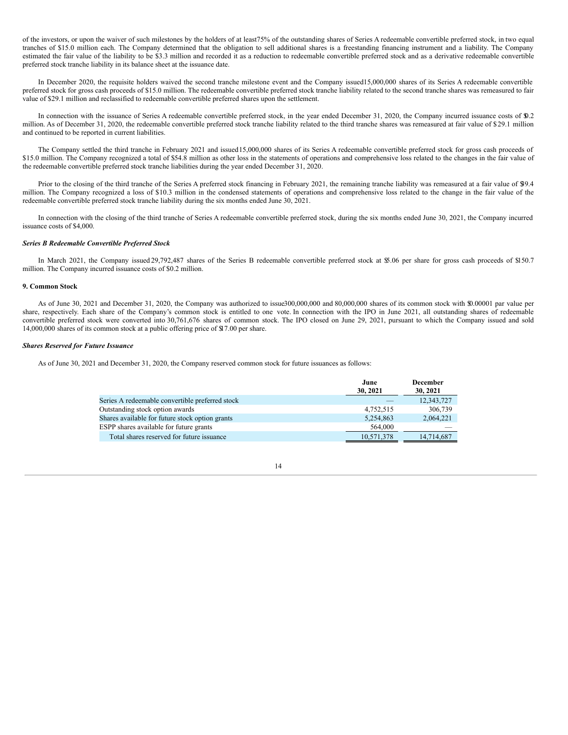of the investors, or upon the waiver of such milestones by the holders of at least 75% of the outstanding shares of Series A redeemable convertible preferred stock, in two equal tranches of $15.0 million each. The Company determined that the obligation to sell additional shares is a freestanding financing instrument and a liability. The Company estimated the fair value of the liability to be $3.3 million and recorded it as a reduction to redeemable convertible preferred stock and as a derivative redeemable convertible preferred stock tranche liability in its balance sheet at the issuance date.

In December 2020, the requisite holders waived the second tranche milestone event and the Company issued 15,000,000 shares of its Series A redeemable convertible preferred stock for gross cash proceeds of $15.0 million. The redeemable convertible preferred stock tranche liability related to the second tranche shares was remeasured to fair value of $29.1 million and reclassified to redeemable convertible preferred shares upon the settlement.

In connection with the issuance of Series A redeemable convertible preferred stock, in the year ended December 31, 2020, the Company incurred issuance costs of $0.2 million. As of December 31, 2020, the redeemable convertible preferred stock tranche liability related to the third tranche shares was remeasured at fair value of $29.1 million and continued to be reported in current liabilities.

The Company settled the third tranche in February 2021 and issued 15,000,000 shares of its Series A redeemable convertible preferred stock for gross cash proceeds of $15.0 million. The Company recognized a total of $54.8 million as other loss in the statements of operations and comprehensive loss related to the changes in the fair value of the redeemable convertible preferred stock tranche liabilities during the year ended December 31, 2020.

Prior to the closing of the third tranche of the Series A preferred stock financing in February 2021, the remaining tranche liability was remeasured at a fair value of $39.4 million. The Company recognized a loss of $10.3 million in the condensed statements of operations and comprehensive loss related to the change in the fair value of the redeemable convertible preferred stock tranche liability during the six months ended June 30, 2021.

In connection with the closing of the third tranche of Series A redeemable convertible preferred stock, during the six months ended June 30, 2021, the Company incurred issuance costs of $4,000.

***Series B Redeemable Convertible Preferred Stock***

In March 2021, the Company issued 29,792,487 shares of the Series B redeemable convertible preferred stock at $5.06 per share for gross cash proceeds of $150.7 million. The Company incurred issuance costs of $0.2 million.

**9. Common Stock**

As of June 30, 2021 and December 31, 2020, the Company was authorized to issue 300,000,000 and 80,000,000 shares of its common stock with $0.00001 par value per share, respectively. Each share of the Company's common stock is entitled to one vote. In connection with the IPO in June 2021, all outstanding shares of redeemable convertible preferred stock were converted into 30,761,676 shares of common stock. The IPO closed on June 29, 2021, pursuant to which the Company issued and sold 14,000,000 shares of its common stock at a public offering price of $17.00 per share.

***Shares Reserved for Future Issuance***

As of June 30, 2021 and December 31, 2020, the Company reserved common stock for future issuances as follows:

| | June 30, 2021 | December 30, 2021 |
|---|---|---|
| Series A redeemable convertible preferred stock | — | 12,343,727 |
| Outstanding stock option awards | 4,752,515 | 306,739 |
| Shares available for future stock option grants | 5,254,863 | 2,064,221 |
| ESPP shares available for future grants | 564,000 | — |
| Total shares reserved for future issuance | 10,571,378 | 14,714,687 |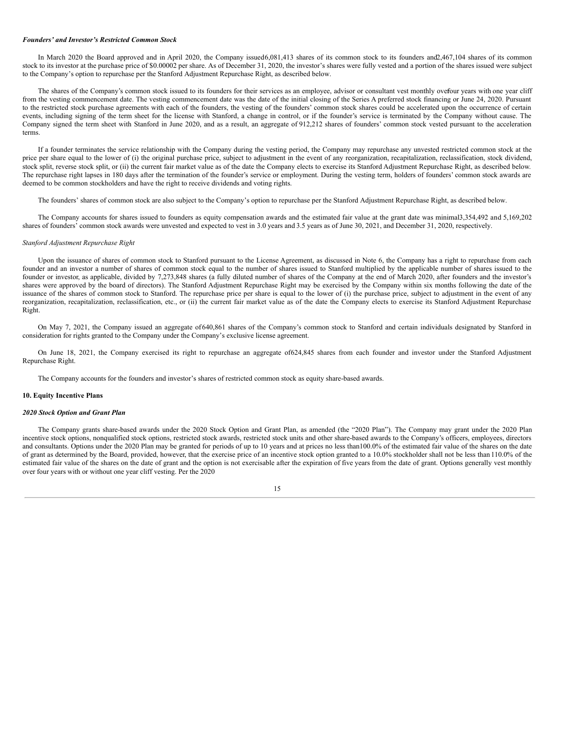***Founders' and Investor's Restricted Common Stock***

In March 2020 the Board approved and in April 2020, the Company issued 6,081,413 shares of its common stock to its founders and 2,467,104 shares of its common stock to its investor at the purchase price of $0.00002 per share. As of December 31, 2020, the investor's shares were fully vested and a portion of the shares issued were subject to the Company's option to repurchase per the Stanford Adjustment Repurchase Right, as described below.

The shares of the Company's common stock issued to its founders for their services as an employee, advisor or consultant vest monthly over four years with one year cliff from the vesting commencement date. The vesting commencement date was the date of the initial closing of the Series A preferred stock financing or June 24, 2020. Pursuant to the restricted stock purchase agreements with each of the founders, the vesting of the founders' common stock shares could be accelerated upon the occurrence of certain events, including signing of the term sheet for the license with Stanford, a change in control, or if the founder's service is terminated by the Company without cause. The Company signed the term sheet with Stanford in June 2020, and as a result, an aggregate of 912,212 shares of founders' common stock vested pursuant to the acceleration terms.

If a founder terminates the service relationship with the Company during the vesting period, the Company may repurchase any unvested restricted common stock at the price per share equal to the lower of (i) the original purchase price, subject to adjustment in the event of any reorganization, recapitalization, reclassification, stock dividend, stock split, reverse stock split, or (ii) the current fair market value as of the date the Company elects to exercise its Stanford Adjustment Repurchase Right, as described below. The repurchase right lapses in 180 days after the termination of the founder's service or employment. During the vesting term, holders of founders' common stock awards are deemed to be common stockholders and have the right to receive dividends and voting rights.

The founders' shares of common stock are also subject to the Company's option to repurchase per the Stanford Adjustment Repurchase Right, as described below.

The Company accounts for shares issued to founders as equity compensation awards and the estimated fair value at the grant date was minimal. 3,354,492 and 5,169,202 shares of founders' common stock awards were unvested and expected to vest in 3.0 years and 3.5 years as of June 30, 2021, and December 31, 2020, respectively.

*Stanford Adjustment Repurchase Right*

Upon the issuance of shares of common stock to Stanford pursuant to the License Agreement, as discussed in Note 6, the Company has a right to repurchase from each founder and an investor a number of shares of common stock equal to the number of shares issued to Stanford multiplied by the applicable number of shares issued to the founder or investor, as applicable, divided by 7,273,848 shares (a fully diluted number of shares of the Company at the end of March 2020, after founders and the investor's shares were approved by the board of directors). The Stanford Adjustment Repurchase Right may be exercised by the Company within six months following the date of the issuance of the shares of common stock to Stanford. The repurchase price per share is equal to the lower of (i) the purchase price, subject to adjustment in the event of any reorganization, recapitalization, reclassification, etc., or (ii) the current fair market value as of the date the Company elects to exercise its Stanford Adjustment Repurchase Right.

On May 7, 2021, the Company issued an aggregate of 640,861 shares of the Company's common stock to Stanford and certain individuals designated by Stanford in consideration for rights granted to the Company under the Company's exclusive license agreement.

On June 18, 2021, the Company exercised its right to repurchase an aggregate of 624,845 shares from each founder and investor under the Stanford Adjustment Repurchase Right.

The Company accounts for the founders and investor's shares of restricted common stock as equity share-based awards.

**10. Equity Incentive Plans**

***2020 Stock Option and Grant Plan***

The Company grants share-based awards under the 2020 Stock Option and Grant Plan, as amended (the "2020 Plan"). The Company may grant under the 2020 Plan incentive stock options, nonqualified stock options, restricted stock awards, restricted stock units and other share-based awards to the Company's officers, employees, directors and consultants. Options under the 2020 Plan may be granted for periods of up to 10 years and at prices no less than 100.0% of the estimated fair value of the shares on the date of grant as determined by the Board, provided, however, that the exercise price of an incentive stock option granted to a 10.0% stockholder shall not be less than 110.0% of the estimated fair value of the shares on the date of grant and the option is not exercisable after the expiration of five years from the date of grant. Options generally vest monthly over four years with or without one year cliff vesting. Per the 2020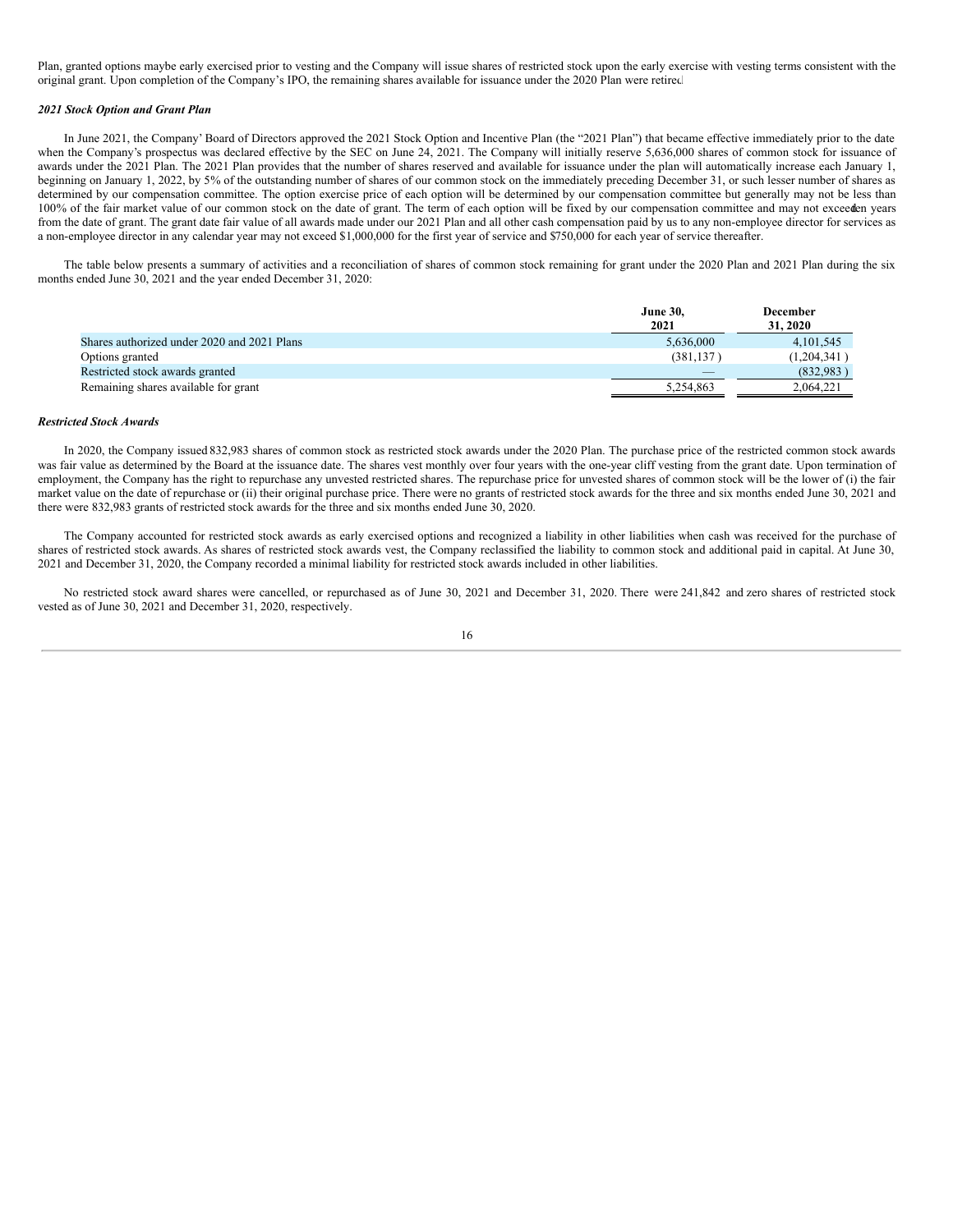Plan, granted options maybe early exercised prior to vesting and the Company will issue shares of restricted stock upon the early exercise with vesting terms consistent with the original grant. Upon completion of the Company's IPO, the remaining shares available for issuance under the 2020 Plan were retired.

***2021 Stock Option and Grant Plan***

In June 2021, the Company' Board of Directors approved the 2021 Stock Option and Incentive Plan (the "2021 Plan") that became effective immediately prior to the date when the Company's prospectus was declared effective by the SEC on June 24, 2021. The Company will initially reserve 5,636,000 shares of common stock for issuance of awards under the 2021 Plan. The 2021 Plan provides that the number of shares reserved and available for issuance under the plan will automatically increase each January 1, beginning on January 1, 2022, by 5% of the outstanding number of shares of our common stock on the immediately preceding December 31, or such lesser number of shares as determined by our compensation committee. The option exercise price of each option will be determined by our compensation committee but generally may not be less than 100% of the fair market value of our common stock on the date of grant. The term of each option will be fixed by our compensation committee and may not exceed ten years from the date of grant. The grant date fair value of all awards made under our 2021 Plan and all other cash compensation paid by us to any non-employee director for services as a non-employee director in any calendar year may not exceed $1,000,000 for the first year of service and $750,000 for each year of service thereafter.

The table below presents a summary of activities and a reconciliation of shares of common stock remaining for grant under the 2020 Plan and 2021 Plan during the six months ended June 30, 2021 and the year ended December 31, 2020:

| | June 30, 2021 | December 31, 2020 |
|---|---|---|
| Shares authorized under 2020 and 2021 Plans | 5,636,000 | 4,101,545 |
| Options granted | (381,137 ) | (1,204,341 ) |
| Restricted stock awards granted | — | (832,983 ) |
| Remaining shares available for grant | 5,254,863 | 2,064,221 |

***Restricted Stock Awards***

In 2020, the Company issued 832,983 shares of common stock as restricted stock awards under the 2020 Plan. The purchase price of the restricted common stock awards was fair value as determined by the Board at the issuance date. The shares vest monthly over four years with the one-year cliff vesting from the grant date. Upon termination of employment, the Company has the right to repurchase any unvested restricted shares. The repurchase price for unvested shares of common stock will be the lower of (i) the fair market value on the date of repurchase or (ii) their original purchase price. There were no grants of restricted stock awards for the three and six months ended June 30, 2021 and there were 832,983 grants of restricted stock awards for the three and six months ended June 30, 2020.

The Company accounted for restricted stock awards as early exercised options and recognized a liability in other liabilities when cash was received for the purchase of shares of restricted stock awards. As shares of restricted stock awards vest, the Company reclassified the liability to common stock and additional paid in capital. At June 30, 2021 and December 31, 2020, the Company recorded a minimal liability for restricted stock awards included in other liabilities.

No restricted stock award shares were cancelled, or repurchased as of June 30, 2021 and December 31, 2020. There were 241,842 and zero shares of restricted stock vested as of June 30, 2021 and December 31, 2020, respectively.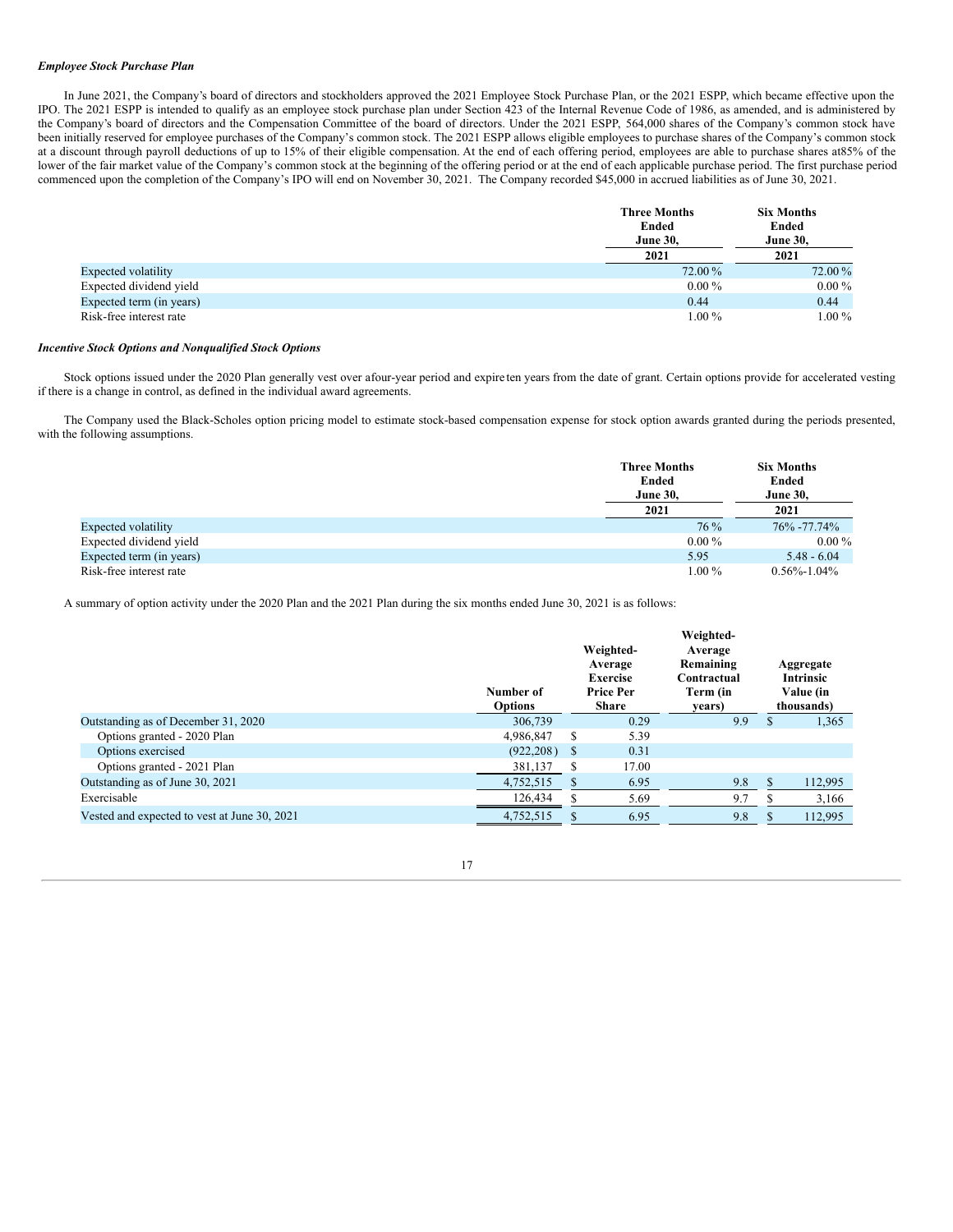***Employee Stock Purchase Plan***

In June 2021, the Company's board of directors and stockholders approved the 2021 Employee Stock Purchase Plan, or the 2021 ESPP, which became effective upon the IPO. The 2021 ESPP is intended to qualify as an employee stock purchase plan under Section 423 of the Internal Revenue Code of 1986, as amended, and is administered by the Company's board of directors and the Compensation Committee of the board of directors. Under the 2021 ESPP, 564,000 shares of the Company's common stock have been initially reserved for employee purchases of the Company's common stock. The 2021 ESPP allows eligible employees to purchase shares of the Company's common stock at a discount through payroll deductions of up to 15% of their eligible compensation. At the end of each offering period, employees are able to purchase shares at85% of the lower of the fair market value of the Company's common stock at the beginning of the offering period or at the end of each applicable purchase period. The first purchase period commenced upon the completion of the Company's IPO will end on November 30, 2021. The Company recorded $45,000 in accrued liabilities as of June 30, 2021.

| | Three Months Ended June 30, | Six Months Ended June 30, |
|---|---|---|
| | 2021 | 2021 |
| Expected volatility | 72.00 % | 72.00 % |
| Expected dividend yield | 0.00 % | 0.00 % |
| Expected term (in years) | 0.44 | 0.44 |
| Risk-free interest rate | 1.00 % | 1.00 % |

***Incentive Stock Options and Nonqualified Stock Options***

Stock options issued under the 2020 Plan generally vest over afour-year period and expire ten years from the date of grant. Certain options provide for accelerated vesting if there is a change in control, as defined in the individual award agreements.

The Company used the Black-Scholes option pricing model to estimate stock-based compensation expense for stock option awards granted during the periods presented, with the following assumptions.

| | Three Months Ended June 30, | Six Months Ended June 30, |
|---|---|---|
| | 2021 | 2021 |
| Expected volatility | 76 % | 76% -77.74% |
| Expected dividend yield | 0.00 % | 0.00 % |
| Expected term (in years) | 5.95 | 5.48 - 6.04 |
| Risk-free interest rate | 1.00 % | 0.56%-1.04% |

A summary of option activity under the 2020 Plan and the 2021 Plan during the six months ended June 30, 2021 is as follows:

| | Number of Options | Weighted-Average Exercise Price Per Share | Weighted-Average Remaining Contractual Term (in years) | Aggregate Intrinsic Value (in thousands) |
|---|---|---|---|---|
| Outstanding as of December 31, 2020 | 306,739 | 0.29 | 9.9 | $ 1,365 |
| Options granted - 2020 Plan | 4,986,847 | $ 5.39 | | |
| Options exercised | (922,208) | $ 0.31 | | |
| Options granted - 2021 Plan | 381,137 | $ 17.00 | | |
| Outstanding as of June 30, 2021 | 4,752,515 | $ 6.95 | 9.8 | $ 112,995 |
| Exercisable | 126,434 | $ 5.69 | 9.7 | $ 3,166 |
| Vested and expected to vest at June 30, 2021 | 4,752,515 | $ 6.95 | 9.8 | $ 112,995 |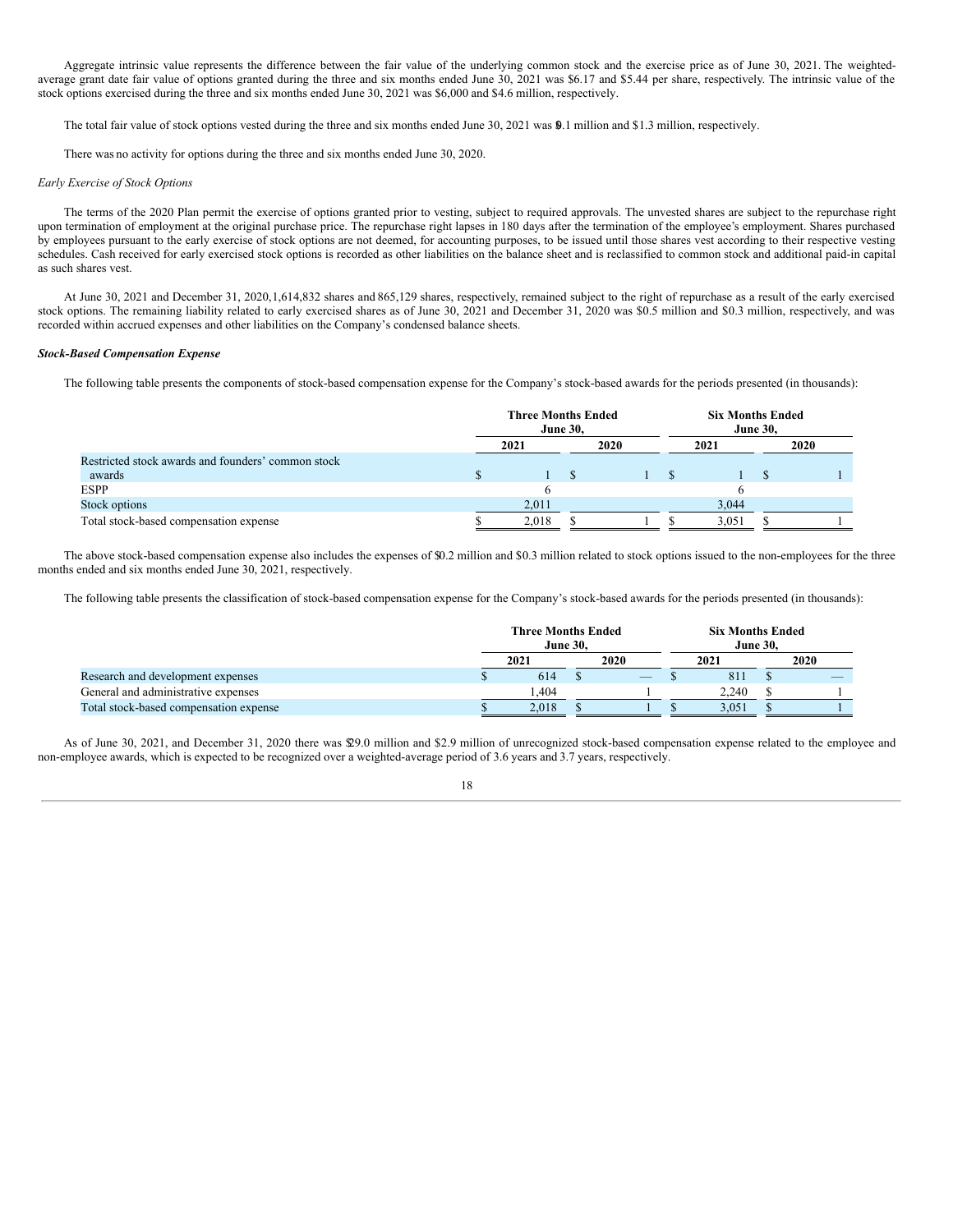Aggregate intrinsic value represents the difference between the fair value of the underlying common stock and the exercise price as of June 30, 2021. The weighted-average grant date fair value of options granted during the three and six months ended June 30, 2021 was $6.17 and $5.44 per share, respectively. The intrinsic value of the stock options exercised during the three and six months ended June 30, 2021 was $6,000 and $4.6 million, respectively.

The total fair value of stock options vested during the three and six months ended June 30, 2021 was $0.1 million and $1.3 million, respectively.

There was no activity for options during the three and six months ended June 30, 2020.

*Early Exercise of Stock Options*

The terms of the 2020 Plan permit the exercise of options granted prior to vesting, subject to required approvals. The unvested shares are subject to the repurchase right upon termination of employment at the original purchase price. The repurchase right lapses in 180 days after the termination of the employee's employment. Shares purchased by employees pursuant to the early exercise of stock options are not deemed, for accounting purposes, to be issued until those shares vest according to their respective vesting schedules. Cash received for early exercised stock options is recorded as other liabilities on the balance sheet and is reclassified to common stock and additional paid-in capital as such shares vest.

At June 30, 2021 and December 31, 2020, 1,614,832 shares and 865,129 shares, respectively, remained subject to the right of repurchase as a result of the early exercised stock options. The remaining liability related to early exercised shares as of June 30, 2021 and December 31, 2020 was $0.5 million and $0.3 million, respectively, and was recorded within accrued expenses and other liabilities on the Company's condensed balance sheets.

***Stock-Based Compensation Expense***

The following table presents the components of stock-based compensation expense for the Company's stock-based awards for the periods presented (in thousands):

| | Three Months Ended June 30, | | Six Months Ended June 30, | |
|---|---|---|---|---|
| | 2021 | 2020 | 2021 | 2020 |
| Restricted stock awards and founders' common stock awards | $ 1 | $ 1 | $ 1 | $ 1 |
| ESPP | 6 | | 6 | |
| Stock options | 2,011 | | 3,044 | |
| Total stock-based compensation expense | $ 2,018 | $ 1 | $ 3,051 | $ 1 |

The above stock-based compensation expense also includes the expenses of $0.2 million and $0.3 million related to stock options issued to the non-employees for the three months ended and six months ended June 30, 2021, respectively.

The following table presents the classification of stock-based compensation expense for the Company's stock-based awards for the periods presented (in thousands):

| | Three Months Ended June 30, | | Six Months Ended June 30, | |
|---|---|---|---|---|
| | 2021 | 2020 | 2021 | 2020 |
| Research and development expenses | $ 614 | $ — | $ 811 | $ — |
| General and administrative expenses | 1,404 | 1 | 2,240 | $ 1 |
| Total stock-based compensation expense | $ 2,018 | $ 1 | $ 3,051 | $ 1 |

As of June 30, 2021, and December 31, 2020 there was $29.0 million and $2.9 million of unrecognized stock-based compensation expense related to the employee and non-employee awards, which is expected to be recognized over a weighted-average period of 3.6 years and 3.7 years, respectively.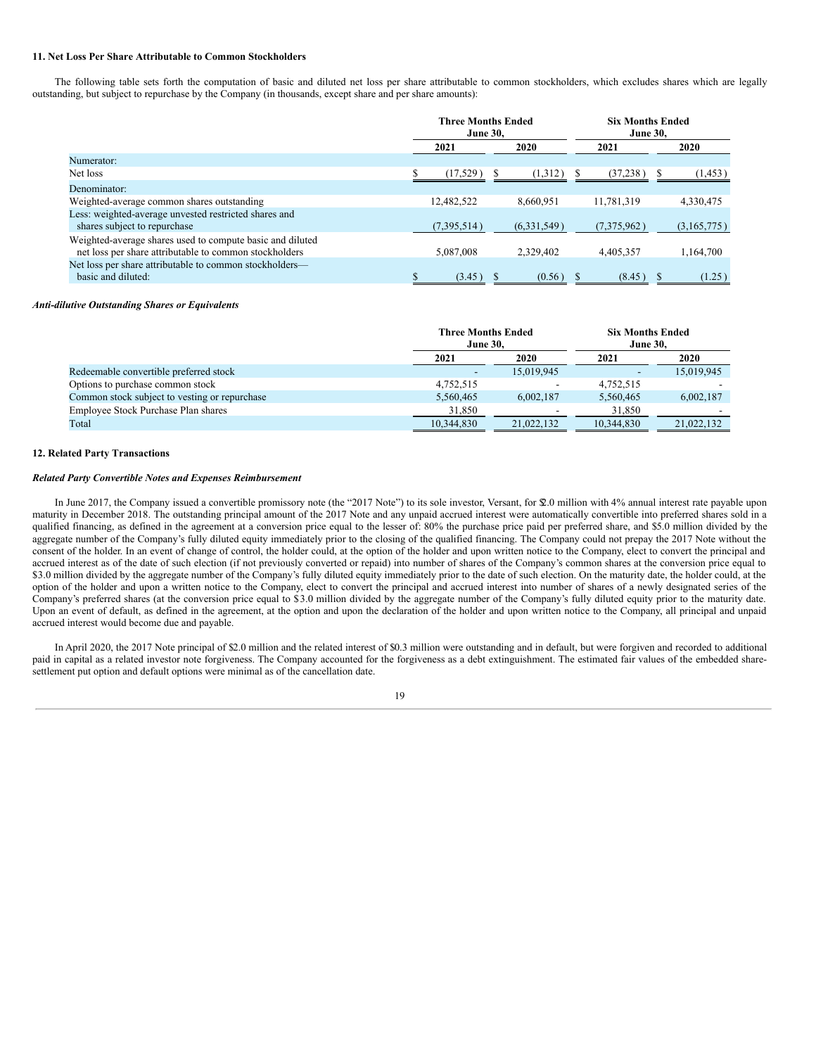### 11. Net Loss Per Share Attributable to Common Stockholders

The following table sets forth the computation of basic and diluted net loss per share attributable to common stockholders, which excludes shares which are legally outstanding, but subject to repurchase by the Company (in thousands, except share and per share amounts):

| | Three Months Ended June 30, | | Six Months Ended June 30, | |
|---|---|---|---|---|
| | 2021 | 2020 | 2021 | 2020 |
| Numerator: | | | | |
| Net loss | $ (17,529) | $ (1,312) | $ (37,238) | $ (1,453) |
| Denominator: | | | | |
| Weighted-average common shares outstanding | 12,482,522 | 8,660,951 | 11,781,319 | 4,330,475 |
| Less: weighted-average unvested restricted shares and shares subject to repurchase | (7,395,514) | (6,331,549) | (7,375,962) | (3,165,775) |
| Weighted-average shares used to compute basic and diluted net loss per share attributable to common stockholders | 5,087,008 | 2,329,402 | 4,405,357 | 1,164,700 |
| Net loss per share attributable to common stockholders—basic and diluted: | $ (3.45) | $ (0.56) | $ (8.45) | $ (1.25) |

***Anti-dilutive Outstanding Shares or Equivalents***

| | Three Months Ended June 30, | | Six Months Ended June 30, | |
|---|---|---|---|---|
| | 2021 | 2020 | 2021 | 2020 |
| Redeemable convertible preferred stock | - | 15,019,945 | - | 15,019,945 |
| Options to purchase common stock | 4,752,515 | - | 4,752,515 | - |
| Common stock subject to vesting or repurchase | 5,560,465 | 6,002,187 | 5,560,465 | 6,002,187 |
| Employee Stock Purchase Plan shares | 31,850 | - | 31,850 | - |
| Total | 10,344,830 | 21,022,132 | 10,344,830 | 21,022,132 |

### 12. Related Party Transactions

***Related Party Convertible Notes and Expenses Reimbursement***

In June 2017, the Company issued a convertible promissory note (the "2017 Note") to its sole investor, Versant, for $2.0 million with 4% annual interest rate payable upon maturity in December 2018. The outstanding principal amount of the 2017 Note and any unpaid accrued interest were automatically convertible into preferred shares sold in a qualified financing, as defined in the agreement at a conversion price equal to the lesser of: 80% the purchase price paid per preferred share, and $5.0 million divided by the aggregate number of the Company's fully diluted equity immediately prior to the closing of the qualified financing. The Company could not prepay the 2017 Note without the consent of the holder. In an event of change of control, the holder could, at the option of the holder and upon written notice to the Company, elect to convert the principal and accrued interest as of the date of such election (if not previously converted or repaid) into number of shares of the Company's common shares at the conversion price equal to $3.0 million divided by the aggregate number of the Company's fully diluted equity immediately prior to the date of such election. On the maturity date, the holder could, at the option of the holder and upon a written notice to the Company, elect to convert the principal and accrued interest into number of shares of a newly designated series of the Company's preferred shares (at the conversion price equal to $3.0 million divided by the aggregate number of the Company's fully diluted equity prior to the maturity date. Upon an event of default, as defined in the agreement, at the option and upon the declaration of the holder and upon written notice to the Company, all principal and unpaid accrued interest would become due and payable.

In April 2020, the 2017 Note principal of $2.0 million and the related interest of $0.3 million were outstanding and in default, but were forgiven and recorded to additional paid in capital as a related investor note forgiveness. The Company accounted for the forgiveness as a debt extinguishment. The estimated fair values of the embedded share-settlement put option and default options were minimal as of the cancellation date.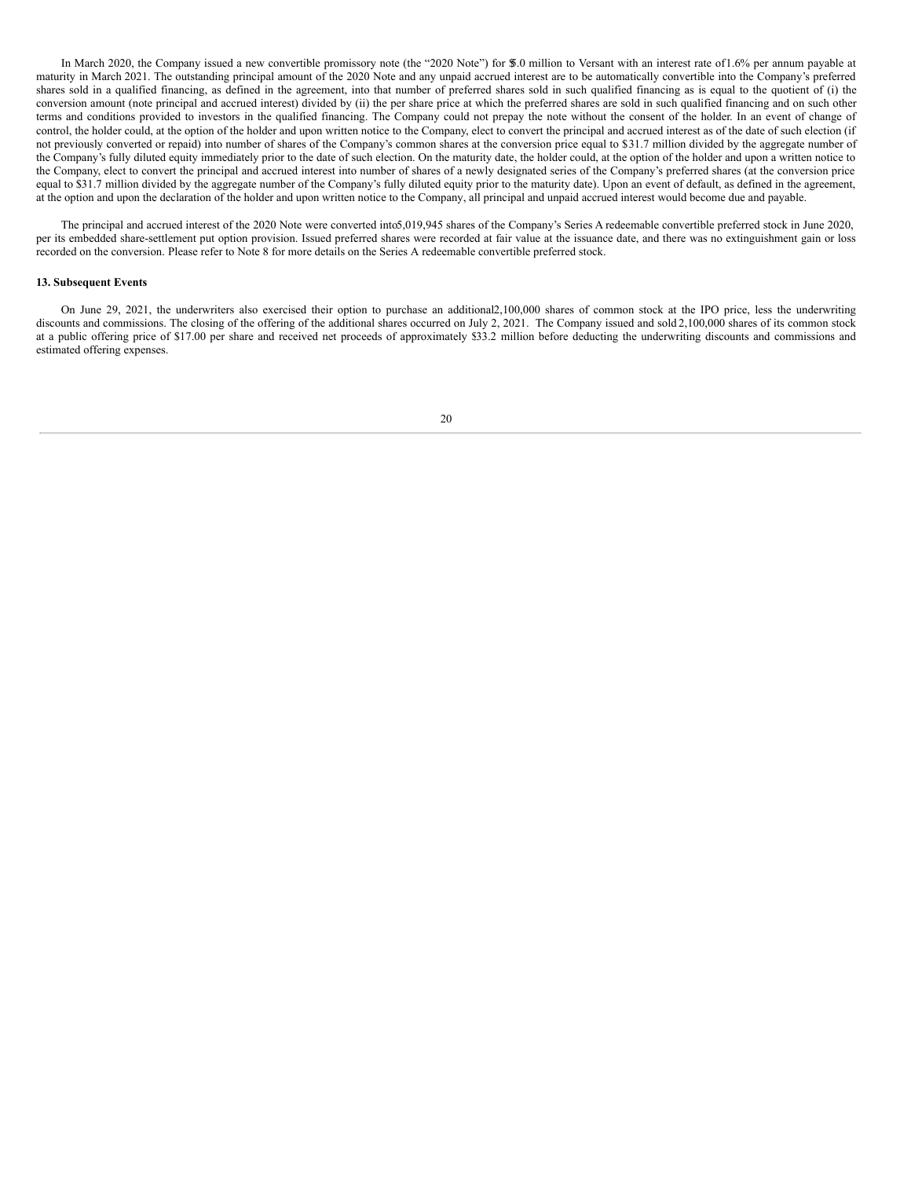In March 2020, the Company issued a new convertible promissory note (the "2020 Note") for $5.0 million to Versant with an interest rate of 1.6% per annum payable at maturity in March 2021. The outstanding principal amount of the 2020 Note and any unpaid accrued interest are to be automatically convertible into the Company's preferred shares sold in a qualified financing, as defined in the agreement, into that number of preferred shares sold in such qualified financing as is equal to the quotient of (i) the conversion amount (note principal and accrued interest) divided by (ii) the per share price at which the preferred shares are sold in such qualified financing and on such other terms and conditions provided to investors in the qualified financing. The Company could not prepay the note without the consent of the holder. In an event of change of control, the holder could, at the option of the holder and upon written notice to the Company, elect to convert the principal and accrued interest as of the date of such election (if not previously converted or repaid) into number of shares of the Company's common shares at the conversion price equal to $31.7 million divided by the aggregate number of the Company's fully diluted equity immediately prior to the date of such election. On the maturity date, the holder could, at the option of the holder and upon a written notice to the Company, elect to convert the principal and accrued interest into number of shares of a newly designated series of the Company's preferred shares (at the conversion price equal to $31.7 million divided by the aggregate number of the Company's fully diluted equity prior to the maturity date). Upon an event of default, as defined in the agreement, at the option and upon the declaration of the holder and upon written notice to the Company, all principal and unpaid accrued interest would become due and payable.

The principal and accrued interest of the 2020 Note were converted into 5,019,945 shares of the Company's Series A redeemable convertible preferred stock in June 2020, per its embedded share-settlement put option provision. Issued preferred shares were recorded at fair value at the issuance date, and there was no extinguishment gain or loss recorded on the conversion. Please refer to Note 8 for more details on the Series A redeemable convertible preferred stock.

**13. Subsequent Events**

On June 29, 2021, the underwriters also exercised their option to purchase an additional 2,100,000 shares of common stock at the IPO price, less the underwriting discounts and commissions. The closing of the offering of the additional shares occurred on July 2, 2021. The Company issued and sold 2,100,000 shares of its common stock at a public offering price of $17.00 per share and received net proceeds of approximately $33.2 million before deducting the underwriting discounts and commissions and estimated offering expenses.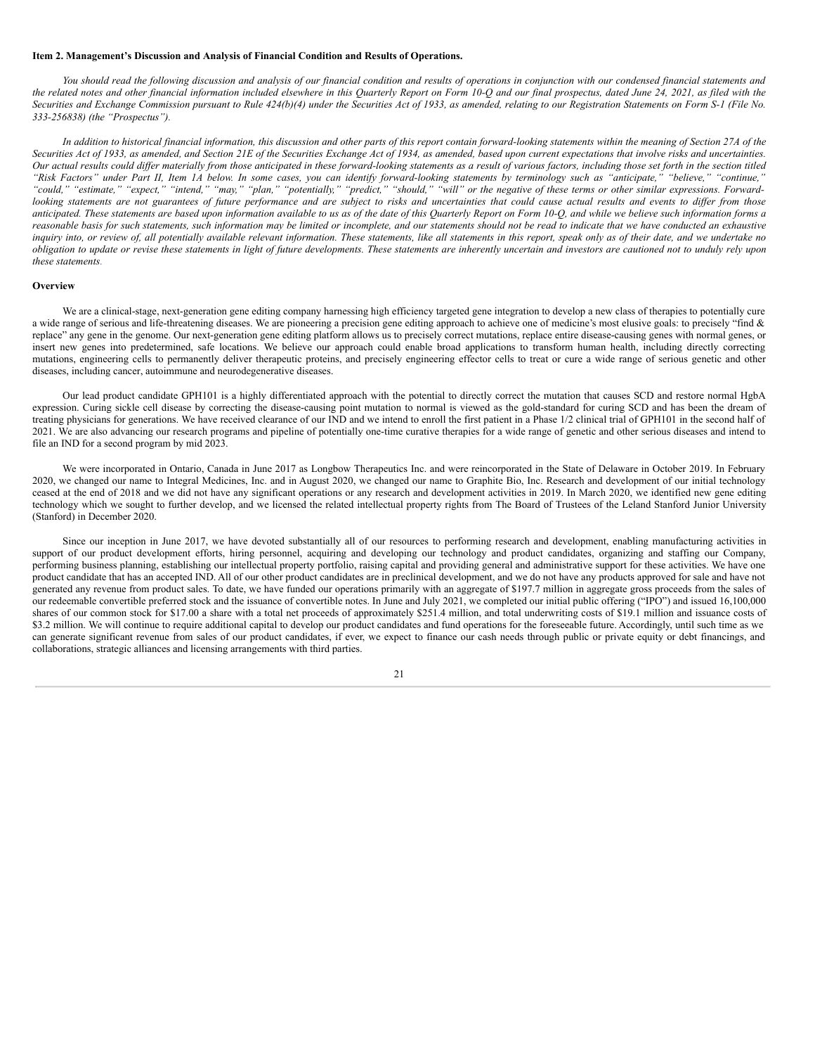**Item 2. Management's Discussion and Analysis of Financial Condition and Results of Operations.**

*You should read the following discussion and analysis of our financial condition and results of operations in conjunction with our condensed financial statements and the related notes and other financial information included elsewhere in this Quarterly Report on Form 10-Q and our final prospectus, dated June 24, 2021, as filed with the Securities and Exchange Commission pursuant to Rule 424(b)(4) under the Securities Act of 1933, as amended, relating to our Registration Statements on Form S-1 (File No. 333-256838) (the "Prospectus").*

*In addition to historical financial information, this discussion and other parts of this report contain forward-looking statements within the meaning of Section 27A of the Securities Act of 1933, as amended, and Section 21E of the Securities Exchange Act of 1934, as amended, based upon current expectations that involve risks and uncertainties. Our actual results could differ materially from those anticipated in these forward-looking statements as a result of various factors, including those set forth in the section titled "Risk Factors" under Part II, Item 1A below. In some cases, you can identify forward-looking statements by terminology such as "anticipate," "believe," "continue," "could," "estimate," "expect," "intend," "may," "plan," "potentially," "predict," "should," "will" or the negative of these terms or other similar expressions. Forward-looking statements are not guarantees of future performance and are subject to risks and uncertainties that could cause actual results and events to differ from those anticipated. These statements are based upon information available to us as of the date of this Quarterly Report on Form 10-Q, and while we believe such information forms a reasonable basis for such statements, such information may be limited or incomplete, and our statements should not be read to indicate that we have conducted an exhaustive inquiry into, or review of, all potentially available relevant information. These statements, like all statements in this report, speak only as of their date, and we undertake no obligation to update or revise these statements in light of future developments. These statements are inherently uncertain and investors are cautioned not to unduly rely upon these statements.*

**Overview**

We are a clinical-stage, next-generation gene editing company harnessing high efficiency targeted gene integration to develop a new class of therapies to potentially cure a wide range of serious and life-threatening diseases. We are pioneering a precision gene editing approach to achieve one of medicine's most elusive goals: to precisely "find & replace" any gene in the genome. Our next-generation gene editing platform allows us to precisely correct mutations, replace entire disease-causing genes with normal genes, or insert new genes into predetermined, safe locations. We believe our approach could enable broad applications to transform human health, including directly correcting mutations, engineering cells to permanently deliver therapeutic proteins, and precisely engineering effector cells to treat or cure a wide range of serious genetic and other diseases, including cancer, autoimmune and neurodegenerative diseases.

Our lead product candidate GPH101 is a highly differentiated approach with the potential to directly correct the mutation that causes SCD and restore normal HgbA expression. Curing sickle cell disease by correcting the disease-causing point mutation to normal is viewed as the gold-standard for curing SCD and has been the dream of treating physicians for generations. We have received clearance of our IND and we intend to enroll the first patient in a Phase 1/2 clinical trial of GPH101 in the second half of 2021. We are also advancing our research programs and pipeline of potentially one-time curative therapies for a wide range of genetic and other serious diseases and intend to file an IND for a second program by mid 2023.

We were incorporated in Ontario, Canada in June 2017 as Longbow Therapeutics Inc. and were reincorporated in the State of Delaware in October 2019. In February 2020, we changed our name to Integral Medicines, Inc. and in August 2020, we changed our name to Graphite Bio, Inc. Research and development of our initial technology ceased at the end of 2018 and we did not have any significant operations or any research and development activities in 2019. In March 2020, we identified new gene editing technology which we sought to further develop, and we licensed the related intellectual property rights from The Board of Trustees of the Leland Stanford Junior University (Stanford) in December 2020.

Since our inception in June 2017, we have devoted substantially all of our resources to performing research and development, enabling manufacturing activities in support of our product development efforts, hiring personnel, acquiring and developing our technology and product candidates, organizing and staffing our Company, performing business planning, establishing our intellectual property portfolio, raising capital and providing general and administrative support for these activities. We have one product candidate that has an accepted IND. All of our other product candidates are in preclinical development, and we do not have any products approved for sale and have not generated any revenue from product sales. To date, we have funded our operations primarily with an aggregate of $197.7 million in aggregate gross proceeds from the sales of our redeemable convertible preferred stock and the issuance of convertible notes. In June and July 2021, we completed our initial public offering ("IPO") and issued 16,100,000 shares of our common stock for $17.00 a share with a total net proceeds of approximately $251.4 million, and total underwriting costs of $19.1 million and issuance costs of $3.2 million. We will continue to require additional capital to develop our product candidates and fund operations for the foreseeable future. Accordingly, until such time as we can generate significant revenue from sales of our product candidates, if ever, we expect to finance our cash needs through public or private equity or debt financings, and collaborations, strategic alliances and licensing arrangements with third parties.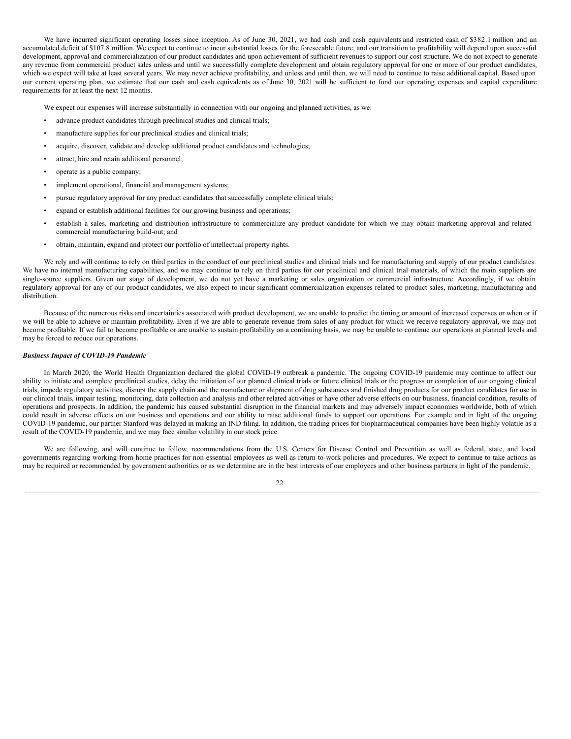We have incurred significant operating losses since inception. As of June 30, 2021, we had cash and cash equivalents and restricted cash of $382.1 million and an accumulated deficit of $107.8 million. We expect to continue to incur substantial losses for the foreseeable future, and our transition to profitability will depend upon successful development, approval and commercialization of our product candidates and upon achievement of sufficient revenues to support our cost structure. We do not expect to generate any revenue from commercial product sales unless and until we successfully complete development and obtain regulatory approval for one or more of our product candidates, which we expect will take at least several years. We may never achieve profitability, and unless and until then, we will need to continue to raise additional capital. Based upon our current operating plan, we estimate that our cash and cash equivalents as of June 30, 2021 will be sufficient to fund our operating expenses and capital expenditure requirements for at least the next 12 months.

We expect our expenses will increase substantially in connection with our ongoing and planned activities, as we:

- advance product candidates through preclinical studies and clinical trials;
- manufacture supplies for our preclinical studies and clinical trials;
- acquire, discover, validate and develop additional product candidates and technologies;
- attract, hire and retain additional personnel;
- operate as a public company;
- implement operational, financial and management systems;
- pursue regulatory approval for any product candidates that successfully complete clinical trials;
- expand or establish additional facilities for our growing business and operations;
- establish a sales, marketing and distribution infrastructure to commercialize any product candidate for which we may obtain marketing approval and related commercial manufacturing build-out; and
- obtain, maintain, expand and protect our portfolio of intellectual property rights.

We rely and will continue to rely on third parties in the conduct of our preclinical studies and clinical trials and for manufacturing and supply of our product candidates. We have no internal manufacturing capabilities, and we may continue to rely on third parties for our preclinical and clinical trial materials, of which the main suppliers are single-source suppliers. Given our stage of development, we do not yet have a marketing or sales organization or commercial infrastructure. Accordingly, if we obtain regulatory approval for any of our product candidates, we also expect to incur significant commercialization expenses related to product sales, marketing, manufacturing and distribution.

Because of the numerous risks and uncertainties associated with product development, we are unable to predict the timing or amount of increased expenses or when or if we will be able to achieve or maintain profitability. Even if we are able to generate revenue from sales of any product for which we receive regulatory approval, we may not become profitable. If we fail to become profitable or are unable to sustain profitability on a continuing basis, we may be unable to continue our operations at planned levels and may be forced to reduce our operations.

***Business Impact of COVID-19 Pandemic***

In March 2020, the World Health Organization declared the global COVID-19 outbreak a pandemic. The ongoing COVID-19 pandemic may continue to affect our ability to initiate and complete preclinical studies, delay the initiation of our planned clinical trials or future clinical trials or the progress or completion of our ongoing clinical trials, impede regulatory activities, disrupt the supply chain and the manufacture or shipment of drug substances and finished drug products for our product candidates for use in our clinical trials, impair testing, monitoring, data collection and analysis and other related activities or have other adverse effects on our business, financial condition, results of operations and prospects. In addition, the pandemic has caused substantial disruption in the financial markets and may adversely impact economies worldwide, both of which could result in adverse effects on our business and operations and our ability to raise additional funds to support our operations. For example and in light of the ongoing COVID-19 pandemic, our partner Stanford was delayed in making an IND filing. In addition, the trading prices for biopharmaceutical companies have been highly volatile as a result of the COVID-19 pandemic, and we may face similar volatility in our stock price.

We are following, and will continue to follow, recommendations from the U.S. Centers for Disease Control and Prevention as well as federal, state, and local governments regarding working-from-home practices for non-essential employees as well as return-to-work policies and procedures. We expect to continue to take actions as may be required or recommended by government authorities or as we determine are in the best interests of our employees and other business partners in light of the pandemic.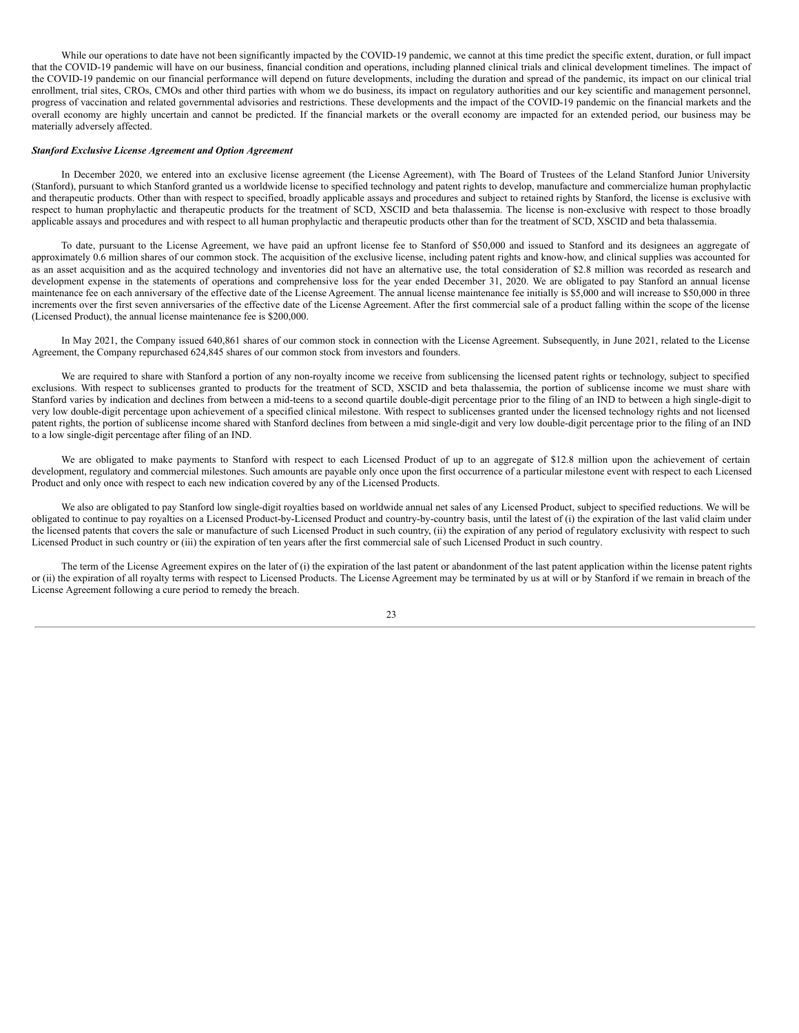While our operations to date have not been significantly impacted by the COVID-19 pandemic, we cannot at this time predict the specific extent, duration, or full impact that the COVID-19 pandemic will have on our business, financial condition and operations, including planned clinical trials and clinical development timelines. The impact of the COVID-19 pandemic on our financial performance will depend on future developments, including the duration and spread of the pandemic, its impact on our clinical trial enrollment, trial sites, CROs, CMOs and other third parties with whom we do business, its impact on regulatory authorities and our key scientific and management personnel, progress of vaccination and related governmental advisories and restrictions. These developments and the impact of the COVID-19 pandemic on the financial markets and the overall economy are highly uncertain and cannot be predicted. If the financial markets or the overall economy are impacted for an extended period, our business may be materially adversely affected.

***Stanford Exclusive License Agreement and Option Agreement***

In December 2020, we entered into an exclusive license agreement (the License Agreement), with The Board of Trustees of the Leland Stanford Junior University (Stanford), pursuant to which Stanford granted us a worldwide license to specified technology and patent rights to develop, manufacture and commercialize human prophylactic and therapeutic products. Other than with respect to specified, broadly applicable assays and procedures and subject to retained rights by Stanford, the license is exclusive with respect to human prophylactic and therapeutic products for the treatment of SCD, XSCID and beta thalassemia. The license is non-exclusive with respect to those broadly applicable assays and procedures and with respect to all human prophylactic and therapeutic products other than for the treatment of SCD, XSCID and beta thalassemia.

To date, pursuant to the License Agreement, we have paid an upfront license fee to Stanford of $50,000 and issued to Stanford and its designees an aggregate of approximately 0.6 million shares of our common stock. The acquisition of the exclusive license, including patent rights and know-how, and clinical supplies was accounted for as an asset acquisition and as the acquired technology and inventories did not have an alternative use, the total consideration of $2.8 million was recorded as research and development expense in the statements of operations and comprehensive loss for the year ended December 31, 2020. We are obligated to pay Stanford an annual license maintenance fee on each anniversary of the effective date of the License Agreement. The annual license maintenance fee initially is $5,000 and will increase to $50,000 in three increments over the first seven anniversaries of the effective date of the License Agreement. After the first commercial sale of a product falling within the scope of the license (Licensed Product), the annual license maintenance fee is $200,000.

In May 2021, the Company issued 640,861 shares of our common stock in connection with the License Agreement. Subsequently, in June 2021, related to the License Agreement, the Company repurchased 624,845 shares of our common stock from investors and founders.

We are required to share with Stanford a portion of any non-royalty income we receive from sublicensing the licensed patent rights or technology, subject to specified exclusions. With respect to sublicenses granted to products for the treatment of SCD, XSCID and beta thalassemia, the portion of sublicense income we must share with Stanford varies by indication and declines from between a mid-teens to a second quartile double-digit percentage prior to the filing of an IND to between a high single-digit to very low double-digit percentage upon achievement of a specified clinical milestone. With respect to sublicenses granted under the licensed technology rights and not licensed patent rights, the portion of sublicense income shared with Stanford declines from between a mid single-digit and very low double-digit percentage prior to the filing of an IND to a low single-digit percentage after filing of an IND.

We are obligated to make payments to Stanford with respect to each Licensed Product of up to an aggregate of $12.8 million upon the achievement of certain development, regulatory and commercial milestones. Such amounts are payable only once upon the first occurrence of a particular milestone event with respect to each Licensed Product and only once with respect to each new indication covered by any of the Licensed Products.

We also are obligated to pay Stanford low single-digit royalties based on worldwide annual net sales of any Licensed Product, subject to specified reductions. We will be obligated to continue to pay royalties on a Licensed Product-by-Licensed Product and country-by-country basis, until the latest of (i) the expiration of the last valid claim under the licensed patents that covers the sale or manufacture of such Licensed Product in such country, (ii) the expiration of any period of regulatory exclusivity with respect to such Licensed Product in such country or (iii) the expiration of ten years after the first commercial sale of such Licensed Product in such country.

The term of the License Agreement expires on the later of (i) the expiration of the last patent or abandonment of the last patent application within the license patent rights or (ii) the expiration of all royalty terms with respect to Licensed Products. The License Agreement may be terminated by us at will or by Stanford if we remain in breach of the License Agreement following a cure period to remedy the breach.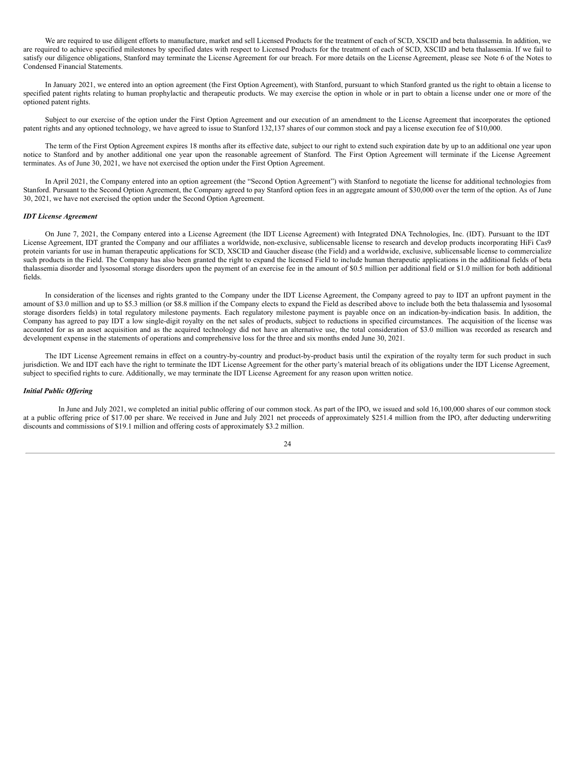We are required to use diligent efforts to manufacture, market and sell Licensed Products for the treatment of each of SCD, XSCID and beta thalassemia. In addition, we are required to achieve specified milestones by specified dates with respect to Licensed Products for the treatment of each of SCD, XSCID and beta thalassemia. If we fail to satisfy our diligence obligations, Stanford may terminate the License Agreement for our breach. For more details on the License Agreement, please see Note 6 of the Notes to Condensed Financial Statements.

In January 2021, we entered into an option agreement (the First Option Agreement), with Stanford, pursuant to which Stanford granted us the right to obtain a license to specified patent rights relating to human prophylactic and therapeutic products. We may exercise the option in whole or in part to obtain a license under one or more of the optioned patent rights.

Subject to our exercise of the option under the First Option Agreement and our execution of an amendment to the License Agreement that incorporates the optioned patent rights and any optioned technology, we have agreed to issue to Stanford 132,137 shares of our common stock and pay a license execution fee of $10,000.

The term of the First Option Agreement expires 18 months after its effective date, subject to our right to extend such expiration date by up to an additional one year upon notice to Stanford and by another additional one year upon the reasonable agreement of Stanford. The First Option Agreement will terminate if the License Agreement terminates. As of June 30, 2021, we have not exercised the option under the First Option Agreement.

In April 2021, the Company entered into an option agreement (the "Second Option Agreement") with Stanford to negotiate the license for additional technologies from Stanford. Pursuant to the Second Option Agreement, the Company agreed to pay Stanford option fees in an aggregate amount of $30,000 over the term of the option. As of June 30, 2021, we have not exercised the option under the Second Option Agreement.

***IDT License Agreement***

On June 7, 2021, the Company entered into a License Agreement (the IDT License Agreement) with Integrated DNA Technologies, Inc. (IDT). Pursuant to the IDT License Agreement, IDT granted the Company and our affiliates a worldwide, non-exclusive, sublicensable license to research and develop products incorporating HiFi Cas9 protein variants for use in human therapeutic applications for SCD, XSCID and Gaucher disease (the Field) and a worldwide, exclusive, sublicensable license to commercialize such products in the Field. The Company has also been granted the right to expand the licensed Field to include human therapeutic applications in the additional fields of beta thalassemia disorder and lysosomal storage disorders upon the payment of an exercise fee in the amount of $0.5 million per additional field or $1.0 million for both additional fields.

In consideration of the licenses and rights granted to the Company under the IDT License Agreement, the Company agreed to pay to IDT an upfront payment in the amount of $3.0 million and up to $5.3 million (or $8.8 million if the Company elects to expand the Field as described above to include both the beta thalassemia and lysosomal storage disorders fields) in total regulatory milestone payments. Each regulatory milestone payment is payable once on an indication-by-indication basis. In addition, the Company has agreed to pay IDT a low single-digit royalty on the net sales of products, subject to reductions in specified circumstances. The acquisition of the license was accounted for as an asset acquisition and as the acquired technology did not have an alternative use, the total consideration of $3.0 million was recorded as research and development expense in the statements of operations and comprehensive loss for the three and six months ended June 30, 2021.

The IDT License Agreement remains in effect on a country-by-country and product-by-product basis until the expiration of the royalty term for such product in such jurisdiction. We and IDT each have the right to terminate the IDT License Agreement for the other party's material breach of its obligations under the IDT License Agreement, subject to specified rights to cure. Additionally, we may terminate the IDT License Agreement for any reason upon written notice.

***Initial Public Offering***

In June and July 2021, we completed an initial public offering of our common stock. As part of the IPO, we issued and sold 16,100,000 shares of our common stock at a public offering price of $17.00 per share. We received in June and July 2021 net proceeds of approximately $251.4 million from the IPO, after deducting underwriting discounts and commissions of $19.1 million and offering costs of approximately $3.2 million.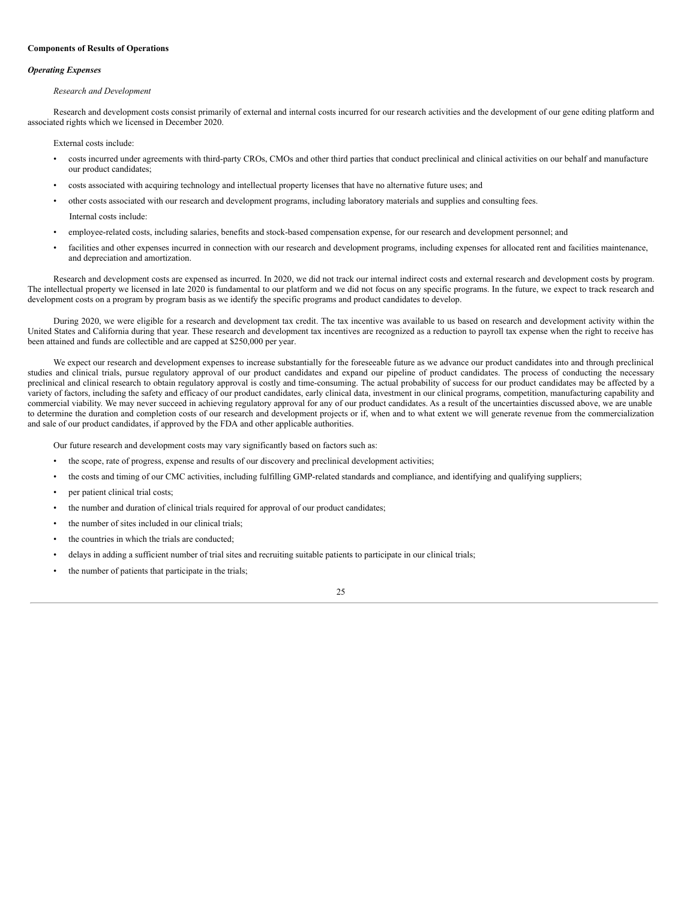**Components of Results of Operations**

***Operating Expenses***

*Research and Development*

Research and development costs consist primarily of external and internal costs incurred for our research activities and the development of our gene editing platform and associated rights which we licensed in December 2020.

External costs include:

- costs incurred under agreements with third-party CROs, CMOs and other third parties that conduct preclinical and clinical activities on our behalf and manufacture our product candidates;
- costs associated with acquiring technology and intellectual property licenses that have no alternative future uses; and
- other costs associated with our research and development programs, including laboratory materials and supplies and consulting fees.

Internal costs include:

- employee-related costs, including salaries, benefits and stock-based compensation expense, for our research and development personnel; and
- facilities and other expenses incurred in connection with our research and development programs, including expenses for allocated rent and facilities maintenance, and depreciation and amortization.

Research and development costs are expensed as incurred. In 2020, we did not track our internal indirect costs and external research and development costs by program. The intellectual property we licensed in late 2020 is fundamental to our platform and we did not focus on any specific programs. In the future, we expect to track research and development costs on a program by program basis as we identify the specific programs and product candidates to develop.

During 2020, we were eligible for a research and development tax credit. The tax incentive was available to us based on research and development activity within the United States and California during that year. These research and development tax incentives are recognized as a reduction to payroll tax expense when the right to receive has been attained and funds are collectible and are capped at $250,000 per year.

We expect our research and development expenses to increase substantially for the foreseeable future as we advance our product candidates into and through preclinical studies and clinical trials, pursue regulatory approval of our product candidates and expand our pipeline of product candidates. The process of conducting the necessary preclinical and clinical research to obtain regulatory approval is costly and time-consuming. The actual probability of success for our product candidates may be affected by a variety of factors, including the safety and efficacy of our product candidates, early clinical data, investment in our clinical programs, competition, manufacturing capability and commercial viability. We may never succeed in achieving regulatory approval for any of our product candidates. As a result of the uncertainties discussed above, we are unable to determine the duration and completion costs of our research and development projects or if, when and to what extent we will generate revenue from the commercialization and sale of our product candidates, if approved by the FDA and other applicable authorities.

Our future research and development costs may vary significantly based on factors such as:

- the scope, rate of progress, expense and results of our discovery and preclinical development activities;
- the costs and timing of our CMC activities, including fulfilling GMP-related standards and compliance, and identifying and qualifying suppliers;
- per patient clinical trial costs;
- the number and duration of clinical trials required for approval of our product candidates;
- the number of sites included in our clinical trials;
- the countries in which the trials are conducted;
- delays in adding a sufficient number of trial sites and recruiting suitable patients to participate in our clinical trials;
- the number of patients that participate in the trials;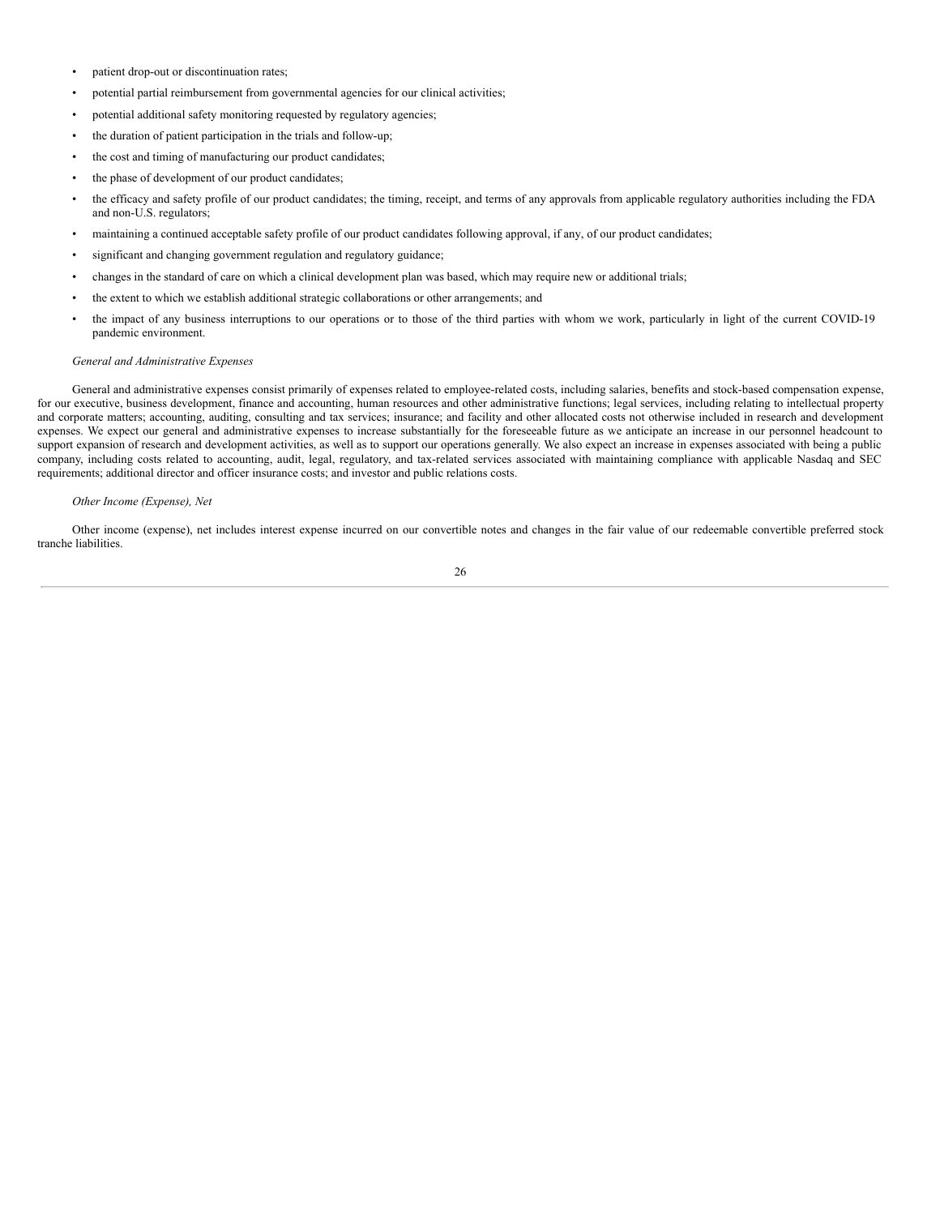- patient drop-out or discontinuation rates;
- potential partial reimbursement from governmental agencies for our clinical activities;
- potential additional safety monitoring requested by regulatory agencies;
- the duration of patient participation in the trials and follow-up;
- the cost and timing of manufacturing our product candidates;
- the phase of development of our product candidates;
- the efficacy and safety profile of our product candidates; the timing, receipt, and terms of any approvals from applicable regulatory authorities including the FDA and non-U.S. regulators;
- maintaining a continued acceptable safety profile of our product candidates following approval, if any, of our product candidates;
- significant and changing government regulation and regulatory guidance;
- changes in the standard of care on which a clinical development plan was based, which may require new or additional trials;
- the extent to which we establish additional strategic collaborations or other arrangements; and
- the impact of any business interruptions to our operations or to those of the third parties with whom we work, particularly in light of the current COVID-19 pandemic environment.

*General and Administrative Expenses*

General and administrative expenses consist primarily of expenses related to employee-related costs, including salaries, benefits and stock-based compensation expense, for our executive, business development, finance and accounting, human resources and other administrative functions; legal services, including relating to intellectual property and corporate matters; accounting, auditing, consulting and tax services; insurance; and facility and other allocated costs not otherwise included in research and development expenses. We expect our general and administrative expenses to increase substantially for the foreseeable future as we anticipate an increase in our personnel headcount to support expansion of research and development activities, as well as to support our operations generally. We also expect an increase in expenses associated with being a public company, including costs related to accounting, audit, legal, regulatory, and tax-related services associated with maintaining compliance with applicable Nasdaq and SEC requirements; additional director and officer insurance costs; and investor and public relations costs.

*Other Income (Expense), Net*

Other income (expense), net includes interest expense incurred on our convertible notes and changes in the fair value of our redeemable convertible preferred stock tranche liabilities.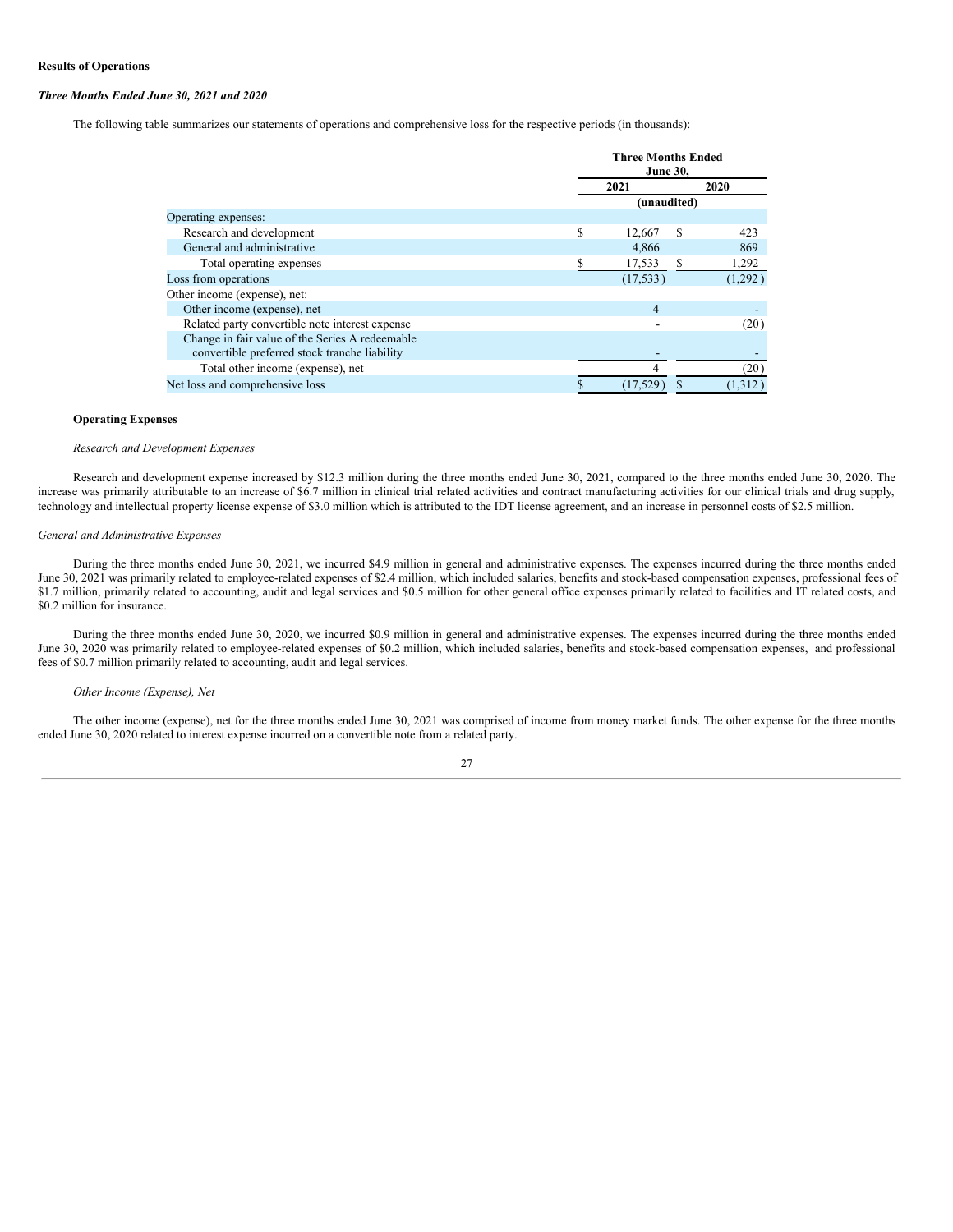**Results of Operations**

***Three Months Ended June 30, 2021 and 2020***

The following table summarizes our statements of operations and comprehensive loss for the respective periods (in thousands):

| | Three Months Ended June 30, | |
|---|---|---|
| | 2021 | 2020 |
| | (unaudited) | |
| Operating expenses: | | |
| Research and development | $ 12,667 | $ 423 |
| General and administrative | 4,866 | 869 |
| Total operating expenses | $ 17,533 | $ 1,292 |
| Loss from operations | (17,533) | (1,292) |
| Other income (expense), net: | | |
| Other income (expense), net | 4 | - |
| Related party convertible note interest expense | - | (20) |
| Change in fair value of the Series A redeemable convertible preferred stock tranche liability | - | - |
| Total other income (expense), net | 4 | (20) |
| Net loss and comprehensive loss | $ (17,529) | $ (1,312) |

**Operating Expenses**

*Research and Development Expenses*

Research and development expense increased by $12.3 million during the three months ended June 30, 2021, compared to the three months ended June 30, 2020. The increase was primarily attributable to an increase of $6.7 million in clinical trial related activities and contract manufacturing activities for our clinical trials and drug supply, technology and intellectual property license expense of $3.0 million which is attributed to the IDT license agreement, and an increase in personnel costs of $2.5 million.

*General and Administrative Expenses*

During the three months ended June 30, 2021, we incurred $4.9 million in general and administrative expenses. The expenses incurred during the three months ended June 30, 2021 was primarily related to employee-related expenses of $2.4 million, which included salaries, benefits and stock-based compensation expenses, professional fees of $1.7 million, primarily related to accounting, audit and legal services and $0.5 million for other general office expenses primarily related to facilities and IT related costs, and $0.2 million for insurance.

During the three months ended June 30, 2020, we incurred $0.9 million in general and administrative expenses. The expenses incurred during the three months ended June 30, 2020 was primarily related to employee-related expenses of $0.2 million, which included salaries, benefits and stock-based compensation expenses, and professional fees of $0.7 million primarily related to accounting, audit and legal services.

*Other Income (Expense), Net*

The other income (expense), net for the three months ended June 30, 2021 was comprised of income from money market funds. The other expense for the three months ended June 30, 2020 related to interest expense incurred on a convertible note from a related party.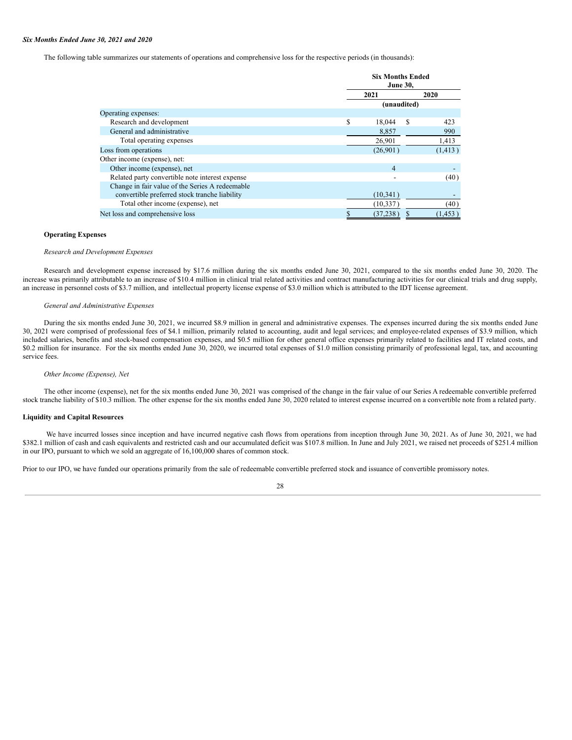***Six Months Ended June 30, 2021 and 2020***

The following table summarizes our statements of operations and comprehensive loss for the respective periods (in thousands):

| | Six Months Ended June 30, | |
|---|---|---|
| | 2021 | 2020 |
| | (unaudited) | |
| Operating expenses: | | |
| Research and development | $ 18,044 | $ 423 |
| General and administrative | 8,857 | 990 |
| Total operating expenses | 26,901 | 1,413 |
| Loss from operations | (26,901 ) | (1,413 ) |
| Other income (expense), net: | | |
| Other income (expense), net | 4 | - |
| Related party convertible note interest expense | - | (40 ) |
| Change in fair value of the Series A redeemable convertible preferred stock tranche liability | (10,341 ) | - |
| Total other income (expense), net | (10,337 ) | (40 ) |
| Net loss and comprehensive loss | $ (37,238 ) | $ (1,453 ) |

**Operating Expenses**

*Research and Development Expenses*

Research and development expense increased by $17.6 million during the six months ended June 30, 2021, compared to the six months ended June 30, 2020. The increase was primarily attributable to an increase of $10.4 million in clinical trial related activities and contract manufacturing activities for our clinical trials and drug supply, an increase in personnel costs of $3.7 million, and intellectual property license expense of $3.0 million which is attributed to the IDT license agreement.

*General and Administrative Expenses*

During the six months ended June 30, 2021, we incurred $8.9 million in general and administrative expenses. The expenses incurred during the six months ended June 30, 2021 were comprised of professional fees of $4.1 million, primarily related to accounting, audit and legal services; and employee-related expenses of $3.9 million, which included salaries, benefits and stock-based compensation expenses, and $0.5 million for other general office expenses primarily related to facilities and IT related costs, and $0.2 million for insurance. For the six months ended June 30, 2020, we incurred total expenses of $1.0 million consisting primarily of professional legal, tax, and accounting service fees.

*Other Income (Expense), Net*

The other income (expense), net for the six months ended June 30, 2021 was comprised of the change in the fair value of our Series A redeemable convertible preferred stock tranche liability of $10.3 million. The other expense for the six months ended June 30, 2020 related to interest expense incurred on a convertible note from a related party.

**Liquidity and Capital Resources**

We have incurred losses since inception and have incurred negative cash flows from operations from inception through June 30, 2021. As of June 30, 2021, we had $382.1 million of cash and cash equivalents and restricted cash and our accumulated deficit was $107.8 million. In June and July 2021, we raised net proceeds of $251.4 million in our IPO, pursuant to which we sold an aggregate of 16,100,000 shares of common stock.

Prior to our IPO, we have funded our operations primarily from the sale of redeemable convertible preferred stock and issuance of convertible promissory notes.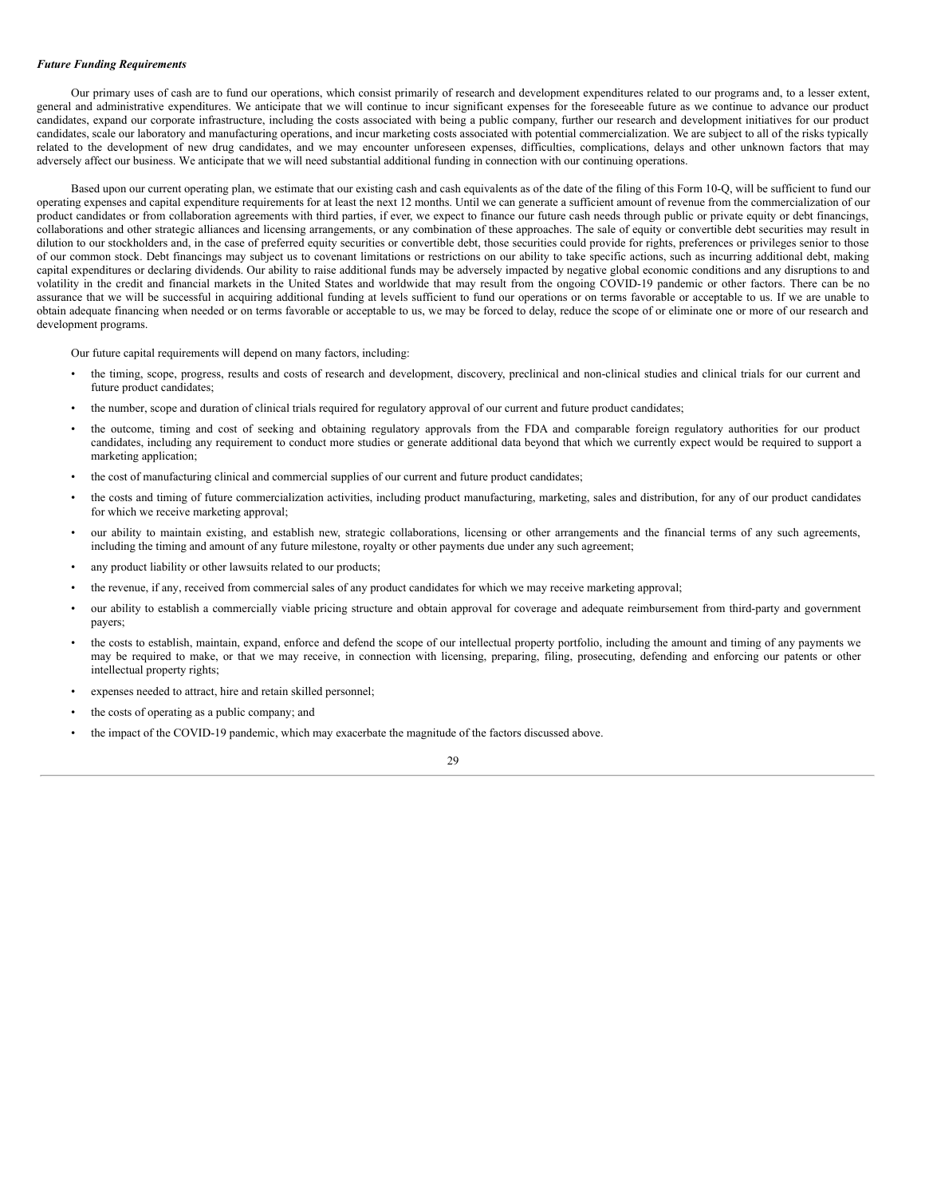***Future Funding Requirements***

Our primary uses of cash are to fund our operations, which consist primarily of research and development expenditures related to our programs and, to a lesser extent, general and administrative expenditures. We anticipate that we will continue to incur significant expenses for the foreseeable future as we continue to advance our product candidates, expand our corporate infrastructure, including the costs associated with being a public company, further our research and development initiatives for our product candidates, scale our laboratory and manufacturing operations, and incur marketing costs associated with potential commercialization. We are subject to all of the risks typically related to the development of new drug candidates, and we may encounter unforeseen expenses, difficulties, complications, delays and other unknown factors that may adversely affect our business. We anticipate that we will need substantial additional funding in connection with our continuing operations.

Based upon our current operating plan, we estimate that our existing cash and cash equivalents as of the date of the filing of this Form 10-Q, will be sufficient to fund our operating expenses and capital expenditure requirements for at least the next 12 months. Until we can generate a sufficient amount of revenue from the commercialization of our product candidates or from collaboration agreements with third parties, if ever, we expect to finance our future cash needs through public or private equity or debt financings, collaborations and other strategic alliances and licensing arrangements, or any combination of these approaches. The sale of equity or convertible debt securities may result in dilution to our stockholders and, in the case of preferred equity securities or convertible debt, those securities could provide for rights, preferences or privileges senior to those of our common stock. Debt financings may subject us to covenant limitations or restrictions on our ability to take specific actions, such as incurring additional debt, making capital expenditures or declaring dividends. Our ability to raise additional funds may be adversely impacted by negative global economic conditions and any disruptions to and volatility in the credit and financial markets in the United States and worldwide that may result from the ongoing COVID-19 pandemic or other factors. There can be no assurance that we will be successful in acquiring additional funding at levels sufficient to fund our operations or on terms favorable or acceptable to us. If we are unable to obtain adequate financing when needed or on terms favorable or acceptable to us, we may be forced to delay, reduce the scope of or eliminate one or more of our research and development programs.

Our future capital requirements will depend on many factors, including:

- the timing, scope, progress, results and costs of research and development, discovery, preclinical and non-clinical studies and clinical trials for our current and future product candidates;
- the number, scope and duration of clinical trials required for regulatory approval of our current and future product candidates;
- the outcome, timing and cost of seeking and obtaining regulatory approvals from the FDA and comparable foreign regulatory authorities for our product candidates, including any requirement to conduct more studies or generate additional data beyond that which we currently expect would be required to support a marketing application;
- the cost of manufacturing clinical and commercial supplies of our current and future product candidates;
- the costs and timing of future commercialization activities, including product manufacturing, marketing, sales and distribution, for any of our product candidates for which we receive marketing approval;
- our ability to maintain existing, and establish new, strategic collaborations, licensing or other arrangements and the financial terms of any such agreements, including the timing and amount of any future milestone, royalty or other payments due under any such agreement;
- any product liability or other lawsuits related to our products;
- the revenue, if any, received from commercial sales of any product candidates for which we may receive marketing approval;
- our ability to establish a commercially viable pricing structure and obtain approval for coverage and adequate reimbursement from third-party and government payers;
- the costs to establish, maintain, expand, enforce and defend the scope of our intellectual property portfolio, including the amount and timing of any payments we may be required to make, or that we may receive, in connection with licensing, preparing, filing, prosecuting, defending and enforcing our patents or other intellectual property rights;
- expenses needed to attract, hire and retain skilled personnel;
- the costs of operating as a public company; and
- the impact of the COVID-19 pandemic, which may exacerbate the magnitude of the factors discussed above.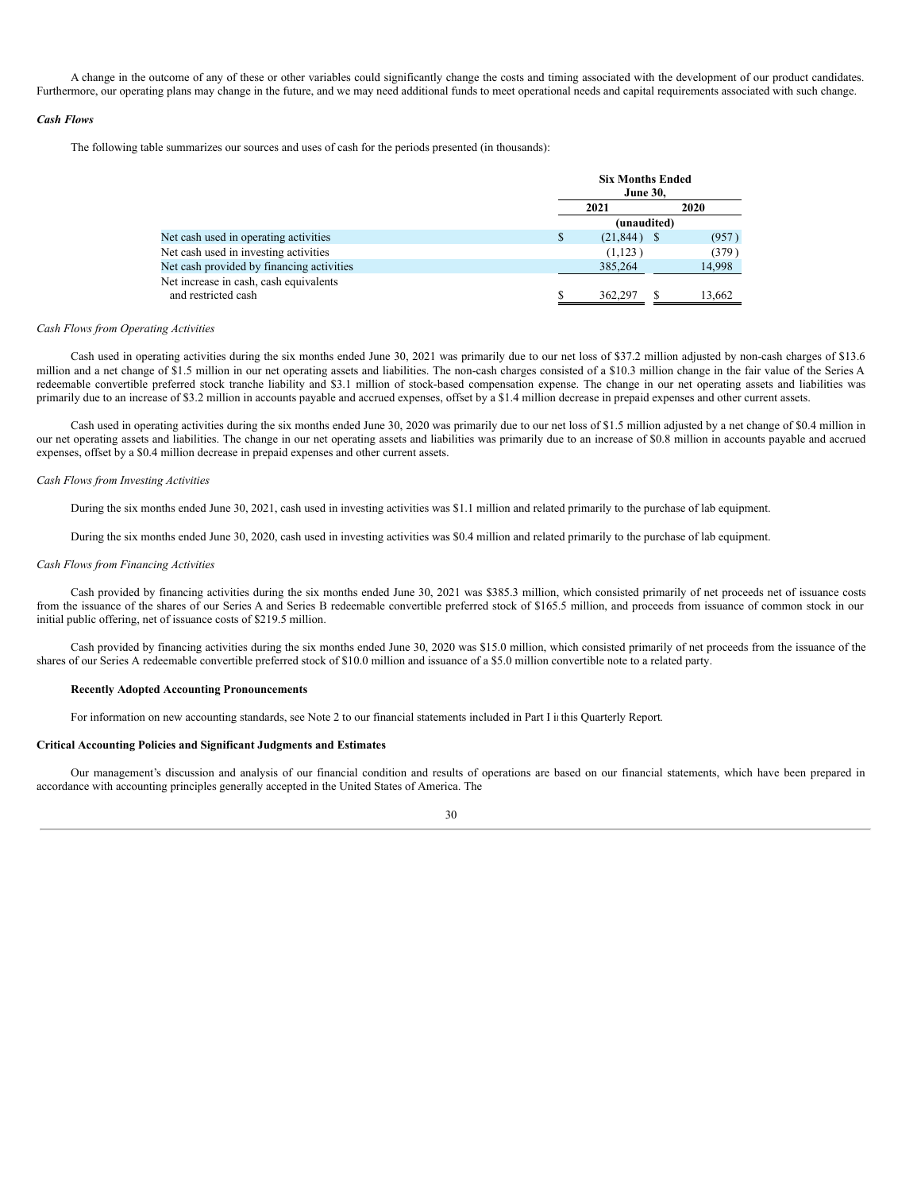A change in the outcome of any of these or other variables could significantly change the costs and timing associated with the development of our product candidates. Furthermore, our operating plans may change in the future, and we may need additional funds to meet operational needs and capital requirements associated with such change.

***Cash Flows***

The following table summarizes our sources and uses of cash for the periods presented (in thousands):

| | Six Months Ended June 30, | |
|---|---|---|
| | 2021 | 2020 |
| | (unaudited) | |
| Net cash used in operating activities | $ (21,844) | $ (957) |
| Net cash used in investing activities | (1,123) | (379) |
| Net cash provided by financing activities | 385,264 | 14,998 |
| Net increase in cash, cash equivalents and restricted cash | $ 362,297 | $ 13,662 |

*Cash Flows from Operating Activities*

Cash used in operating activities during the six months ended June 30, 2021 was primarily due to our net loss of $37.2 million adjusted by non-cash charges of $13.6 million and a net change of $1.5 million in our net operating assets and liabilities. The non-cash charges consisted of a $10.3 million change in the fair value of the Series A redeemable convertible preferred stock tranche liability and $3.1 million of stock-based compensation expense. The change in our net operating assets and liabilities was primarily due to an increase of $3.2 million in accounts payable and accrued expenses, offset by a $1.4 million decrease in prepaid expenses and other current assets.

Cash used in operating activities during the six months ended June 30, 2020 was primarily due to our net loss of $1.5 million adjusted by a net change of $0.4 million in our net operating assets and liabilities. The change in our net operating assets and liabilities was primarily due to an increase of $0.8 million in accounts payable and accrued expenses, offset by a $0.4 million decrease in prepaid expenses and other current assets.

*Cash Flows from Investing Activities*

During the six months ended June 30, 2021, cash used in investing activities was $1.1 million and related primarily to the purchase of lab equipment.

During the six months ended June 30, 2020, cash used in investing activities was $0.4 million and related primarily to the purchase of lab equipment.

*Cash Flows from Financing Activities*

Cash provided by financing activities during the six months ended June 30, 2021 was $385.3 million, which consisted primarily of net proceeds net of issuance costs from the issuance of the shares of our Series A and Series B redeemable convertible preferred stock of $165.5 million, and proceeds from issuance of common stock in our initial public offering, net of issuance costs of $219.5 million.

Cash provided by financing activities during the six months ended June 30, 2020 was $15.0 million, which consisted primarily of net proceeds from the issuance of the shares of our Series A redeemable convertible preferred stock of $10.0 million and issuance of a $5.0 million convertible note to a related party.

**Recently Adopted Accounting Pronouncements**

For information on new accounting standards, see Note 2 to our financial statements included in Part I in this Quarterly Report.

**Critical Accounting Policies and Significant Judgments and Estimates**

Our management's discussion and analysis of our financial condition and results of operations are based on our financial statements, which have been prepared in accordance with accounting principles generally accepted in the United States of America. The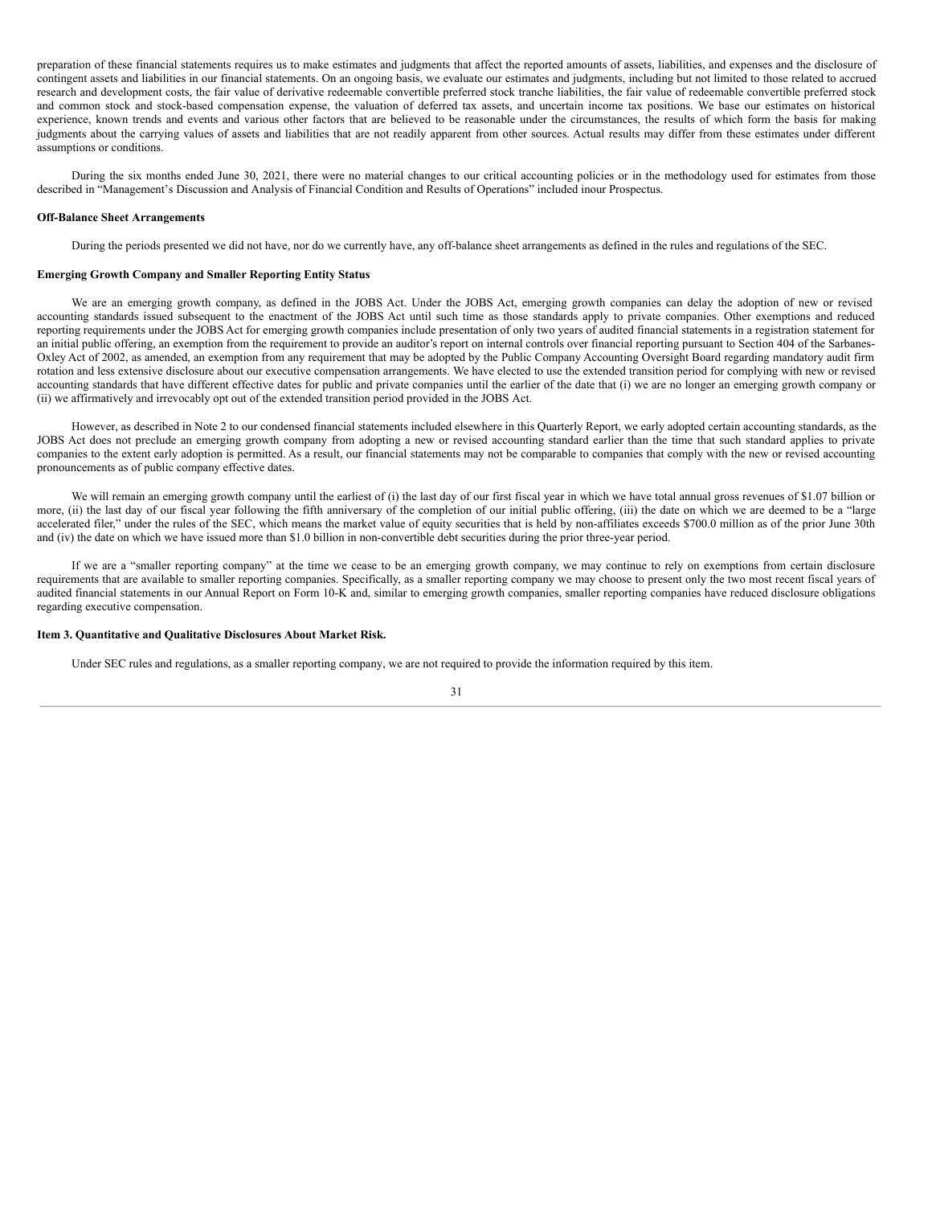preparation of these financial statements requires us to make estimates and judgments that affect the reported amounts of assets, liabilities, and expenses and the disclosure of contingent assets and liabilities in our financial statements. On an ongoing basis, we evaluate our estimates and judgments, including but not limited to those related to accrued research and development costs, the fair value of derivative redeemable convertible preferred stock tranche liabilities, the fair value of redeemable convertible preferred stock and common stock and stock-based compensation expense, the valuation of deferred tax assets, and uncertain income tax positions. We base our estimates on historical experience, known trends and events and various other factors that are believed to be reasonable under the circumstances, the results of which form the basis for making judgments about the carrying values of assets and liabilities that are not readily apparent from other sources. Actual results may differ from these estimates under different assumptions or conditions.

During the six months ended June 30, 2021, there were no material changes to our critical accounting policies or in the methodology used for estimates from those described in "Management's Discussion and Analysis of Financial Condition and Results of Operations" included inour Prospectus.

**Off-Balance Sheet Arrangements**

During the periods presented we did not have, nor do we currently have, any off-balance sheet arrangements as defined in the rules and regulations of the SEC.

**Emerging Growth Company and Smaller Reporting Entity Status**

We are an emerging growth company, as defined in the JOBS Act. Under the JOBS Act, emerging growth companies can delay the adoption of new or revised accounting standards issued subsequent to the enactment of the JOBS Act until such time as those standards apply to private companies. Other exemptions and reduced reporting requirements under the JOBS Act for emerging growth companies include presentation of only two years of audited financial statements in a registration statement for an initial public offering, an exemption from the requirement to provide an auditor's report on internal controls over financial reporting pursuant to Section 404 of the Sarbanes-Oxley Act of 2002, as amended, an exemption from any requirement that may be adopted by the Public Company Accounting Oversight Board regarding mandatory audit firm rotation and less extensive disclosure about our executive compensation arrangements. We have elected to use the extended transition period for complying with new or revised accounting standards that have different effective dates for public and private companies until the earlier of the date that (i) we are no longer an emerging growth company or (ii) we affirmatively and irrevocably opt out of the extended transition period provided in the JOBS Act.

However, as described in Note 2 to our condensed financial statements included elsewhere in this Quarterly Report, we early adopted certain accounting standards, as the JOBS Act does not preclude an emerging growth company from adopting a new or revised accounting standard earlier than the time that such standard applies to private companies to the extent early adoption is permitted. As a result, our financial statements may not be comparable to companies that comply with the new or revised accounting pronouncements as of public company effective dates.

We will remain an emerging growth company until the earliest of (i) the last day of our first fiscal year in which we have total annual gross revenues of $1.07 billion or more, (ii) the last day of our fiscal year following the fifth anniversary of the completion of our initial public offering, (iii) the date on which we are deemed to be a "large accelerated filer," under the rules of the SEC, which means the market value of equity securities that is held by non-affiliates exceeds $700.0 million as of the prior June 30th and (iv) the date on which we have issued more than $1.0 billion in non-convertible debt securities during the prior three-year period.

If we are a "smaller reporting company" at the time we cease to be an emerging growth company, we may continue to rely on exemptions from certain disclosure requirements that are available to smaller reporting companies. Specifically, as a smaller reporting company we may choose to present only the two most recent fiscal years of audited financial statements in our Annual Report on Form 10-K and, similar to emerging growth companies, smaller reporting companies have reduced disclosure obligations regarding executive compensation.

**Item 3. Quantitative and Qualitative Disclosures About Market Risk.**

Under SEC rules and regulations, as a smaller reporting company, we are not required to provide the information required by this item.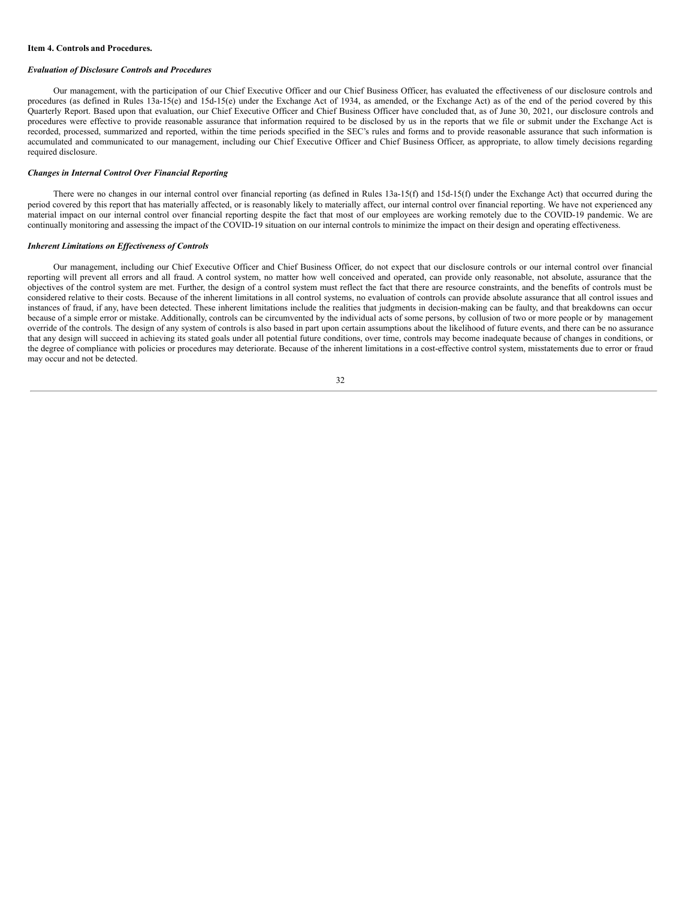**Item 4. Controls and Procedures.**

***Evaluation of Disclosure Controls and Procedures***

Our management, with the participation of our Chief Executive Officer and our Chief Business Officer, has evaluated the effectiveness of our disclosure controls and procedures (as defined in Rules 13a-15(e) and 15d-15(e) under the Exchange Act of 1934, as amended, or the Exchange Act) as of the end of the period covered by this Quarterly Report. Based upon that evaluation, our Chief Executive Officer and Chief Business Officer have concluded that, as of June 30, 2021, our disclosure controls and procedures were effective to provide reasonable assurance that information required to be disclosed by us in the reports that we file or submit under the Exchange Act is recorded, processed, summarized and reported, within the time periods specified in the SEC's rules and forms and to provide reasonable assurance that such information is accumulated and communicated to our management, including our Chief Executive Officer and Chief Business Officer, as appropriate, to allow timely decisions regarding required disclosure.

***Changes in Internal Control Over Financial Reporting***

There were no changes in our internal control over financial reporting (as defined in Rules 13a-15(f) and 15d-15(f) under the Exchange Act) that occurred during the period covered by this report that has materially affected, or is reasonably likely to materially affect, our internal control over financial reporting. We have not experienced any material impact on our internal control over financial reporting despite the fact that most of our employees are working remotely due to the COVID-19 pandemic. We are continually monitoring and assessing the impact of the COVID-19 situation on our internal controls to minimize the impact on their design and operating effectiveness.

***Inherent Limitations on Effectiveness of Controls***

Our management, including our Chief Executive Officer and Chief Business Officer, do not expect that our disclosure controls or our internal control over financial reporting will prevent all errors and all fraud. A control system, no matter how well conceived and operated, can provide only reasonable, not absolute, assurance that the objectives of the control system are met. Further, the design of a control system must reflect the fact that there are resource constraints, and the benefits of controls must be considered relative to their costs. Because of the inherent limitations in all control systems, no evaluation of controls can provide absolute assurance that all control issues and instances of fraud, if any, have been detected. These inherent limitations include the realities that judgments in decision-making can be faulty, and that breakdowns can occur because of a simple error or mistake. Additionally, controls can be circumvented by the individual acts of some persons, by collusion of two or more people or by management override of the controls. The design of any system of controls is also based in part upon certain assumptions about the likelihood of future events, and there can be no assurance that any design will succeed in achieving its stated goals under all potential future conditions, over time, controls may become inadequate because of changes in conditions, or the degree of compliance with policies or procedures may deteriorate. Because of the inherent limitations in a cost-effective control system, misstatements due to error or fraud may occur and not be detected.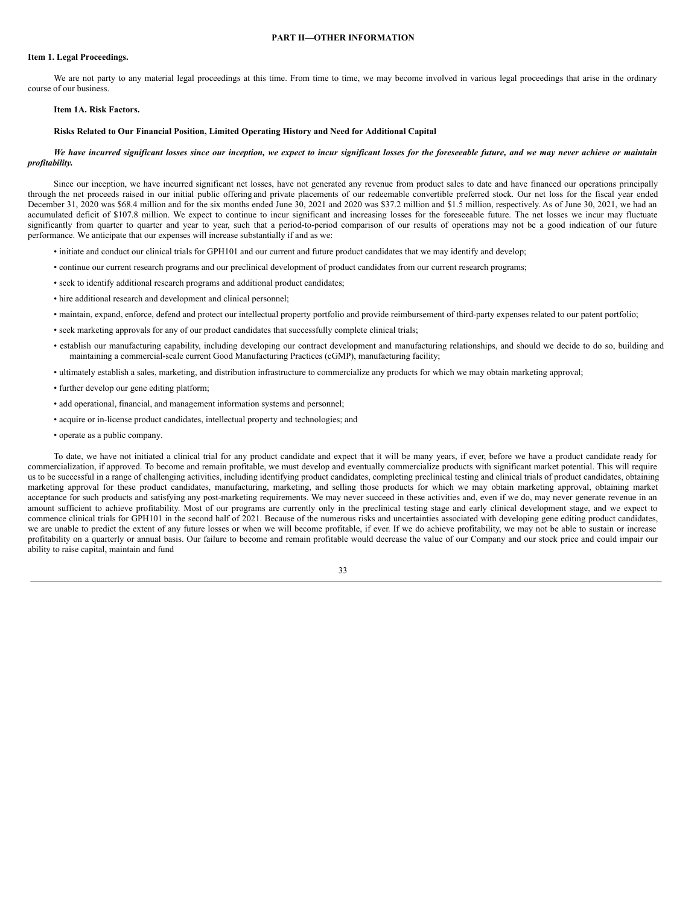## PART II—OTHER INFORMATION

### Item 1. Legal Proceedings.

We are not party to any material legal proceedings at this time. From time to time, we may become involved in various legal proceedings that arise in the ordinary course of our business.

### Item 1A. Risk Factors.

#### Risks Related to Our Financial Position, Limited Operating History and Need for Additional Capital

***We have incurred significant losses since our inception, we expect to incur significant losses for the foreseeable future, and we may never achieve or maintain profitability.***

Since our inception, we have incurred significant net losses, have not generated any revenue from product sales to date and have financed our operations principally through the net proceeds raised in our initial public offering and private placements of our redeemable convertible preferred stock. Our net loss for the fiscal year ended December 31, 2020 was $68.4 million and for the six months ended June 30, 2021 and 2020 was $37.2 million and $1.5 million, respectively. As of June 30, 2021, we had an accumulated deficit of $107.8 million. We expect to continue to incur significant and increasing losses for the foreseeable future. The net losses we incur may fluctuate significantly from quarter to quarter and year to year, such that a period-to-period comparison of our results of operations may not be a good indication of our future performance. We anticipate that our expenses will increase substantially if and as we:

- initiate and conduct our clinical trials for GPH101 and our current and future product candidates that we may identify and develop;
- continue our current research programs and our preclinical development of product candidates from our current research programs;
- seek to identify additional research programs and additional product candidates;
- hire additional research and development and clinical personnel;
- maintain, expand, enforce, defend and protect our intellectual property portfolio and provide reimbursement of third-party expenses related to our patent portfolio;
- seek marketing approvals for any of our product candidates that successfully complete clinical trials;
- establish our manufacturing capability, including developing our contract development and manufacturing relationships, and should we decide to do so, building and maintaining a commercial-scale current Good Manufacturing Practices (cGMP), manufacturing facility;
- ultimately establish a sales, marketing, and distribution infrastructure to commercialize any products for which we may obtain marketing approval;
- further develop our gene editing platform;
- add operational, financial, and management information systems and personnel;
- acquire or in-license product candidates, intellectual property and technologies; and
- operate as a public company.

To date, we have not initiated a clinical trial for any product candidate and expect that it will be many years, if ever, before we have a product candidate ready for commercialization, if approved. To become and remain profitable, we must develop and eventually commercialize products with significant market potential. This will require us to be successful in a range of challenging activities, including identifying product candidates, completing preclinical testing and clinical trials of product candidates, obtaining marketing approval for these product candidates, manufacturing, marketing, and selling those products for which we may obtain marketing approval, obtaining market acceptance for such products and satisfying any post-marketing requirements. We may never succeed in these activities and, even if we do, may never generate revenue in an amount sufficient to achieve profitability. Most of our programs are currently only in the preclinical testing stage and early clinical development stage, and we expect to commence clinical trials for GPH101 in the second half of 2021. Because of the numerous risks and uncertainties associated with developing gene editing product candidates, we are unable to predict the extent of any future losses or when we will become profitable, if ever. If we do achieve profitability, we may not be able to sustain or increase profitability on a quarterly or annual basis. Our failure to become and remain profitable would decrease the value of our Company and our stock price and could impair our ability to raise capital, maintain and fund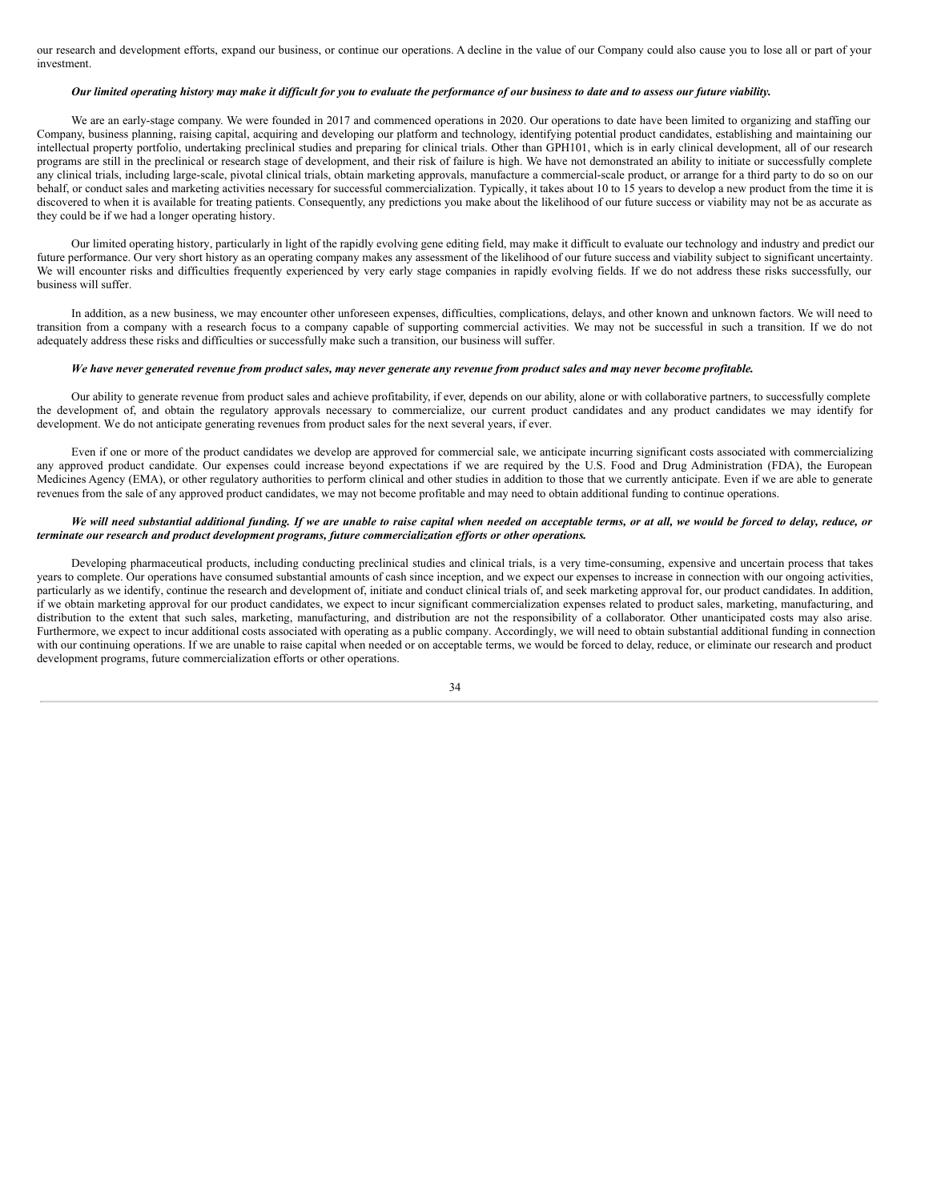our research and development efforts, expand our business, or continue our operations. A decline in the value of our Company could also cause you to lose all or part of your investment.

***Our limited operating history may make it difficult for you to evaluate the performance of our business to date and to assess our future viability.***

We are an early-stage company. We were founded in 2017 and commenced operations in 2020. Our operations to date have been limited to organizing and staffing our Company, business planning, raising capital, acquiring and developing our platform and technology, identifying potential product candidates, establishing and maintaining our intellectual property portfolio, undertaking preclinical studies and preparing for clinical trials. Other than GPH101, which is in early clinical development, all of our research programs are still in the preclinical or research stage of development, and their risk of failure is high. We have not demonstrated an ability to initiate or successfully complete any clinical trials, including large-scale, pivotal clinical trials, obtain marketing approvals, manufacture a commercial-scale product, or arrange for a third party to do so on our behalf, or conduct sales and marketing activities necessary for successful commercialization. Typically, it takes about 10 to 15 years to develop a new product from the time it is discovered to when it is available for treating patients. Consequently, any predictions you make about the likelihood of our future success or viability may not be as accurate as they could be if we had a longer operating history.

Our limited operating history, particularly in light of the rapidly evolving gene editing field, may make it difficult to evaluate our technology and industry and predict our future performance. Our very short history as an operating company makes any assessment of the likelihood of our future success and viability subject to significant uncertainty. We will encounter risks and difficulties frequently experienced by very early stage companies in rapidly evolving fields. If we do not address these risks successfully, our business will suffer.

In addition, as a new business, we may encounter other unforeseen expenses, difficulties, complications, delays, and other known and unknown factors. We will need to transition from a company with a research focus to a company capable of supporting commercial activities. We may not be successful in such a transition. If we do not adequately address these risks and difficulties or successfully make such a transition, our business will suffer.

***We have never generated revenue from product sales, may never generate any revenue from product sales and may never become profitable.***

Our ability to generate revenue from product sales and achieve profitability, if ever, depends on our ability, alone or with collaborative partners, to successfully complete the development of, and obtain the regulatory approvals necessary to commercialize, our current product candidates and any product candidates we may identify for development. We do not anticipate generating revenues from product sales for the next several years, if ever.

Even if one or more of the product candidates we develop are approved for commercial sale, we anticipate incurring significant costs associated with commercializing any approved product candidate. Our expenses could increase beyond expectations if we are required by the U.S. Food and Drug Administration (FDA), the European Medicines Agency (EMA), or other regulatory authorities to perform clinical and other studies in addition to those that we currently anticipate. Even if we are able to generate revenues from the sale of any approved product candidates, we may not become profitable and may need to obtain additional funding to continue operations.

***We will need substantial additional funding. If we are unable to raise capital when needed on acceptable terms, or at all, we would be forced to delay, reduce, or terminate our research and product development programs, future commercialization efforts or other operations.***

Developing pharmaceutical products, including conducting preclinical studies and clinical trials, is a very time-consuming, expensive and uncertain process that takes years to complete. Our operations have consumed substantial amounts of cash since inception, and we expect our expenses to increase in connection with our ongoing activities, particularly as we identify, continue the research and development of, initiate and conduct clinical trials of, and seek marketing approval for, our product candidates. In addition, if we obtain marketing approval for our product candidates, we expect to incur significant commercialization expenses related to product sales, marketing, manufacturing, and distribution to the extent that such sales, marketing, manufacturing, and distribution are not the responsibility of a collaborator. Other unanticipated costs may also arise. Furthermore, we expect to incur additional costs associated with operating as a public company. Accordingly, we will need to obtain substantial additional funding in connection with our continuing operations. If we are unable to raise capital when needed or on acceptable terms, we would be forced to delay, reduce, or eliminate our research and product development programs, future commercialization efforts or other operations.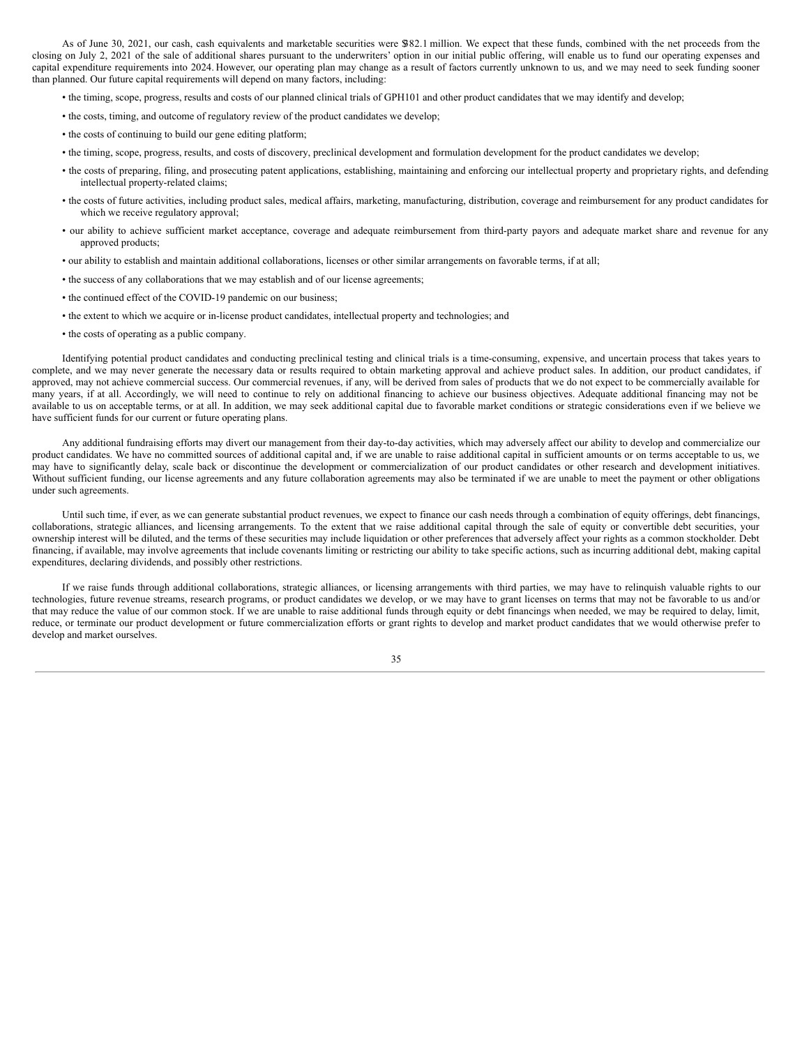As of June 30, 2021, our cash, cash equivalents and marketable securities were $382.1 million. We expect that these funds, combined with the net proceeds from the closing on July 2, 2021 of the sale of additional shares pursuant to the underwriters' option in our initial public offering, will enable us to fund our operating expenses and capital expenditure requirements into 2024. However, our operating plan may change as a result of factors currently unknown to us, and we may need to seek funding sooner than planned. Our future capital requirements will depend on many factors, including:

- the timing, scope, progress, results and costs of our planned clinical trials of GPH101 and other product candidates that we may identify and develop;
- the costs, timing, and outcome of regulatory review of the product candidates we develop;
- the costs of continuing to build our gene editing platform;
- the timing, scope, progress, results, and costs of discovery, preclinical development and formulation development for the product candidates we develop;
- the costs of preparing, filing, and prosecuting patent applications, establishing, maintaining and enforcing our intellectual property and proprietary rights, and defending intellectual property-related claims;
- the costs of future activities, including product sales, medical affairs, marketing, manufacturing, distribution, coverage and reimbursement for any product candidates for which we receive regulatory approval;
- our ability to achieve sufficient market acceptance, coverage and adequate reimbursement from third-party payors and adequate market share and revenue for any approved products;
- our ability to establish and maintain additional collaborations, licenses or other similar arrangements on favorable terms, if at all;
- the success of any collaborations that we may establish and of our license agreements;
- the continued effect of the COVID-19 pandemic on our business;
- the extent to which we acquire or in-license product candidates, intellectual property and technologies; and
- the costs of operating as a public company.

Identifying potential product candidates and conducting preclinical testing and clinical trials is a time-consuming, expensive, and uncertain process that takes years to complete, and we may never generate the necessary data or results required to obtain marketing approval and achieve product sales. In addition, our product candidates, if approved, may not achieve commercial success. Our commercial revenues, if any, will be derived from sales of products that we do not expect to be commercially available for many years, if at all. Accordingly, we will need to continue to rely on additional financing to achieve our business objectives. Adequate additional financing may not be available to us on acceptable terms, or at all. In addition, we may seek additional capital due to favorable market conditions or strategic considerations even if we believe we have sufficient funds for our current or future operating plans.

Any additional fundraising efforts may divert our management from their day-to-day activities, which may adversely affect our ability to develop and commercialize our product candidates. We have no committed sources of additional capital and, if we are unable to raise additional capital in sufficient amounts or on terms acceptable to us, we may have to significantly delay, scale back or discontinue the development or commercialization of our product candidates or other research and development initiatives. Without sufficient funding, our license agreements and any future collaboration agreements may also be terminated if we are unable to meet the payment or other obligations under such agreements.

Until such time, if ever, as we can generate substantial product revenues, we expect to finance our cash needs through a combination of equity offerings, debt financings, collaborations, strategic alliances, and licensing arrangements. To the extent that we raise additional capital through the sale of equity or convertible debt securities, your ownership interest will be diluted, and the terms of these securities may include liquidation or other preferences that adversely affect your rights as a common stockholder. Debt financing, if available, may involve agreements that include covenants limiting or restricting our ability to take specific actions, such as incurring additional debt, making capital expenditures, declaring dividends, and possibly other restrictions.

If we raise funds through additional collaborations, strategic alliances, or licensing arrangements with third parties, we may have to relinquish valuable rights to our technologies, future revenue streams, research programs, or product candidates we develop, or we may have to grant licenses on terms that may not be favorable to us and/or that may reduce the value of our common stock. If we are unable to raise additional funds through equity or debt financings when needed, we may be required to delay, limit, reduce, or terminate our product development or future commercialization efforts or grant rights to develop and market product candidates that we would otherwise prefer to develop and market ourselves.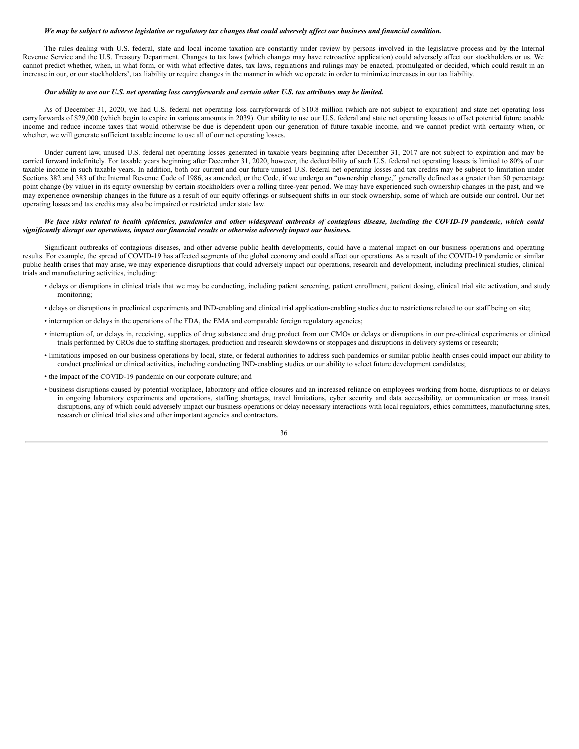***We may be subject to adverse legislative or regulatory tax changes that could adversely affect our business and financial condition.***

The rules dealing with U.S. federal, state and local income taxation are constantly under review by persons involved in the legislative process and by the Internal Revenue Service and the U.S. Treasury Department. Changes to tax laws (which changes may have retroactive application) could adversely affect our stockholders or us. We cannot predict whether, when, in what form, or with what effective dates, tax laws, regulations and rulings may be enacted, promulgated or decided, which could result in an increase in our, or our stockholders', tax liability or require changes in the manner in which we operate in order to minimize increases in our tax liability.

***Our ability to use our U.S. net operating loss carryforwards and certain other U.S. tax attributes may be limited.***

As of December 31, 2020, we had U.S. federal net operating loss carryforwards of $10.8 million (which are not subject to expiration) and state net operating loss carryforwards of $29,000 (which begin to expire in various amounts in 2039). Our ability to use our U.S. federal and state net operating losses to offset potential future taxable income and reduce income taxes that would otherwise be due is dependent upon our generation of future taxable income, and we cannot predict with certainty when, or whether, we will generate sufficient taxable income to use all of our net operating losses.

Under current law, unused U.S. federal net operating losses generated in taxable years beginning after December 31, 2017 are not subject to expiration and may be carried forward indefinitely. For taxable years beginning after December 31, 2020, however, the deductibility of such U.S. federal net operating losses is limited to 80% of our taxable income in such taxable years. In addition, both our current and our future unused U.S. federal net operating losses and tax credits may be subject to limitation under Sections 382 and 383 of the Internal Revenue Code of 1986, as amended, or the Code, if we undergo an "ownership change," generally defined as a greater than 50 percentage point change (by value) in its equity ownership by certain stockholders over a rolling three-year period. We may have experienced such ownership changes in the past, and we may experience ownership changes in the future as a result of our equity offerings or subsequent shifts in our stock ownership, some of which are outside our control. Our net operating losses and tax credits may also be impaired or restricted under state law.

***We face risks related to health epidemics, pandemics and other widespread outbreaks of contagious disease, including the COVID-19 pandemic, which could significantly disrupt our operations, impact our financial results or otherwise adversely impact our business.***

Significant outbreaks of contagious diseases, and other adverse public health developments, could have a material impact on our business operations and operating results. For example, the spread of COVID-19 has affected segments of the global economy and could affect our operations. As a result of the COVID-19 pandemic or similar public health crises that may arise, we may experience disruptions that could adversely impact our operations, research and development, including preclinical studies, clinical trials and manufacturing activities, including:

- delays or disruptions in clinical trials that we may be conducting, including patient screening, patient enrollment, patient dosing, clinical trial site activation, and study monitoring;
- delays or disruptions in preclinical experiments and IND-enabling and clinical trial application-enabling studies due to restrictions related to our staff being on site;
- interruption or delays in the operations of the FDA, the EMA and comparable foreign regulatory agencies;
- interruption of, or delays in, receiving, supplies of drug substance and drug product from our CMOs or delays or disruptions in our pre-clinical experiments or clinical trials performed by CROs due to staffing shortages, production and research slowdowns or stoppages and disruptions in delivery systems or research;
- limitations imposed on our business operations by local, state, or federal authorities to address such pandemics or similar public health crises could impact our ability to conduct preclinical or clinical activities, including conducting IND-enabling studies or our ability to select future development candidates;
- the impact of the COVID-19 pandemic on our corporate culture; and
- business disruptions caused by potential workplace, laboratory and office closures and an increased reliance on employees working from home, disruptions to or delays in ongoing laboratory experiments and operations, staffing shortages, travel limitations, cyber security and data accessibility, or communication or mass transit disruptions, any of which could adversely impact our business operations or delay necessary interactions with local regulators, ethics committees, manufacturing sites, research or clinical trial sites and other important agencies and contractors.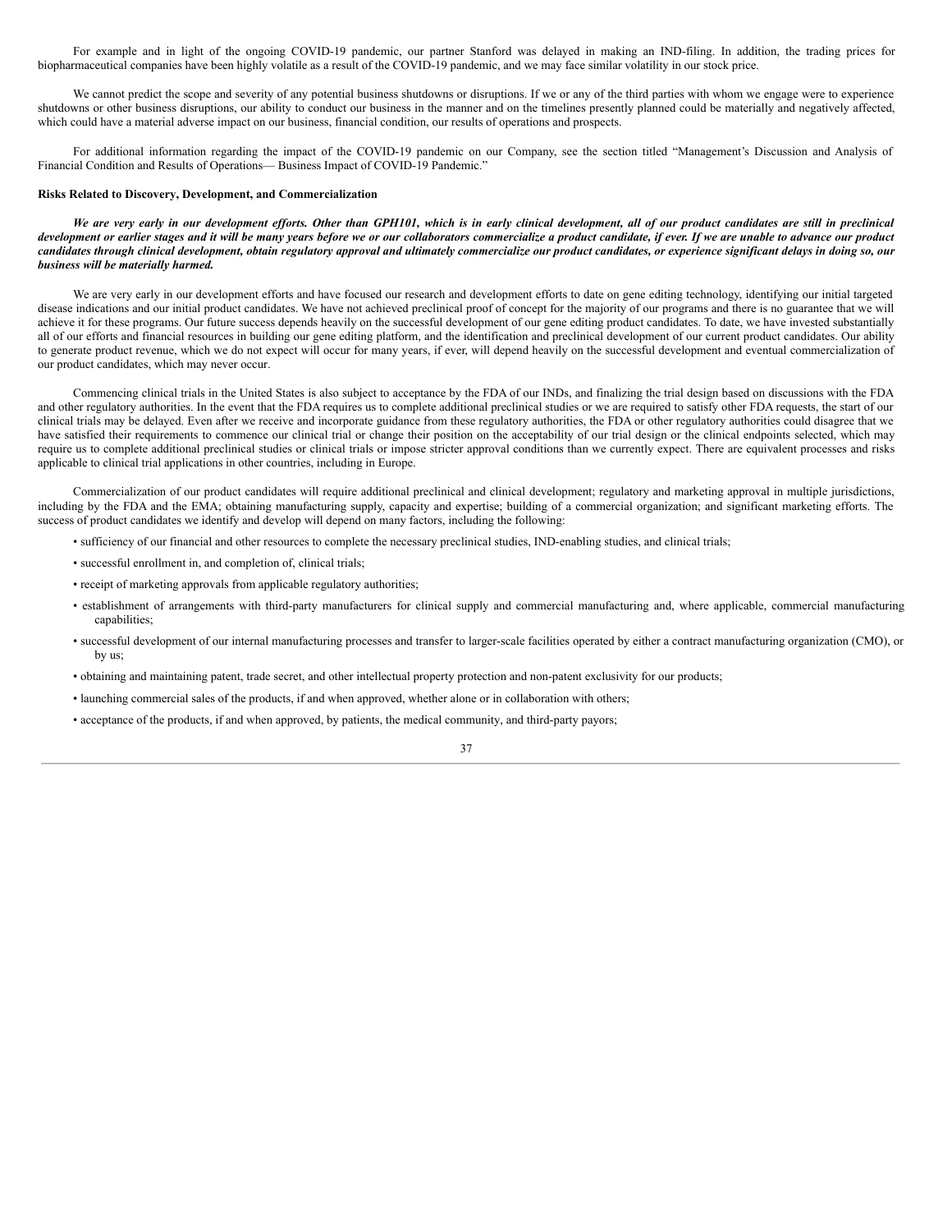For example and in light of the ongoing COVID-19 pandemic, our partner Stanford was delayed in making an IND-filing. In addition, the trading prices for biopharmaceutical companies have been highly volatile as a result of the COVID-19 pandemic, and we may face similar volatility in our stock price.

We cannot predict the scope and severity of any potential business shutdowns or disruptions. If we or any of the third parties with whom we engage were to experience shutdowns or other business disruptions, our ability to conduct our business in the manner and on the timelines presently planned could be materially and negatively affected, which could have a material adverse impact on our business, financial condition, our results of operations and prospects.

For additional information regarding the impact of the COVID-19 pandemic on our Company, see the section titled "Management's Discussion and Analysis of Financial Condition and Results of Operations— Business Impact of COVID-19 Pandemic."

**Risks Related to Discovery, Development, and Commercialization**

***We are very early in our development efforts. Other than GPH101, which is in early clinical development, all of our product candidates are still in preclinical development or earlier stages and it will be many years before we or our collaborators commercialize a product candidate, if ever. If we are unable to advance our product candidates through clinical development, obtain regulatory approval and ultimately commercialize our product candidates, or experience significant delays in doing so, our business will be materially harmed.***

We are very early in our development efforts and have focused our research and development efforts to date on gene editing technology, identifying our initial targeted disease indications and our initial product candidates. We have not achieved preclinical proof of concept for the majority of our programs and there is no guarantee that we will achieve it for these programs. Our future success depends heavily on the successful development of our gene editing product candidates. To date, we have invested substantially all of our efforts and financial resources in building our gene editing platform, and the identification and preclinical development of our current product candidates. Our ability to generate product revenue, which we do not expect will occur for many years, if ever, will depend heavily on the successful development and eventual commercialization of our product candidates, which may never occur.

Commencing clinical trials in the United States is also subject to acceptance by the FDA of our INDs, and finalizing the trial design based on discussions with the FDA and other regulatory authorities. In the event that the FDA requires us to complete additional preclinical studies or we are required to satisfy other FDA requests, the start of our clinical trials may be delayed. Even after we receive and incorporate guidance from these regulatory authorities, the FDA or other regulatory authorities could disagree that we have satisfied their requirements to commence our clinical trial or change their position on the acceptability of our trial design or the clinical endpoints selected, which may require us to complete additional preclinical studies or clinical trials or impose stricter approval conditions than we currently expect. There are equivalent processes and risks applicable to clinical trial applications in other countries, including in Europe.

Commercialization of our product candidates will require additional preclinical and clinical development; regulatory and marketing approval in multiple jurisdictions, including by the FDA and the EMA; obtaining manufacturing supply, capacity and expertise; building of a commercial organization; and significant marketing efforts. The success of product candidates we identify and develop will depend on many factors, including the following:

- sufficiency of our financial and other resources to complete the necessary preclinical studies, IND-enabling studies, and clinical trials;
- successful enrollment in, and completion of, clinical trials;
- receipt of marketing approvals from applicable regulatory authorities;
- establishment of arrangements with third-party manufacturers for clinical supply and commercial manufacturing and, where applicable, commercial manufacturing capabilities;
- successful development of our internal manufacturing processes and transfer to larger-scale facilities operated by either a contract manufacturing organization (CMO), or by us;
- obtaining and maintaining patent, trade secret, and other intellectual property protection and non-patent exclusivity for our products;
- launching commercial sales of the products, if and when approved, whether alone or in collaboration with others;
- acceptance of the products, if and when approved, by patients, the medical community, and third-party payors;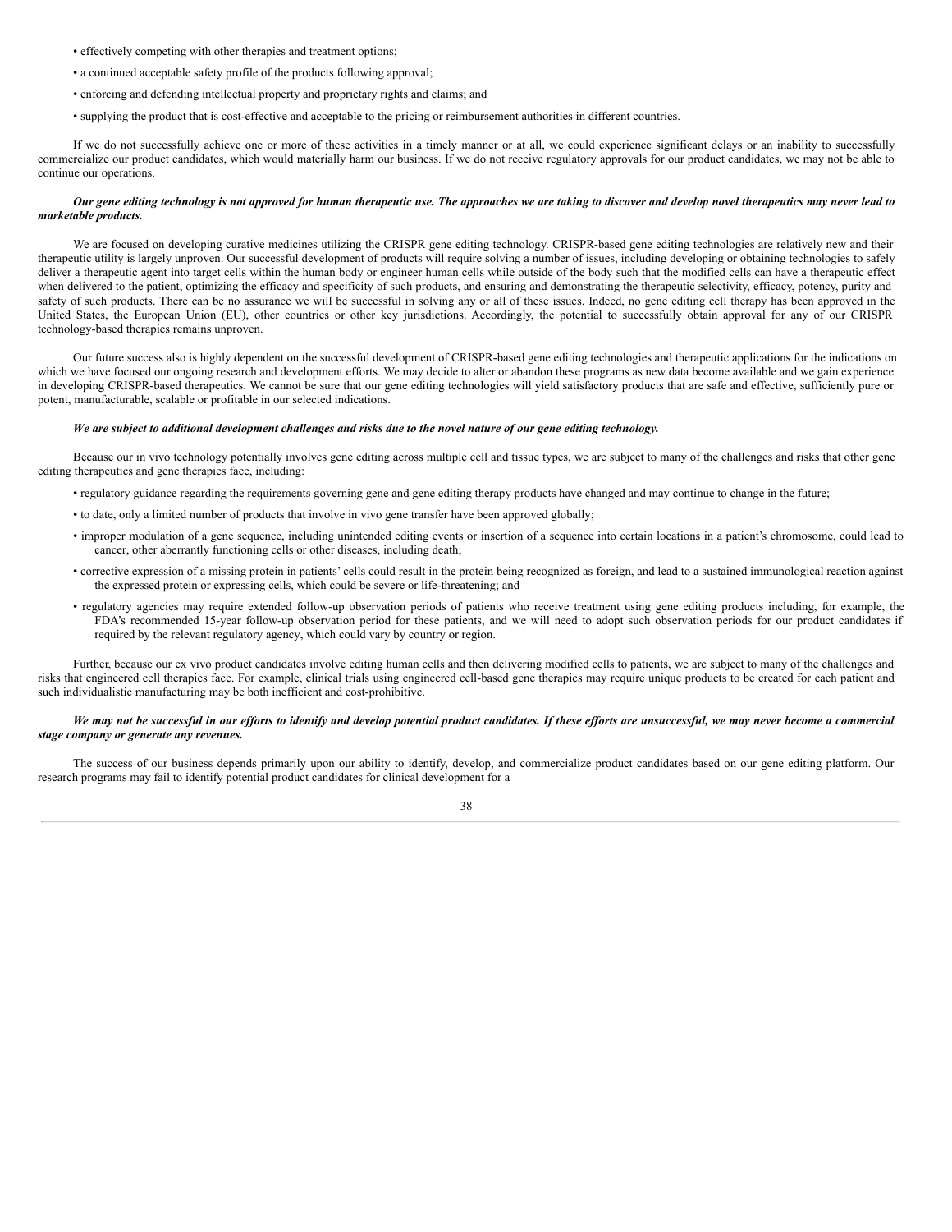- effectively competing with other therapies and treatment options;
- a continued acceptable safety profile of the products following approval;
- enforcing and defending intellectual property and proprietary rights and claims; and
- supplying the product that is cost-effective and acceptable to the pricing or reimbursement authorities in different countries.

If we do not successfully achieve one or more of these activities in a timely manner or at all, we could experience significant delays or an inability to successfully commercialize our product candidates, which would materially harm our business. If we do not receive regulatory approvals for our product candidates, we may not be able to continue our operations.

***Our gene editing technology is not approved for human therapeutic use. The approaches we are taking to discover and develop novel therapeutics may never lead to marketable products.***

We are focused on developing curative medicines utilizing the CRISPR gene editing technology. CRISPR-based gene editing technologies are relatively new and their therapeutic utility is largely unproven. Our successful development of products will require solving a number of issues, including developing or obtaining technologies to safely deliver a therapeutic agent into target cells within the human body or engineer human cells while outside of the body such that the modified cells can have a therapeutic effect when delivered to the patient, optimizing the efficacy and specificity of such products, and ensuring and demonstrating the therapeutic selectivity, efficacy, potency, purity and safety of such products. There can be no assurance we will be successful in solving any or all of these issues. Indeed, no gene editing cell therapy has been approved in the United States, the European Union (EU), other countries or other key jurisdictions. Accordingly, the potential to successfully obtain approval for any of our CRISPR technology-based therapies remains unproven.

Our future success also is highly dependent on the successful development of CRISPR-based gene editing technologies and therapeutic applications for the indications on which we have focused our ongoing research and development efforts. We may decide to alter or abandon these programs as new data become available and we gain experience in developing CRISPR-based therapeutics. We cannot be sure that our gene editing technologies will yield satisfactory products that are safe and effective, sufficiently pure or potent, manufacturable, scalable or profitable in our selected indications.

***We are subject to additional development challenges and risks due to the novel nature of our gene editing technology.***

Because our in vivo technology potentially involves gene editing across multiple cell and tissue types, we are subject to many of the challenges and risks that other gene editing therapeutics and gene therapies face, including:

- regulatory guidance regarding the requirements governing gene and gene editing therapy products have changed and may continue to change in the future;
- to date, only a limited number of products that involve in vivo gene transfer have been approved globally;
- improper modulation of a gene sequence, including unintended editing events or insertion of a sequence into certain locations in a patient's chromosome, could lead to cancer, other aberrantly functioning cells or other diseases, including death;
- corrective expression of a missing protein in patients' cells could result in the protein being recognized as foreign, and lead to a sustained immunological reaction against the expressed protein or expressing cells, which could be severe or life-threatening; and
- regulatory agencies may require extended follow-up observation periods of patients who receive treatment using gene editing products including, for example, the FDA's recommended 15-year follow-up observation period for these patients, and we will need to adopt such observation periods for our product candidates if required by the relevant regulatory agency, which could vary by country or region.

Further, because our ex vivo product candidates involve editing human cells and then delivering modified cells to patients, we are subject to many of the challenges and risks that engineered cell therapies face. For example, clinical trials using engineered cell-based gene therapies may require unique products to be created for each patient and such individualistic manufacturing may be both inefficient and cost-prohibitive.

***We may not be successful in our efforts to identify and develop potential product candidates. If these efforts are unsuccessful, we may never become a commercial stage company or generate any revenues.***

The success of our business depends primarily upon our ability to identify, develop, and commercialize product candidates based on our gene editing platform. Our research programs may fail to identify potential product candidates for clinical development for a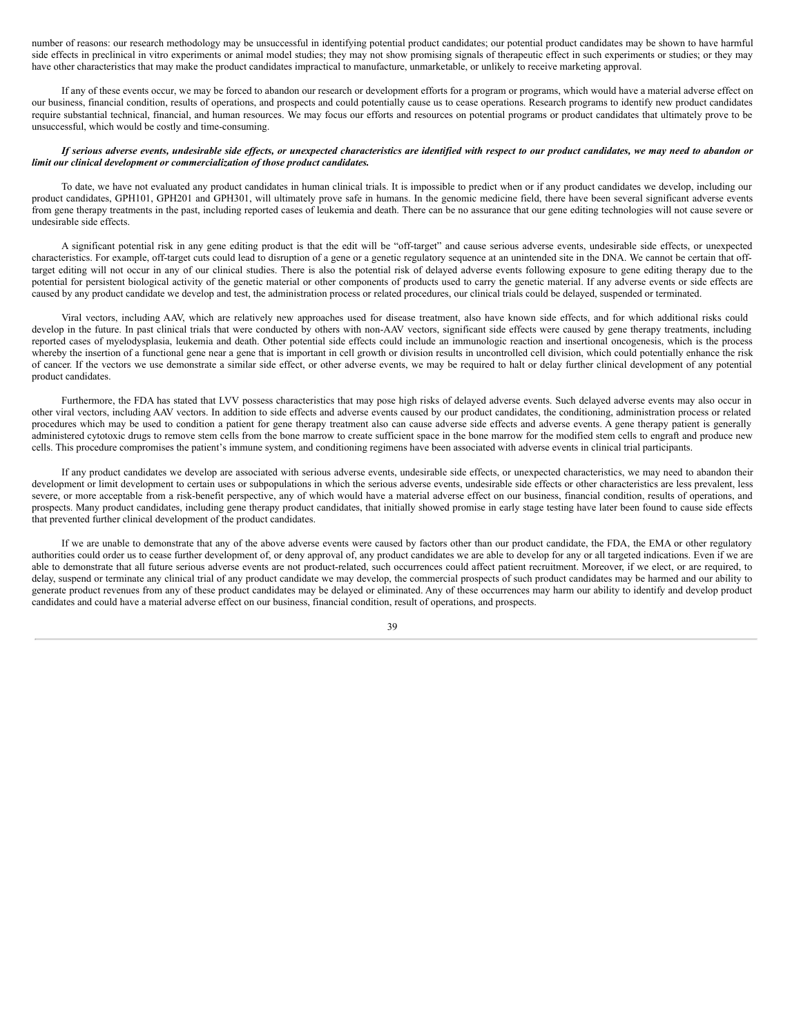number of reasons: our research methodology may be unsuccessful in identifying potential product candidates; our potential product candidates may be shown to have harmful side effects in preclinical in vitro experiments or animal model studies; they may not show promising signals of therapeutic effect in such experiments or studies; or they may have other characteristics that may make the product candidates impractical to manufacture, unmarketable, or unlikely to receive marketing approval.

If any of these events occur, we may be forced to abandon our research or development efforts for a program or programs, which would have a material adverse effect on our business, financial condition, results of operations, and prospects and could potentially cause us to cease operations. Research programs to identify new product candidates require substantial technical, financial, and human resources. We may focus our efforts and resources on potential programs or product candidates that ultimately prove to be unsuccessful, which would be costly and time-consuming.

***If serious adverse events, undesirable side effects, or unexpected characteristics are identified with respect to our product candidates, we may need to abandon or limit our clinical development or commercialization of those product candidates.***

To date, we have not evaluated any product candidates in human clinical trials. It is impossible to predict when or if any product candidates we develop, including our product candidates, GPH101, GPH201 and GPH301, will ultimately prove safe in humans. In the genomic medicine field, there have been several significant adverse events from gene therapy treatments in the past, including reported cases of leukemia and death. There can be no assurance that our gene editing technologies will not cause severe or undesirable side effects.

A significant potential risk in any gene editing product is that the edit will be "off-target" and cause serious adverse events, undesirable side effects, or unexpected characteristics. For example, off-target cuts could lead to disruption of a gene or a genetic regulatory sequence at an unintended site in the DNA. We cannot be certain that off-target editing will not occur in any of our clinical studies. There is also the potential risk of delayed adverse events following exposure to gene editing therapy due to the potential for persistent biological activity of the genetic material or other components of products used to carry the genetic material. If any adverse events or side effects are caused by any product candidate we develop and test, the administration process or related procedures, our clinical trials could be delayed, suspended or terminated.

Viral vectors, including AAV, which are relatively new approaches used for disease treatment, also have known side effects, and for which additional risks could develop in the future. In past clinical trials that were conducted by others with non-AAV vectors, significant side effects were caused by gene therapy treatments, including reported cases of myelodysplasia, leukemia and death. Other potential side effects could include an immunologic reaction and insertional oncogenesis, which is the process whereby the insertion of a functional gene near a gene that is important in cell growth or division results in uncontrolled cell division, which could potentially enhance the risk of cancer. If the vectors we use demonstrate a similar side effect, or other adverse events, we may be required to halt or delay further clinical development of any potential product candidates.

Furthermore, the FDA has stated that LVV possess characteristics that may pose high risks of delayed adverse events. Such delayed adverse events may also occur in other viral vectors, including AAV vectors. In addition to side effects and adverse events caused by our product candidates, the conditioning, administration process or related procedures which may be used to condition a patient for gene therapy treatment also can cause adverse side effects and adverse events. A gene therapy patient is generally administered cytotoxic drugs to remove stem cells from the bone marrow to create sufficient space in the bone marrow for the modified stem cells to engraft and produce new cells. This procedure compromises the patient's immune system, and conditioning regimens have been associated with adverse events in clinical trial participants.

If any product candidates we develop are associated with serious adverse events, undesirable side effects, or unexpected characteristics, we may need to abandon their development or limit development to certain uses or subpopulations in which the serious adverse events, undesirable side effects or other characteristics are less prevalent, less severe, or more acceptable from a risk-benefit perspective, any of which would have a material adverse effect on our business, financial condition, results of operations, and prospects. Many product candidates, including gene therapy product candidates, that initially showed promise in early stage testing have later been found to cause side effects that prevented further clinical development of the product candidates.

If we are unable to demonstrate that any of the above adverse events were caused by factors other than our product candidate, the FDA, the EMA or other regulatory authorities could order us to cease further development of, or deny approval of, any product candidates we are able to develop for any or all targeted indications. Even if we are able to demonstrate that all future serious adverse events are not product-related, such occurrences could affect patient recruitment. Moreover, if we elect, or are required, to delay, suspend or terminate any clinical trial of any product candidate we may develop, the commercial prospects of such product candidates may be harmed and our ability to generate product revenues from any of these product candidates may be delayed or eliminated. Any of these occurrences may harm our ability to identify and develop product candidates and could have a material adverse effect on our business, financial condition, result of operations, and prospects.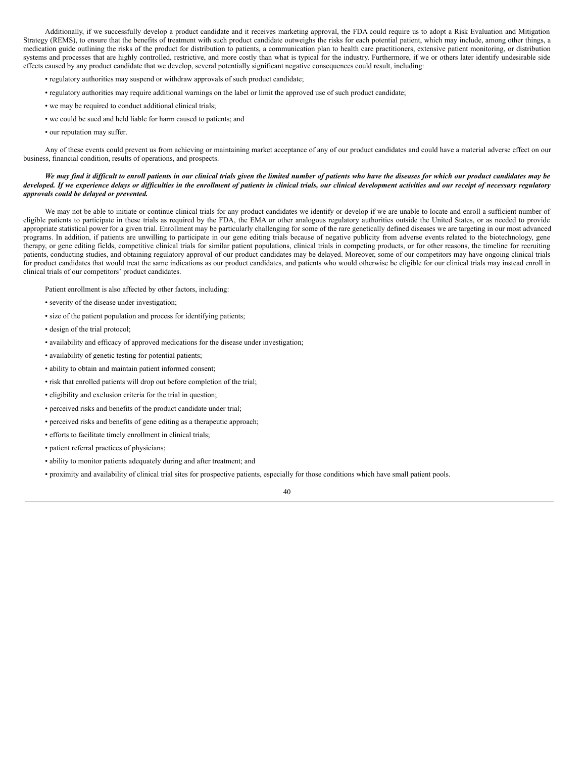Additionally, if we successfully develop a product candidate and it receives marketing approval, the FDA could require us to adopt a Risk Evaluation and Mitigation Strategy (REMS), to ensure that the benefits of treatment with such product candidate outweighs the risks for each potential patient, which may include, among other things, a medication guide outlining the risks of the product for distribution to patients, a communication plan to health care practitioners, extensive patient monitoring, or distribution systems and processes that are highly controlled, restrictive, and more costly than what is typical for the industry. Furthermore, if we or others later identify undesirable side effects caused by any product candidate that we develop, several potentially significant negative consequences could result, including:

- regulatory authorities may suspend or withdraw approvals of such product candidate;
- regulatory authorities may require additional warnings on the label or limit the approved use of such product candidate;
- we may be required to conduct additional clinical trials;
- we could be sued and held liable for harm caused to patients; and
- our reputation may suffer.

Any of these events could prevent us from achieving or maintaining market acceptance of any of our product candidates and could have a material adverse effect on our business, financial condition, results of operations, and prospects.

***We may find it difficult to enroll patients in our clinical trials given the limited number of patients who have the diseases for which our product candidates may be developed. If we experience delays or difficulties in the enrollment of patients in clinical trials, our clinical development activities and our receipt of necessary regulatory approvals could be delayed or prevented.***

We may not be able to initiate or continue clinical trials for any product candidates we identify or develop if we are unable to locate and enroll a sufficient number of eligible patients to participate in these trials as required by the FDA, the EMA or other analogous regulatory authorities outside the United States, or as needed to provide appropriate statistical power for a given trial. Enrollment may be particularly challenging for some of the rare genetically defined diseases we are targeting in our most advanced programs. In addition, if patients are unwilling to participate in our gene editing trials because of negative publicity from adverse events related to the biotechnology, gene therapy, or gene editing fields, competitive clinical trials for similar patient populations, clinical trials in competing products, or for other reasons, the timeline for recruiting patients, conducting studies, and obtaining regulatory approval of our product candidates may be delayed. Moreover, some of our competitors may have ongoing clinical trials for product candidates that would treat the same indications as our product candidates, and patients who would otherwise be eligible for our clinical trials may instead enroll in clinical trials of our competitors' product candidates.

Patient enrollment is also affected by other factors, including:

- severity of the disease under investigation;
- size of the patient population and process for identifying patients;
- design of the trial protocol;
- availability and efficacy of approved medications for the disease under investigation;
- availability of genetic testing for potential patients;
- ability to obtain and maintain patient informed consent;
- risk that enrolled patients will drop out before completion of the trial;
- eligibility and exclusion criteria for the trial in question;
- perceived risks and benefits of the product candidate under trial;
- perceived risks and benefits of gene editing as a therapeutic approach;
- efforts to facilitate timely enrollment in clinical trials;
- patient referral practices of physicians;
- ability to monitor patients adequately during and after treatment; and
- proximity and availability of clinical trial sites for prospective patients, especially for those conditions which have small patient pools.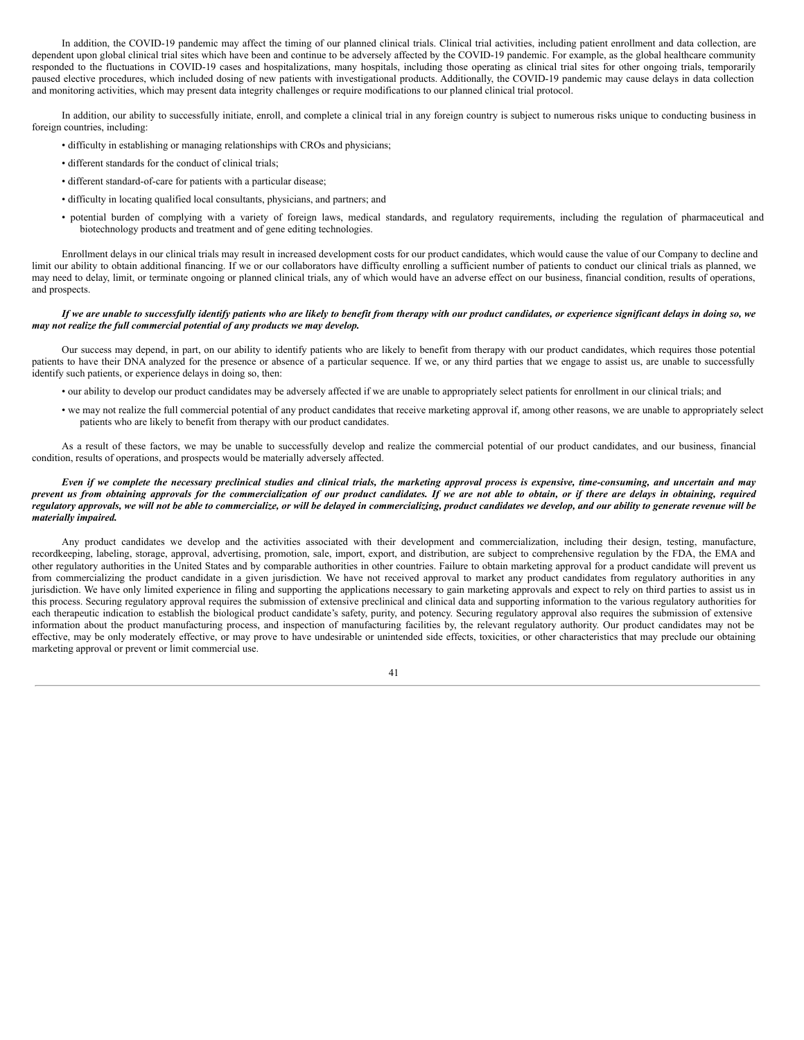In addition, the COVID-19 pandemic may affect the timing of our planned clinical trials. Clinical trial activities, including patient enrollment and data collection, are dependent upon global clinical trial sites which have been and continue to be adversely affected by the COVID-19 pandemic. For example, as the global healthcare community responded to the fluctuations in COVID-19 cases and hospitalizations, many hospitals, including those operating as clinical trial sites for other ongoing trials, temporarily paused elective procedures, which included dosing of new patients with investigational products. Additionally, the COVID-19 pandemic may cause delays in data collection and monitoring activities, which may present data integrity challenges or require modifications to our planned clinical trial protocol.

In addition, our ability to successfully initiate, enroll, and complete a clinical trial in any foreign country is subject to numerous risks unique to conducting business in foreign countries, including:

- difficulty in establishing or managing relationships with CROs and physicians;
- different standards for the conduct of clinical trials;
- different standard-of-care for patients with a particular disease;
- difficulty in locating qualified local consultants, physicians, and partners; and
- potential burden of complying with a variety of foreign laws, medical standards, and regulatory requirements, including the regulation of pharmaceutical and biotechnology products and treatment and of gene editing technologies.

Enrollment delays in our clinical trials may result in increased development costs for our product candidates, which would cause the value of our Company to decline and limit our ability to obtain additional financing. If we or our collaborators have difficulty enrolling a sufficient number of patients to conduct our clinical trials as planned, we may need to delay, limit, or terminate ongoing or planned clinical trials, any of which would have an adverse effect on our business, financial condition, results of operations, and prospects.

***If we are unable to successfully identify patients who are likely to benefit from therapy with our product candidates, or experience significant delays in doing so, we may not realize the full commercial potential of any products we may develop.***

Our success may depend, in part, on our ability to identify patients who are likely to benefit from therapy with our product candidates, which requires those potential patients to have their DNA analyzed for the presence or absence of a particular sequence. If we, or any third parties that we engage to assist us, are unable to successfully identify such patients, or experience delays in doing so, then:

- our ability to develop our product candidates may be adversely affected if we are unable to appropriately select patients for enrollment in our clinical trials; and
- we may not realize the full commercial potential of any product candidates that receive marketing approval if, among other reasons, we are unable to appropriately select patients who are likely to benefit from therapy with our product candidates.

As a result of these factors, we may be unable to successfully develop and realize the commercial potential of our product candidates, and our business, financial condition, results of operations, and prospects would be materially adversely affected.

***Even if we complete the necessary preclinical studies and clinical trials, the marketing approval process is expensive, time-consuming, and uncertain and may prevent us from obtaining approvals for the commercialization of our product candidates. If we are not able to obtain, or if there are delays in obtaining, required regulatory approvals, we will not be able to commercialize, or will be delayed in commercializing, product candidates we develop, and our ability to generate revenue will be materially impaired.***

Any product candidates we develop and the activities associated with their development and commercialization, including their design, testing, manufacture, recordkeeping, labeling, storage, approval, advertising, promotion, sale, import, export, and distribution, are subject to comprehensive regulation by the FDA, the EMA and other regulatory authorities in the United States and by comparable authorities in other countries. Failure to obtain marketing approval for a product candidate will prevent us from commercializing the product candidate in a given jurisdiction. We have not received approval to market any product candidates from regulatory authorities in any jurisdiction. We have only limited experience in filing and supporting the applications necessary to gain marketing approvals and expect to rely on third parties to assist us in this process. Securing regulatory approval requires the submission of extensive preclinical and clinical data and supporting information to the various regulatory authorities for each therapeutic indication to establish the biological product candidate's safety, purity, and potency. Securing regulatory approval also requires the submission of extensive information about the product manufacturing process, and inspection of manufacturing facilities by, the relevant regulatory authority. Our product candidates may not be effective, may be only moderately effective, or may prove to have undesirable or unintended side effects, toxicities, or other characteristics that may preclude our obtaining marketing approval or prevent or limit commercial use.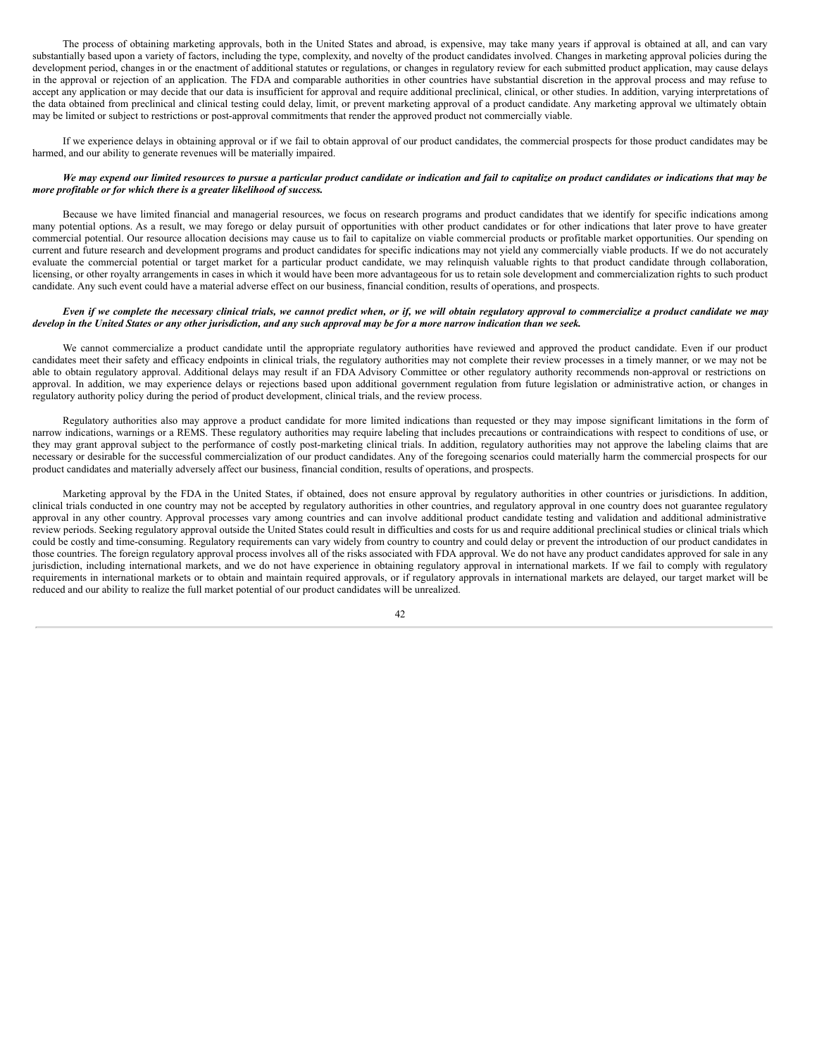The process of obtaining marketing approvals, both in the United States and abroad, is expensive, may take many years if approval is obtained at all, and can vary substantially based upon a variety of factors, including the type, complexity, and novelty of the product candidates involved. Changes in marketing approval policies during the development period, changes in or the enactment of additional statutes or regulations, or changes in regulatory review for each submitted product application, may cause delays in the approval or rejection of an application. The FDA and comparable authorities in other countries have substantial discretion in the approval process and may refuse to accept any application or may decide that our data is insufficient for approval and require additional preclinical, clinical, or other studies. In addition, varying interpretations of the data obtained from preclinical and clinical testing could delay, limit, or prevent marketing approval of a product candidate. Any marketing approval we ultimately obtain may be limited or subject to restrictions or post-approval commitments that render the approved product not commercially viable.

If we experience delays in obtaining approval or if we fail to obtain approval of our product candidates, the commercial prospects for those product candidates may be harmed, and our ability to generate revenues will be materially impaired.

***We may expend our limited resources to pursue a particular product candidate or indication and fail to capitalize on product candidates or indications that may be more profitable or for which there is a greater likelihood of success.***

Because we have limited financial and managerial resources, we focus on research programs and product candidates that we identify for specific indications among many potential options. As a result, we may forego or delay pursuit of opportunities with other product candidates or for other indications that later prove to have greater commercial potential. Our resource allocation decisions may cause us to fail to capitalize on viable commercial products or profitable market opportunities. Our spending on current and future research and development programs and product candidates for specific indications may not yield any commercially viable products. If we do not accurately evaluate the commercial potential or target market for a particular product candidate, we may relinquish valuable rights to that product candidate through collaboration, licensing, or other royalty arrangements in cases in which it would have been more advantageous for us to retain sole development and commercialization rights to such product candidate. Any such event could have a material adverse effect on our business, financial condition, results of operations, and prospects.

***Even if we complete the necessary clinical trials, we cannot predict when, or if, we will obtain regulatory approval to commercialize a product candidate we may develop in the United States or any other jurisdiction, and any such approval may be for a more narrow indication than we seek.***

We cannot commercialize a product candidate until the appropriate regulatory authorities have reviewed and approved the product candidate. Even if our product candidates meet their safety and efficacy endpoints in clinical trials, the regulatory authorities may not complete their review processes in a timely manner, or we may not be able to obtain regulatory approval. Additional delays may result if an FDA Advisory Committee or other regulatory authority recommends non-approval or restrictions on approval. In addition, we may experience delays or rejections based upon additional government regulation from future legislation or administrative action, or changes in regulatory authority policy during the period of product development, clinical trials, and the review process.

Regulatory authorities also may approve a product candidate for more limited indications than requested or they may impose significant limitations in the form of narrow indications, warnings or a REMS. These regulatory authorities may require labeling that includes precautions or contraindications with respect to conditions of use, or they may grant approval subject to the performance of costly post-marketing clinical trials. In addition, regulatory authorities may not approve the labeling claims that are necessary or desirable for the successful commercialization of our product candidates. Any of the foregoing scenarios could materially harm the commercial prospects for our product candidates and materially adversely affect our business, financial condition, results of operations, and prospects.

Marketing approval by the FDA in the United States, if obtained, does not ensure approval by regulatory authorities in other countries or jurisdictions. In addition, clinical trials conducted in one country may not be accepted by regulatory authorities in other countries, and regulatory approval in one country does not guarantee regulatory approval in any other country. Approval processes vary among countries and can involve additional product candidate testing and validation and additional administrative review periods. Seeking regulatory approval outside the United States could result in difficulties and costs for us and require additional preclinical studies or clinical trials which could be costly and time-consuming. Regulatory requirements can vary widely from country to country and could delay or prevent the introduction of our product candidates in those countries. The foreign regulatory approval process involves all of the risks associated with FDA approval. We do not have any product candidates approved for sale in any jurisdiction, including international markets, and we do not have experience in obtaining regulatory approval in international markets. If we fail to comply with regulatory requirements in international markets or to obtain and maintain required approvals, or if regulatory approvals in international markets are delayed, our target market will be reduced and our ability to realize the full market potential of our product candidates will be unrealized.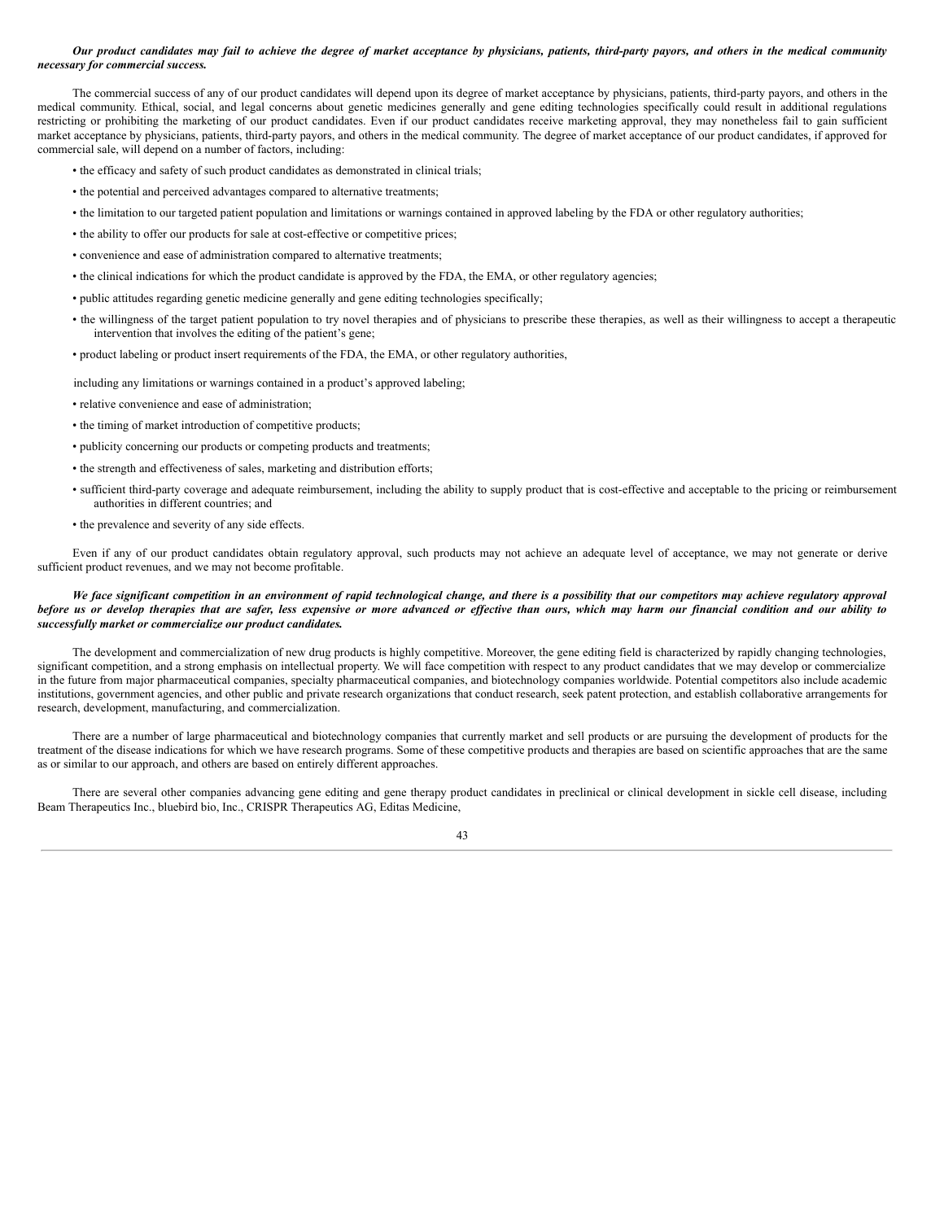***Our product candidates may fail to achieve the degree of market acceptance by physicians, patients, third-party payors, and others in the medical community necessary for commercial success.***

The commercial success of any of our product candidates will depend upon its degree of market acceptance by physicians, patients, third-party payors, and others in the medical community. Ethical, social, and legal concerns about genetic medicines generally and gene editing technologies specifically could result in additional regulations restricting or prohibiting the marketing of our product candidates. Even if our product candidates receive marketing approval, they may nonetheless fail to gain sufficient market acceptance by physicians, patients, third-party payors, and others in the medical community. The degree of market acceptance of our product candidates, if approved for commercial sale, will depend on a number of factors, including:

- the efficacy and safety of such product candidates as demonstrated in clinical trials;
- the potential and perceived advantages compared to alternative treatments;
- the limitation to our targeted patient population and limitations or warnings contained in approved labeling by the FDA or other regulatory authorities;
- the ability to offer our products for sale at cost-effective or competitive prices;
- convenience and ease of administration compared to alternative treatments;
- the clinical indications for which the product candidate is approved by the FDA, the EMA, or other regulatory agencies;
- public attitudes regarding genetic medicine generally and gene editing technologies specifically;
- the willingness of the target patient population to try novel therapies and of physicians to prescribe these therapies, as well as their willingness to accept a therapeutic intervention that involves the editing of the patient's gene;
- product labeling or product insert requirements of the FDA, the EMA, or other regulatory authorities,

including any limitations or warnings contained in a product's approved labeling;

- relative convenience and ease of administration;
- the timing of market introduction of competitive products;
- publicity concerning our products or competing products and treatments;
- the strength and effectiveness of sales, marketing and distribution efforts;
- sufficient third-party coverage and adequate reimbursement, including the ability to supply product that is cost-effective and acceptable to the pricing or reimbursement authorities in different countries; and
- the prevalence and severity of any side effects.

Even if any of our product candidates obtain regulatory approval, such products may not achieve an adequate level of acceptance, we may not generate or derive sufficient product revenues, and we may not become profitable.

***We face significant competition in an environment of rapid technological change, and there is a possibility that our competitors may achieve regulatory approval before us or develop therapies that are safer, less expensive or more advanced or effective than ours, which may harm our financial condition and our ability to successfully market or commercialize our product candidates.***

The development and commercialization of new drug products is highly competitive. Moreover, the gene editing field is characterized by rapidly changing technologies, significant competition, and a strong emphasis on intellectual property. We will face competition with respect to any product candidates that we may develop or commercialize in the future from major pharmaceutical companies, specialty pharmaceutical companies, and biotechnology companies worldwide. Potential competitors also include academic institutions, government agencies, and other public and private research organizations that conduct research, seek patent protection, and establish collaborative arrangements for research, development, manufacturing, and commercialization.

There are a number of large pharmaceutical and biotechnology companies that currently market and sell products or are pursuing the development of products for the treatment of the disease indications for which we have research programs. Some of these competitive products and therapies are based on scientific approaches that are the same as or similar to our approach, and others are based on entirely different approaches.

There are several other companies advancing gene editing and gene therapy product candidates in preclinical or clinical development in sickle cell disease, including Beam Therapeutics Inc., bluebird bio, Inc., CRISPR Therapeutics AG, Editas Medicine,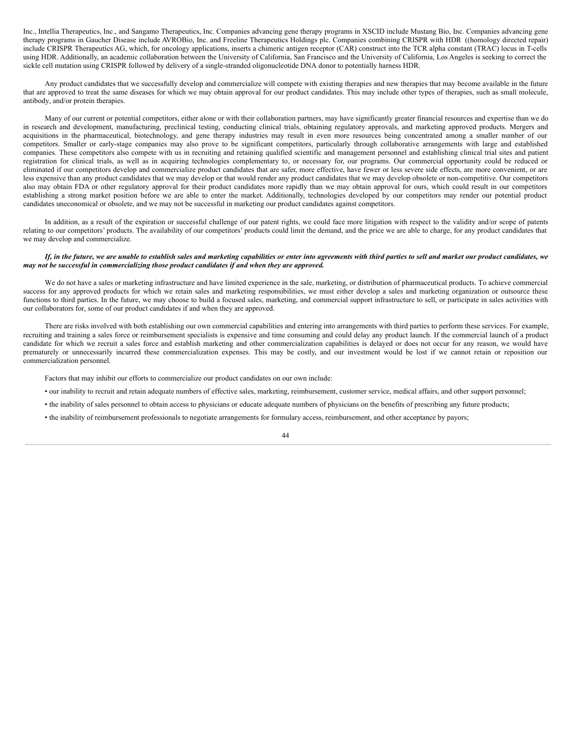Inc., Intellia Therapeutics, Inc., and Sangamo Therapeutics, Inc. Companies advancing gene therapy programs in XSCID include Mustang Bio, Inc. Companies advancing gene therapy programs in Gaucher Disease include AVROBio, Inc. and Freeline Therapeutics Holdings plc. Companies combining CRISPR with HDR ((homology directed repair) include CRISPR Therapeutics AG, which, for oncology applications, inserts a chimeric antigen receptor (CAR) construct into the TCR alpha constant (TRAC) locus in T-cells using HDR. Additionally, an academic collaboration between the University of California, San Francisco and the University of California, Los Angeles is seeking to correct the sickle cell mutation using CRISPR followed by delivery of a single-stranded oligonucleotide DNA donor to potentially harness HDR.

Any product candidates that we successfully develop and commercialize will compete with existing therapies and new therapies that may become available in the future that are approved to treat the same diseases for which we may obtain approval for our product candidates. This may include other types of therapies, such as small molecule, antibody, and/or protein therapies.

Many of our current or potential competitors, either alone or with their collaboration partners, may have significantly greater financial resources and expertise than we do in research and development, manufacturing, preclinical testing, conducting clinical trials, obtaining regulatory approvals, and marketing approved products. Mergers and acquisitions in the pharmaceutical, biotechnology, and gene therapy industries may result in even more resources being concentrated among a smaller number of our competitors. Smaller or early-stage companies may also prove to be significant competitors, particularly through collaborative arrangements with large and established companies. These competitors also compete with us in recruiting and retaining qualified scientific and management personnel and establishing clinical trial sites and patient registration for clinical trials, as well as in acquiring technologies complementary to, or necessary for, our programs. Our commercial opportunity could be reduced or eliminated if our competitors develop and commercialize product candidates that are safer, more effective, have fewer or less severe side effects, are more convenient, or are less expensive than any product candidates that we may develop or that would render any product candidates that we may develop obsolete or non-competitive. Our competitors also may obtain FDA or other regulatory approval for their product candidates more rapidly than we may obtain approval for ours, which could result in our competitors establishing a strong market position before we are able to enter the market. Additionally, technologies developed by our competitors may render our potential product candidates uneconomical or obsolete, and we may not be successful in marketing our product candidates against competitors.

In addition, as a result of the expiration or successful challenge of our patent rights, we could face more litigation with respect to the validity and/or scope of patents relating to our competitors' products. The availability of our competitors' products could limit the demand, and the price we are able to charge, for any product candidates that we may develop and commercialize.

***If, in the future, we are unable to establish sales and marketing capabilities or enter into agreements with third parties to sell and market our product candidates, we may not be successful in commercializing those product candidates if and when they are approved.***

We do not have a sales or marketing infrastructure and have limited experience in the sale, marketing, or distribution of pharmaceutical products. To achieve commercial success for any approved products for which we retain sales and marketing responsibilities, we must either develop a sales and marketing organization or outsource these functions to third parties. In the future, we may choose to build a focused sales, marketing, and commercial support infrastructure to sell, or participate in sales activities with our collaborators for, some of our product candidates if and when they are approved.

There are risks involved with both establishing our own commercial capabilities and entering into arrangements with third parties to perform these services. For example, recruiting and training a sales force or reimbursement specialists is expensive and time consuming and could delay any product launch. If the commercial launch of a product candidate for which we recruit a sales force and establish marketing and other commercialization capabilities is delayed or does not occur for any reason, we would have prematurely or unnecessarily incurred these commercialization expenses. This may be costly, and our investment would be lost if we cannot retain or reposition our commercialization personnel.

Factors that may inhibit our efforts to commercialize our product candidates on our own include:

- our inability to recruit and retain adequate numbers of effective sales, marketing, reimbursement, customer service, medical affairs, and other support personnel;
- the inability of sales personnel to obtain access to physicians or educate adequate numbers of physicians on the benefits of prescribing any future products;
- the inability of reimbursement professionals to negotiate arrangements for formulary access, reimbursement, and other acceptance by payors;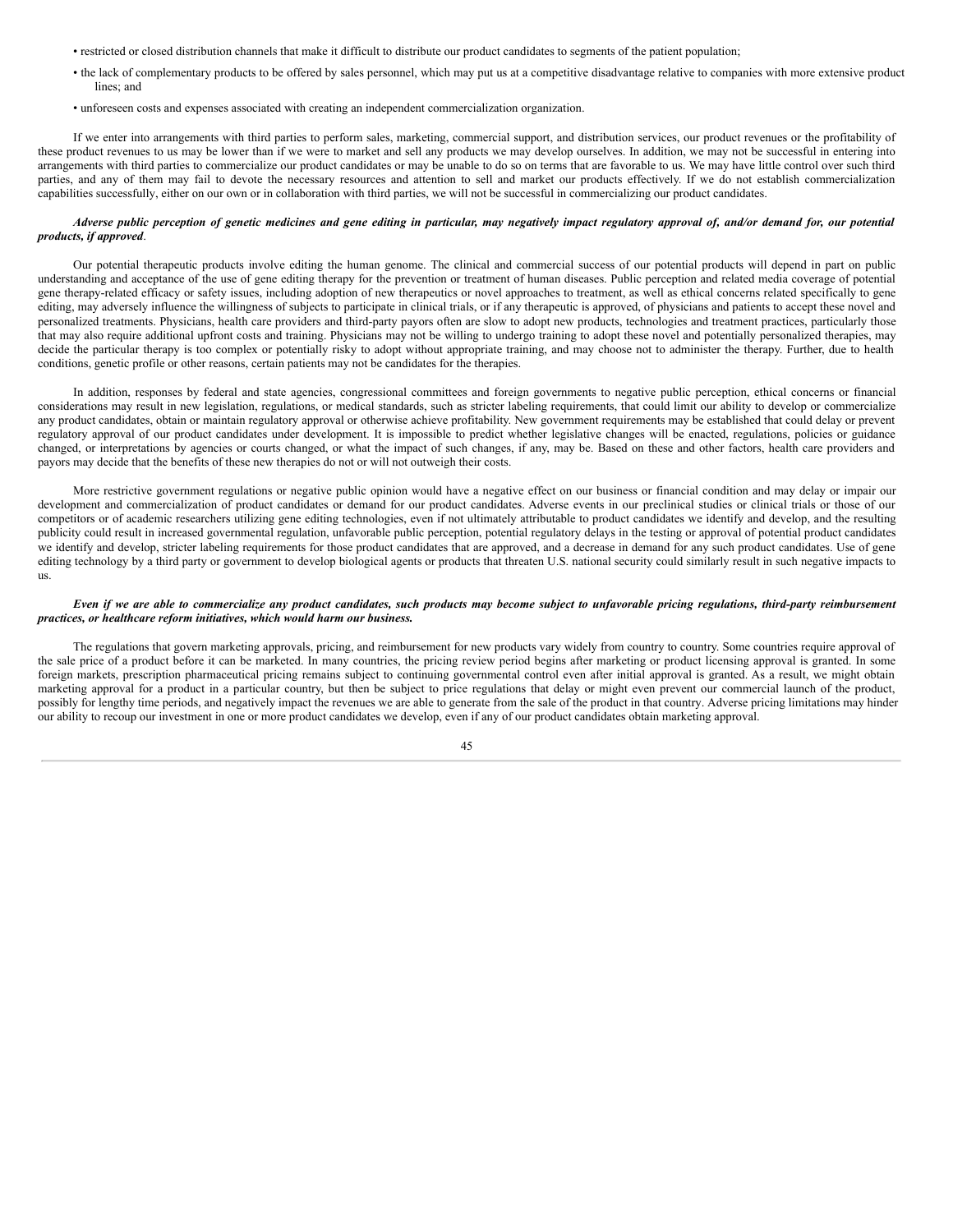- restricted or closed distribution channels that make it difficult to distribute our product candidates to segments of the patient population;
- the lack of complementary products to be offered by sales personnel, which may put us at a competitive disadvantage relative to companies with more extensive product lines; and
- unforeseen costs and expenses associated with creating an independent commercialization organization.

If we enter into arrangements with third parties to perform sales, marketing, commercial support, and distribution services, our product revenues or the profitability of these product revenues to us may be lower than if we were to market and sell any products we may develop ourselves. In addition, we may not be successful in entering into arrangements with third parties to commercialize our product candidates or may be unable to do so on terms that are favorable to us. We may have little control over such third parties, and any of them may fail to devote the necessary resources and attention to sell and market our products effectively. If we do not establish commercialization capabilities successfully, either on our own or in collaboration with third parties, we will not be successful in commercializing our product candidates.

***Adverse public perception of genetic medicines and gene editing in particular, may negatively impact regulatory approval of, and/or demand for, our potential products, if approved***.

Our potential therapeutic products involve editing the human genome. The clinical and commercial success of our potential products will depend in part on public understanding and acceptance of the use of gene editing therapy for the prevention or treatment of human diseases. Public perception and related media coverage of potential gene therapy-related efficacy or safety issues, including adoption of new therapeutics or novel approaches to treatment, as well as ethical concerns related specifically to gene editing, may adversely influence the willingness of subjects to participate in clinical trials, or if any therapeutic is approved, of physicians and patients to accept these novel and personalized treatments. Physicians, health care providers and third-party payors often are slow to adopt new products, technologies and treatment practices, particularly those that may also require additional upfront costs and training. Physicians may not be willing to undergo training to adopt these novel and potentially personalized therapies, may decide the particular therapy is too complex or potentially risky to adopt without appropriate training, and may choose not to administer the therapy. Further, due to health conditions, genetic profile or other reasons, certain patients may not be candidates for the therapies.

In addition, responses by federal and state agencies, congressional committees and foreign governments to negative public perception, ethical concerns or financial considerations may result in new legislation, regulations, or medical standards, such as stricter labeling requirements, that could limit our ability to develop or commercialize any product candidates, obtain or maintain regulatory approval or otherwise achieve profitability. New government requirements may be established that could delay or prevent regulatory approval of our product candidates under development. It is impossible to predict whether legislative changes will be enacted, regulations, policies or guidance changed, or interpretations by agencies or courts changed, or what the impact of such changes, if any, may be. Based on these and other factors, health care providers and payors may decide that the benefits of these new therapies do not or will not outweigh their costs.

More restrictive government regulations or negative public opinion would have a negative effect on our business or financial condition and may delay or impair our development and commercialization of product candidates or demand for our product candidates. Adverse events in our preclinical studies or clinical trials or those of our competitors or of academic researchers utilizing gene editing technologies, even if not ultimately attributable to product candidates we identify and develop, and the resulting publicity could result in increased governmental regulation, unfavorable public perception, potential regulatory delays in the testing or approval of potential product candidates we identify and develop, stricter labeling requirements for those product candidates that are approved, and a decrease in demand for any such product candidates. Use of gene editing technology by a third party or government to develop biological agents or products that threaten U.S. national security could similarly result in such negative impacts to us.

***Even if we are able to commercialize any product candidates, such products may become subject to unfavorable pricing regulations, third-party reimbursement practices, or healthcare reform initiatives, which would harm our business.***

The regulations that govern marketing approvals, pricing, and reimbursement for new products vary widely from country to country. Some countries require approval of the sale price of a product before it can be marketed. In many countries, the pricing review period begins after marketing or product licensing approval is granted. In some foreign markets, prescription pharmaceutical pricing remains subject to continuing governmental control even after initial approval is granted. As a result, we might obtain marketing approval for a product in a particular country, but then be subject to price regulations that delay or might even prevent our commercial launch of the product, possibly for lengthy time periods, and negatively impact the revenues we are able to generate from the sale of the product in that country. Adverse pricing limitations may hinder our ability to recoup our investment in one or more product candidates we develop, even if any of our product candidates obtain marketing approval.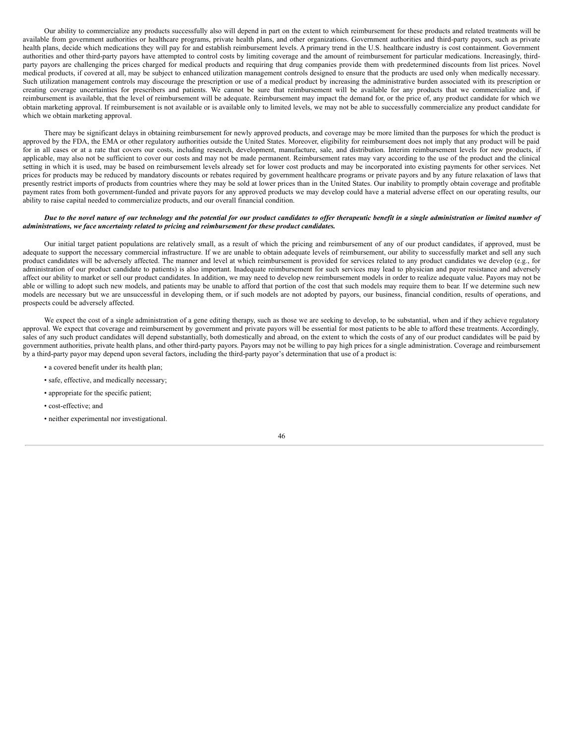Our ability to commercialize any products successfully also will depend in part on the extent to which reimbursement for these products and related treatments will be available from government authorities or healthcare programs, private health plans, and other organizations. Government authorities and third-party payors, such as private health plans, decide which medications they will pay for and establish reimbursement levels. A primary trend in the U.S. healthcare industry is cost containment. Government authorities and other third-party payors have attempted to control costs by limiting coverage and the amount of reimbursement for particular medications. Increasingly, third-party payors are challenging the prices charged for medical products and requiring that drug companies provide them with predetermined discounts from list prices. Novel medical products, if covered at all, may be subject to enhanced utilization management controls designed to ensure that the products are used only when medically necessary. Such utilization management controls may discourage the prescription or use of a medical product by increasing the administrative burden associated with its prescription or creating coverage uncertainties for prescribers and patients. We cannot be sure that reimbursement will be available for any products that we commercialize and, if reimbursement is available, that the level of reimbursement will be adequate. Reimbursement may impact the demand for, or the price of, any product candidate for which we obtain marketing approval. If reimbursement is not available or is available only to limited levels, we may not be able to successfully commercialize any product candidate for which we obtain marketing approval.

There may be significant delays in obtaining reimbursement for newly approved products, and coverage may be more limited than the purposes for which the product is approved by the FDA, the EMA or other regulatory authorities outside the United States. Moreover, eligibility for reimbursement does not imply that any product will be paid for in all cases or at a rate that covers our costs, including research, development, manufacture, sale, and distribution. Interim reimbursement levels for new products, if applicable, may also not be sufficient to cover our costs and may not be made permanent. Reimbursement rates may vary according to the use of the product and the clinical setting in which it is used, may be based on reimbursement levels already set for lower cost products and may be incorporated into existing payments for other services. Net prices for products may be reduced by mandatory discounts or rebates required by government healthcare programs or private payors and by any future relaxation of laws that presently restrict imports of products from countries where they may be sold at lower prices than in the United States. Our inability to promptly obtain coverage and profitable payment rates from both government-funded and private payors for any approved products we may develop could have a material adverse effect on our operating results, our ability to raise capital needed to commercialize products, and our overall financial condition.

***Due to the novel nature of our technology and the potential for our product candidates to offer therapeutic benefit in a single administration or limited number of administrations, we face uncertainty related to pricing and reimbursement for these product candidates.***

Our initial target patient populations are relatively small, as a result of which the pricing and reimbursement of any of our product candidates, if approved, must be adequate to support the necessary commercial infrastructure. If we are unable to obtain adequate levels of reimbursement, our ability to successfully market and sell any such product candidates will be adversely affected. The manner and level at which reimbursement is provided for services related to any product candidates we develop (e.g., for administration of our product candidate to patients) is also important. Inadequate reimbursement for such services may lead to physician and payor resistance and adversely affect our ability to market or sell our product candidates. In addition, we may need to develop new reimbursement models in order to realize adequate value. Payors may not be able or willing to adopt such new models, and patients may be unable to afford that portion of the cost that such models may require them to bear. If we determine such new models are necessary but we are unsuccessful in developing them, or if such models are not adopted by payors, our business, financial condition, results of operations, and prospects could be adversely affected.

We expect the cost of a single administration of a gene editing therapy, such as those we are seeking to develop, to be substantial, when and if they achieve regulatory approval. We expect that coverage and reimbursement by government and private payors will be essential for most patients to be able to afford these treatments. Accordingly, sales of any such product candidates will depend substantially, both domestically and abroad, on the extent to which the costs of any of our product candidates will be paid by government authorities, private health plans, and other third-party payors. Payors may not be willing to pay high prices for a single administration. Coverage and reimbursement by a third-party payor may depend upon several factors, including the third-party payor's determination that use of a product is:

- a covered benefit under its health plan;
- safe, effective, and medically necessary;
- appropriate for the specific patient;
- cost-effective; and
- neither experimental nor investigational.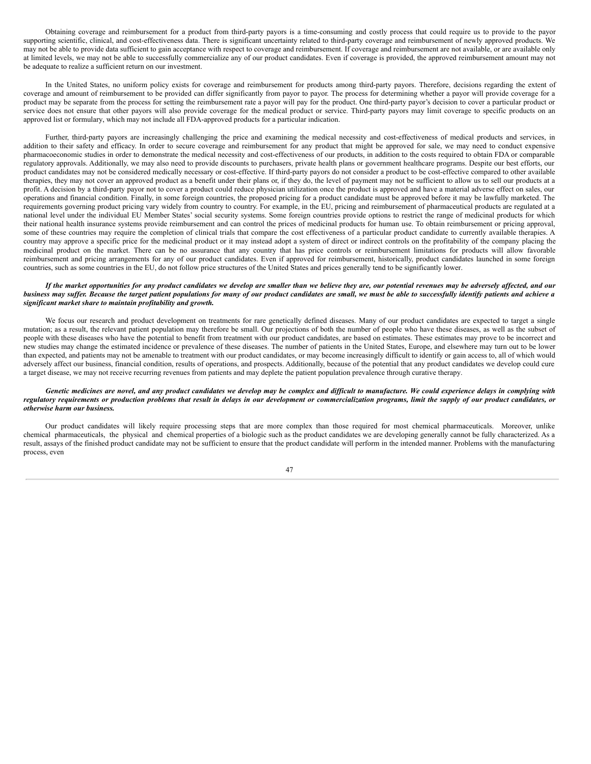Obtaining coverage and reimbursement for a product from third-party payors is a time-consuming and costly process that could require us to provide to the payor supporting scientific, clinical, and cost-effectiveness data. There is significant uncertainty related to third-party coverage and reimbursement of newly approved products. We may not be able to provide data sufficient to gain acceptance with respect to coverage and reimbursement. If coverage and reimbursement are not available, or are available only at limited levels, we may not be able to successfully commercialize any of our product candidates. Even if coverage is provided, the approved reimbursement amount may not be adequate to realize a sufficient return on our investment.

In the United States, no uniform policy exists for coverage and reimbursement for products among third-party payors. Therefore, decisions regarding the extent of coverage and amount of reimbursement to be provided can differ significantly from payor to payor. The process for determining whether a payor will provide coverage for a product may be separate from the process for setting the reimbursement rate a payor will pay for the product. One third-party payor's decision to cover a particular product or service does not ensure that other payors will also provide coverage for the medical product or service. Third-party payors may limit coverage to specific products on an approved list or formulary, which may not include all FDA-approved products for a particular indication.

Further, third-party payors are increasingly challenging the price and examining the medical necessity and cost-effectiveness of medical products and services, in addition to their safety and efficacy. In order to secure coverage and reimbursement for any product that might be approved for sale, we may need to conduct expensive pharmacoeconomic studies in order to demonstrate the medical necessity and cost-effectiveness of our products, in addition to the costs required to obtain FDA or comparable regulatory approvals. Additionally, we may also need to provide discounts to purchasers, private health plans or government healthcare programs. Despite our best efforts, our product candidates may not be considered medically necessary or cost-effective. If third-party payors do not consider a product to be cost-effective compared to other available therapies, they may not cover an approved product as a benefit under their plans or, if they do, the level of payment may not be sufficient to allow us to sell our products at a profit. A decision by a third-party payor not to cover a product could reduce physician utilization once the product is approved and have a material adverse effect on sales, our operations and financial condition. Finally, in some foreign countries, the proposed pricing for a product candidate must be approved before it may be lawfully marketed. The requirements governing product pricing vary widely from country to country. For example, in the EU, pricing and reimbursement of pharmaceutical products are regulated at a national level under the individual EU Member States' social security systems. Some foreign countries provide options to restrict the range of medicinal products for which their national health insurance systems provide reimbursement and can control the prices of medicinal products for human use. To obtain reimbursement or pricing approval, some of these countries may require the completion of clinical trials that compare the cost effectiveness of a particular product candidate to currently available therapies. A country may approve a specific price for the medicinal product or it may instead adopt a system of direct or indirect controls on the profitability of the company placing the medicinal product on the market. There can be no assurance that any country that has price controls or reimbursement limitations for products will allow favorable reimbursement and pricing arrangements for any of our product candidates. Even if approved for reimbursement, historically, product candidates launched in some foreign countries, such as some countries in the EU, do not follow price structures of the United States and prices generally tend to be significantly lower.

***If the market opportunities for any product candidates we develop are smaller than we believe they are, our potential revenues may be adversely affected, and our business may suffer. Because the target patient populations for many of our product candidates are small, we must be able to successfully identify patients and achieve a significant market share to maintain profitability and growth.***

We focus our research and product development on treatments for rare genetically defined diseases. Many of our product candidates are expected to target a single mutation; as a result, the relevant patient population may therefore be small. Our projections of both the number of people who have these diseases, as well as the subset of people with these diseases who have the potential to benefit from treatment with our product candidates, are based on estimates. These estimates may prove to be incorrect and new studies may change the estimated incidence or prevalence of these diseases. The number of patients in the United States, Europe, and elsewhere may turn out to be lower than expected, and patients may not be amenable to treatment with our product candidates, or may become increasingly difficult to identify or gain access to, all of which would adversely affect our business, financial condition, results of operations, and prospects. Additionally, because of the potential that any product candidates we develop could cure a target disease, we may not receive recurring revenues from patients and may deplete the patient population prevalence through curative therapy.

***Genetic medicines are novel, and any product candidates we develop may be complex and difficult to manufacture. We could experience delays in complying with regulatory requirements or production problems that result in delays in our development or commercialization programs, limit the supply of our product candidates, or otherwise harm our business.***

Our product candidates will likely require processing steps that are more complex than those required for most chemical pharmaceuticals. Moreover, unlike chemical pharmaceuticals, the physical and chemical properties of a biologic such as the product candidates we are developing generally cannot be fully characterized. As a result, assays of the finished product candidate may not be sufficient to ensure that the product candidate will perform in the intended manner. Problems with the manufacturing process, even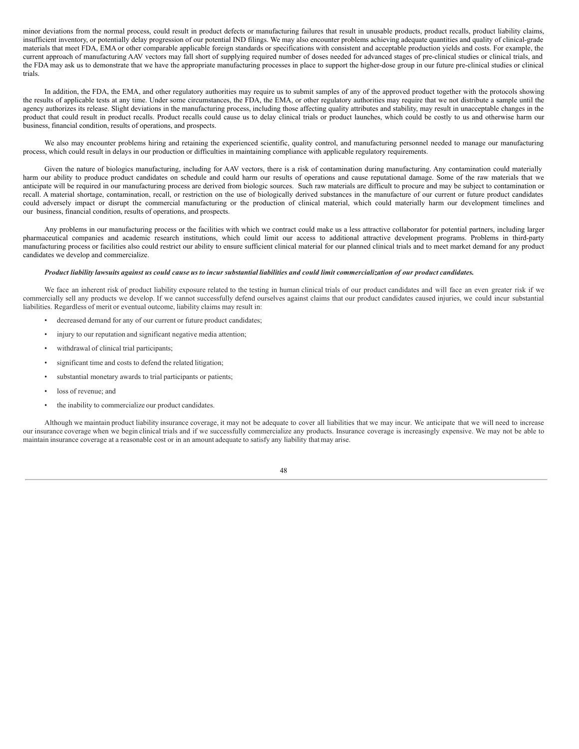minor deviations from the normal process, could result in product defects or manufacturing failures that result in unusable products, product recalls, product liability claims, insufficient inventory, or potentially delay progression of our potential IND filings. We may also encounter problems achieving adequate quantities and quality of clinical-grade materials that meet FDA, EMA or other comparable applicable foreign standards or specifications with consistent and acceptable production yields and costs. For example, the current approach of manufacturing AAV vectors may fall short of supplying required number of doses needed for advanced stages of pre-clinical studies or clinical trials, and the FDA may ask us to demonstrate that we have the appropriate manufacturing processes in place to support the higher-dose group in our future pre-clinical studies or clinical trials.

In addition, the FDA, the EMA, and other regulatory authorities may require us to submit samples of any of the approved product together with the protocols showing the results of applicable tests at any time. Under some circumstances, the FDA, the EMA, or other regulatory authorities may require that we not distribute a sample until the agency authorizes its release. Slight deviations in the manufacturing process, including those affecting quality attributes and stability, may result in unacceptable changes in the product that could result in product recalls. Product recalls could cause us to delay clinical trials or product launches, which could be costly to us and otherwise harm our business, financial condition, results of operations, and prospects.

We also may encounter problems hiring and retaining the experienced scientific, quality control, and manufacturing personnel needed to manage our manufacturing process, which could result in delays in our production or difficulties in maintaining compliance with applicable regulatory requirements.

Given the nature of biologics manufacturing, including for AAV vectors, there is a risk of contamination during manufacturing. Any contamination could materially harm our ability to produce product candidates on schedule and could harm our results of operations and cause reputational damage. Some of the raw materials that we anticipate will be required in our manufacturing process are derived from biologic sources. Such raw materials are difficult to procure and may be subject to contamination or recall. A material shortage, contamination, recall, or restriction on the use of biologically derived substances in the manufacture of our current or future product candidates could adversely impact or disrupt the commercial manufacturing or the production of clinical material, which could materially harm our development timelines and our business, financial condition, results of operations, and prospects.

Any problems in our manufacturing process or the facilities with which we contract could make us a less attractive collaborator for potential partners, including larger pharmaceutical companies and academic research institutions, which could limit our access to additional attractive development programs. Problems in third-party manufacturing process or facilities also could restrict our ability to ensure sufficient clinical material for our planned clinical trials and to meet market demand for any product candidates we develop and commercialize.

***Product liability lawsuits against us could cause us to incur substantial liabilities and could limit commercialization of our product candidates.***

We face an inherent risk of product liability exposure related to the testing in human clinical trials of our product candidates and will face an even greater risk if we commercially sell any products we develop. If we cannot successfully defend ourselves against claims that our product candidates caused injuries, we could incur substantial liabilities. Regardless of merit or eventual outcome, liability claims may result in:

- decreased demand for any of our current or future product candidates;
- injury to our reputation and significant negative media attention;
- withdrawal of clinical trial participants;
- significant time and costs to defend the related litigation;
- substantial monetary awards to trial participants or patients;
- loss of revenue; and
- the inability to commercialize our product candidates.

Although we maintain product liability insurance coverage, it may not be adequate to cover all liabilities that we may incur. We anticipate that we will need to increase our insurance coverage when we begin clinical trials and if we successfully commercialize any products. Insurance coverage is increasingly expensive. We may not be able to maintain insurance coverage at a reasonable cost or in an amount adequate to satisfy any liability that may arise.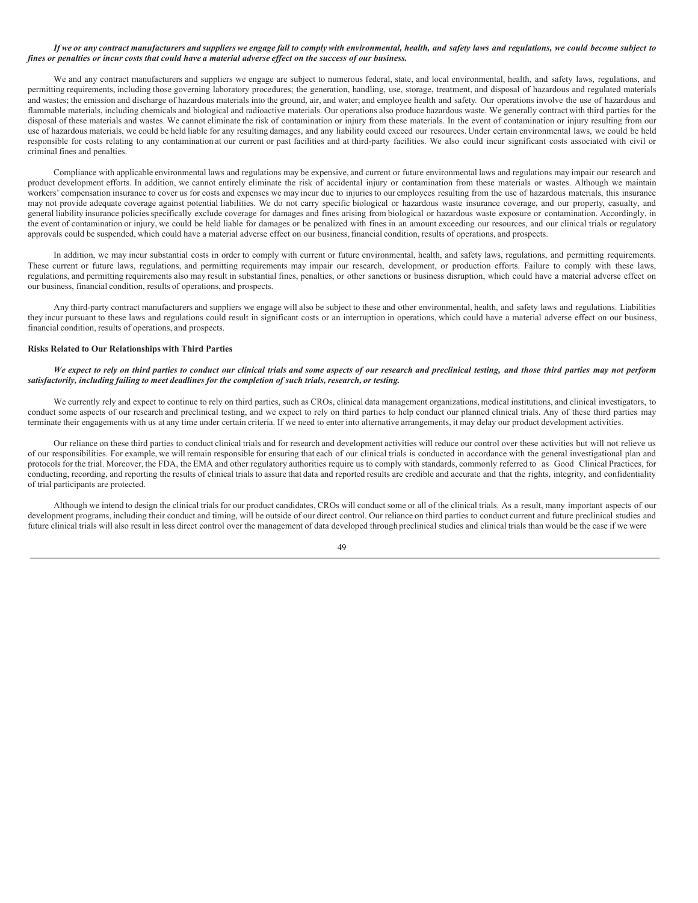*If we or any contract manufacturers and suppliers we engage fail to comply with environmental, health, and safety laws and regulations, we could become subject to fines or penalties or incur costs that could have a material adverse effect on the success of our business.*

We and any contract manufacturers and suppliers we engage are subject to numerous federal, state, and local environmental, health, and safety laws, regulations, and permitting requirements, including those governing laboratory procedures; the generation, handling, use, storage, treatment, and disposal of hazardous and regulated materials and wastes; the emission and discharge of hazardous materials into the ground, air, and water; and employee health and safety. Our operations involve the use of hazardous and flammable materials, including chemicals and biological and radioactive materials. Our operations also produce hazardous waste. We generally contract with third parties for the disposal of these materials and wastes. We cannot eliminate the risk of contamination or injury from these materials. In the event of contamination or injury resulting from our use of hazardous materials, we could be held liable for any resulting damages, and any liability could exceed our resources. Under certain environmental laws, we could be held responsible for costs relating to any contamination at our current or past facilities and at third-party facilities. We also could incur significant costs associated with civil or criminal fines and penalties.

Compliance with applicable environmental laws and regulations may be expensive, and current or future environmental laws and regulations may impair our research and product development efforts. In addition, we cannot entirely eliminate the risk of accidental injury or contamination from these materials or wastes. Although we maintain workers' compensation insurance to cover us for costs and expenses we may incur due to injuries to our employees resulting from the use of hazardous materials, this insurance may not provide adequate coverage against potential liabilities. We do not carry specific biological or hazardous waste insurance coverage, and our property, casualty, and general liability insurance policies specifically exclude coverage for damages and fines arising from biological or hazardous waste exposure or contamination. Accordingly, in the event of contamination or injury, we could be held liable for damages or be penalized with fines in an amount exceeding our resources, and our clinical trials or regulatory approvals could be suspended, which could have a material adverse effect on our business, financial condition, results of operations, and prospects.

In addition, we may incur substantial costs in order to comply with current or future environmental, health, and safety laws, regulations, and permitting requirements. These current or future laws, regulations, and permitting requirements may impair our research, development, or production efforts. Failure to comply with these laws, regulations, and permitting requirements also may result in substantial fines, penalties, or other sanctions or business disruption, which could have a material adverse effect on our business, financial condition, results of operations, and prospects.

Any third-party contract manufacturers and suppliers we engage will also be subject to these and other environmental, health, and safety laws and regulations. Liabilities they incur pursuant to these laws and regulations could result in significant costs or an interruption in operations, which could have a material adverse effect on our business, financial condition, results of operations, and prospects.

**Risks Related to Our Relationships with Third Parties**

*We expect to rely on third parties to conduct our clinical trials and some aspects of our research and preclinical testing, and those third parties may not perform satisfactorily, including failing to meet deadlines for the completion of such trials, research, or testing.*

We currently rely and expect to continue to rely on third parties, such as CROs, clinical data management organizations, medical institutions, and clinical investigators, to conduct some aspects of our research and preclinical testing, and we expect to rely on third parties to help conduct our planned clinical trials. Any of these third parties may terminate their engagements with us at any time under certain criteria. If we need to enter into alternative arrangements, it may delay our product development activities.

Our reliance on these third parties to conduct clinical trials and for research and development activities will reduce our control over these activities but will not relieve us of our responsibilities. For example, we will remain responsible for ensuring that each of our clinical trials is conducted in accordance with the general investigational plan and protocols for the trial. Moreover, the FDA, the EMA and other regulatory authorities require us to comply with standards, commonly referred to as Good Clinical Practices, for conducting, recording, and reporting the results of clinical trials to assure that data and reported results are credible and accurate and that the rights, integrity, and confidentiality of trial participants are protected.

Although we intend to design the clinical trials for our product candidates, CROs will conduct some or all of the clinical trials. As a result, many important aspects of our development programs, including their conduct and timing, will be outside of our direct control. Our reliance on third parties to conduct current and future preclinical studies and future clinical trials will also result in less direct control over the management of data developed through preclinical studies and clinical trials than would be the case if we were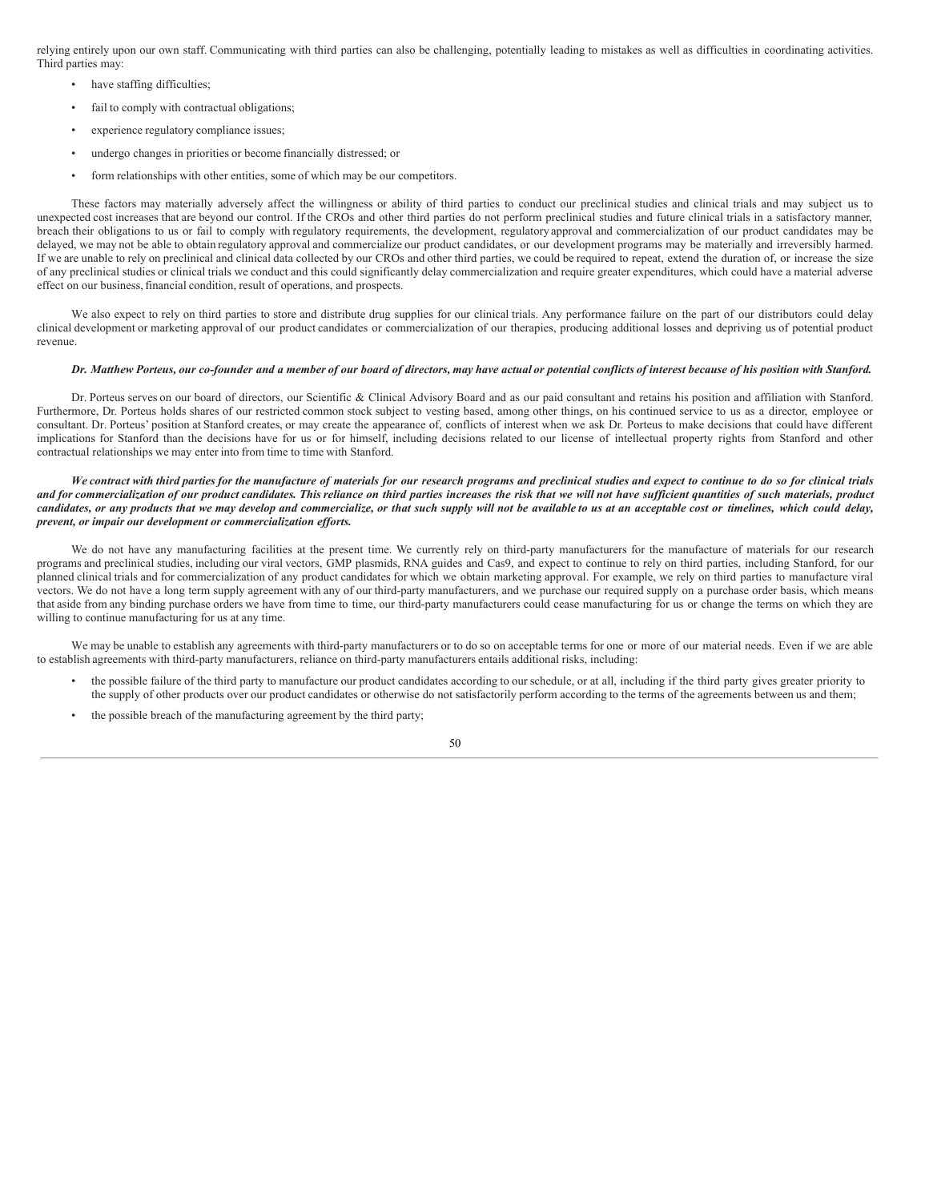relying entirely upon our own staff. Communicating with third parties can also be challenging, potentially leading to mistakes as well as difficulties in coordinating activities. Third parties may:

- have staffing difficulties;
- fail to comply with contractual obligations;
- experience regulatory compliance issues;
- undergo changes in priorities or become financially distressed; or
- form relationships with other entities, some of which may be our competitors.

These factors may materially adversely affect the willingness or ability of third parties to conduct our preclinical studies and clinical trials and may subject us to unexpected cost increases that are beyond our control. If the CROs and other third parties do not perform preclinical studies and future clinical trials in a satisfactory manner, breach their obligations to us or fail to comply with regulatory requirements, the development, regulatory approval and commercialization of our product candidates may be delayed, we may not be able to obtain regulatory approval and commercialize our product candidates, or our development programs may be materially and irreversibly harmed. If we are unable to rely on preclinical and clinical data collected by our CROs and other third parties, we could be required to repeat, extend the duration of, or increase the size of any preclinical studies or clinical trials we conduct and this could significantly delay commercialization and require greater expenditures, which could have a material adverse effect on our business, financial condition, result of operations, and prospects.

We also expect to rely on third parties to store and distribute drug supplies for our clinical trials. Any performance failure on the part of our distributors could delay clinical development or marketing approval of our product candidates or commercialization of our therapies, producing additional losses and depriving us of potential product revenue.

***Dr. Matthew Porteus, our co-founder and a member of our board of directors, may have actual or potential conflicts of interest because of his position with Stanford.***

Dr. Porteus serves on our board of directors, our Scientific & Clinical Advisory Board and as our paid consultant and retains his position and affiliation with Stanford. Furthermore, Dr. Porteus holds shares of our restricted common stock subject to vesting based, among other things, on his continued service to us as a director, employee or consultant. Dr. Porteus' position at Stanford creates, or may create the appearance of, conflicts of interest when we ask Dr. Porteus to make decisions that could have different implications for Stanford than the decisions have for us or for himself, including decisions related to our license of intellectual property rights from Stanford and other contractual relationships we may enter into from time to time with Stanford.

***We contract with third parties for the manufacture of materials for our research programs and preclinical studies and expect to continue to do so for clinical trials and for commercialization of our product candidates. This reliance on third parties increases the risk that we will not have sufficient quantities of such materials, product candidates, or any products that we may develop and commercialize, or that such supply will not be available to us at an acceptable cost or timelines, which could delay, prevent, or impair our development or commercialization efforts.***

We do not have any manufacturing facilities at the present time. We currently rely on third-party manufacturers for the manufacture of materials for our research programs and preclinical studies, including our viral vectors, GMP plasmids, RNA guides and Cas9, and expect to continue to rely on third parties, including Stanford, for our planned clinical trials and for commercialization of any product candidates for which we obtain marketing approval. For example, we rely on third parties to manufacture viral vectors. We do not have a long term supply agreement with any of our third-party manufacturers, and we purchase our required supply on a purchase order basis, which means that aside from any binding purchase orders we have from time to time, our third-party manufacturers could cease manufacturing for us or change the terms on which they are willing to continue manufacturing for us at any time.

We may be unable to establish any agreements with third-party manufacturers or to do so on acceptable terms for one or more of our material needs. Even if we are able to establish agreements with third-party manufacturers, reliance on third-party manufacturers entails additional risks, including:

- the possible failure of the third party to manufacture our product candidates according to our schedule, or at all, including if the third party gives greater priority to the supply of other products over our product candidates or otherwise do not satisfactorily perform according to the terms of the agreements between us and them;
- the possible breach of the manufacturing agreement by the third party;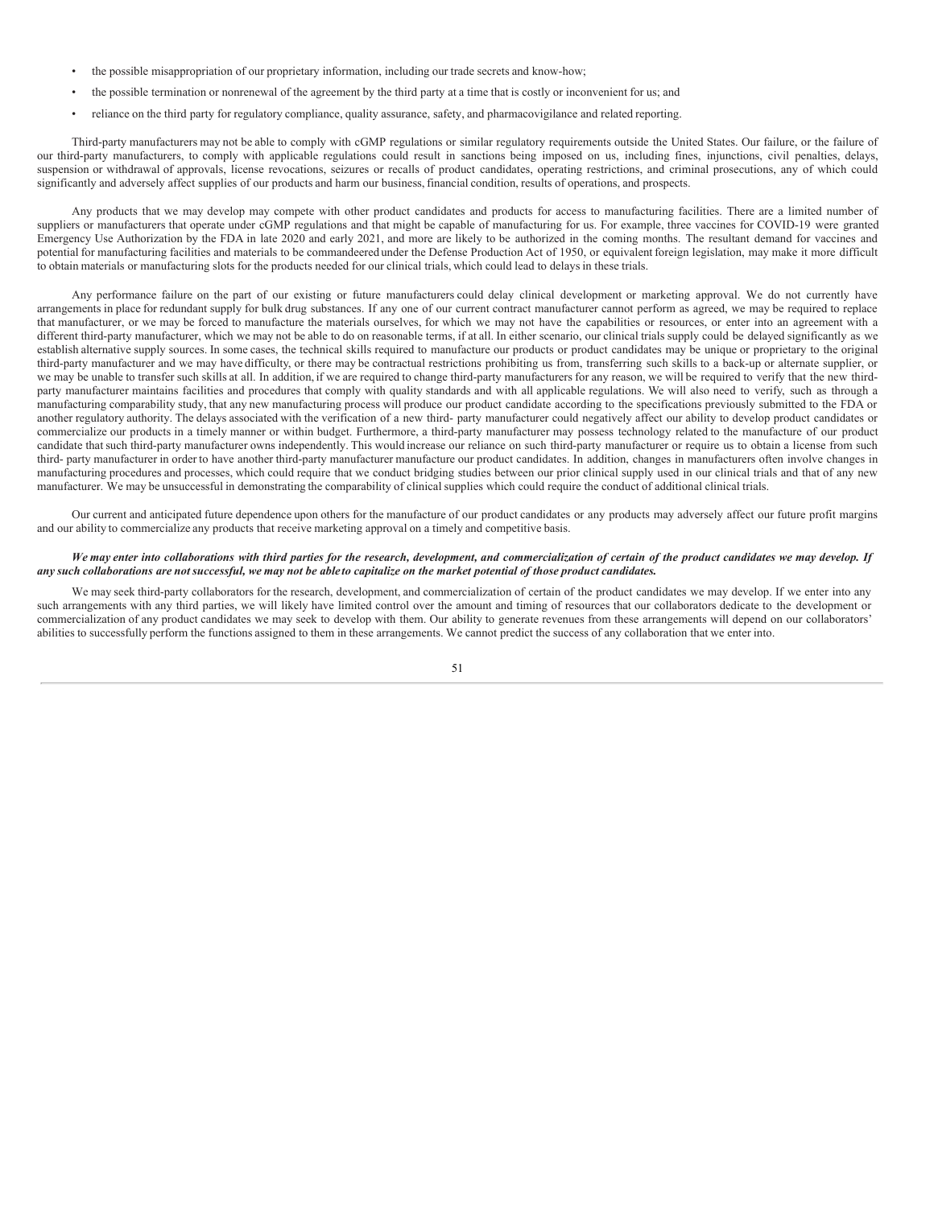- the possible misappropriation of our proprietary information, including our trade secrets and know-how;
- the possible termination or nonrenewal of the agreement by the third party at a time that is costly or inconvenient for us; and
- reliance on the third party for regulatory compliance, quality assurance, safety, and pharmacovigilance and related reporting.

Third-party manufacturers may not be able to comply with cGMP regulations or similar regulatory requirements outside the United States. Our failure, or the failure of our third-party manufacturers, to comply with applicable regulations could result in sanctions being imposed on us, including fines, injunctions, civil penalties, delays, suspension or withdrawal of approvals, license revocations, seizures or recalls of product candidates, operating restrictions, and criminal prosecutions, any of which could significantly and adversely affect supplies of our products and harm our business, financial condition, results of operations, and prospects.

Any products that we may develop may compete with other product candidates and products for access to manufacturing facilities. There are a limited number of suppliers or manufacturers that operate under cGMP regulations and that might be capable of manufacturing for us. For example, three vaccines for COVID-19 were granted Emergency Use Authorization by the FDA in late 2020 and early 2021, and more are likely to be authorized in the coming months. The resultant demand for vaccines and potential for manufacturing facilities and materials to be commandeered under the Defense Production Act of 1950, or equivalent foreign legislation, may make it more difficult to obtain materials or manufacturing slots for the products needed for our clinical trials, which could lead to delays in these trials.

Any performance failure on the part of our existing or future manufacturers could delay clinical development or marketing approval. We do not currently have arrangements in place for redundant supply for bulk drug substances. If any one of our current contract manufacturer cannot perform as agreed, we may be required to replace that manufacturer, or we may be forced to manufacture the materials ourselves, for which we may not have the capabilities or resources, or enter into an agreement with a different third-party manufacturer, which we may not be able to do on reasonable terms, if at all. In either scenario, our clinical trials supply could be delayed significantly as we establish alternative supply sources. In some cases, the technical skills required to manufacture our products or product candidates may be unique or proprietary to the original third-party manufacturer and we may have difficulty, or there may be contractual restrictions prohibiting us from, transferring such skills to a back-up or alternate supplier, or we may be unable to transfer such skills at all. In addition, if we are required to change third-party manufacturers for any reason, we will be required to verify that the new third-party manufacturer maintains facilities and procedures that comply with quality standards and with all applicable regulations. We will also need to verify, such as through a manufacturing comparability study, that any new manufacturing process will produce our product candidate according to the specifications previously submitted to the FDA or another regulatory authority. The delays associated with the verification of a new third- party manufacturer could negatively affect our ability to develop product candidates or commercialize our products in a timely manner or within budget. Furthermore, a third-party manufacturer may possess technology related to the manufacture of our product candidate that such third-party manufacturer owns independently. This would increase our reliance on such third-party manufacturer or require us to obtain a license from such third- party manufacturer in order to have another third-party manufacturer manufacture our product candidates. In addition, changes in manufacturers often involve changes in manufacturing procedures and processes, which could require that we conduct bridging studies between our prior clinical supply used in our clinical trials and that of any new manufacturer. We may be unsuccessful in demonstrating the comparability of clinical supplies which could require the conduct of additional clinical trials.

Our current and anticipated future dependence upon others for the manufacture of our product candidates or any products may adversely affect our future profit margins and our ability to commercialize any products that receive marketing approval on a timely and competitive basis.

***We may enter into collaborations with third parties for the research, development, and commercialization of certain of the product candidates we may develop. If any such collaborations are not successful, we may not be able to capitalize on the market potential of those product candidates.***

We may seek third-party collaborators for the research, development, and commercialization of certain of the product candidates we may develop. If we enter into any such arrangements with any third parties, we will likely have limited control over the amount and timing of resources that our collaborators dedicate to the development or commercialization of any product candidates we may seek to develop with them. Our ability to generate revenues from these arrangements will depend on our collaborators' abilities to successfully perform the functions assigned to them in these arrangements. We cannot predict the success of any collaboration that we enter into.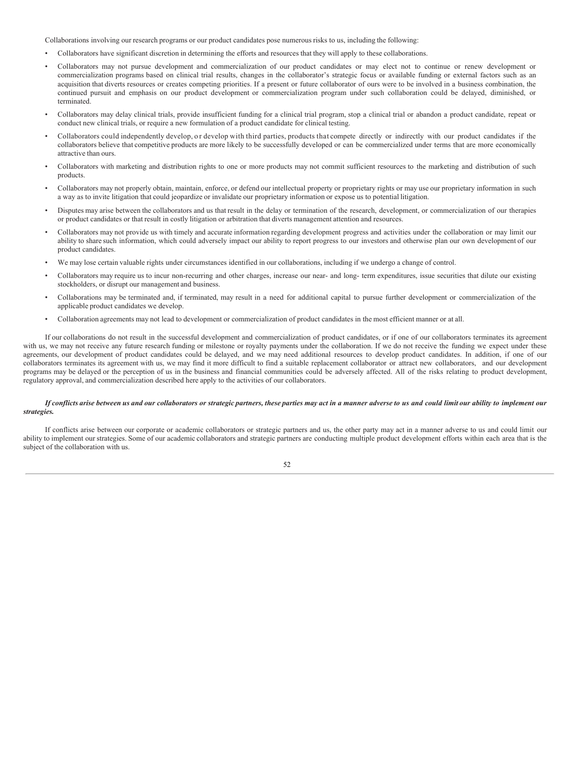Collaborations involving our research programs or our product candidates pose numerous risks to us, including the following:

- Collaborators have significant discretion in determining the efforts and resources that they will apply to these collaborations.
- Collaborators may not pursue development and commercialization of our product candidates or may elect not to continue or renew development or commercialization programs based on clinical trial results, changes in the collaborator's strategic focus or available funding or external factors such as an acquisition that diverts resources or creates competing priorities. If a present or future collaborator of ours were to be involved in a business combination, the continued pursuit and emphasis on our product development or commercialization program under such collaboration could be delayed, diminished, or terminated.
- Collaborators may delay clinical trials, provide insufficient funding for a clinical trial program, stop a clinical trial or abandon a product candidate, repeat or conduct new clinical trials, or require a new formulation of a product candidate for clinical testing.
- Collaborators could independently develop, or develop with third parties, products that compete directly or indirectly with our product candidates if the collaborators believe that competitive products are more likely to be successfully developed or can be commercialized under terms that are more economically attractive than ours.
- Collaborators with marketing and distribution rights to one or more products may not commit sufficient resources to the marketing and distribution of such products.
- Collaborators may not properly obtain, maintain, enforce, or defend our intellectual property or proprietary rights or may use our proprietary information in such a way as to invite litigation that could jeopardize or invalidate our proprietary information or expose us to potential litigation.
- Disputes may arise between the collaborators and us that result in the delay or termination of the research, development, or commercialization of our therapies or product candidates or that result in costly litigation or arbitration that diverts management attention and resources.
- Collaborators may not provide us with timely and accurate information regarding development progress and activities under the collaboration or may limit our ability to share such information, which could adversely impact our ability to report progress to our investors and otherwise plan our own development of our product candidates.
- We may lose certain valuable rights under circumstances identified in our collaborations, including if we undergo a change of control.
- Collaborators may require us to incur non-recurring and other charges, increase our near- and long- term expenditures, issue securities that dilute our existing stockholders, or disrupt our management and business.
- Collaborations may be terminated and, if terminated, may result in a need for additional capital to pursue further development or commercialization of the applicable product candidates we develop.
- Collaboration agreements may not lead to development or commercialization of product candidates in the most efficient manner or at all.

If our collaborations do not result in the successful development and commercialization of product candidates, or if one of our collaborators terminates its agreement with us, we may not receive any future research funding or milestone or royalty payments under the collaboration. If we do not receive the funding we expect under these agreements, our development of product candidates could be delayed, and we may need additional resources to develop product candidates. In addition, if one of our collaborators terminates its agreement with us, we may find it more difficult to find a suitable replacement collaborator or attract new collaborators, and our development programs may be delayed or the perception of us in the business and financial communities could be adversely affected. All of the risks relating to product development, regulatory approval, and commercialization described here apply to the activities of our collaborators.

***If conflicts arise between us and our collaborators or strategic partners, these parties may act in a manner adverse to us and could limit our ability to implement our strategies.***

If conflicts arise between our corporate or academic collaborators or strategic partners and us, the other party may act in a manner adverse to us and could limit our ability to implement our strategies. Some of our academic collaborators and strategic partners are conducting multiple product development efforts within each area that is the subject of the collaboration with us.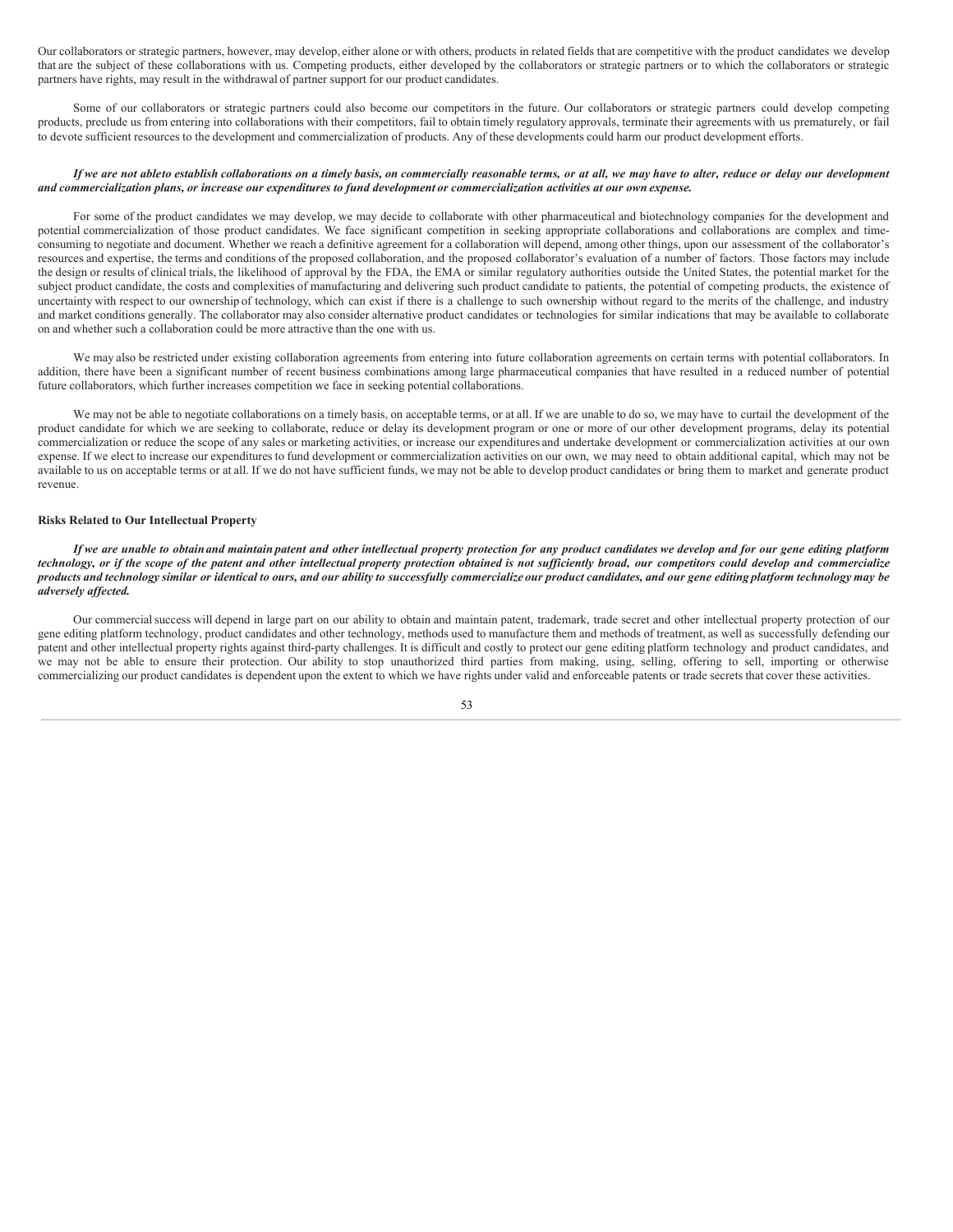Our collaborators or strategic partners, however, may develop, either alone or with others, products in related fields that are competitive with the product candidates we develop that are the subject of these collaborations with us. Competing products, either developed by the collaborators or strategic partners or to which the collaborators or strategic partners have rights, may result in the withdrawal of partner support for our product candidates.

Some of our collaborators or strategic partners could also become our competitors in the future. Our collaborators or strategic partners could develop competing products, preclude us from entering into collaborations with their competitors, fail to obtain timely regulatory approvals, terminate their agreements with us prematurely, or fail to devote sufficient resources to the development and commercialization of products. Any of these developments could harm our product development efforts.

***If we are not ableto establish collaborations on a timely basis, on commercially reasonable terms, or at all, we may have to alter, reduce or delay our development and commercialization plans, or increase our expenditures to fund development or commercialization activities at our own expense.***

For some of the product candidates we may develop, we may decide to collaborate with other pharmaceutical and biotechnology companies for the development and potential commercialization of those product candidates. We face significant competition in seeking appropriate collaborations and collaborations are complex and time-consuming to negotiate and document. Whether we reach a definitive agreement for a collaboration will depend, among other things, upon our assessment of the collaborator's resources and expertise, the terms and conditions of the proposed collaboration, and the proposed collaborator's evaluation of a number of factors. Those factors may include the design or results of clinical trials, the likelihood of approval by the FDA, the EMA or similar regulatory authorities outside the United States, the potential market for the subject product candidate, the costs and complexities of manufacturing and delivering such product candidate to patients, the potential of competing products, the existence of uncertainty with respect to our ownership of technology, which can exist if there is a challenge to such ownership without regard to the merits of the challenge, and industry and market conditions generally. The collaborator may also consider alternative product candidates or technologies for similar indications that may be available to collaborate on and whether such a collaboration could be more attractive than the one with us.

We may also be restricted under existing collaboration agreements from entering into future collaboration agreements on certain terms with potential collaborators. In addition, there have been a significant number of recent business combinations among large pharmaceutical companies that have resulted in a reduced number of potential future collaborators, which further increases competition we face in seeking potential collaborations.

We may not be able to negotiate collaborations on a timely basis, on acceptable terms, or at all. If we are unable to do so, we may have to curtail the development of the product candidate for which we are seeking to collaborate, reduce or delay its development program or one or more of our other development programs, delay its potential commercialization or reduce the scope of any sales or marketing activities, or increase our expenditures and undertake development or commercialization activities at our own expense. If we elect to increase our expenditures to fund development or commercialization activities on our own, we may need to obtain additional capital, which may not be available to us on acceptable terms or at all. If we do not have sufficient funds, we may not be able to develop product candidates or bring them to market and generate product revenue.

**Risks Related to Our Intellectual Property**

***If we are unable to obtain and maintain patent and other intellectual property protection for any product candidates we develop and for our gene editing platform technology, or if the scope of the patent and other intellectual property protection obtained is not sufficiently broad, our competitors could develop and commercialize products and technology similar or identical to ours, and our ability to successfully commercialize our product candidates, and our gene editing platform technology may be adversely affected.***

Our commercial success will depend in large part on our ability to obtain and maintain patent, trademark, trade secret and other intellectual property protection of our gene editing platform technology, product candidates and other technology, methods used to manufacture them and methods of treatment, as well as successfully defending our patent and other intellectual property rights against third-party challenges. It is difficult and costly to protect our gene editing platform technology and product candidates, and we may not be able to ensure their protection. Our ability to stop unauthorized third parties from making, using, selling, offering to sell, importing or otherwise commercializing our product candidates is dependent upon the extent to which we have rights under valid and enforceable patents or trade secrets that cover these activities.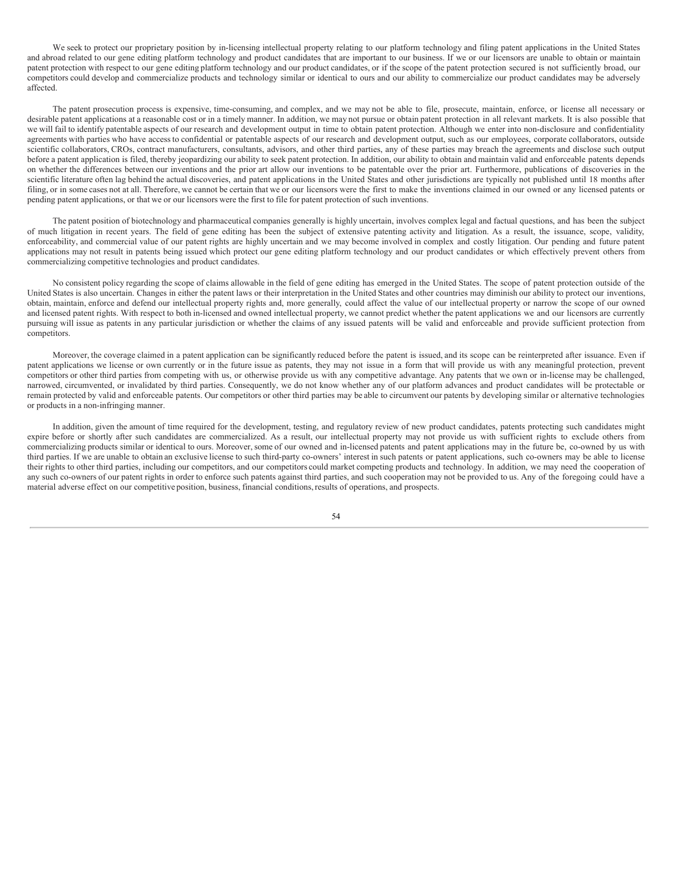We seek to protect our proprietary position by in-licensing intellectual property relating to our platform technology and filing patent applications in the United States and abroad related to our gene editing platform technology and product candidates that are important to our business. If we or our licensors are unable to obtain or maintain patent protection with respect to our gene editing platform technology and our product candidates, or if the scope of the patent protection secured is not sufficiently broad, our competitors could develop and commercialize products and technology similar or identical to ours and our ability to commercialize our product candidates may be adversely affected.

The patent prosecution process is expensive, time-consuming, and complex, and we may not be able to file, prosecute, maintain, enforce, or license all necessary or desirable patent applications at a reasonable cost or in a timely manner. In addition, we may not pursue or obtain patent protection in all relevant markets. It is also possible that we will fail to identify patentable aspects of our research and development output in time to obtain patent protection. Although we enter into non-disclosure and confidentiality agreements with parties who have access to confidential or patentable aspects of our research and development output, such as our employees, corporate collaborators, outside scientific collaborators, CROs, contract manufacturers, consultants, advisors, and other third parties, any of these parties may breach the agreements and disclose such output before a patent application is filed, thereby jeopardizing our ability to seek patent protection. In addition, our ability to obtain and maintain valid and enforceable patents depends on whether the differences between our inventions and the prior art allow our inventions to be patentable over the prior art. Furthermore, publications of discoveries in the scientific literature often lag behind the actual discoveries, and patent applications in the United States and other jurisdictions are typically not published until 18 months after filing, or in some cases not at all. Therefore, we cannot be certain that we or our licensors were the first to make the inventions claimed in our owned or any licensed patents or pending patent applications, or that we or our licensors were the first to file for patent protection of such inventions.

The patent position of biotechnology and pharmaceutical companies generally is highly uncertain, involves complex legal and factual questions, and has been the subject of much litigation in recent years. The field of gene editing has been the subject of extensive patenting activity and litigation. As a result, the issuance, scope, validity, enforceability, and commercial value of our patent rights are highly uncertain and we may become involved in complex and costly litigation. Our pending and future patent applications may not result in patents being issued which protect our gene editing platform technology and our product candidates or which effectively prevent others from commercializing competitive technologies and product candidates.

No consistent policy regarding the scope of claims allowable in the field of gene editing has emerged in the United States. The scope of patent protection outside of the United States is also uncertain. Changes in either the patent laws or their interpretation in the United States and other countries may diminish our ability to protect our inventions, obtain, maintain, enforce and defend our intellectual property rights and, more generally, could affect the value of our intellectual property or narrow the scope of our owned and licensed patent rights. With respect to both in-licensed and owned intellectual property, we cannot predict whether the patent applications we and our licensors are currently pursuing will issue as patents in any particular jurisdiction or whether the claims of any issued patents will be valid and enforceable and provide sufficient protection from competitors.

Moreover, the coverage claimed in a patent application can be significantly reduced before the patent is issued, and its scope can be reinterpreted after issuance. Even if patent applications we license or own currently or in the future issue as patents, they may not issue in a form that will provide us with any meaningful protection, prevent competitors or other third parties from competing with us, or otherwise provide us with any competitive advantage. Any patents that we own or in-license may be challenged, narrowed, circumvented, or invalidated by third parties. Consequently, we do not know whether any of our platform advances and product candidates will be protectable or remain protected by valid and enforceable patents. Our competitors or other third parties may be able to circumvent our patents by developing similar or alternative technologies or products in a non-infringing manner.

In addition, given the amount of time required for the development, testing, and regulatory review of new product candidates, patents protecting such candidates might expire before or shortly after such candidates are commercialized. As a result, our intellectual property may not provide us with sufficient rights to exclude others from commercializing products similar or identical to ours. Moreover, some of our owned and in-licensed patents and patent applications may in the future be, co-owned by us with third parties. If we are unable to obtain an exclusive license to such third-party co-owners' interest in such patents or patent applications, such co-owners may be able to license their rights to other third parties, including our competitors, and our competitors could market competing products and technology. In addition, we may need the cooperation of any such co-owners of our patent rights in order to enforce such patents against third parties, and such cooperation may not be provided to us. Any of the foregoing could have a material adverse effect on our competitive position, business, financial conditions, results of operations, and prospects.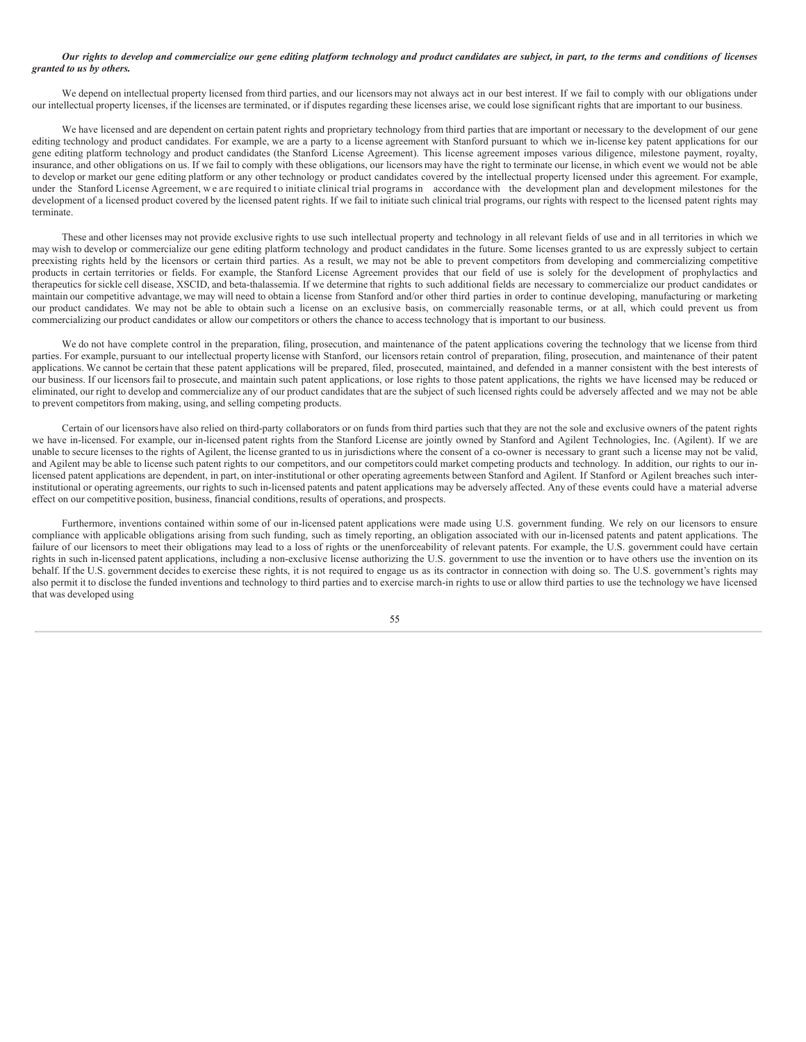***Our rights to develop and commercialize our gene editing platform technology and product candidates are subject, in part, to the terms and conditions of licenses granted to us by others.***

We depend on intellectual property licensed from third parties, and our licensors may not always act in our best interest. If we fail to comply with our obligations under our intellectual property licenses, if the licenses are terminated, or if disputes regarding these licenses arise, we could lose significant rights that are important to our business.

We have licensed and are dependent on certain patent rights and proprietary technology from third parties that are important or necessary to the development of our gene editing technology and product candidates. For example, we are a party to a license agreement with Stanford pursuant to which we in-license key patent applications for our gene editing platform technology and product candidates (the Stanford License Agreement). This license agreement imposes various diligence, milestone payment, royalty, insurance, and other obligations on us. If we fail to comply with these obligations, our licensors may have the right to terminate our license, in which event we would not be able to develop or market our gene editing platform or any other technology or product candidates covered by the intellectual property licensed under this agreement. For example, under the Stanford License Agreement, we are required to initiate clinical trial programs in accordance with the development plan and development milestones for the development of a licensed product covered by the licensed patent rights. If we fail to initiate such clinical trial programs, our rights with respect to the licensed patent rights may terminate.

These and other licenses may not provide exclusive rights to use such intellectual property and technology in all relevant fields of use and in all territories in which we may wish to develop or commercialize our gene editing platform technology and product candidates in the future. Some licenses granted to us are expressly subject to certain preexisting rights held by the licensors or certain third parties. As a result, we may not be able to prevent competitors from developing and commercializing competitive products in certain territories or fields. For example, the Stanford License Agreement provides that our field of use is solely for the development of prophylactics and therapeutics for sickle cell disease, XSCID, and beta-thalassemia. If we determine that rights to such additional fields are necessary to commercialize our product candidates or maintain our competitive advantage, we may will need to obtain a license from Stanford and/or other third parties in order to continue developing, manufacturing or marketing our product candidates. We may not be able to obtain such a license on an exclusive basis, on commercially reasonable terms, or at all, which could prevent us from commercializing our product candidates or allow our competitors or others the chance to access technology that is important to our business.

We do not have complete control in the preparation, filing, prosecution, and maintenance of the patent applications covering the technology that we license from third parties. For example, pursuant to our intellectual property license with Stanford, our licensors retain control of preparation, filing, prosecution, and maintenance of their patent applications. We cannot be certain that these patent applications will be prepared, filed, prosecuted, maintained, and defended in a manner consistent with the best interests of our business. If our licensors fail to prosecute, and maintain such patent applications, or lose rights to those patent applications, the rights we have licensed may be reduced or eliminated, our right to develop and commercialize any of our product candidates that are the subject of such licensed rights could be adversely affected and we may not be able to prevent competitors from making, using, and selling competing products.

Certain of our licensors have also relied on third-party collaborators or on funds from third parties such that they are not the sole and exclusive owners of the patent rights we have in-licensed. For example, our in-licensed patent rights from the Stanford License are jointly owned by Stanford and Agilent Technologies, Inc. (Agilent). If we are unable to secure licenses to the rights of Agilent, the license granted to us in jurisdictions where the consent of a co-owner is necessary to grant such a license may not be valid, and Agilent may be able to license such patent rights to our competitors, and our competitors could market competing products and technology. In addition, our rights to our in-licensed patent applications are dependent, in part, on inter-institutional or other operating agreements between Stanford and Agilent. If Stanford or Agilent breaches such inter-institutional or operating agreements, our rights to such in-licensed patents and patent applications may be adversely affected. Any of these events could have a material adverse effect on our competitive position, business, financial conditions, results of operations, and prospects.

Furthermore, inventions contained within some of our in-licensed patent applications were made using U.S. government funding. We rely on our licensors to ensure compliance with applicable obligations arising from such funding, such as timely reporting, an obligation associated with our in-licensed patents and patent applications. The failure of our licensors to meet their obligations may lead to a loss of rights or the unenforceability of relevant patents. For example, the U.S. government could have certain rights in such in-licensed patent applications, including a non-exclusive license authorizing the U.S. government to use the invention or to have others use the invention on its behalf. If the U.S. government decides to exercise these rights, it is not required to engage us as its contractor in connection with doing so. The U.S. government's rights may also permit it to disclose the funded inventions and technology to third parties and to exercise march-in rights to use or allow third parties to use the technology we have licensed that was developed using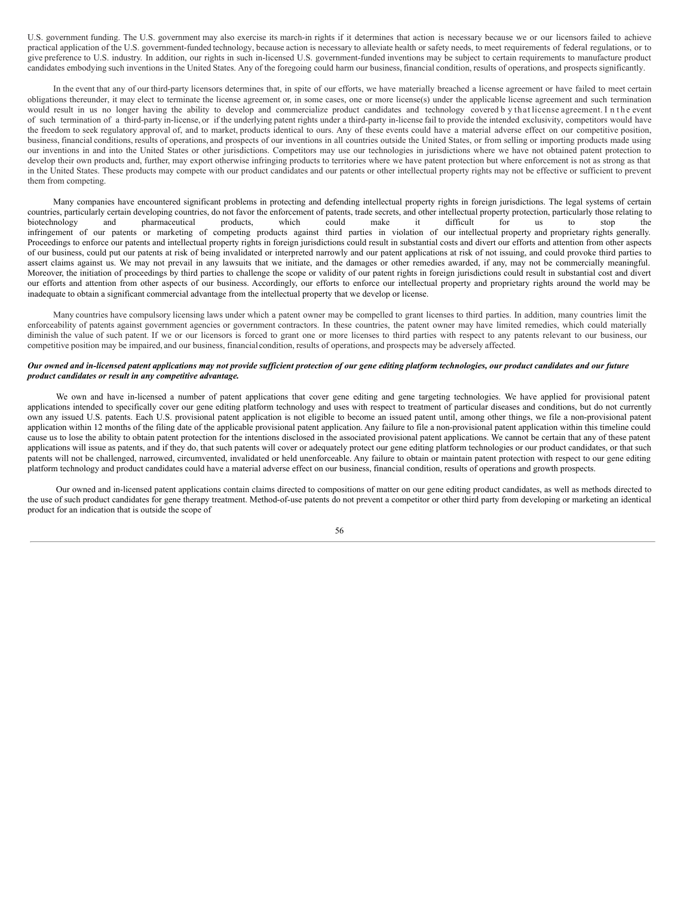U.S. government funding. The U.S. government may also exercise its march-in rights if it determines that action is necessary because we or our licensors failed to achieve practical application of the U.S. government-funded technology, because action is necessary to alleviate health or safety needs, to meet requirements of federal regulations, or to give preference to U.S. industry. In addition, our rights in such in-licensed U.S. government-funded inventions may be subject to certain requirements to manufacture product candidates embodying such inventions in the United States. Any of the foregoing could harm our business, financial condition, results of operations, and prospects significantly.

In the event that any of our third-party licensors determines that, in spite of our efforts, we have materially breached a license agreement or have failed to meet certain obligations thereunder, it may elect to terminate the license agreement or, in some cases, one or more license(s) under the applicable license agreement and such termination would result in us no longer having the ability to develop and commercialize product candidates and technology covered by that license agreement. In the event of such termination of a third-party in-license, or if the underlying patent rights under a third-party in-license fail to provide the intended exclusivity, competitors would have the freedom to seek regulatory approval of, and to market, products identical to ours. Any of these events could have a material adverse effect on our competitive position, business, financial conditions, results of operations, and prospects of our inventions in all countries outside the United States, or from selling or importing products made using our inventions in and into the United States or other jurisdictions. Competitors may use our technologies in jurisdictions where we have not obtained patent protection to develop their own products and, further, may export otherwise infringing products to territories where we have patent protection but where enforcement is not as strong as that in the United States. These products may compete with our product candidates and our patents or other intellectual property rights may not be effective or sufficient to prevent them from competing.

Many companies have encountered significant problems in protecting and defending intellectual property rights in foreign jurisdictions. The legal systems of certain countries, particularly certain developing countries, do not favor the enforcement of patents, trade secrets, and other intellectual property protection, particularly those relating to biotechnology and pharmaceutical products, which could make it difficult for us to stop the infringement of our patents or marketing of competing products against third parties in violation of our intellectual property and proprietary rights generally. Proceedings to enforce our patents and intellectual property rights in foreign jurisdictions could result in substantial costs and divert our efforts and attention from other aspects of our business, could put our patents at risk of being invalidated or interpreted narrowly and our patent applications at risk of not issuing, and could provoke third parties to assert claims against us. We may not prevail in any lawsuits that we initiate, and the damages or other remedies awarded, if any, may not be commercially meaningful. Moreover, the initiation of proceedings by third parties to challenge the scope or validity of our patent rights in foreign jurisdictions could result in substantial cost and divert our efforts and attention from other aspects of our business. Accordingly, our efforts to enforce our intellectual property and proprietary rights around the world may be inadequate to obtain a significant commercial advantage from the intellectual property that we develop or license.

Many countries have compulsory licensing laws under which a patent owner may be compelled to grant licenses to third parties. In addition, many countries limit the enforceability of patents against government agencies or government contractors. In these countries, the patent owner may have limited remedies, which could materially diminish the value of such patent. If we or our licensors is forced to grant one or more licenses to third parties with respect to any patents relevant to our business, our competitive position may be impaired, and our business, financial condition, results of operations, and prospects may be adversely affected.

***Our owned and in-licensed patent applications may not provide sufficient protection of our gene editing platform technologies, our product candidates and our future product candidates or result in any competitive advantage.***

We own and have in-licensed a number of patent applications that cover gene editing and gene targeting technologies. We have applied for provisional patent applications intended to specifically cover our gene editing platform technology and uses with respect to treatment of particular diseases and conditions, but do not currently own any issued U.S. patents. Each U.S. provisional patent application is not eligible to become an issued patent until, among other things, we file a non-provisional patent application within 12 months of the filing date of the applicable provisional patent application. Any failure to file a non-provisional patent application within this timeline could cause us to lose the ability to obtain patent protection for the intentions disclosed in the associated provisional patent applications. We cannot be certain that any of these patent applications will issue as patents, and if they do, that such patents will cover or adequately protect our gene editing platform technologies or our product candidates, or that such patents will not be challenged, narrowed, circumvented, invalidated or held unenforceable. Any failure to obtain or maintain patent protection with respect to our gene editing platform technology and product candidates could have a material adverse effect on our business, financial condition, results of operations and growth prospects.

Our owned and in-licensed patent applications contain claims directed to compositions of matter on our gene editing product candidates, as well as methods directed to the use of such product candidates for gene therapy treatment. Method-of-use patents do not prevent a competitor or other third party from developing or marketing an identical product for an indication that is outside the scope of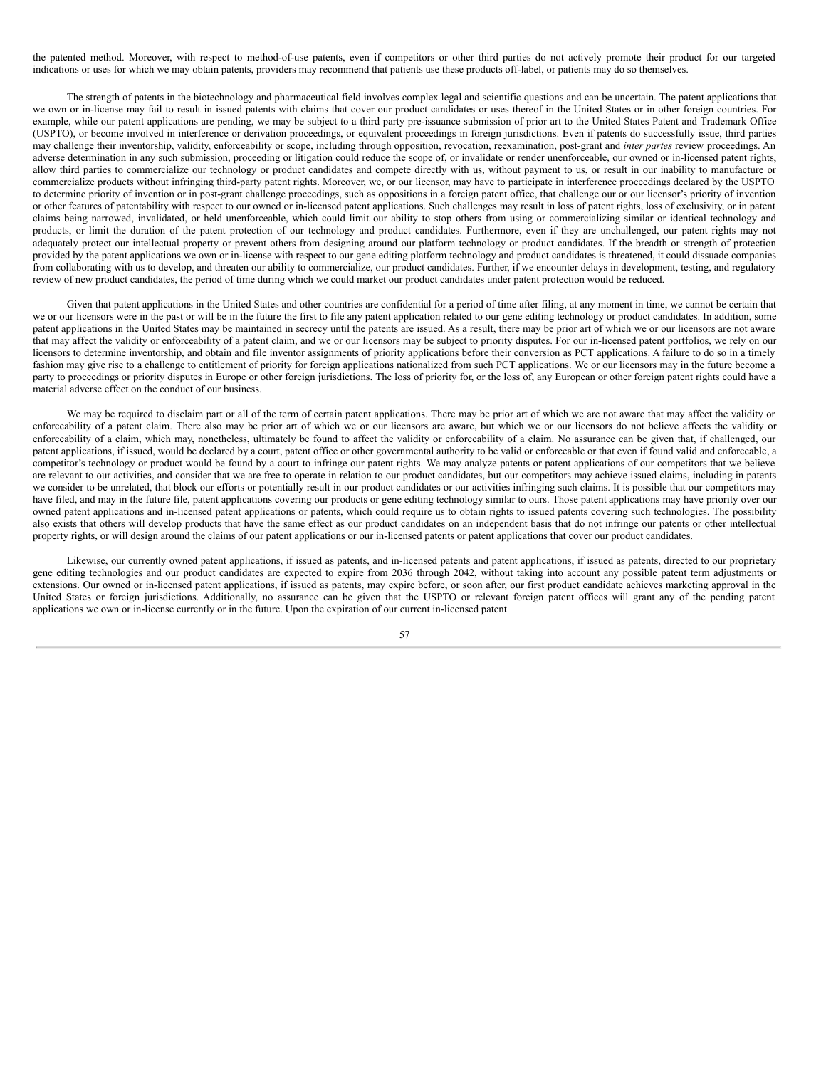the patented method. Moreover, with respect to method-of-use patents, even if competitors or other third parties do not actively promote their product for our targeted indications or uses for which we may obtain patents, providers may recommend that patients use these products off-label, or patients may do so themselves.

The strength of patents in the biotechnology and pharmaceutical field involves complex legal and scientific questions and can be uncertain. The patent applications that we own or in-license may fail to result in issued patents with claims that cover our product candidates or uses thereof in the United States or in other foreign countries. For example, while our patent applications are pending, we may be subject to a third party pre-issuance submission of prior art to the United States Patent and Trademark Office (USPTO), or become involved in interference or derivation proceedings, or equivalent proceedings in foreign jurisdictions. Even if patents do successfully issue, third parties may challenge their inventorship, validity, enforceability or scope, including through opposition, revocation, reexamination, post-grant and *inter partes* review proceedings. An adverse determination in any such submission, proceeding or litigation could reduce the scope of, or invalidate or render unenforceable, our owned or in-licensed patent rights, allow third parties to commercialize our technology or product candidates and compete directly with us, without payment to us, or result in our inability to manufacture or commercialize products without infringing third-party patent rights. Moreover, we, or our licensor, may have to participate in interference proceedings declared by the USPTO to determine priority of invention or in post-grant challenge proceedings, such as oppositions in a foreign patent office, that challenge our or our licensor's priority of invention or other features of patentability with respect to our owned or in-licensed patent applications. Such challenges may result in loss of patent rights, loss of exclusivity, or in patent claims being narrowed, invalidated, or held unenforceable, which could limit our ability to stop others from using or commercializing similar or identical technology and products, or limit the duration of the patent protection of our technology and product candidates. Furthermore, even if they are unchallenged, our patent rights may not adequately protect our intellectual property or prevent others from designing around our platform technology or product candidates. If the breadth or strength of protection provided by the patent applications we own or in-license with respect to our gene editing platform technology and product candidates is threatened, it could dissuade companies from collaborating with us to develop, and threaten our ability to commercialize, our product candidates. Further, if we encounter delays in development, testing, and regulatory review of new product candidates, the period of time during which we could market our product candidates under patent protection would be reduced.

Given that patent applications in the United States and other countries are confidential for a period of time after filing, at any moment in time, we cannot be certain that we or our licensors were in the past or will be in the future the first to file any patent application related to our gene editing technology or product candidates. In addition, some patent applications in the United States may be maintained in secrecy until the patents are issued. As a result, there may be prior art of which we or our licensors are not aware that may affect the validity or enforceability of a patent claim, and we or our licensors may be subject to priority disputes. For our in-licensed patent portfolios, we rely on our licensors to determine inventorship, and obtain and file inventor assignments of priority applications before their conversion as PCT applications. A failure to do so in a timely fashion may give rise to a challenge to entitlement of priority for foreign applications nationalized from such PCT applications. We or our licensors may in the future become a party to proceedings or priority disputes in Europe or other foreign jurisdictions. The loss of priority for, or the loss of, any European or other foreign patent rights could have a material adverse effect on the conduct of our business.

We may be required to disclaim part or all of the term of certain patent applications. There may be prior art of which we are not aware that may affect the validity or enforceability of a patent claim. There also may be prior art of which we or our licensors are aware, but which we or our licensors do not believe affects the validity or enforceability of a claim, which may, nonetheless, ultimately be found to affect the validity or enforceability of a claim. No assurance can be given that, if challenged, our patent applications, if issued, would be declared by a court, patent office or other governmental authority to be valid or enforceable or that even if found valid and enforceable, a competitor's technology or product would be found by a court to infringe our patent rights. We may analyze patents or patent applications of our competitors that we believe are relevant to our activities, and consider that we are free to operate in relation to our product candidates, but our competitors may achieve issued claims, including in patents we consider to be unrelated, that block our efforts or potentially result in our product candidates or our activities infringing such claims. It is possible that our competitors may have filed, and may in the future file, patent applications covering our products or gene editing technology similar to ours. Those patent applications may have priority over our owned patent applications and in-licensed patent applications or patents, which could require us to obtain rights to issued patents covering such technologies. The possibility also exists that others will develop products that have the same effect as our product candidates on an independent basis that do not infringe our patents or other intellectual property rights, or will design around the claims of our patent applications or our in-licensed patents or patent applications that cover our product candidates.

Likewise, our currently owned patent applications, if issued as patents, and in-licensed patents and patent applications, if issued as patents, directed to our proprietary gene editing technologies and our product candidates are expected to expire from 2036 through 2042, without taking into account any possible patent term adjustments or extensions. Our owned or in-licensed patent applications, if issued as patents, may expire before, or soon after, our first product candidate achieves marketing approval in the United States or foreign jurisdictions. Additionally, no assurance can be given that the USPTO or relevant foreign patent offices will grant any of the pending patent applications we own or in-license currently or in the future. Upon the expiration of our current in-licensed patent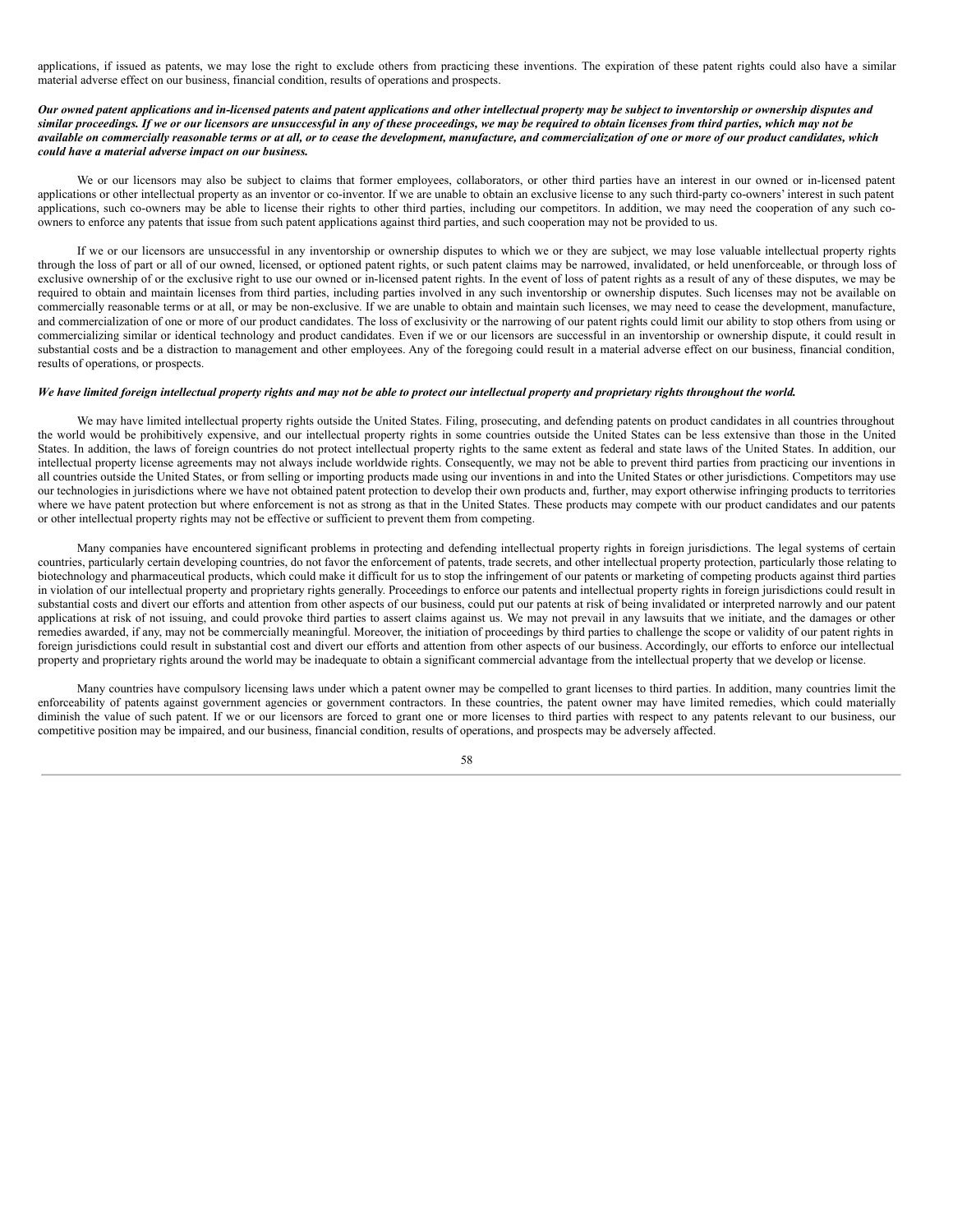applications, if issued as patents, we may lose the right to exclude others from practicing these inventions. The expiration of these patent rights could also have a similar material adverse effect on our business, financial condition, results of operations and prospects.

***Our owned patent applications and in-licensed patents and patent applications and other intellectual property may be subject to inventorship or ownership disputes and similar proceedings. If we or our licensors are unsuccessful in any of these proceedings, we may be required to obtain licenses from third parties, which may not be available on commercially reasonable terms or at all, or to cease the development, manufacture, and commercialization of one or more of our product candidates, which could have a material adverse impact on our business.***

We or our licensors may also be subject to claims that former employees, collaborators, or other third parties have an interest in our owned or in-licensed patent applications or other intellectual property as an inventor or co-inventor. If we are unable to obtain an exclusive license to any such third-party co-owners' interest in such patent applications, such co-owners may be able to license their rights to other third parties, including our competitors. In addition, we may need the cooperation of any such co-owners to enforce any patents that issue from such patent applications against third parties, and such cooperation may not be provided to us.

If we or our licensors are unsuccessful in any inventorship or ownership disputes to which we or they are subject, we may lose valuable intellectual property rights through the loss of part or all of our owned, licensed, or optioned patent rights, or such patent claims may be narrowed, invalidated, or held unenforceable, or through loss of exclusive ownership of or the exclusive right to use our owned or in-licensed patent rights. In the event of loss of patent rights as a result of any of these disputes, we may be required to obtain and maintain licenses from third parties, including parties involved in any such inventorship or ownership disputes. Such licenses may not be available on commercially reasonable terms or at all, or may be non-exclusive. If we are unable to obtain and maintain such licenses, we may need to cease the development, manufacture, and commercialization of one or more of our product candidates. The loss of exclusivity or the narrowing of our patent rights could limit our ability to stop others from using or commercializing similar or identical technology and product candidates. Even if we or our licensors are successful in an inventorship or ownership dispute, it could result in substantial costs and be a distraction to management and other employees. Any of the foregoing could result in a material adverse effect on our business, financial condition, results of operations, or prospects.

***We have limited foreign intellectual property rights and may not be able to protect our intellectual property and proprietary rights throughout the world.***

We may have limited intellectual property rights outside the United States. Filing, prosecuting, and defending patents on product candidates in all countries throughout the world would be prohibitively expensive, and our intellectual property rights in some countries outside the United States can be less extensive than those in the United States. In addition, the laws of foreign countries do not protect intellectual property rights to the same extent as federal and state laws of the United States. In addition, our intellectual property license agreements may not always include worldwide rights. Consequently, we may not be able to prevent third parties from practicing our inventions in all countries outside the United States, or from selling or importing products made using our inventions in and into the United States or other jurisdictions. Competitors may use our technologies in jurisdictions where we have not obtained patent protection to develop their own products and, further, may export otherwise infringing products to territories where we have patent protection but where enforcement is not as strong as that in the United States. These products may compete with our product candidates and our patents or other intellectual property rights may not be effective or sufficient to prevent them from competing.

Many companies have encountered significant problems in protecting and defending intellectual property rights in foreign jurisdictions. The legal systems of certain countries, particularly certain developing countries, do not favor the enforcement of patents, trade secrets, and other intellectual property protection, particularly those relating to biotechnology and pharmaceutical products, which could make it difficult for us to stop the infringement of our patents or marketing of competing products against third parties in violation of our intellectual property and proprietary rights generally. Proceedings to enforce our patents and intellectual property rights in foreign jurisdictions could result in substantial costs and divert our efforts and attention from other aspects of our business, could put our patents at risk of being invalidated or interpreted narrowly and our patent applications at risk of not issuing, and could provoke third parties to assert claims against us. We may not prevail in any lawsuits that we initiate, and the damages or other remedies awarded, if any, may not be commercially meaningful. Moreover, the initiation of proceedings by third parties to challenge the scope or validity of our patent rights in foreign jurisdictions could result in substantial cost and divert our efforts and attention from other aspects of our business. Accordingly, our efforts to enforce our intellectual property and proprietary rights around the world may be inadequate to obtain a significant commercial advantage from the intellectual property that we develop or license.

Many countries have compulsory licensing laws under which a patent owner may be compelled to grant licenses to third parties. In addition, many countries limit the enforceability of patents against government agencies or government contractors. In these countries, the patent owner may have limited remedies, which could materially diminish the value of such patent. If we or our licensors are forced to grant one or more licenses to third parties with respect to any patents relevant to our business, our competitive position may be impaired, and our business, financial condition, results of operations, and prospects may be adversely affected.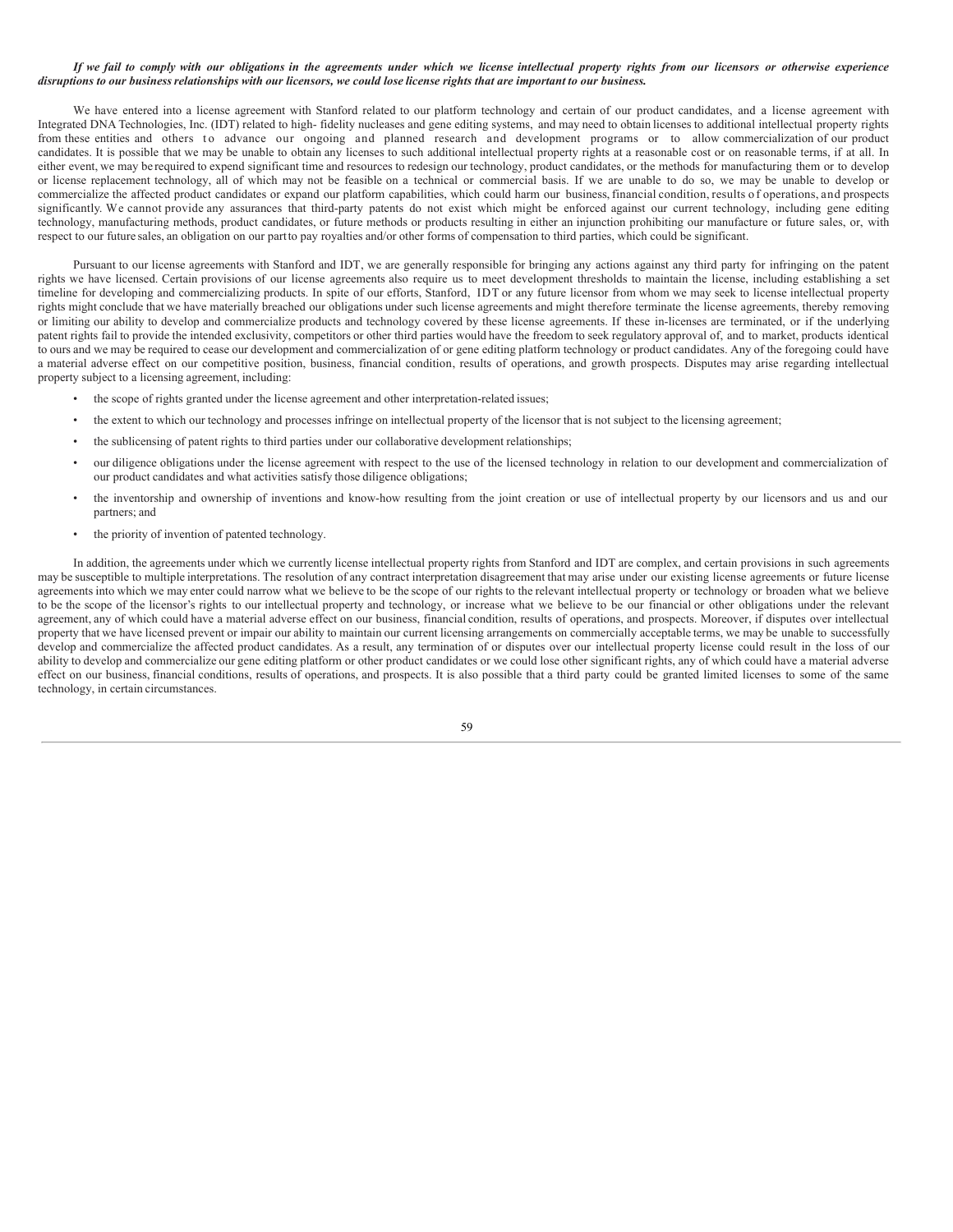***If we fail to comply with our obligations in the agreements under which we license intellectual property rights from our licensors or otherwise experience disruptions to our business relationships with our licensors, we could lose license rights that are important to our business.***

We have entered into a license agreement with Stanford related to our platform technology and certain of our product candidates, and a license agreement with Integrated DNA Technologies, Inc. (IDT) related to high- fidelity nucleases and gene editing systems, and may need to obtain licenses to additional intellectual property rights from these entities and others to advance our ongoing and planned research and development programs or to allow commercialization of our product candidates. It is possible that we may be unable to obtain any licenses to such additional intellectual property rights at a reasonable cost or on reasonable terms, if at all. In either event, we may be required to expend significant time and resources to redesign our technology, product candidates, or the methods for manufacturing them or to develop or license replacement technology, all of which may not be feasible on a technical or commercial basis. If we are unable to do so, we may be unable to develop or commercialize the affected product candidates or expand our platform capabilities, which could harm our business, financial condition, results of operations, and prospects significantly. We cannot provide any assurances that third-party patents do not exist which might be enforced against our current technology, including gene editing technology, manufacturing methods, product candidates, or future methods or products resulting in either an injunction prohibiting our manufacture or future sales, or, with respect to our future sales, an obligation on our part to pay royalties and/or other forms of compensation to third parties, which could be significant.

Pursuant to our license agreements with Stanford and IDT, we are generally responsible for bringing any actions against any third party for infringing on the patent rights we have licensed. Certain provisions of our license agreements also require us to meet development thresholds to maintain the license, including establishing a set timeline for developing and commercializing products. In spite of our efforts, Stanford, IDT or any future licensor from whom we may seek to license intellectual property rights might conclude that we have materially breached our obligations under such license agreements and might therefore terminate the license agreements, thereby removing or limiting our ability to develop and commercialize products and technology covered by these license agreements. If these in-licenses are terminated, or if the underlying patent rights fail to provide the intended exclusivity, competitors or other third parties would have the freedom to seek regulatory approval of, and to market, products identical to ours and we may be required to cease our development and commercialization of or gene editing platform technology or product candidates. Any of the foregoing could have a material adverse effect on our competitive position, business, financial condition, results of operations, and growth prospects. Disputes may arise regarding intellectual property subject to a licensing agreement, including:

- the scope of rights granted under the license agreement and other interpretation-related issues;
- the extent to which our technology and processes infringe on intellectual property of the licensor that is not subject to the licensing agreement;
- the sublicensing of patent rights to third parties under our collaborative development relationships;
- our diligence obligations under the license agreement with respect to the use of the licensed technology in relation to our development and commercialization of our product candidates and what activities satisfy those diligence obligations;
- the inventorship and ownership of inventions and know-how resulting from the joint creation or use of intellectual property by our licensors and us and our partners; and
- the priority of invention of patented technology.

In addition, the agreements under which we currently license intellectual property rights from Stanford and IDT are complex, and certain provisions in such agreements may be susceptible to multiple interpretations. The resolution of any contract interpretation disagreement that may arise under our existing license agreements or future license agreements into which we may enter could narrow what we believe to be the scope of our rights to the relevant intellectual property or technology or broaden what we believe to be the scope of the licensor's rights to our intellectual property and technology, or increase what we believe to be our financial or other obligations under the relevant agreement, any of which could have a material adverse effect on our business, financial condition, results of operations, and prospects. Moreover, if disputes over intellectual property that we have licensed prevent or impair our ability to maintain our current licensing arrangements on commercially acceptable terms, we may be unable to successfully develop and commercialize the affected product candidates. As a result, any termination of or disputes over our intellectual property license could result in the loss of our ability to develop and commercialize our gene editing platform or other product candidates or we could lose other significant rights, any of which could have a material adverse effect on our business, financial conditions, results of operations, and prospects. It is also possible that a third party could be granted limited licenses to some of the same technology, in certain circumstances.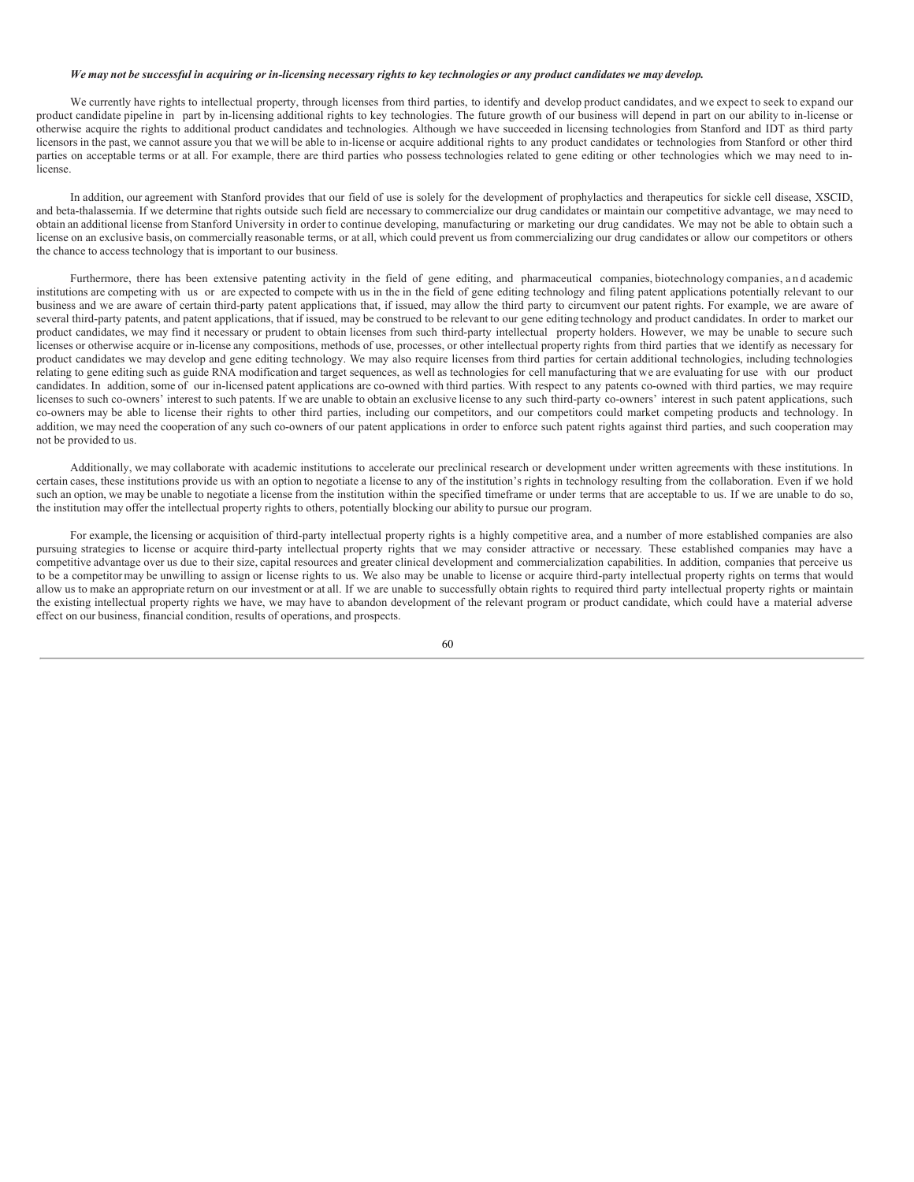***We may not be successful in acquiring or in-licensing necessary rights to key technologies or any product candidates we may develop.***

We currently have rights to intellectual property, through licenses from third parties, to identify and develop product candidates, and we expect to seek to expand our product candidate pipeline in part by in-licensing additional rights to key technologies. The future growth of our business will depend in part on our ability to in-license or otherwise acquire the rights to additional product candidates and technologies. Although we have succeeded in licensing technologies from Stanford and IDT as third party licensors in the past, we cannot assure you that we will be able to in-license or acquire additional rights to any product candidates or technologies from Stanford or other third parties on acceptable terms or at all. For example, there are third parties who possess technologies related to gene editing or other technologies which we may need to in-license.

In addition, our agreement with Stanford provides that our field of use is solely for the development of prophylactics and therapeutics for sickle cell disease, XSCID, and beta-thalassemia. If we determine that rights outside such field are necessary to commercialize our drug candidates or maintain our competitive advantage, we may need to obtain an additional license from Stanford University in order to continue developing, manufacturing or marketing our drug candidates. We may not be able to obtain such a license on an exclusive basis, on commercially reasonable terms, or at all, which could prevent us from commercializing our drug candidates or allow our competitors or others the chance to access technology that is important to our business.

Furthermore, there has been extensive patenting activity in the field of gene editing, and pharmaceutical companies, biotechnology companies, and academic institutions are competing with us or are expected to compete with us in the in the field of gene editing technology and filing patent applications potentially relevant to our business and we are aware of certain third-party patent applications that, if issued, may allow the third party to circumvent our patent rights. For example, we are aware of several third-party patents, and patent applications, that if issued, may be construed to be relevant to our gene editing technology and product candidates. In order to market our product candidates, we may find it necessary or prudent to obtain licenses from such third-party intellectual property holders. However, we may be unable to secure such licenses or otherwise acquire or in-license any compositions, methods of use, processes, or other intellectual property rights from third parties that we identify as necessary for product candidates we may develop and gene editing technology. We may also require licenses from third parties for certain additional technologies, including technologies relating to gene editing such as guide RNA modification and target sequences, as well as technologies for cell manufacturing that we are evaluating for use with our product candidates. In addition, some of our in-licensed patent applications are co-owned with third parties. With respect to any patents co-owned with third parties, we may require licenses to such co-owners' interest to such patents. If we are unable to obtain an exclusive license to any such third-party co-owners' interest in such patent applications, such co-owners may be able to license their rights to other third parties, including our competitors, and our competitors could market competing products and technology. In addition, we may need the cooperation of any such co-owners of our patent applications in order to enforce such patent rights against third parties, and such cooperation may not be provided to us.

Additionally, we may collaborate with academic institutions to accelerate our preclinical research or development under written agreements with these institutions. In certain cases, these institutions provide us with an option to negotiate a license to any of the institution's rights in technology resulting from the collaboration. Even if we hold such an option, we may be unable to negotiate a license from the institution within the specified timeframe or under terms that are acceptable to us. If we are unable to do so, the institution may offer the intellectual property rights to others, potentially blocking our ability to pursue our program.

For example, the licensing or acquisition of third-party intellectual property rights is a highly competitive area, and a number of more established companies are also pursuing strategies to license or acquire third-party intellectual property rights that we may consider attractive or necessary. These established companies may have a competitive advantage over us due to their size, capital resources and greater clinical development and commercialization capabilities. In addition, companies that perceive us to be a competitor may be unwilling to assign or license rights to us. We also may be unable to license or acquire third-party intellectual property rights on terms that would allow us to make an appropriate return on our investment or at all. If we are unable to successfully obtain rights to required third party intellectual property rights or maintain the existing intellectual property rights we have, we may have to abandon development of the relevant program or product candidate, which could have a material adverse effect on our business, financial condition, results of operations, and prospects.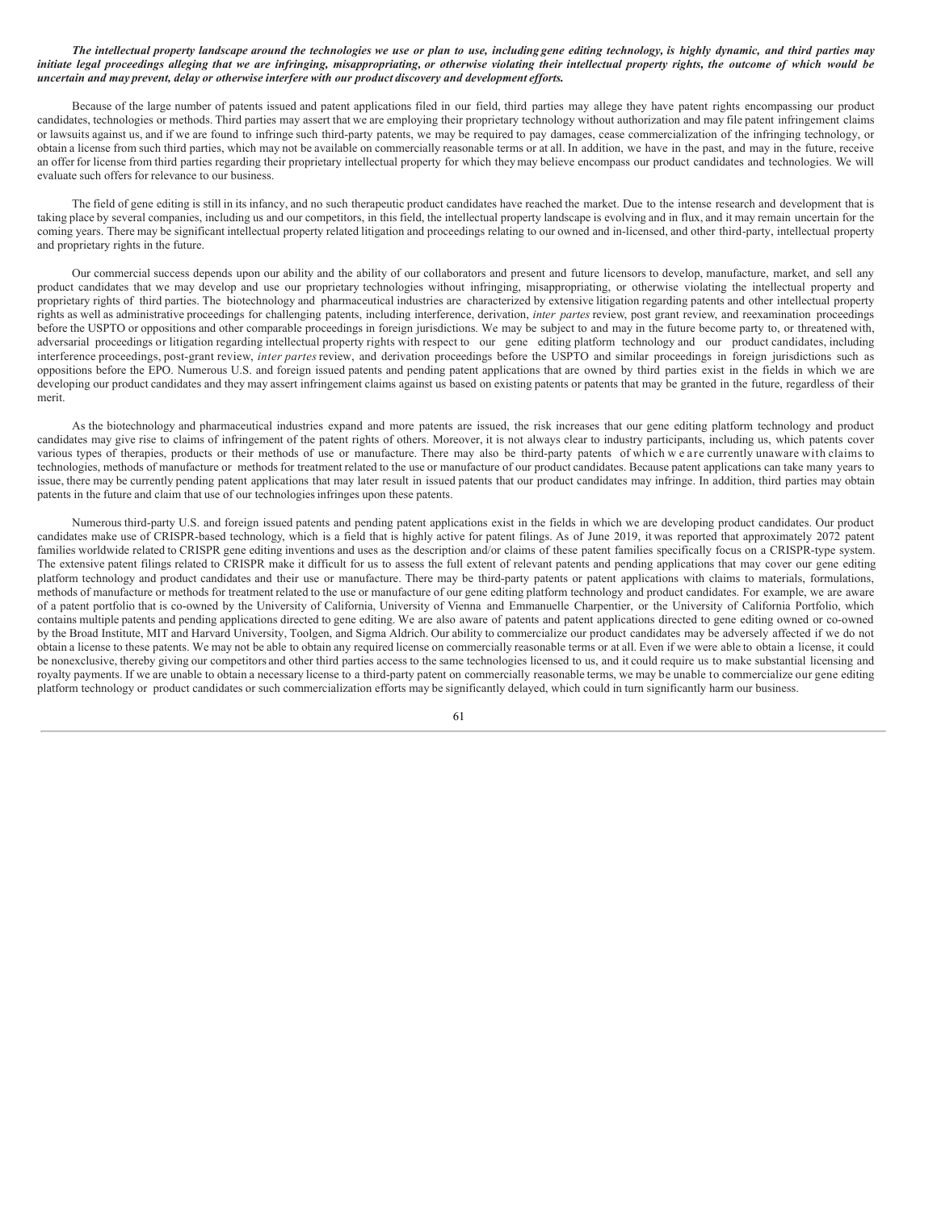***The intellectual property landscape around the technologies we use or plan to use, including gene editing technology, is highly dynamic, and third parties may initiate legal proceedings alleging that we are infringing, misappropriating, or otherwise violating their intellectual property rights, the outcome of which would be uncertain and may prevent, delay or otherwise interfere with our product discovery and development efforts.***

Because of the large number of patents issued and patent applications filed in our field, third parties may allege they have patent rights encompassing our product candidates, technologies or methods. Third parties may assert that we are employing their proprietary technology without authorization and may file patent infringement claims or lawsuits against us, and if we are found to infringe such third-party patents, we may be required to pay damages, cease commercialization of the infringing technology, or obtain a license from such third parties, which may not be available on commercially reasonable terms or at all. In addition, we have in the past, and may in the future, receive an offer for license from third parties regarding their proprietary intellectual property for which they may believe encompass our product candidates and technologies. We will evaluate such offers for relevance to our business.

The field of gene editing is still in its infancy, and no such therapeutic product candidates have reached the market. Due to the intense research and development that is taking place by several companies, including us and our competitors, in this field, the intellectual property landscape is evolving and in flux, and it may remain uncertain for the coming years. There may be significant intellectual property related litigation and proceedings relating to our owned and in-licensed, and other third-party, intellectual property and proprietary rights in the future.

Our commercial success depends upon our ability and the ability of our collaborators and present and future licensors to develop, manufacture, market, and sell any product candidates that we may develop and use our proprietary technologies without infringing, misappropriating, or otherwise violating the intellectual property and proprietary rights of third parties. The biotechnology and pharmaceutical industries are characterized by extensive litigation regarding patents and other intellectual property rights as well as administrative proceedings for challenging patents, including interference, derivation, *inter partes* review, post grant review, and reexamination proceedings before the USPTO or oppositions and other comparable proceedings in foreign jurisdictions. We may be subject to and may in the future become party to, or threatened with, adversarial proceedings or litigation regarding intellectual property rights with respect to our gene editing platform technology and our product candidates, including interference proceedings, post-grant review, *inter partes* review, and derivation proceedings before the USPTO and similar proceedings in foreign jurisdictions such as oppositions before the EPO. Numerous U.S. and foreign issued patents and pending patent applications that are owned by third parties exist in the fields in which we are developing our product candidates and they may assert infringement claims against us based on existing patents or patents that may be granted in the future, regardless of their merit.

As the biotechnology and pharmaceutical industries expand and more patents are issued, the risk increases that our gene editing platform technology and product candidates may give rise to claims of infringement of the patent rights of others. Moreover, it is not always clear to industry participants, including us, which patents cover various types of therapies, products or their methods of use or manufacture. There may also be third-party patents of which we are currently unaware with claims to technologies, methods of manufacture or methods for treatment related to the use or manufacture of our product candidates. Because patent applications can take many years to issue, there may be currently pending patent applications that may later result in issued patents that our product candidates may infringe. In addition, third parties may obtain patents in the future and claim that use of our technologies infringes upon these patents.

Numerous third-party U.S. and foreign issued patents and pending patent applications exist in the fields in which we are developing product candidates. Our product candidates make use of CRISPR-based technology, which is a field that is highly active for patent filings. As of June 2019, it was reported that approximately 2072 patent families worldwide related to CRISPR gene editing inventions and uses as the description and/or claims of these patent families specifically focus on a CRISPR-type system. The extensive patent filings related to CRISPR make it difficult for us to assess the full extent of relevant patents and pending applications that may cover our gene editing platform technology and product candidates and their use or manufacture. There may be third-party patents or patent applications with claims to materials, formulations, methods of manufacture or methods for treatment related to the use or manufacture of our gene editing platform technology and product candidates. For example, we are aware of a patent portfolio that is co-owned by the University of California, University of Vienna and Emmanuelle Charpentier, or the University of California Portfolio, which contains multiple patents and pending applications directed to gene editing. We are also aware of patents and patent applications directed to gene editing owned or co-owned by the Broad Institute, MIT and Harvard University, Toolgen, and Sigma Aldrich. Our ability to commercialize our product candidates may be adversely affected if we do not obtain a license to these patents. We may not be able to obtain any required license on commercially reasonable terms or at all. Even if we were able to obtain a license, it could be nonexclusive, thereby giving our competitors and other third parties access to the same technologies licensed to us, and it could require us to make substantial licensing and royalty payments. If we are unable to obtain a necessary license to a third-party patent on commercially reasonable terms, we may be unable to commercialize our gene editing platform technology or product candidates or such commercialization efforts may be significantly delayed, which could in turn significantly harm our business.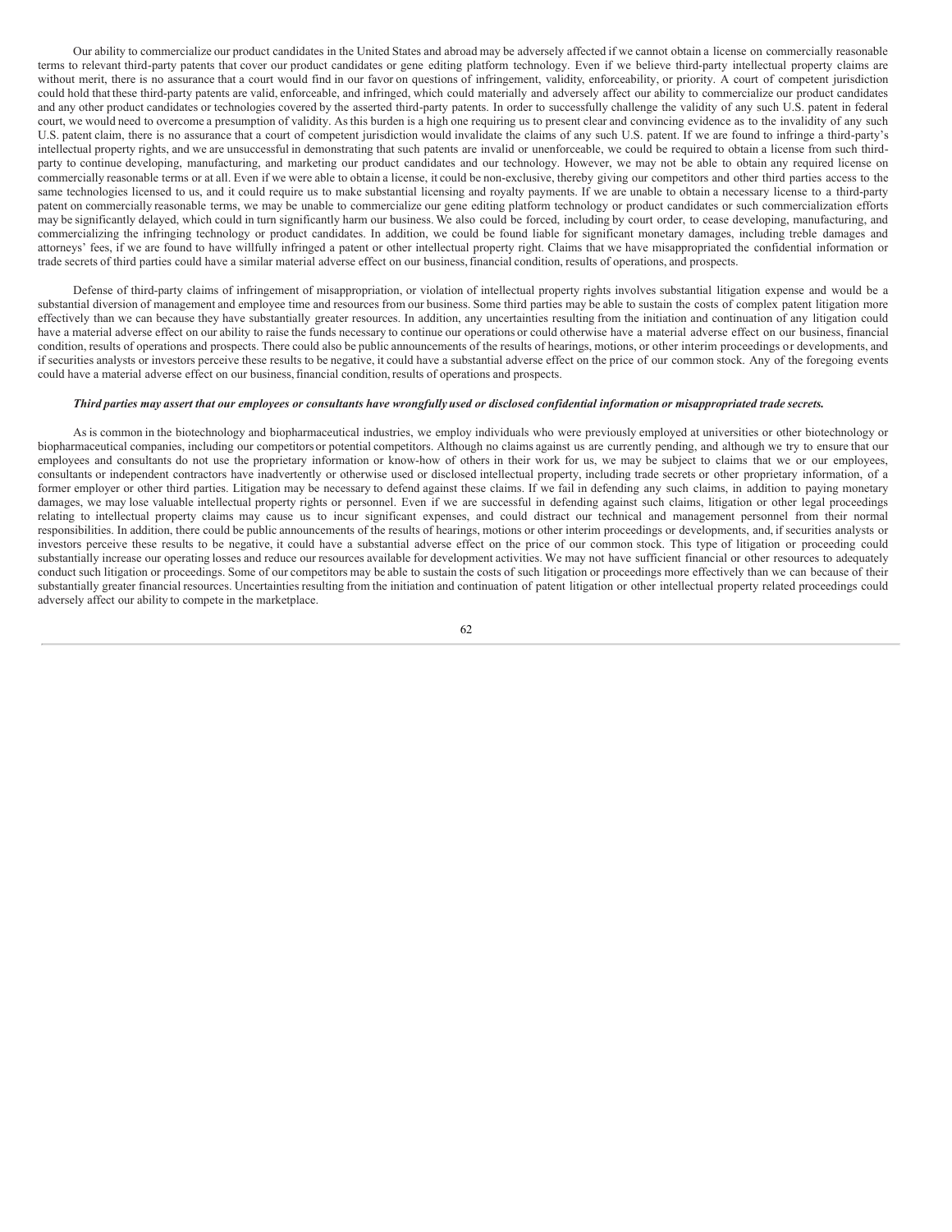Our ability to commercialize our product candidates in the United States and abroad may be adversely affected if we cannot obtain a license on commercially reasonable terms to relevant third-party patents that cover our product candidates or gene editing platform technology. Even if we believe third-party intellectual property claims are without merit, there is no assurance that a court would find in our favor on questions of infringement, validity, enforceability, or priority. A court of competent jurisdiction could hold that these third-party patents are valid, enforceable, and infringed, which could materially and adversely affect our ability to commercialize our product candidates and any other product candidates or technologies covered by the asserted third-party patents. In order to successfully challenge the validity of any such U.S. patent in federal court, we would need to overcome a presumption of validity. As this burden is a high one requiring us to present clear and convincing evidence as to the invalidity of any such U.S. patent claim, there is no assurance that a court of competent jurisdiction would invalidate the claims of any such U.S. patent. If we are found to infringe a third-party's intellectual property rights, and we are unsuccessful in demonstrating that such patents are invalid or unenforceable, we could be required to obtain a license from such third-party to continue developing, manufacturing, and marketing our product candidates and our technology. However, we may not be able to obtain any required license on commercially reasonable terms or at all. Even if we were able to obtain a license, it could be non-exclusive, thereby giving our competitors and other third parties access to the same technologies licensed to us, and it could require us to make substantial licensing and royalty payments. If we are unable to obtain a necessary license to a third-party patent on commercially reasonable terms, we may be unable to commercialize our gene editing platform technology or product candidates or such commercialization efforts may be significantly delayed, which could in turn significantly harm our business. We also could be forced, including by court order, to cease developing, manufacturing, and commercializing the infringing technology or product candidates. In addition, we could be found liable for significant monetary damages, including treble damages and attorneys' fees, if we are found to have willfully infringed a patent or other intellectual property right. Claims that we have misappropriated the confidential information or trade secrets of third parties could have a similar material adverse effect on our business, financial condition, results of operations, and prospects.

Defense of third-party claims of infringement of misappropriation, or violation of intellectual property rights involves substantial litigation expense and would be a substantial diversion of management and employee time and resources from our business. Some third parties may be able to sustain the costs of complex patent litigation more effectively than we can because they have substantially greater resources. In addition, any uncertainties resulting from the initiation and continuation of any litigation could have a material adverse effect on our ability to raise the funds necessary to continue our operations or could otherwise have a material adverse effect on our business, financial condition, results of operations and prospects. There could also be public announcements of the results of hearings, motions, or other interim proceedings or developments, and if securities analysts or investors perceive these results to be negative, it could have a substantial adverse effect on the price of our common stock. Any of the foregoing events could have a material adverse effect on our business, financial condition, results of operations and prospects.

***Third parties may assert that our employees or consultants have wrongfully used or disclosed confidential information or misappropriated trade secrets.***

As is common in the biotechnology and biopharmaceutical industries, we employ individuals who were previously employed at universities or other biotechnology or biopharmaceutical companies, including our competitors or potential competitors. Although no claims against us are currently pending, and although we try to ensure that our employees and consultants do not use the proprietary information or know-how of others in their work for us, we may be subject to claims that we or our employees, consultants or independent contractors have inadvertently or otherwise used or disclosed intellectual property, including trade secrets or other proprietary information, of a former employer or other third parties. Litigation may be necessary to defend against these claims. If we fail in defending any such claims, in addition to paying monetary damages, we may lose valuable intellectual property rights or personnel. Even if we are successful in defending against such claims, litigation or other legal proceedings relating to intellectual property claims may cause us to incur significant expenses, and could distract our technical and management personnel from their normal responsibilities. In addition, there could be public announcements of the results of hearings, motions or other interim proceedings or developments, and, if securities analysts or investors perceive these results to be negative, it could have a substantial adverse effect on the price of our common stock. This type of litigation or proceeding could substantially increase our operating losses and reduce our resources available for development activities. We may not have sufficient financial or other resources to adequately conduct such litigation or proceedings. Some of our competitors may be able to sustain the costs of such litigation or proceedings more effectively than we can because of their substantially greater financial resources. Uncertainties resulting from the initiation and continuation of patent litigation or other intellectual property related proceedings could adversely affect our ability to compete in the marketplace.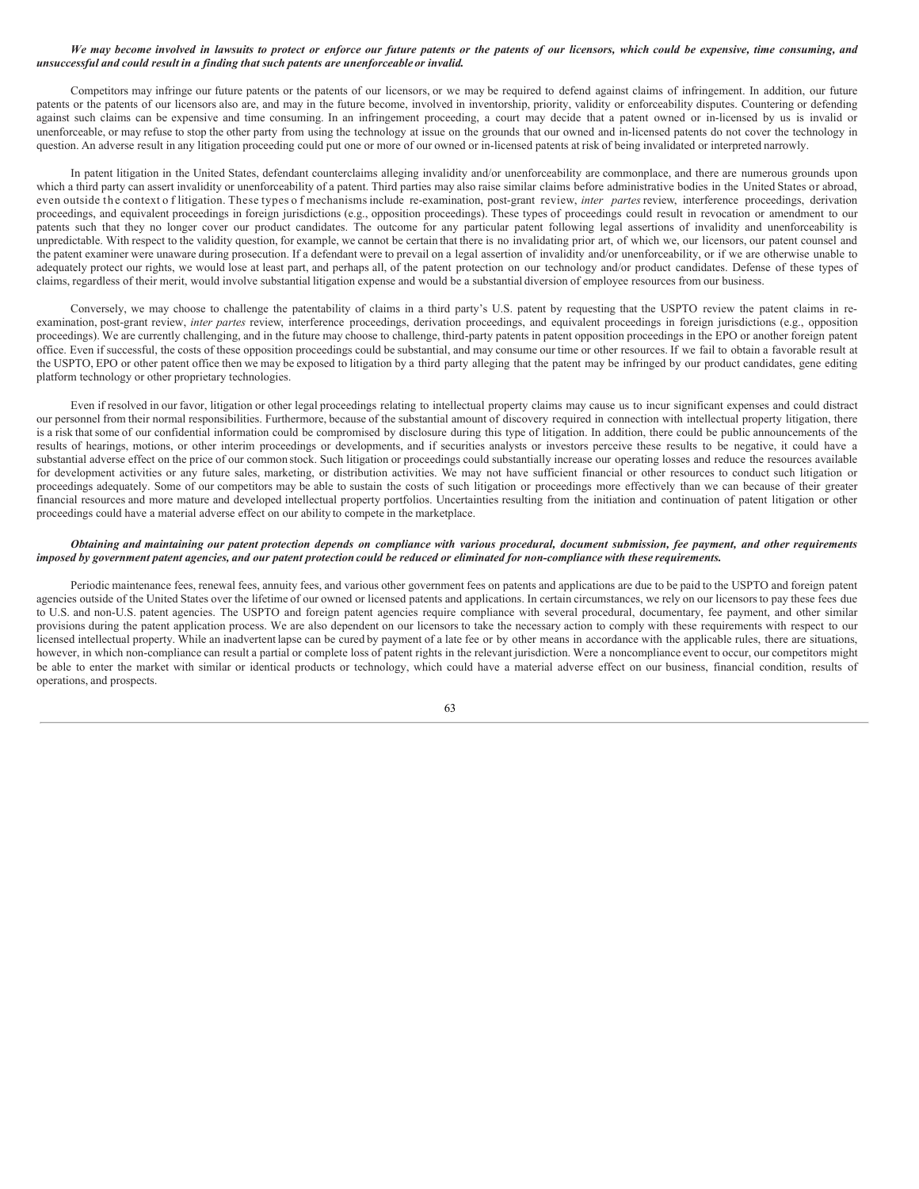***We may become involved in lawsuits to protect or enforce our future patents or the patents of our licensors, which could be expensive, time consuming, and unsuccessful and could result in a finding that such patents are unenforceable or invalid.***

Competitors may infringe our future patents or the patents of our licensors, or we may be required to defend against claims of infringement. In addition, our future patents or the patents of our licensors also are, and may in the future become, involved in inventorship, priority, validity or enforceability disputes. Countering or defending against such claims can be expensive and time consuming. In an infringement proceeding, a court may decide that a patent owned or in-licensed by us is invalid or unenforceable, or may refuse to stop the other party from using the technology at issue on the grounds that our owned and in-licensed patents do not cover the technology in question. An adverse result in any litigation proceeding could put one or more of our owned or in-licensed patents at risk of being invalidated or interpreted narrowly.

In patent litigation in the United States, defendant counterclaims alleging invalidity and/or unenforceability are commonplace, and there are numerous grounds upon which a third party can assert invalidity or unenforceability of a patent. Third parties may also raise similar claims before administrative bodies in the United States or abroad, even outside the context of litigation. These types of mechanisms include re-examination, post-grant review, *inter partes* review, interference proceedings, derivation proceedings, and equivalent proceedings in foreign jurisdictions (e.g., opposition proceedings). These types of proceedings could result in revocation or amendment to our patents such that they no longer cover our product candidates. The outcome for any particular patent following legal assertions of invalidity and unenforceability is unpredictable. With respect to the validity question, for example, we cannot be certain that there is no invalidating prior art, of which we, our licensors, our patent counsel and the patent examiner were unaware during prosecution. If a defendant were to prevail on a legal assertion of invalidity and/or unenforceability, or if we are otherwise unable to adequately protect our rights, we would lose at least part, and perhaps all, of the patent protection on our technology and/or product candidates. Defense of these types of claims, regardless of their merit, would involve substantial litigation expense and would be a substantial diversion of employee resources from our business.

Conversely, we may choose to challenge the patentability of claims in a third party's U.S. patent by requesting that the USPTO review the patent claims in re-examination, post-grant review, *inter partes* review, interference proceedings, derivation proceedings, and equivalent proceedings in foreign jurisdictions (e.g., opposition proceedings). We are currently challenging, and in the future may choose to challenge, third-party patents in patent opposition proceedings in the EPO or another foreign patent office. Even if successful, the costs of these opposition proceedings could be substantial, and may consume our time or other resources. If we fail to obtain a favorable result at the USPTO, EPO or other patent office then we may be exposed to litigation by a third party alleging that the patent may be infringed by our product candidates, gene editing platform technology or other proprietary technologies.

Even if resolved in our favor, litigation or other legal proceedings relating to intellectual property claims may cause us to incur significant expenses and could distract our personnel from their normal responsibilities. Furthermore, because of the substantial amount of discovery required in connection with intellectual property litigation, there is a risk that some of our confidential information could be compromised by disclosure during this type of litigation. In addition, there could be public announcements of the results of hearings, motions, or other interim proceedings or developments, and if securities analysts or investors perceive these results to be negative, it could have a substantial adverse effect on the price of our common stock. Such litigation or proceedings could substantially increase our operating losses and reduce the resources available for development activities or any future sales, marketing, or distribution activities. We may not have sufficient financial or other resources to conduct such litigation or proceedings adequately. Some of our competitors may be able to sustain the costs of such litigation or proceedings more effectively than we can because of their greater financial resources and more mature and developed intellectual property portfolios. Uncertainties resulting from the initiation and continuation of patent litigation or other proceedings could have a material adverse effect on our ability to compete in the marketplace.

***Obtaining and maintaining our patent protection depends on compliance with various procedural, document submission, fee payment, and other requirements imposed by government patent agencies, and our patent protection could be reduced or eliminated for non-compliance with these requirements.***

Periodic maintenance fees, renewal fees, annuity fees, and various other government fees on patents and applications are due to be paid to the USPTO and foreign patent agencies outside of the United States over the lifetime of our owned or licensed patents and applications. In certain circumstances, we rely on our licensors to pay these fees due to U.S. and non-U.S. patent agencies. The USPTO and foreign patent agencies require compliance with several procedural, documentary, fee payment, and other similar provisions during the patent application process. We are also dependent on our licensors to take the necessary action to comply with these requirements with respect to our licensed intellectual property. While an inadvertent lapse can be cured by payment of a late fee or by other means in accordance with the applicable rules, there are situations, however, in which non-compliance can result a partial or complete loss of patent rights in the relevant jurisdiction. Were a noncompliance event to occur, our competitors might be able to enter the market with similar or identical products or technology, which could have a material adverse effect on our business, financial condition, results of operations, and prospects.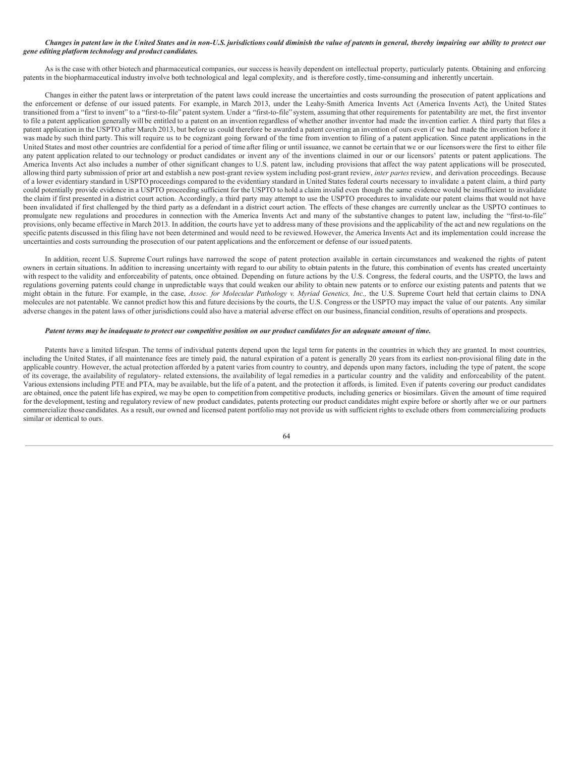***Changes in patent law in the United States and in non-U.S. jurisdictions could diminish the value of patents in general, thereby impairing our ability to protect our gene editing platform technology and product candidates.***

As is the case with other biotech and pharmaceutical companies, our success is heavily dependent on intellectual property, particularly patents. Obtaining and enforcing patents in the biopharmaceutical industry involve both technological and legal complexity, and is therefore costly, time-consuming and inherently uncertain.

Changes in either the patent laws or interpretation of the patent laws could increase the uncertainties and costs surrounding the prosecution of patent applications and the enforcement or defense of our issued patents. For example, in March 2013, under the Leahy-Smith America Invents Act (America Invents Act), the United States transitioned from a "first to invent" to a "first-to-file" patent system. Under a "first-to-file" system, assuming that other requirements for patentability are met, the first inventor to file a patent application generally will be entitled to a patent on an invention regardless of whether another inventor had made the invention earlier. A third party that files a patent application in the USPTO after March 2013, but before us could therefore be awarded a patent covering an invention of ours even if we had made the invention before it was made by such third party. This will require us to be cognizant going forward of the time from invention to filing of a patent application. Since patent applications in the United States and most other countries are confidential for a period of time after filing or until issuance, we cannot be certain that we or our licensors were the first to either file any patent application related to our technology or product candidates or invent any of the inventions claimed in our or our licensors' patents or patent applications. The America Invents Act also includes a number of other significant changes to U.S. patent law, including provisions that affect the way patent applications will be prosecuted, allowing third party submission of prior art and establish a new post-grant review system including post-grant review, *inter partes* review, and derivation proceedings. Because of a lower evidentiary standard in USPTO proceedings compared to the evidentiary standard in United States federal courts necessary to invalidate a patent claim, a third party could potentially provide evidence in a USPTO proceeding sufficient for the USPTO to hold a claim invalid even though the same evidence would be insufficient to invalidate the claim if first presented in a district court action. Accordingly, a third party may attempt to use the USPTO procedures to invalidate our patent claims that would not have been invalidated if first challenged by the third party as a defendant in a district court action. The effects of these changes are currently unclear as the USPTO continues to promulgate new regulations and procedures in connection with the America Invents Act and many of the substantive changes to patent law, including the "first-to-file" provisions, only became effective in March 2013. In addition, the courts have yet to address many of these provisions and the applicability of the act and new regulations on the specific patents discussed in this filing have not been determined and would need to be reviewed. However, the America Invents Act and its implementation could increase the uncertainties and costs surrounding the prosecution of our patent applications and the enforcement or defense of our issued patents.

In addition, recent U.S. Supreme Court rulings have narrowed the scope of patent protection available in certain circumstances and weakened the rights of patent owners in certain situations. In addition to increasing uncertainty with regard to our ability to obtain patents in the future, this combination of events has created uncertainty with respect to the validity and enforceability of patents, once obtained. Depending on future actions by the U.S. Congress, the federal courts, and the USPTO, the laws and regulations governing patents could change in unpredictable ways that could weaken our ability to obtain new patents or to enforce our existing patents and patents that we might obtain in the future. For example, in the case, *Assoc. for Molecular Pathology v. Myriad Genetics, Inc.,* the U.S. Supreme Court held that certain claims to DNA molecules are not patentable. We cannot predict how this and future decisions by the courts, the U.S. Congress or the USPTO may impact the value of our patents. Any similar adverse changes in the patent laws of other jurisdictions could also have a material adverse effect on our business, financial condition, results of operations and prospects.

***Patent terms may be inadequate to protect our competitive position on our product candidates for an adequate amount of time.***

Patents have a limited lifespan. The terms of individual patents depend upon the legal term for patents in the countries in which they are granted. In most countries, including the United States, if all maintenance fees are timely paid, the natural expiration of a patent is generally 20 years from its earliest non-provisional filing date in the applicable country. However, the actual protection afforded by a patent varies from country to country, and depends upon many factors, including the type of patent, the scope of its coverage, the availability of regulatory- related extensions, the availability of legal remedies in a particular country and the validity and enforceability of the patent. Various extensions including PTE and PTA, may be available, but the life of a patent, and the protection it affords, is limited. Even if patents covering our product candidates are obtained, once the patent life has expired, we may be open to competition from competitive products, including generics or biosimilars. Given the amount of time required for the development, testing and regulatory review of new product candidates, patents protecting our product candidates might expire before or shortly after we or our partners commercialize those candidates. As a result, our owned and licensed patent portfolio may not provide us with sufficient rights to exclude others from commercializing products similar or identical to ours.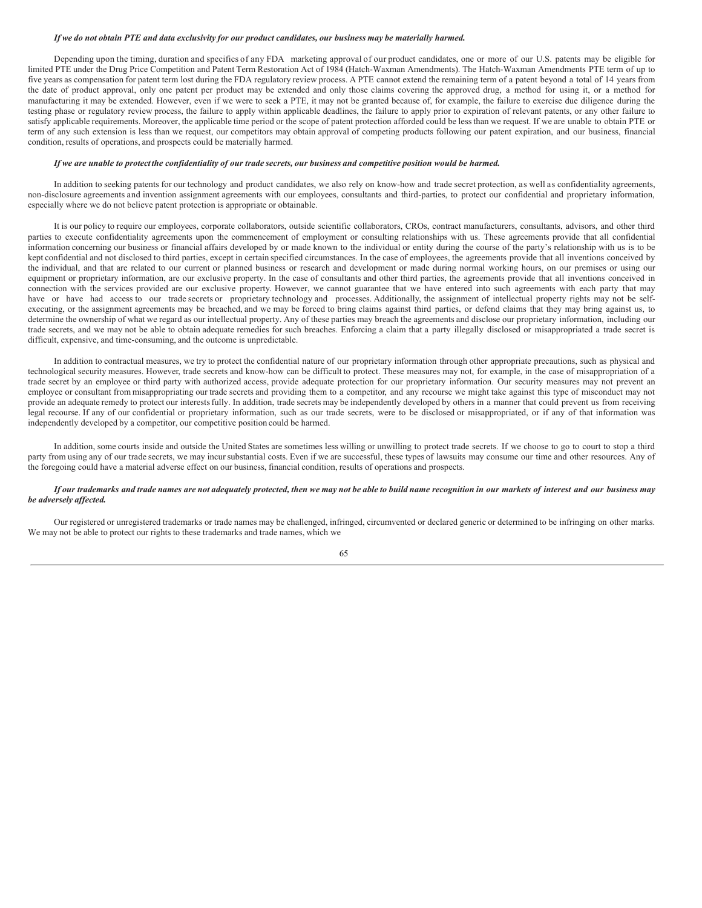***If we do not obtain PTE and data exclusivity for our product candidates, our business may be materially harmed.***

Depending upon the timing, duration and specifics of any FDA marketing approval of our product candidates, one or more of our U.S. patents may be eligible for limited PTE under the Drug Price Competition and Patent Term Restoration Act of 1984 (Hatch-Waxman Amendments). The Hatch-Waxman Amendments PTE term of up to five years as compensation for patent term lost during the FDA regulatory review process. A PTE cannot extend the remaining term of a patent beyond a total of 14 years from the date of product approval, only one patent per product may be extended and only those claims covering the approved drug, a method for using it, or a method for manufacturing it may be extended. However, even if we were to seek a PTE, it may not be granted because of, for example, the failure to exercise due diligence during the testing phase or regulatory review process, the failure to apply within applicable deadlines, the failure to apply prior to expiration of relevant patents, or any other failure to satisfy applicable requirements. Moreover, the applicable time period or the scope of patent protection afforded could be less than we request. If we are unable to obtain PTE or term of any such extension is less than we request, our competitors may obtain approval of competing products following our patent expiration, and our business, financial condition, results of operations, and prospects could be materially harmed.

***If we are unable to protect the confidentiality of our trade secrets, our business and competitive position would be harmed.***

In addition to seeking patents for our technology and product candidates, we also rely on know-how and trade secret protection, as well as confidentiality agreements, non-disclosure agreements and invention assignment agreements with our employees, consultants and third-parties, to protect our confidential and proprietary information, especially where we do not believe patent protection is appropriate or obtainable.

It is our policy to require our employees, corporate collaborators, outside scientific collaborators, CROs, contract manufacturers, consultants, advisors, and other third parties to execute confidentiality agreements upon the commencement of employment or consulting relationships with us. These agreements provide that all confidential information concerning our business or financial affairs developed by or made known to the individual or entity during the course of the party's relationship with us is to be kept confidential and not disclosed to third parties, except in certain specified circumstances. In the case of employees, the agreements provide that all inventions conceived by the individual, and that are related to our current or planned business or research and development or made during normal working hours, on our premises or using our equipment or proprietary information, are our exclusive property. In the case of consultants and other third parties, the agreements provide that all inventions conceived in connection with the services provided are our exclusive property. However, we cannot guarantee that we have entered into such agreements with each party that may have or have had access to our trade secrets or proprietary technology and processes. Additionally, the assignment of intellectual property rights may not be self-executing, or the assignment agreements may be breached, and we may be forced to bring claims against third parties, or defend claims that they may bring against us, to determine the ownership of what we regard as our intellectual property. Any of these parties may breach the agreements and disclose our proprietary information, including our trade secrets, and we may not be able to obtain adequate remedies for such breaches. Enforcing a claim that a party illegally disclosed or misappropriated a trade secret is difficult, expensive, and time-consuming, and the outcome is unpredictable.

In addition to contractual measures, we try to protect the confidential nature of our proprietary information through other appropriate precautions, such as physical and technological security measures. However, trade secrets and know-how can be difficult to protect. These measures may not, for example, in the case of misappropriation of a trade secret by an employee or third party with authorized access, provide adequate protection for our proprietary information. Our security measures may not prevent an employee or consultant from misappropriating our trade secrets and providing them to a competitor, and any recourse we might take against this type of misconduct may not provide an adequate remedy to protect our interests fully. In addition, trade secrets may be independently developed by others in a manner that could prevent us from receiving legal recourse. If any of our confidential or proprietary information, such as our trade secrets, were to be disclosed or misappropriated, or if any of that information was independently developed by a competitor, our competitive position could be harmed.

In addition, some courts inside and outside the United States are sometimes less willing or unwilling to protect trade secrets. If we choose to go to court to stop a third party from using any of our trade secrets, we may incur substantial costs. Even if we are successful, these types of lawsuits may consume our time and other resources. Any of the foregoing could have a material adverse effect on our business, financial condition, results of operations and prospects.

***If our trademarks and trade names are not adequately protected, then we may not be able to build name recognition in our markets of interest and our business may be adversely affected.***

Our registered or unregistered trademarks or trade names may be challenged, infringed, circumvented or declared generic or determined to be infringing on other marks. We may not be able to protect our rights to these trademarks and trade names, which we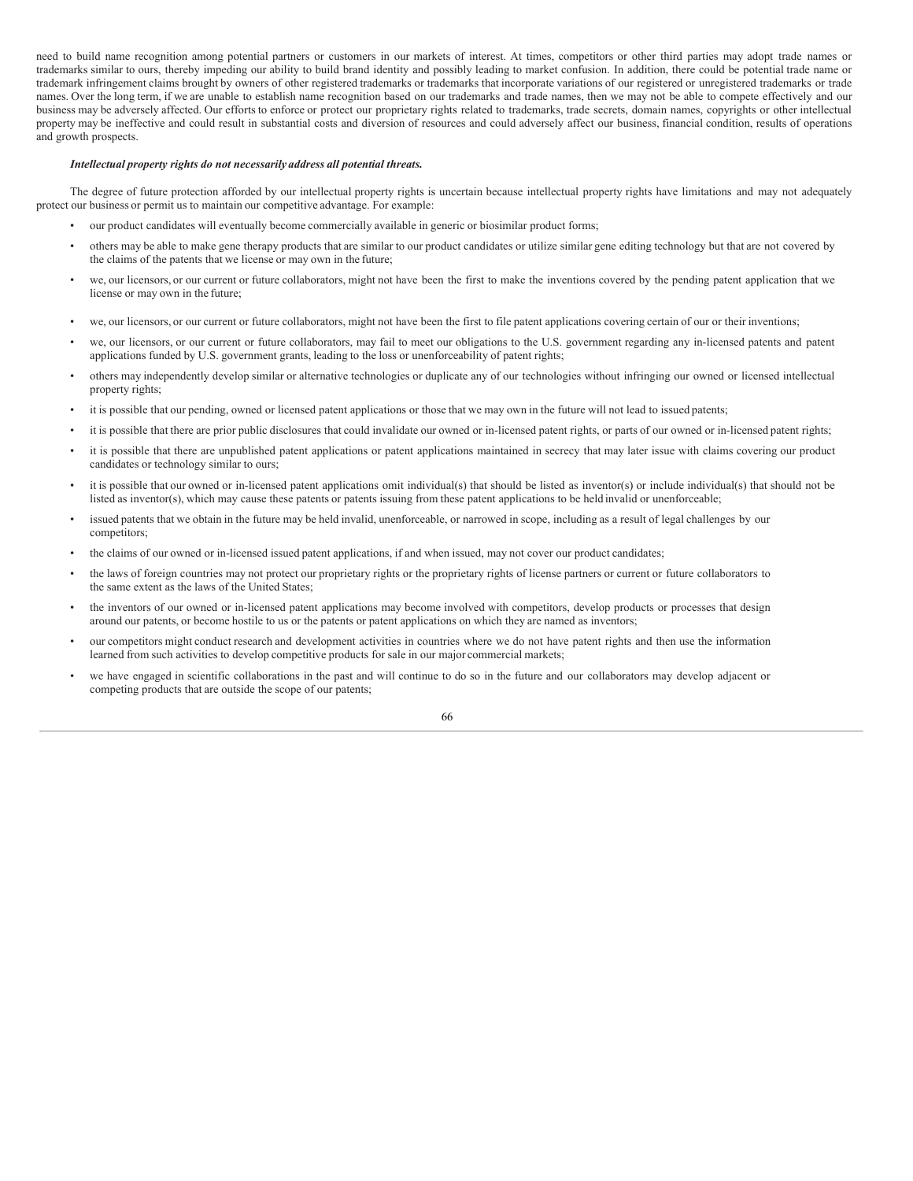need to build name recognition among potential partners or customers in our markets of interest. At times, competitors or other third parties may adopt trade names or trademarks similar to ours, thereby impeding our ability to build brand identity and possibly leading to market confusion. In addition, there could be potential trade name or trademark infringement claims brought by owners of other registered trademarks or trademarks that incorporate variations of our registered or unregistered trademarks or trade names. Over the long term, if we are unable to establish name recognition based on our trademarks and trade names, then we may not be able to compete effectively and our business may be adversely affected. Our efforts to enforce or protect our proprietary rights related to trademarks, trade secrets, domain names, copyrights or other intellectual property may be ineffective and could result in substantial costs and diversion of resources and could adversely affect our business, financial condition, results of operations and growth prospects.

***Intellectual property rights do not necessarily address all potential threats.***

The degree of future protection afforded by our intellectual property rights is uncertain because intellectual property rights have limitations and may not adequately protect our business or permit us to maintain our competitive advantage. For example:

- our product candidates will eventually become commercially available in generic or biosimilar product forms;
- others may be able to make gene therapy products that are similar to our product candidates or utilize similar gene editing technology but that are not covered by the claims of the patents that we license or may own in the future;
- we, our licensors, or our current or future collaborators, might not have been the first to make the inventions covered by the pending patent application that we license or may own in the future;
- we, our licensors, or our current or future collaborators, might not have been the first to file patent applications covering certain of our or their inventions;
- we, our licensors, or our current or future collaborators, may fail to meet our obligations to the U.S. government regarding any in-licensed patents and patent applications funded by U.S. government grants, leading to the loss or unenforceability of patent rights;
- others may independently develop similar or alternative technologies or duplicate any of our technologies without infringing our owned or licensed intellectual property rights;
- it is possible that our pending, owned or licensed patent applications or those that we may own in the future will not lead to issued patents;
- it is possible that there are prior public disclosures that could invalidate our owned or in-licensed patent rights, or parts of our owned or in-licensed patent rights;
- it is possible that there are unpublished patent applications or patent applications maintained in secrecy that may later issue with claims covering our product candidates or technology similar to ours;
- it is possible that our owned or in-licensed patent applications omit individual(s) that should be listed as inventor(s) or include individual(s) that should not be listed as inventor(s), which may cause these patents or patents issuing from these patent applications to be held invalid or unenforceable;
- issued patents that we obtain in the future may be held invalid, unenforceable, or narrowed in scope, including as a result of legal challenges by our competitors;
- the claims of our owned or in-licensed issued patent applications, if and when issued, may not cover our product candidates;
- the laws of foreign countries may not protect our proprietary rights or the proprietary rights of license partners or current or future collaborators to the same extent as the laws of the United States;
- the inventors of our owned or in-licensed patent applications may become involved with competitors, develop products or processes that design around our patents, or become hostile to us or the patents or patent applications on which they are named as inventors;
- our competitors might conduct research and development activities in countries where we do not have patent rights and then use the information learned from such activities to develop competitive products for sale in our major commercial markets;
- we have engaged in scientific collaborations in the past and will continue to do so in the future and our collaborators may develop adjacent or competing products that are outside the scope of our patents;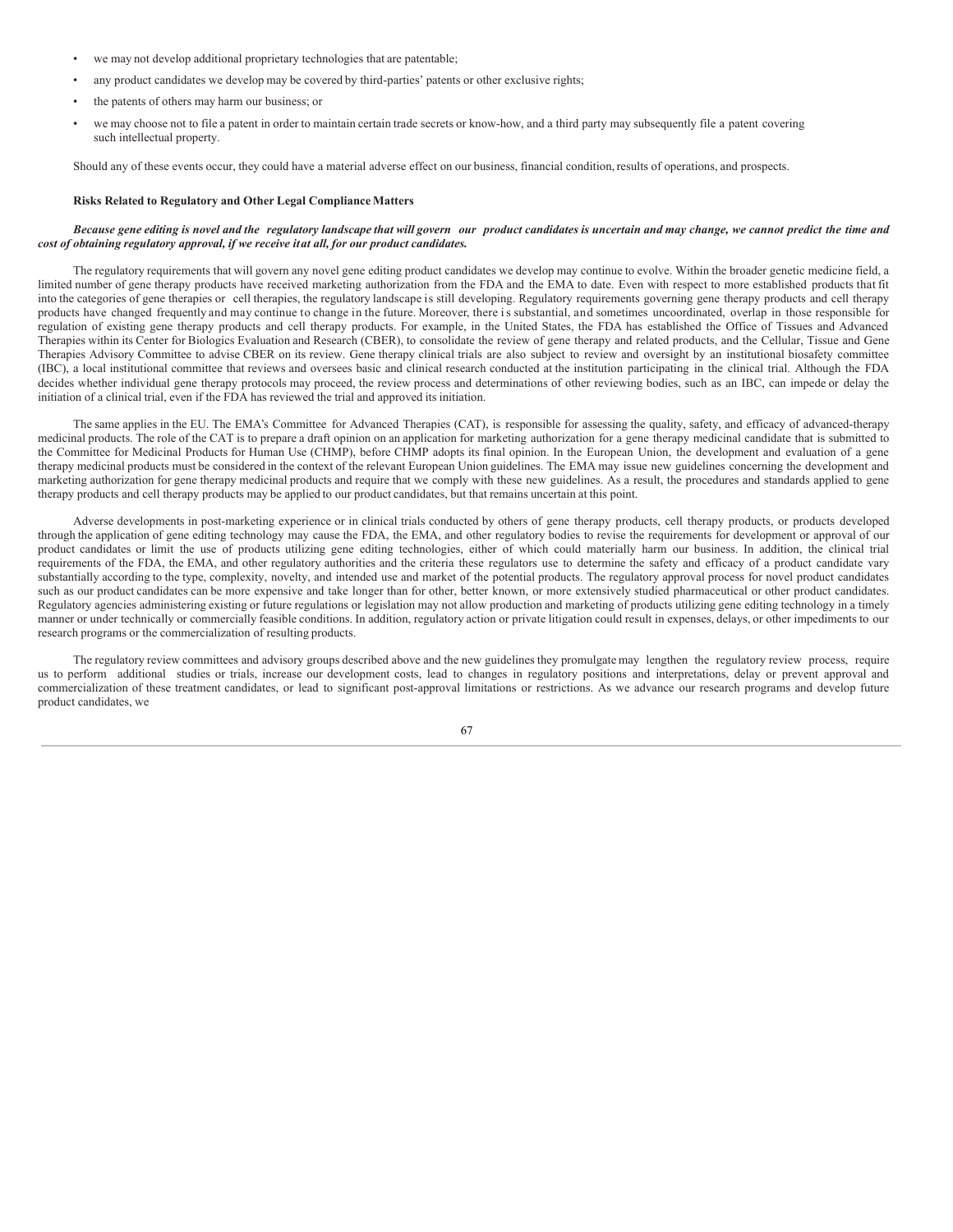- we may not develop additional proprietary technologies that are patentable;
- any product candidates we develop may be covered by third-parties' patents or other exclusive rights;
- the patents of others may harm our business; or
- we may choose not to file a patent in order to maintain certain trade secrets or know-how, and a third party may subsequently file a patent covering such intellectual property.

Should any of these events occur, they could have a material adverse effect on our business, financial condition, results of operations, and prospects.

### Risks Related to Regulatory and Other Legal Compliance Matters

***Because gene editing is novel and the regulatory landscape that will govern our product candidates is uncertain and may change, we cannot predict the time and cost of obtaining regulatory approval, if we receive it at all, for our product candidates.***

The regulatory requirements that will govern any novel gene editing product candidates we develop may continue to evolve. Within the broader genetic medicine field, a limited number of gene therapy products have received marketing authorization from the FDA and the EMA to date. Even with respect to more established products that fit into the categories of gene therapies or cell therapies, the regulatory landscape is still developing. Regulatory requirements governing gene therapy products and cell therapy products have changed frequently and may continue to change in the future. Moreover, there is substantial, and sometimes uncoordinated, overlap in those responsible for regulation of existing gene therapy products and cell therapy products. For example, in the United States, the FDA has established the Office of Tissues and Advanced Therapies within its Center for Biologics Evaluation and Research (CBER), to consolidate the review of gene therapy and related products, and the Cellular, Tissue and Gene Therapies Advisory Committee to advise CBER on its review. Gene therapy clinical trials are also subject to review and oversight by an institutional biosafety committee (IBC), a local institutional committee that reviews and oversees basic and clinical research conducted at the institution participating in the clinical trial. Although the FDA decides whether individual gene therapy protocols may proceed, the review process and determinations of other reviewing bodies, such as an IBC, can impede or delay the initiation of a clinical trial, even if the FDA has reviewed the trial and approved its initiation.

The same applies in the EU. The EMA's Committee for Advanced Therapies (CAT), is responsible for assessing the quality, safety, and efficacy of advanced-therapy medicinal products. The role of the CAT is to prepare a draft opinion on an application for marketing authorization for a gene therapy medicinal candidate that is submitted to the Committee for Medicinal Products for Human Use (CHMP), before CHMP adopts its final opinion. In the European Union, the development and evaluation of a gene therapy medicinal products must be considered in the context of the relevant European Union guidelines. The EMA may issue new guidelines concerning the development and marketing authorization for gene therapy medicinal products and require that we comply with these new guidelines. As a result, the procedures and standards applied to gene therapy products and cell therapy products may be applied to our product candidates, but that remains uncertain at this point.

Adverse developments in post-marketing experience or in clinical trials conducted by others of gene therapy products, cell therapy products, or products developed through the application of gene editing technology may cause the FDA, the EMA, and other regulatory bodies to revise the requirements for development or approval of our product candidates or limit the use of products utilizing gene editing technologies, either of which could materially harm our business. In addition, the clinical trial requirements of the FDA, the EMA, and other regulatory authorities and the criteria these regulators use to determine the safety and efficacy of a product candidate vary substantially according to the type, complexity, novelty, and intended use and market of the potential products. The regulatory approval process for novel product candidates such as our product candidates can be more expensive and take longer than for other, better known, or more extensively studied pharmaceutical or other product candidates. Regulatory agencies administering existing or future regulations or legislation may not allow production and marketing of products utilizing gene editing technology in a timely manner or under technically or commercially feasible conditions. In addition, regulatory action or private litigation could result in expenses, delays, or other impediments to our research programs or the commercialization of resulting products.

The regulatory review committees and advisory groups described above and the new guidelines they promulgate may lengthen the regulatory review process, require us to perform additional studies or trials, increase our development costs, lead to changes in regulatory positions and interpretations, delay or prevent approval and commercialization of these treatment candidates, or lead to significant post-approval limitations or restrictions. As we advance our research programs and develop future product candidates, we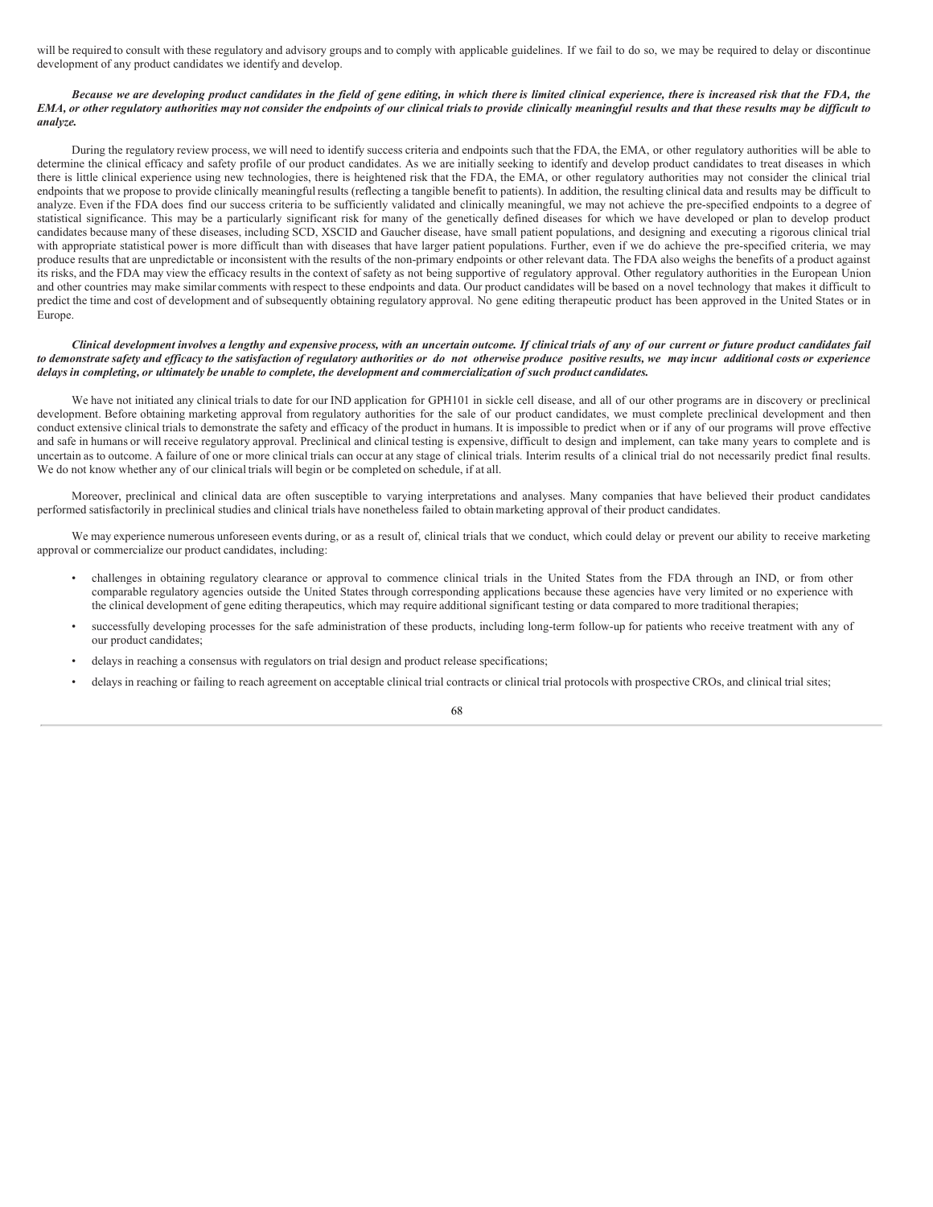will be required to consult with these regulatory and advisory groups and to comply with applicable guidelines. If we fail to do so, we may be required to delay or discontinue development of any product candidates we identify and develop.

***Because we are developing product candidates in the field of gene editing, in which there is limited clinical experience, there is increased risk that the FDA, the EMA, or other regulatory authorities may not consider the endpoints of our clinical trials to provide clinically meaningful results and that these results may be difficult to analyze.***

During the regulatory review process, we will need to identify success criteria and endpoints such that the FDA, the EMA, or other regulatory authorities will be able to determine the clinical efficacy and safety profile of our product candidates. As we are initially seeking to identify and develop product candidates to treat diseases in which there is little clinical experience using new technologies, there is heightened risk that the FDA, the EMA, or other regulatory authorities may not consider the clinical trial endpoints that we propose to provide clinically meaningful results (reflecting a tangible benefit to patients). In addition, the resulting clinical data and results may be difficult to analyze. Even if the FDA does find our success criteria to be sufficiently validated and clinically meaningful, we may not achieve the pre-specified endpoints to a degree of statistical significance. This may be a particularly significant risk for many of the genetically defined diseases for which we have developed or plan to develop product candidates because many of these diseases, including SCD, XSCID and Gaucher disease, have small patient populations, and designing and executing a rigorous clinical trial with appropriate statistical power is more difficult than with diseases that have larger patient populations. Further, even if we do achieve the pre-specified criteria, we may produce results that are unpredictable or inconsistent with the results of the non-primary endpoints or other relevant data. The FDA also weighs the benefits of a product against its risks, and the FDA may view the efficacy results in the context of safety as not being supportive of regulatory approval. Other regulatory authorities in the European Union and other countries may make similar comments with respect to these endpoints and data. Our product candidates will be based on a novel technology that makes it difficult to predict the time and cost of development and of subsequently obtaining regulatory approval. No gene editing therapeutic product has been approved in the United States or in Europe.

***Clinical development involves a lengthy and expensive process, with an uncertain outcome. If clinical trials of any of our current or future product candidates fail to demonstrate safety and efficacy to the satisfaction of regulatory authorities or do not otherwise produce positive results, we may incur additional costs or experience delays in completing, or ultimately be unable to complete, the development and commercialization of such product candidates.***

We have not initiated any clinical trials to date for our IND application for GPH101 in sickle cell disease, and all of our other programs are in discovery or preclinical development. Before obtaining marketing approval from regulatory authorities for the sale of our product candidates, we must complete preclinical development and then conduct extensive clinical trials to demonstrate the safety and efficacy of the product in humans. It is impossible to predict when or if any of our programs will prove effective and safe in humans or will receive regulatory approval. Preclinical and clinical testing is expensive, difficult to design and implement, can take many years to complete and is uncertain as to outcome. A failure of one or more clinical trials can occur at any stage of clinical trials. Interim results of a clinical trial do not necessarily predict final results. We do not know whether any of our clinical trials will begin or be completed on schedule, if at all.

Moreover, preclinical and clinical data are often susceptible to varying interpretations and analyses. Many companies that have believed their product candidates performed satisfactorily in preclinical studies and clinical trials have nonetheless failed to obtain marketing approval of their product candidates.

We may experience numerous unforeseen events during, or as a result of, clinical trials that we conduct, which could delay or prevent our ability to receive marketing approval or commercialize our product candidates, including:

- challenges in obtaining regulatory clearance or approval to commence clinical trials in the United States from the FDA through an IND, or from other comparable regulatory agencies outside the United States through corresponding applications because these agencies have very limited or no experience with the clinical development of gene editing therapeutics, which may require additional significant testing or data compared to more traditional therapies;
- successfully developing processes for the safe administration of these products, including long-term follow-up for patients who receive treatment with any of our product candidates;
- delays in reaching a consensus with regulators on trial design and product release specifications;
- delays in reaching or failing to reach agreement on acceptable clinical trial contracts or clinical trial protocols with prospective CROs, and clinical trial sites;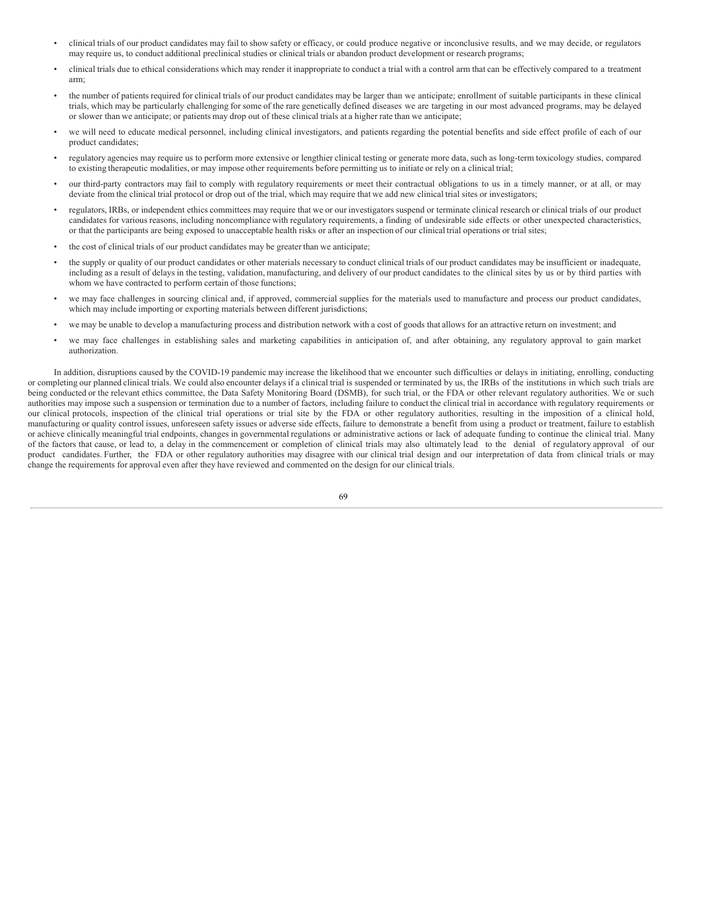- clinical trials of our product candidates may fail to show safety or efficacy, or could produce negative or inconclusive results, and we may decide, or regulators may require us, to conduct additional preclinical studies or clinical trials or abandon product development or research programs;
- clinical trials due to ethical considerations which may render it inappropriate to conduct a trial with a control arm that can be effectively compared to a treatment arm;
- the number of patients required for clinical trials of our product candidates may be larger than we anticipate; enrollment of suitable participants in these clinical trials, which may be particularly challenging for some of the rare genetically defined diseases we are targeting in our most advanced programs, may be delayed or slower than we anticipate; or patients may drop out of these clinical trials at a higher rate than we anticipate;
- we will need to educate medical personnel, including clinical investigators, and patients regarding the potential benefits and side effect profile of each of our product candidates;
- regulatory agencies may require us to perform more extensive or lengthier clinical testing or generate more data, such as long-term toxicology studies, compared to existing therapeutic modalities, or may impose other requirements before permitting us to initiate or rely on a clinical trial;
- our third-party contractors may fail to comply with regulatory requirements or meet their contractual obligations to us in a timely manner, or at all, or may deviate from the clinical trial protocol or drop out of the trial, which may require that we add new clinical trial sites or investigators;
- regulators, IRBs, or independent ethics committees may require that we or our investigators suspend or terminate clinical research or clinical trials of our product candidates for various reasons, including noncompliance with regulatory requirements, a finding of undesirable side effects or other unexpected characteristics, or that the participants are being exposed to unacceptable health risks or after an inspection of our clinical trial operations or trial sites;
- the cost of clinical trials of our product candidates may be greater than we anticipate;
- the supply or quality of our product candidates or other materials necessary to conduct clinical trials of our product candidates may be insufficient or inadequate, including as a result of delays in the testing, validation, manufacturing, and delivery of our product candidates to the clinical sites by us or by third parties with whom we have contracted to perform certain of those functions;
- we may face challenges in sourcing clinical and, if approved, commercial supplies for the materials used to manufacture and process our product candidates, which may include importing or exporting materials between different jurisdictions;
- we may be unable to develop a manufacturing process and distribution network with a cost of goods that allows for an attractive return on investment; and
- we may face challenges in establishing sales and marketing capabilities in anticipation of, and after obtaining, any regulatory approval to gain market authorization.

In addition, disruptions caused by the COVID-19 pandemic may increase the likelihood that we encounter such difficulties or delays in initiating, enrolling, conducting or completing our planned clinical trials. We could also encounter delays if a clinical trial is suspended or terminated by us, the IRBs of the institutions in which such trials are being conducted or the relevant ethics committee, the Data Safety Monitoring Board (DSMB), for such trial, or the FDA or other relevant regulatory authorities. We or such authorities may impose such a suspension or termination due to a number of factors, including failure to conduct the clinical trial in accordance with regulatory requirements or our clinical protocols, inspection of the clinical trial operations or trial site by the FDA or other regulatory authorities, resulting in the imposition of a clinical hold, manufacturing or quality control issues, unforeseen safety issues or adverse side effects, failure to demonstrate a benefit from using a product or treatment, failure to establish or achieve clinically meaningful trial endpoints, changes in governmental regulations or administrative actions or lack of adequate funding to continue the clinical trial. Many of the factors that cause, or lead to, a delay in the commencement or completion of clinical trials may also ultimately lead to the denial of regulatory approval of our product candidates. Further, the FDA or other regulatory authorities may disagree with our clinical trial design and our interpretation of data from clinical trials or may change the requirements for approval even after they have reviewed and commented on the design for our clinical trials.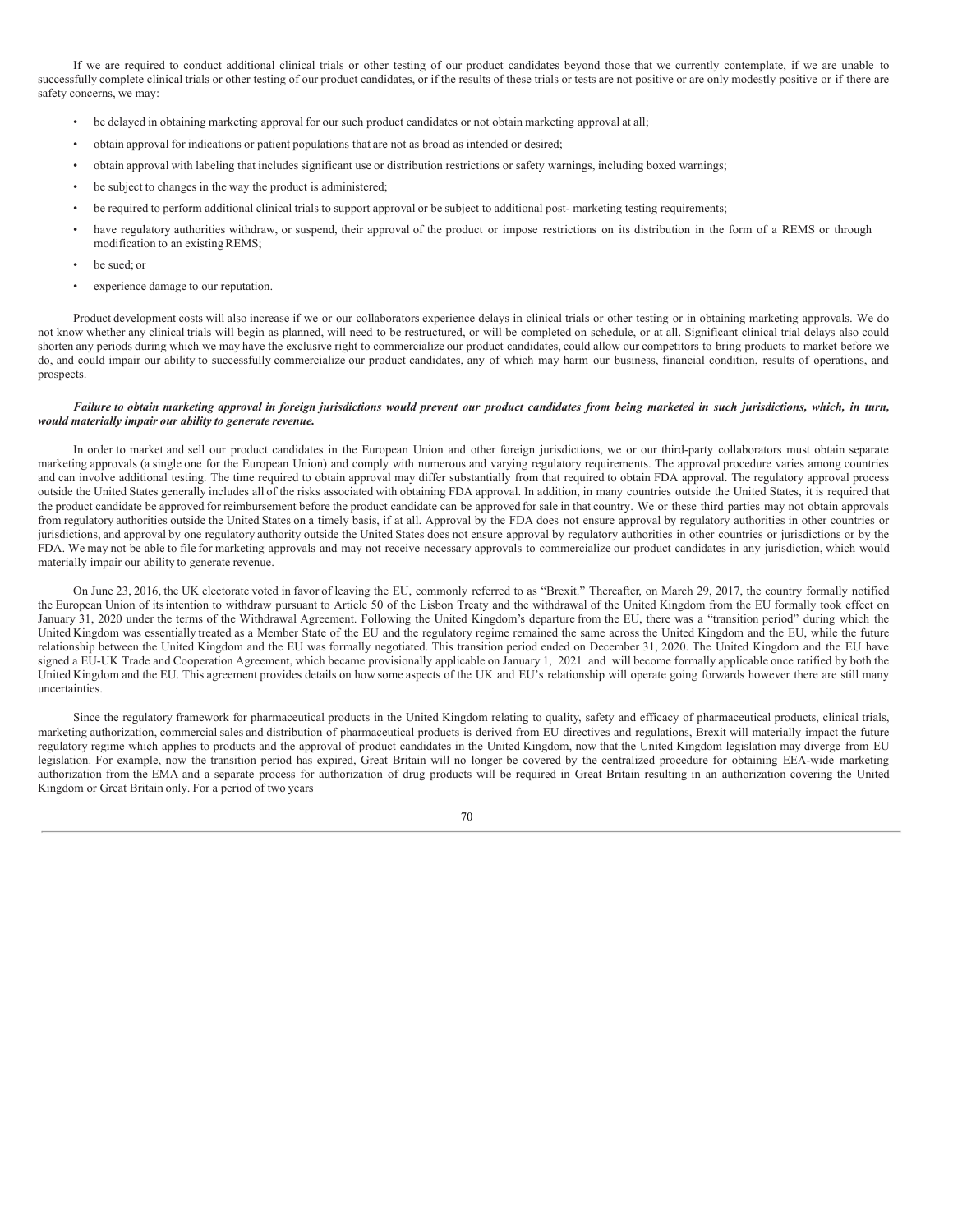If we are required to conduct additional clinical trials or other testing of our product candidates beyond those that we currently contemplate, if we are unable to successfully complete clinical trials or other testing of our product candidates, or if the results of these trials or tests are not positive or are only modestly positive or if there are safety concerns, we may:

- be delayed in obtaining marketing approval for our such product candidates or not obtain marketing approval at all;
- obtain approval for indications or patient populations that are not as broad as intended or desired;
- obtain approval with labeling that includes significant use or distribution restrictions or safety warnings, including boxed warnings;
- be subject to changes in the way the product is administered;
- be required to perform additional clinical trials to support approval or be subject to additional post- marketing testing requirements;
- have regulatory authorities withdraw, or suspend, their approval of the product or impose restrictions on its distribution in the form of a REMS or through modification to an existing REMS;
- be sued; or
- experience damage to our reputation.

Product development costs will also increase if we or our collaborators experience delays in clinical trials or other testing or in obtaining marketing approvals. We do not know whether any clinical trials will begin as planned, will need to be restructured, or will be completed on schedule, or at all. Significant clinical trial delays also could shorten any periods during which we may have the exclusive right to commercialize our product candidates, could allow our competitors to bring products to market before we do, and could impair our ability to successfully commercialize our product candidates, any of which may harm our business, financial condition, results of operations, and prospects.

***Failure to obtain marketing approval in foreign jurisdictions would prevent our product candidates from being marketed in such jurisdictions, which, in turn, would materially impair our ability to generate revenue.***

In order to market and sell our product candidates in the European Union and other foreign jurisdictions, we or our third-party collaborators must obtain separate marketing approvals (a single one for the European Union) and comply with numerous and varying regulatory requirements. The approval procedure varies among countries and can involve additional testing. The time required to obtain approval may differ substantially from that required to obtain FDA approval. The regulatory approval process outside the United States generally includes all of the risks associated with obtaining FDA approval. In addition, in many countries outside the United States, it is required that the product candidate be approved for reimbursement before the product candidate can be approved for sale in that country. We or these third parties may not obtain approvals from regulatory authorities outside the United States on a timely basis, if at all. Approval by the FDA does not ensure approval by regulatory authorities in other countries or jurisdictions, and approval by one regulatory authority outside the United States does not ensure approval by regulatory authorities in other countries or jurisdictions or by the FDA. We may not be able to file for marketing approvals and may not receive necessary approvals to commercialize our product candidates in any jurisdiction, which would materially impair our ability to generate revenue.

On June 23, 2016, the UK electorate voted in favor of leaving the EU, commonly referred to as "Brexit." Thereafter, on March 29, 2017, the country formally notified the European Union of its intention to withdraw pursuant to Article 50 of the Lisbon Treaty and the withdrawal of the United Kingdom from the EU formally took effect on January 31, 2020 under the terms of the Withdrawal Agreement. Following the United Kingdom's departure from the EU, there was a "transition period" during which the United Kingdom was essentially treated as a Member State of the EU and the regulatory regime remained the same across the United Kingdom and the EU, while the future relationship between the United Kingdom and the EU was formally negotiated. This transition period ended on December 31, 2020. The United Kingdom and the EU have signed a EU-UK Trade and Cooperation Agreement, which became provisionally applicable on January 1, 2021 and will become formally applicable once ratified by both the United Kingdom and the EU. This agreement provides details on how some aspects of the UK and EU's relationship will operate going forwards however there are still many uncertainties.

Since the regulatory framework for pharmaceutical products in the United Kingdom relating to quality, safety and efficacy of pharmaceutical products, clinical trials, marketing authorization, commercial sales and distribution of pharmaceutical products is derived from EU directives and regulations, Brexit will materially impact the future regulatory regime which applies to products and the approval of product candidates in the United Kingdom, now that the United Kingdom legislation may diverge from EU legislation. For example, now the transition period has expired, Great Britain will no longer be covered by the centralized procedure for obtaining EEA-wide marketing authorization from the EMA and a separate process for authorization of drug products will be required in Great Britain resulting in an authorization covering the United Kingdom or Great Britain only. For a period of two years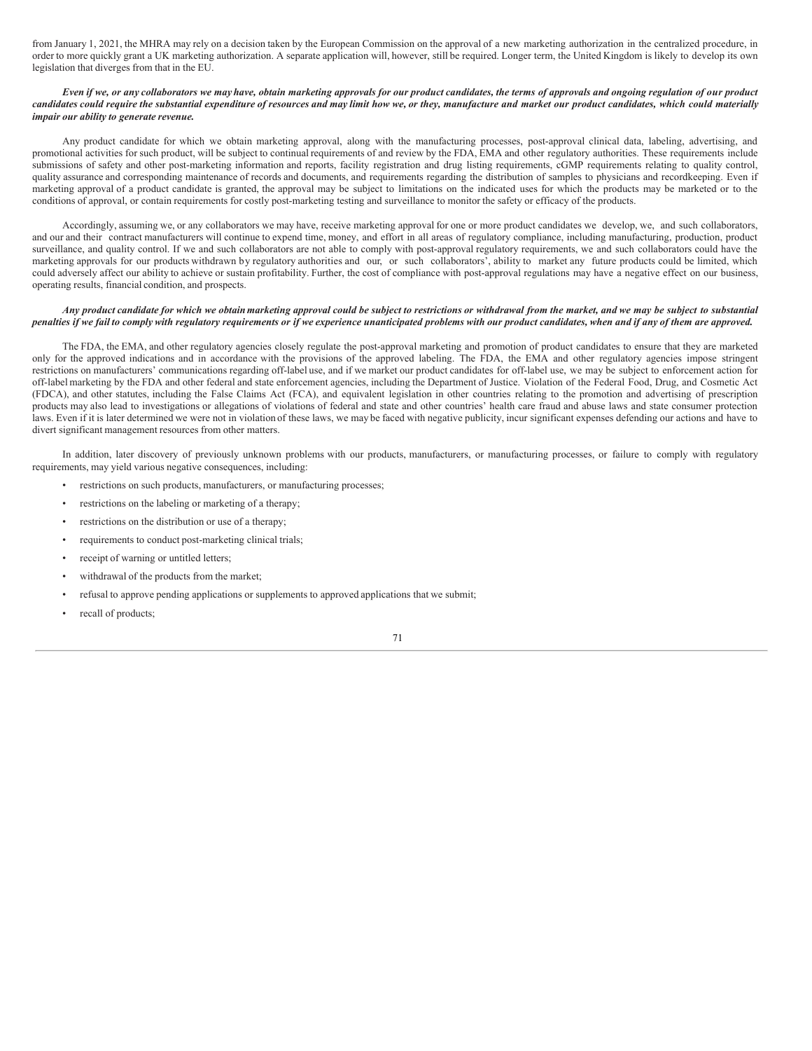from January 1, 2021, the MHRA may rely on a decision taken by the European Commission on the approval of a new marketing authorization in the centralized procedure, in order to more quickly grant a UK marketing authorization. A separate application will, however, still be required. Longer term, the United Kingdom is likely to develop its own legislation that diverges from that in the EU.

***Even if we, or any collaborators we may have, obtain marketing approvals for our product candidates, the terms of approvals and ongoing regulation of our product candidates could require the substantial expenditure of resources and may limit how we, or they, manufacture and market our product candidates, which could materially impair our ability to generate revenue.***

Any product candidate for which we obtain marketing approval, along with the manufacturing processes, post-approval clinical data, labeling, advertising, and promotional activities for such product, will be subject to continual requirements of and review by the FDA, EMA and other regulatory authorities. These requirements include submissions of safety and other post-marketing information and reports, facility registration and drug listing requirements, cGMP requirements relating to quality control, quality assurance and corresponding maintenance of records and documents, and requirements regarding the distribution of samples to physicians and recordkeeping. Even if marketing approval of a product candidate is granted, the approval may be subject to limitations on the indicated uses for which the products may be marketed or to the conditions of approval, or contain requirements for costly post-marketing testing and surveillance to monitor the safety or efficacy of the products.

Accordingly, assuming we, or any collaborators we may have, receive marketing approval for one or more product candidates we develop, we, and such collaborators, and our and their contract manufacturers will continue to expend time, money, and effort in all areas of regulatory compliance, including manufacturing, production, product surveillance, and quality control. If we and such collaborators are not able to comply with post-approval regulatory requirements, we and such collaborators could have the marketing approvals for our products withdrawn by regulatory authorities and our, or such collaborators', ability to market any future products could be limited, which could adversely affect our ability to achieve or sustain profitability. Further, the cost of compliance with post-approval regulations may have a negative effect on our business, operating results, financial condition, and prospects.

***Any product candidate for which we obtain marketing approval could be subject to restrictions or withdrawal from the market, and we may be subject to substantial penalties if we fail to comply with regulatory requirements or if we experience unanticipated problems with our product candidates, when and if any of them are approved.***

The FDA, the EMA, and other regulatory agencies closely regulate the post-approval marketing and promotion of product candidates to ensure that they are marketed only for the approved indications and in accordance with the provisions of the approved labeling. The FDA, the EMA and other regulatory agencies impose stringent restrictions on manufacturers' communications regarding off-label use, and if we market our product candidates for off-label use, we may be subject to enforcement action for off-label marketing by the FDA and other federal and state enforcement agencies, including the Department of Justice. Violation of the Federal Food, Drug, and Cosmetic Act (FDCA), and other statutes, including the False Claims Act (FCA), and equivalent legislation in other countries relating to the promotion and advertising of prescription products may also lead to investigations or allegations of violations of federal and state and other countries' health care fraud and abuse laws and state consumer protection laws. Even if it is later determined we were not in violation of these laws, we may be faced with negative publicity, incur significant expenses defending our actions and have to divert significant management resources from other matters.

In addition, later discovery of previously unknown problems with our products, manufacturers, or manufacturing processes, or failure to comply with regulatory requirements, may yield various negative consequences, including:

- restrictions on such products, manufacturers, or manufacturing processes;
- restrictions on the labeling or marketing of a therapy;
- restrictions on the distribution or use of a therapy;
- requirements to conduct post-marketing clinical trials;
- receipt of warning or untitled letters;
- withdrawal of the products from the market;
- refusal to approve pending applications or supplements to approved applications that we submit;
- recall of products;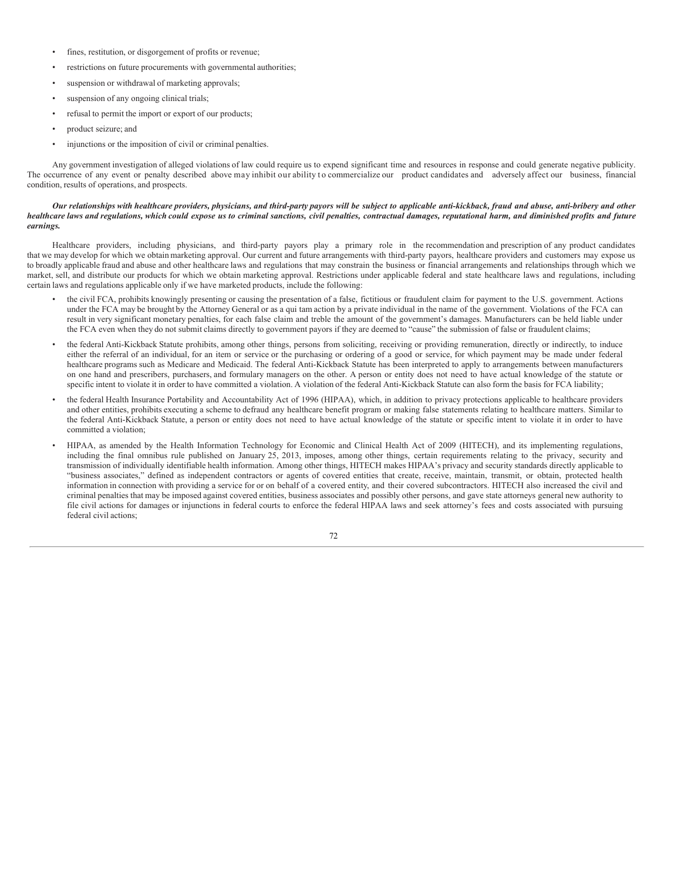- fines, restitution, or disgorgement of profits or revenue;
- restrictions on future procurements with governmental authorities;
- suspension or withdrawal of marketing approvals;
- suspension of any ongoing clinical trials;
- refusal to permit the import or export of our products;
- product seizure; and
- injunctions or the imposition of civil or criminal penalties.

Any government investigation of alleged violations of law could require us to expend significant time and resources in response and could generate negative publicity. The occurrence of any event or penalty described above may inhibit our ability to commercialize our product candidates and adversely affect our business, financial condition, results of operations, and prospects.

***Our relationships with healthcare providers, physicians, and third-party payors will be subject to applicable anti-kickback, fraud and abuse, anti-bribery and other healthcare laws and regulations, which could expose us to criminal sanctions, civil penalties, contractual damages, reputational harm, and diminished profits and future earnings.***

Healthcare providers, including physicians, and third-party payors play a primary role in the recommendation and prescription of any product candidates that we may develop for which we obtain marketing approval. Our current and future arrangements with third-party payors, healthcare providers and customers may expose us to broadly applicable fraud and abuse and other healthcare laws and regulations that may constrain the business or financial arrangements and relationships through which we market, sell, and distribute our products for which we obtain marketing approval. Restrictions under applicable federal and state healthcare laws and regulations, including certain laws and regulations applicable only if we have marketed products, include the following:

- the civil FCA, prohibits knowingly presenting or causing the presentation of a false, fictitious or fraudulent claim for payment to the U.S. government. Actions under the FCA may be brought by the Attorney General or as a qui tam action by a private individual in the name of the government. Violations of the FCA can result in very significant monetary penalties, for each false claim and treble the amount of the government's damages. Manufacturers can be held liable under the FCA even when they do not submit claims directly to government payors if they are deemed to "cause" the submission of false or fraudulent claims;
- the federal Anti-Kickback Statute prohibits, among other things, persons from soliciting, receiving or providing remuneration, directly or indirectly, to induce either the referral of an individual, for an item or service or the purchasing or ordering of a good or service, for which payment may be made under federal healthcare programs such as Medicare and Medicaid. The federal Anti-Kickback Statute has been interpreted to apply to arrangements between manufacturers on one hand and prescribers, purchasers, and formulary managers on the other. A person or entity does not need to have actual knowledge of the statute or specific intent to violate it in order to have committed a violation. A violation of the federal Anti-Kickback Statute can also form the basis for FCA liability;
- the federal Health Insurance Portability and Accountability Act of 1996 (HIPAA), which, in addition to privacy protections applicable to healthcare providers and other entities, prohibits executing a scheme to defraud any healthcare benefit program or making false statements relating to healthcare matters. Similar to the federal Anti-Kickback Statute, a person or entity does not need to have actual knowledge of the statute or specific intent to violate it in order to have committed a violation;
- HIPAA, as amended by the Health Information Technology for Economic and Clinical Health Act of 2009 (HITECH), and its implementing regulations, including the final omnibus rule published on January 25, 2013, imposes, among other things, certain requirements relating to the privacy, security and transmission of individually identifiable health information. Among other things, HITECH makes HIPAA's privacy and security standards directly applicable to "business associates," defined as independent contractors or agents of covered entities that create, receive, maintain, transmit, or obtain, protected health information in connection with providing a service for or on behalf of a covered entity, and their covered subcontractors. HITECH also increased the civil and criminal penalties that may be imposed against covered entities, business associates and possibly other persons, and gave state attorneys general new authority to file civil actions for damages or injunctions in federal courts to enforce the federal HIPAA laws and seek attorney's fees and costs associated with pursuing federal civil actions;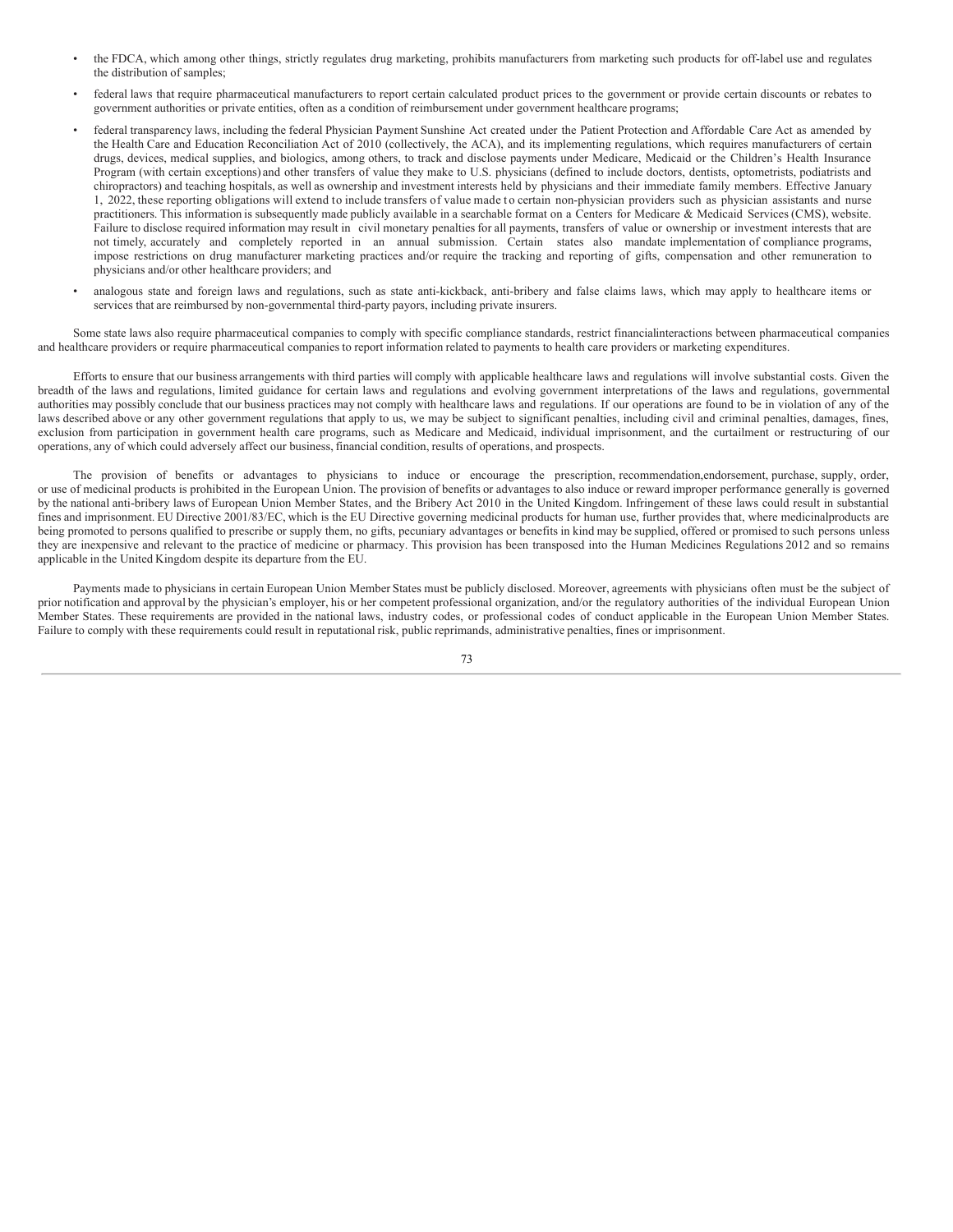- the FDCA, which among other things, strictly regulates drug marketing, prohibits manufacturers from marketing such products for off-label use and regulates the distribution of samples;
- federal laws that require pharmaceutical manufacturers to report certain calculated product prices to the government or provide certain discounts or rebates to government authorities or private entities, often as a condition of reimbursement under government healthcare programs;
- federal transparency laws, including the federal Physician Payment Sunshine Act created under the Patient Protection and Affordable Care Act as amended by the Health Care and Education Reconciliation Act of 2010 (collectively, the ACA), and its implementing regulations, which requires manufacturers of certain drugs, devices, medical supplies, and biologics, among others, to track and disclose payments under Medicare, Medicaid or the Children's Health Insurance Program (with certain exceptions) and other transfers of value they make to U.S. physicians (defined to include doctors, dentists, optometrists, podiatrists and chiropractors) and teaching hospitals, as well as ownership and investment interests held by physicians and their immediate family members. Effective January 1, 2022, these reporting obligations will extend to include transfers of value made to certain non-physician providers such as physician assistants and nurse practitioners. This information is subsequently made publicly available in a searchable format on a Centers for Medicare & Medicaid Services (CMS), website. Failure to disclose required information may result in civil monetary penalties for all payments, transfers of value or ownership or investment interests that are not timely, accurately and completely reported in an annual submission. Certain states also mandate implementation of compliance programs, impose restrictions on drug manufacturer marketing practices and/or require the tracking and reporting of gifts, compensation and other remuneration to physicians and/or other healthcare providers; and
- analogous state and foreign laws and regulations, such as state anti-kickback, anti-bribery and false claims laws, which may apply to healthcare items or services that are reimbursed by non-governmental third-party payors, including private insurers.

Some state laws also require pharmaceutical companies to comply with specific compliance standards, restrict financialinteractions between pharmaceutical companies and healthcare providers or require pharmaceutical companies to report information related to payments to health care providers or marketing expenditures.

Efforts to ensure that our business arrangements with third parties will comply with applicable healthcare laws and regulations will involve substantial costs. Given the breadth of the laws and regulations, limited guidance for certain laws and regulations and evolving government interpretations of the laws and regulations, governmental authorities may possibly conclude that our business practices may not comply with healthcare laws and regulations. If our operations are found to be in violation of any of the laws described above or any other government regulations that apply to us, we may be subject to significant penalties, including civil and criminal penalties, damages, fines, exclusion from participation in government health care programs, such as Medicare and Medicaid, individual imprisonment, and the curtailment or restructuring of our operations, any of which could adversely affect our business, financial condition, results of operations, and prospects.

The provision of benefits or advantages to physicians to induce or encourage the prescription, recommendation,endorsement, purchase, supply, order, or use of medicinal products is prohibited in the European Union. The provision of benefits or advantages to also induce or reward improper performance generally is governed by the national anti-bribery laws of European Union Member States, and the Bribery Act 2010 in the United Kingdom. Infringement of these laws could result in substantial fines and imprisonment. EU Directive 2001/83/EC, which is the EU Directive governing medicinal products for human use, further provides that, where medicinalproducts are being promoted to persons qualified to prescribe or supply them, no gifts, pecuniary advantages or benefits in kind may be supplied, offered or promised to such persons unless they are inexpensive and relevant to the practice of medicine or pharmacy. This provision has been transposed into the Human Medicines Regulations 2012 and so remains applicable in the United Kingdom despite its departure from the EU.

Payments made to physicians in certain European Union Member States must be publicly disclosed. Moreover, agreements with physicians often must be the subject of prior notification and approval by the physician's employer, his or her competent professional organization, and/or the regulatory authorities of the individual European Union Member States. These requirements are provided in the national laws, industry codes, or professional codes of conduct applicable in the European Union Member States. Failure to comply with these requirements could result in reputational risk, public reprimands, administrative penalties, fines or imprisonment.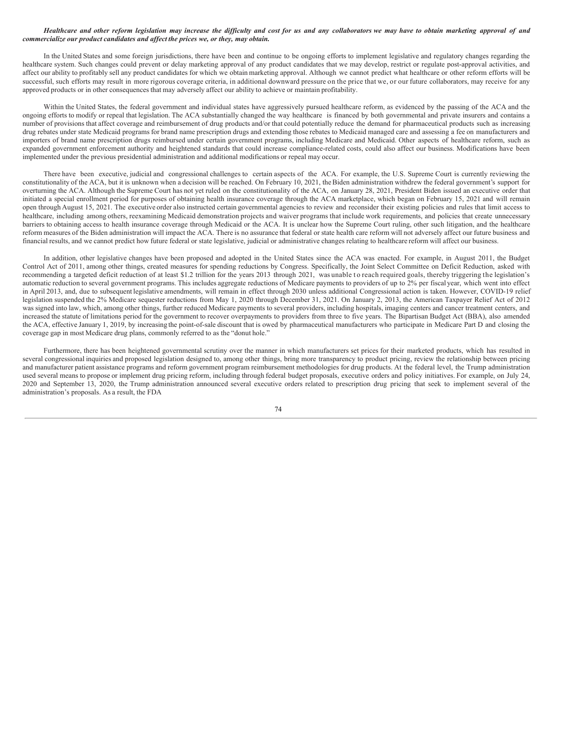***Healthcare and other reform legislation may increase the difficulty and cost for us and any collaborators we may have to obtain marketing approval of and commercialize our product candidates and affect the prices we, or they, may obtain.***

In the United States and some foreign jurisdictions, there have been and continue to be ongoing efforts to implement legislative and regulatory changes regarding the healthcare system. Such changes could prevent or delay marketing approval of any product candidates that we may develop, restrict or regulate post-approval activities, and affect our ability to profitably sell any product candidates for which we obtain marketing approval. Although we cannot predict what healthcare or other reform efforts will be successful, such efforts may result in more rigorous coverage criteria, in additional downward pressure on the price that we, or our future collaborators, may receive for any approved products or in other consequences that may adversely affect our ability to achieve or maintain profitability.

Within the United States, the federal government and individual states have aggressively pursued healthcare reform, as evidenced by the passing of the ACA and the ongoing efforts to modify or repeal that legislation. The ACA substantially changed the way healthcare is financed by both governmental and private insurers and contains a number of provisions that affect coverage and reimbursement of drug products and/or that could potentially reduce the demand for pharmaceutical products such as increasing drug rebates under state Medicaid programs for brand name prescription drugs and extending those rebates to Medicaid managed care and assessing a fee on manufacturers and importers of brand name prescription drugs reimbursed under certain government programs, including Medicare and Medicaid. Other aspects of healthcare reform, such as expanded government enforcement authority and heightened standards that could increase compliance-related costs, could also affect our business. Modifications have been implemented under the previous presidential administration and additional modifications or repeal may occur.

There have been executive, judicial and congressional challenges to certain aspects of the ACA. For example, the U.S. Supreme Court is currently reviewing the constitutionality of the ACA, but it is unknown when a decision will be reached. On February 10, 2021, the Biden administration withdrew the federal government's support for overturning the ACA. Although the Supreme Court has not yet ruled on the constitutionality of the ACA, on January 28, 2021, President Biden issued an executive order that initiated a special enrollment period for purposes of obtaining health insurance coverage through the ACA marketplace, which began on February 15, 2021 and will remain open through August 15, 2021. The executive order also instructed certain governmental agencies to review and reconsider their existing policies and rules that limit access to healthcare, including among others, reexamining Medicaid demonstration projects and waiver programs that include work requirements, and policies that create unnecessary barriers to obtaining access to health insurance coverage through Medicaid or the ACA. It is unclear how the Supreme Court ruling, other such litigation, and the healthcare reform measures of the Biden administration will impact the ACA. There is no assurance that federal or state health care reform will not adversely affect our future business and financial results, and we cannot predict how future federal or state legislative, judicial or administrative changes relating to healthcare reform will affect our business.

In addition, other legislative changes have been proposed and adopted in the United States since the ACA was enacted. For example, in August 2011, the Budget Control Act of 2011, among other things, created measures for spending reductions by Congress. Specifically, the Joint Select Committee on Deficit Reduction, asked with recommending a targeted deficit reduction of at least $1.2 trillion for the years 2013 through 2021, was unable to reach required goals, thereby triggering the legislation's automatic reduction to several government programs. This includes aggregate reductions of Medicare payments to providers of up to 2% per fiscal year, which went into effect in April 2013, and, due to subsequent legislative amendments, will remain in effect through 2030 unless additional Congressional action is taken. However, COVID-19 relief legislation suspended the 2% Medicare sequester reductions from May 1, 2020 through December 31, 2021. On January 2, 2013, the American Taxpayer Relief Act of 2012 was signed into law, which, among other things, further reduced Medicare payments to several providers, including hospitals, imaging centers and cancer treatment centers, and increased the statute of limitations period for the government to recover overpayments to providers from three to five years. The Bipartisan Budget Act (BBA), also amended the ACA, effective January 1, 2019, by increasing the point-of-sale discount that is owed by pharmaceutical manufacturers who participate in Medicare Part D and closing the coverage gap in most Medicare drug plans, commonly referred to as the "donut hole."

Furthermore, there has been heightened governmental scrutiny over the manner in which manufacturers set prices for their marketed products, which has resulted in several congressional inquiries and proposed legislation designed to, among other things, bring more transparency to product pricing, review the relationship between pricing and manufacturer patient assistance programs and reform government program reimbursement methodologies for drug products. At the federal level, the Trump administration used several means to propose or implement drug pricing reform, including through federal budget proposals, executive orders and policy initiatives. For example, on July 24, 2020 and September 13, 2020, the Trump administration announced several executive orders related to prescription drug pricing that seek to implement several of the administration's proposals. As a result, the FDA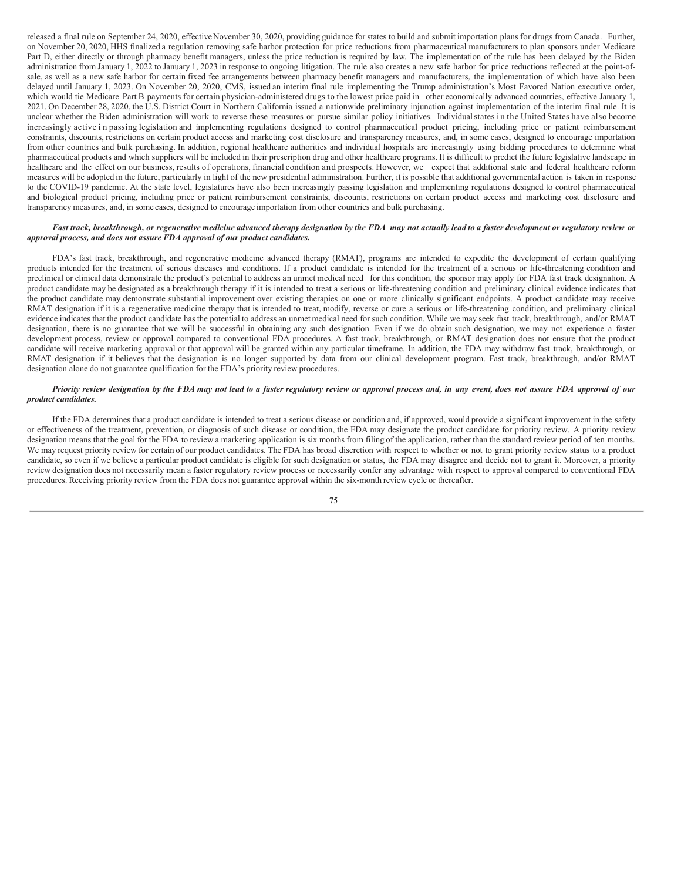released a final rule on September 24, 2020, effective November 30, 2020, providing guidance for states to build and submit importation plans for drugs from Canada. Further, on November 20, 2020, HHS finalized a regulation removing safe harbor protection for price reductions from pharmaceutical manufacturers to plan sponsors under Medicare Part D, either directly or through pharmacy benefit managers, unless the price reduction is required by law. The implementation of the rule has been delayed by the Biden administration from January 1, 2022 to January 1, 2023 in response to ongoing litigation. The rule also creates a new safe harbor for price reductions reflected at the point-of-sale, as well as a new safe harbor for certain fixed fee arrangements between pharmacy benefit managers and manufacturers, the implementation of which have also been delayed until January 1, 2023. On November 20, 2020, CMS, issued an interim final rule implementing the Trump administration's Most Favored Nation executive order, which would tie Medicare Part B payments for certain physician-administered drugs to the lowest price paid in other economically advanced countries, effective January 1, 2021. On December 28, 2020, the U.S. District Court in Northern California issued a nationwide preliminary injunction against implementation of the interim final rule. It is unclear whether the Biden administration will work to reverse these measures or pursue similar policy initiatives. Individual states in the United States have also become increasingly active in passing legislation and implementing regulations designed to control pharmaceutical product pricing, including price or patient reimbursement constraints, discounts, restrictions on certain product access and marketing cost disclosure and transparency measures, and, in some cases, designed to encourage importation from other countries and bulk purchasing. In addition, regional healthcare authorities and individual hospitals are increasingly using bidding procedures to determine what pharmaceutical products and which suppliers will be included in their prescription drug and other healthcare programs. It is difficult to predict the future legislative landscape in healthcare and the effect on our business, results of operations, financial condition and prospects. However, we expect that additional state and federal healthcare reform measures will be adopted in the future, particularly in light of the new presidential administration. Further, it is possible that additional governmental action is taken in response to the COVID-19 pandemic. At the state level, legislatures have also been increasingly passing legislation and implementing regulations designed to control pharmaceutical and biological product pricing, including price or patient reimbursement constraints, discounts, restrictions on certain product access and marketing cost disclosure and transparency measures, and, in some cases, designed to encourage importation from other countries and bulk purchasing.

***Fast track, breakthrough, or regenerative medicine advanced therapy designation by the FDA may not actually lead to a faster development or regulatory review or approval process, and does not assure FDA approval of our product candidates.***

FDA's fast track, breakthrough, and regenerative medicine advanced therapy (RMAT), programs are intended to expedite the development of certain qualifying products intended for the treatment of serious diseases and conditions. If a product candidate is intended for the treatment of a serious or life-threatening condition and preclinical or clinical data demonstrate the product's potential to address an unmet medical need for this condition, the sponsor may apply for FDA fast track designation. A product candidate may be designated as a breakthrough therapy if it is intended to treat a serious or life-threatening condition and preliminary clinical evidence indicates that the product candidate may demonstrate substantial improvement over existing therapies on one or more clinically significant endpoints. A product candidate may receive RMAT designation if it is a regenerative medicine therapy that is intended to treat, modify, reverse or cure a serious or life-threatening condition, and preliminary clinical evidence indicates that the product candidate has the potential to address an unmet medical need for such condition. While we may seek fast track, breakthrough, and/or RMAT designation, there is no guarantee that we will be successful in obtaining any such designation. Even if we do obtain such designation, we may not experience a faster development process, review or approval compared to conventional FDA procedures. A fast track, breakthrough, or RMAT designation does not ensure that the product candidate will receive marketing approval or that approval will be granted within any particular timeframe. In addition, the FDA may withdraw fast track, breakthrough, or RMAT designation if it believes that the designation is no longer supported by data from our clinical development program. Fast track, breakthrough, and/or RMAT designation alone do not guarantee qualification for the FDA's priority review procedures.

***Priority review designation by the FDA may not lead to a faster regulatory review or approval process and, in any event, does not assure FDA approval of our product candidates.***

If the FDA determines that a product candidate is intended to treat a serious disease or condition and, if approved, would provide a significant improvement in the safety or effectiveness of the treatment, prevention, or diagnosis of such disease or condition, the FDA may designate the product candidate for priority review. A priority review designation means that the goal for the FDA to review a marketing application is six months from filing of the application, rather than the standard review period of ten months. We may request priority review for certain of our product candidates. The FDA has broad discretion with respect to whether or not to grant priority review status to a product candidate, so even if we believe a particular product candidate is eligible for such designation or status, the FDA may disagree and decide not to grant it. Moreover, a priority review designation does not necessarily mean a faster regulatory review process or necessarily confer any advantage with respect to approval compared to conventional FDA procedures. Receiving priority review from the FDA does not guarantee approval within the six-month review cycle or thereafter.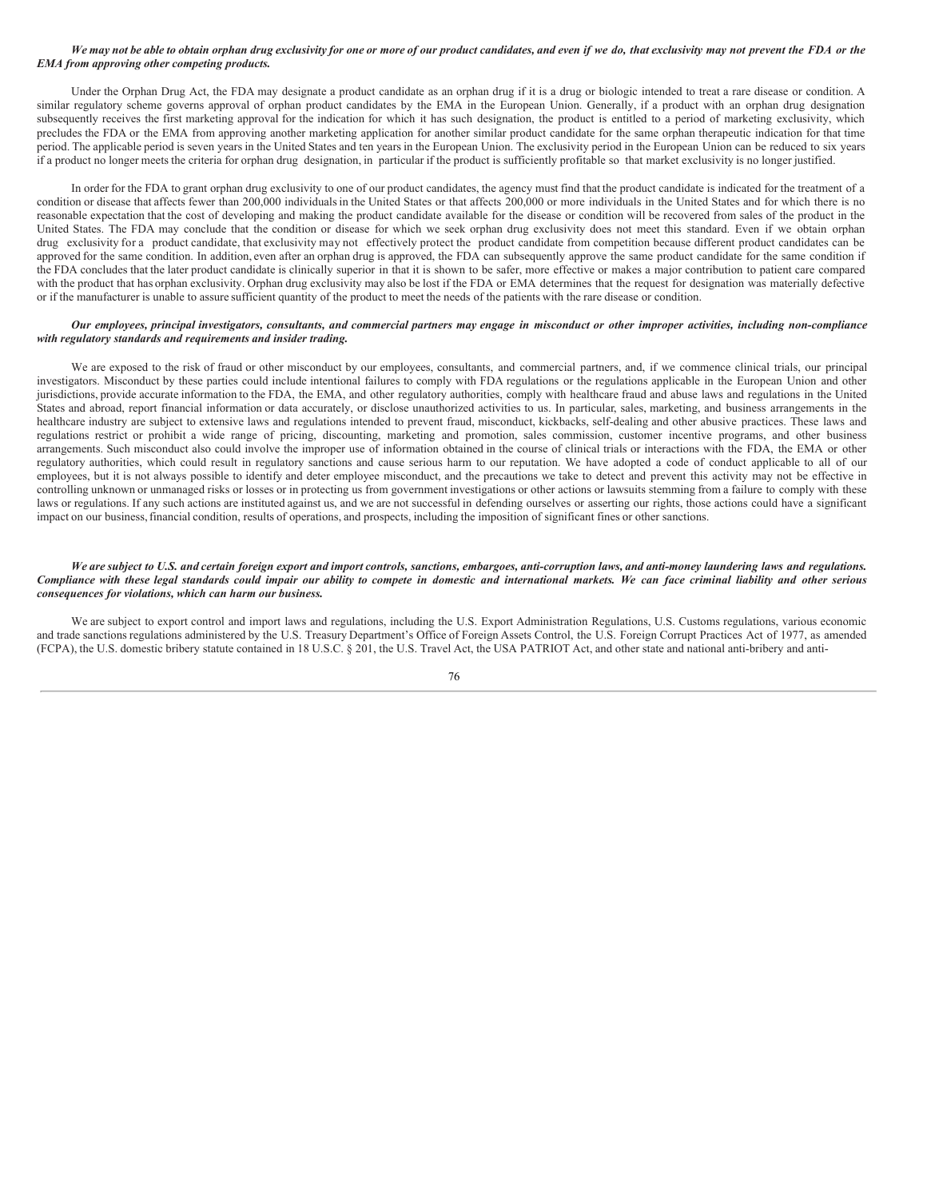***We may not be able to obtain orphan drug exclusivity for one or more of our product candidates, and even if we do, that exclusivity may not prevent the FDA or the EMA from approving other competing products.***

Under the Orphan Drug Act, the FDA may designate a product candidate as an orphan drug if it is a drug or biologic intended to treat a rare disease or condition. A similar regulatory scheme governs approval of orphan product candidates by the EMA in the European Union. Generally, if a product with an orphan drug designation subsequently receives the first marketing approval for the indication for which it has such designation, the product is entitled to a period of marketing exclusivity, which precludes the FDA or the EMA from approving another marketing application for another similar product candidate for the same orphan therapeutic indication for that time period. The applicable period is seven years in the United States and ten years in the European Union. The exclusivity period in the European Union can be reduced to six years if a product no longer meets the criteria for orphan drug designation, in particular if the product is sufficiently profitable so that market exclusivity is no longer justified.

In order for the FDA to grant orphan drug exclusivity to one of our product candidates, the agency must find that the product candidate is indicated for the treatment of a condition or disease that affects fewer than 200,000 individuals in the United States or that affects 200,000 or more individuals in the United States and for which there is no reasonable expectation that the cost of developing and making the product candidate available for the disease or condition will be recovered from sales of the product in the United States. The FDA may conclude that the condition or disease for which we seek orphan drug exclusivity does not meet this standard. Even if we obtain orphan drug exclusivity for a product candidate, that exclusivity may not effectively protect the product candidate from competition because different product candidates can be approved for the same condition. In addition, even after an orphan drug is approved, the FDA can subsequently approve the same product candidate for the same condition if the FDA concludes that the later product candidate is clinically superior in that it is shown to be safer, more effective or makes a major contribution to patient care compared with the product that has orphan exclusivity. Orphan drug exclusivity may also be lost if the FDA or EMA determines that the request for designation was materially defective or if the manufacturer is unable to assure sufficient quantity of the product to meet the needs of the patients with the rare disease or condition.

***Our employees, principal investigators, consultants, and commercial partners may engage in misconduct or other improper activities, including non-compliance with regulatory standards and requirements and insider trading.***

We are exposed to the risk of fraud or other misconduct by our employees, consultants, and commercial partners, and, if we commence clinical trials, our principal investigators. Misconduct by these parties could include intentional failures to comply with FDA regulations or the regulations applicable in the European Union and other jurisdictions, provide accurate information to the FDA, the EMA, and other regulatory authorities, comply with healthcare fraud and abuse laws and regulations in the United States and abroad, report financial information or data accurately, or disclose unauthorized activities to us. In particular, sales, marketing, and business arrangements in the healthcare industry are subject to extensive laws and regulations intended to prevent fraud, misconduct, kickbacks, self-dealing and other abusive practices. These laws and regulations restrict or prohibit a wide range of pricing, discounting, marketing and promotion, sales commission, customer incentive programs, and other business arrangements. Such misconduct also could involve the improper use of information obtained in the course of clinical trials or interactions with the FDA, the EMA or other regulatory authorities, which could result in regulatory sanctions and cause serious harm to our reputation. We have adopted a code of conduct applicable to all of our employees, but it is not always possible to identify and deter employee misconduct, and the precautions we take to detect and prevent this activity may not be effective in controlling unknown or unmanaged risks or losses or in protecting us from government investigations or other actions or lawsuits stemming from a failure to comply with these laws or regulations. If any such actions are instituted against us, and we are not successful in defending ourselves or asserting our rights, those actions could have a significant impact on our business, financial condition, results of operations, and prospects, including the imposition of significant fines or other sanctions.

***We are subject to U.S. and certain foreign export and import controls, sanctions, embargoes, anti-corruption laws, and anti-money laundering laws and regulations. Compliance with these legal standards could impair our ability to compete in domestic and international markets. We can face criminal liability and other serious consequences for violations, which can harm our business.***

We are subject to export control and import laws and regulations, including the U.S. Export Administration Regulations, U.S. Customs regulations, various economic and trade sanctions regulations administered by the U.S. Treasury Department's Office of Foreign Assets Control, the U.S. Foreign Corrupt Practices Act of 1977, as amended (FCPA), the U.S. domestic bribery statute contained in 18 U.S.C. § 201, the U.S. Travel Act, the USA PATRIOT Act, and other state and national anti-bribery and anti-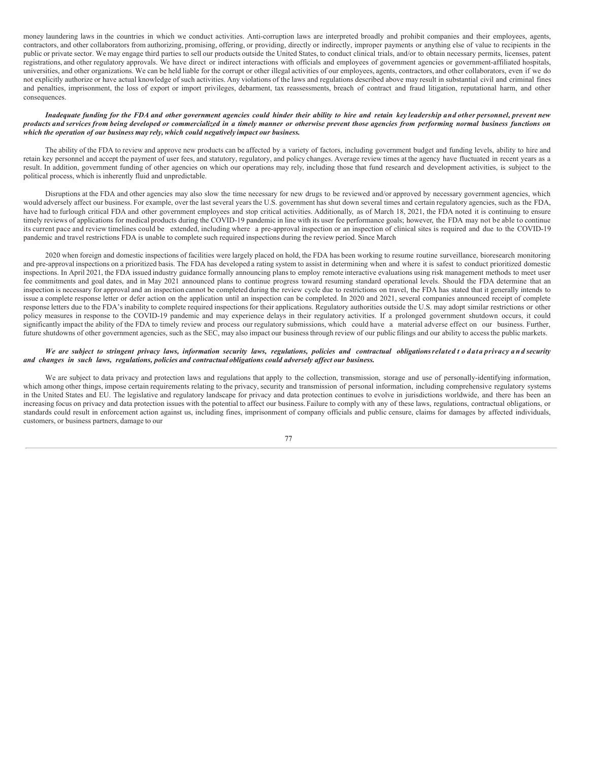money laundering laws in the countries in which we conduct activities. Anti-corruption laws are interpreted broadly and prohibit companies and their employees, agents, contractors, and other collaborators from authorizing, promising, offering, or providing, directly or indirectly, improper payments or anything else of value to recipients in the public or private sector. We may engage third parties to sell our products outside the United States, to conduct clinical trials, and/or to obtain necessary permits, licenses, patent registrations, and other regulatory approvals. We have direct or indirect interactions with officials and employees of government agencies or government-affiliated hospitals, universities, and other organizations. We can be held liable for the corrupt or other illegal activities of our employees, agents, contractors, and other collaborators, even if we do not explicitly authorize or have actual knowledge of such activities. Any violations of the laws and regulations described above may result in substantial civil and criminal fines and penalties, imprisonment, the loss of export or import privileges, debarment, tax reassessments, breach of contract and fraud litigation, reputational harm, and other consequences.

***Inadequate funding for the FDA and other government agencies could hinder their ability to hire and retain key leadership and other personnel, prevent new products and services from being developed or commercialized in a timely manner or otherwise prevent those agencies from performing normal business functions on which the operation of our business may rely, which could negatively impact our business.***

The ability of the FDA to review and approve new products can be affected by a variety of factors, including government budget and funding levels, ability to hire and retain key personnel and accept the payment of user fees, and statutory, regulatory, and policy changes. Average review times at the agency have fluctuated in recent years as a result. In addition, government funding of other agencies on which our operations may rely, including those that fund research and development activities, is subject to the political process, which is inherently fluid and unpredictable.

Disruptions at the FDA and other agencies may also slow the time necessary for new drugs to be reviewed and/or approved by necessary government agencies, which would adversely affect our business. For example, over the last several years the U.S. government has shut down several times and certain regulatory agencies, such as the FDA, have had to furlough critical FDA and other government employees and stop critical activities. Additionally, as of March 18, 2021, the FDA noted it is continuing to ensure timely reviews of applications for medical products during the COVID-19 pandemic in line with its user fee performance goals; however, the FDA may not be able to continue its current pace and review timelines could be extended, including where a pre-approval inspection or an inspection of clinical sites is required and due to the COVID-19 pandemic and travel restrictions FDA is unable to complete such required inspections during the review period. Since March

2020 when foreign and domestic inspections of facilities were largely placed on hold, the FDA has been working to resume routine surveillance, bioresearch monitoring and pre-approval inspections on a prioritized basis. The FDA has developed a rating system to assist in determining when and where it is safest to conduct prioritized domestic inspections. In April 2021, the FDA issued industry guidance formally announcing plans to employ remote interactive evaluations using risk management methods to meet user fee commitments and goal dates, and in May 2021 announced plans to continue progress toward resuming standard operational levels. Should the FDA determine that an inspection is necessary for approval and an inspection cannot be completed during the review cycle due to restrictions on travel, the FDA has stated that it generally intends to issue a complete response letter or defer action on the application until an inspection can be completed. In 2020 and 2021, several companies announced receipt of complete response letters due to the FDA's inability to complete required inspections for their applications. Regulatory authorities outside the U.S. may adopt similar restrictions or other policy measures in response to the COVID-19 pandemic and may experience delays in their regulatory activities. If a prolonged government shutdown occurs, it could significantly impact the ability of the FDA to timely review and process our regulatory submissions, which could have a material adverse effect on our business. Further, future shutdowns of other government agencies, such as the SEC, may also impact our business through review of our public filings and our ability to access the public markets.

***We are subject to stringent privacy laws, information security laws, regulations, policies and contractual obligations related to data privacy and security and changes in such laws, regulations, policies and contractual obligations could adversely affect our business.***

We are subject to data privacy and protection laws and regulations that apply to the collection, transmission, storage and use of personally-identifying information, which among other things, impose certain requirements relating to the privacy, security and transmission of personal information, including comprehensive regulatory systems in the United States and EU. The legislative and regulatory landscape for privacy and data protection continues to evolve in jurisdictions worldwide, and there has been an increasing focus on privacy and data protection issues with the potential to affect our business. Failure to comply with any of these laws, regulations, contractual obligations, or standards could result in enforcement action against us, including fines, imprisonment of company officials and public censure, claims for damages by affected individuals, customers, or business partners, damage to our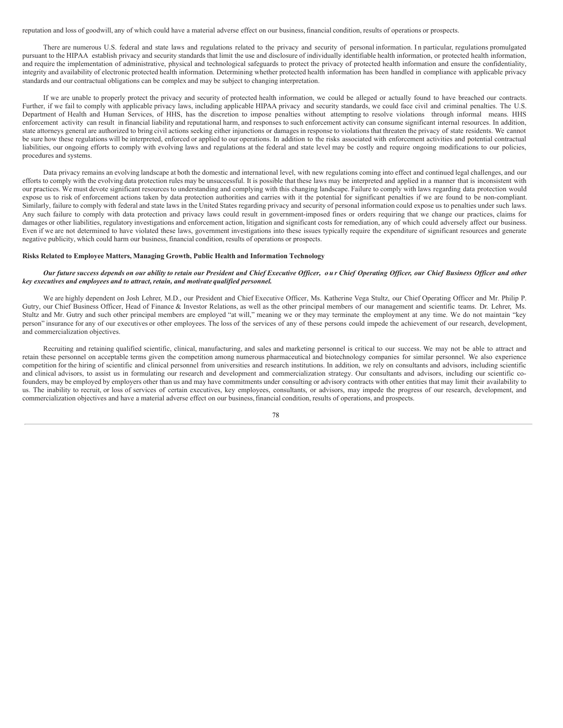reputation and loss of goodwill, any of which could have a material adverse effect on our business, financial condition, results of operations or prospects.

There are numerous U.S. federal and state laws and regulations related to the privacy and security of personal information. In particular, regulations promulgated pursuant to the HIPAA establish privacy and security standards that limit the use and disclosure of individually identifiable health information, or protected health information, and require the implementation of administrative, physical and technological safeguards to protect the privacy of protected health information and ensure the confidentiality, integrity and availability of electronic protected health information. Determining whether protected health information has been handled in compliance with applicable privacy standards and our contractual obligations can be complex and may be subject to changing interpretation.

If we are unable to properly protect the privacy and security of protected health information, we could be alleged or actually found to have breached our contracts. Further, if we fail to comply with applicable privacy laws, including applicable HIPAA privacy and security standards, we could face civil and criminal penalties. The U.S. Department of Health and Human Services, of HHS, has the discretion to impose penalties without attempting to resolve violations through informal means. HHS enforcement activity can result in financial liability and reputational harm, and responses to such enforcement activity can consume significant internal resources. In addition, state attorneys general are authorized to bring civil actions seeking either injunctions or damages in response to violations that threaten the privacy of state residents. We cannot be sure how these regulations will be interpreted, enforced or applied to our operations. In addition to the risks associated with enforcement activities and potential contractual liabilities, our ongoing efforts to comply with evolving laws and regulations at the federal and state level may be costly and require ongoing modifications to our policies, procedures and systems.

Data privacy remains an evolving landscape at both the domestic and international level, with new regulations coming into effect and continued legal challenges, and our efforts to comply with the evolving data protection rules may be unsuccessful. It is possible that these laws may be interpreted and applied in a manner that is inconsistent with our practices. We must devote significant resources to understanding and complying with this changing landscape. Failure to comply with laws regarding data protection would expose us to risk of enforcement actions taken by data protection authorities and carries with it the potential for significant penalties if we are found to be non-compliant. Similarly, failure to comply with federal and state laws in the United States regarding privacy and security of personal information could expose us to penalties under such laws. Any such failure to comply with data protection and privacy laws could result in government-imposed fines or orders requiring that we change our practices, claims for damages or other liabilities, regulatory investigations and enforcement action, litigation and significant costs for remediation, any of which could adversely affect our business. Even if we are not determined to have violated these laws, government investigations into these issues typically require the expenditure of significant resources and generate negative publicity, which could harm our business, financial condition, results of operations or prospects.

**Risks Related to Employee Matters, Managing Growth, Public Health and Information Technology**

***Our future success depends on our ability to retain our President and Chief Executive Officer, our Chief Operating Officer, our Chief Business Officer and other key executives and employees and to attract, retain, and motivate qualified personnel.***

We are highly dependent on Josh Lehrer, M.D., our President and Chief Executive Officer, Ms. Katherine Vega Stultz, our Chief Operating Officer and Mr. Philip P. Gutry, our Chief Business Officer, Head of Finance & Investor Relations, as well as the other principal members of our management and scientific teams. Dr. Lehrer, Ms. Stultz and Mr. Gutry and such other principal members are employed "at will," meaning we or they may terminate the employment at any time. We do not maintain "key person" insurance for any of our executives or other employees. The loss of the services of any of these persons could impede the achievement of our research, development, and commercialization objectives.

Recruiting and retaining qualified scientific, clinical, manufacturing, and sales and marketing personnel is critical to our success. We may not be able to attract and retain these personnel on acceptable terms given the competition among numerous pharmaceutical and biotechnology companies for similar personnel. We also experience competition for the hiring of scientific and clinical personnel from universities and research institutions. In addition, we rely on consultants and advisors, including scientific and clinical advisors, to assist us in formulating our research and development and commercialization strategy. Our consultants and advisors, including our scientific co-founders, may be employed by employers other than us and may have commitments under consulting or advisory contracts with other entities that may limit their availability to us. The inability to recruit, or loss of services of certain executives, key employees, consultants, or advisors, may impede the progress of our research, development, and commercialization objectives and have a material adverse effect on our business, financial condition, results of operations, and prospects.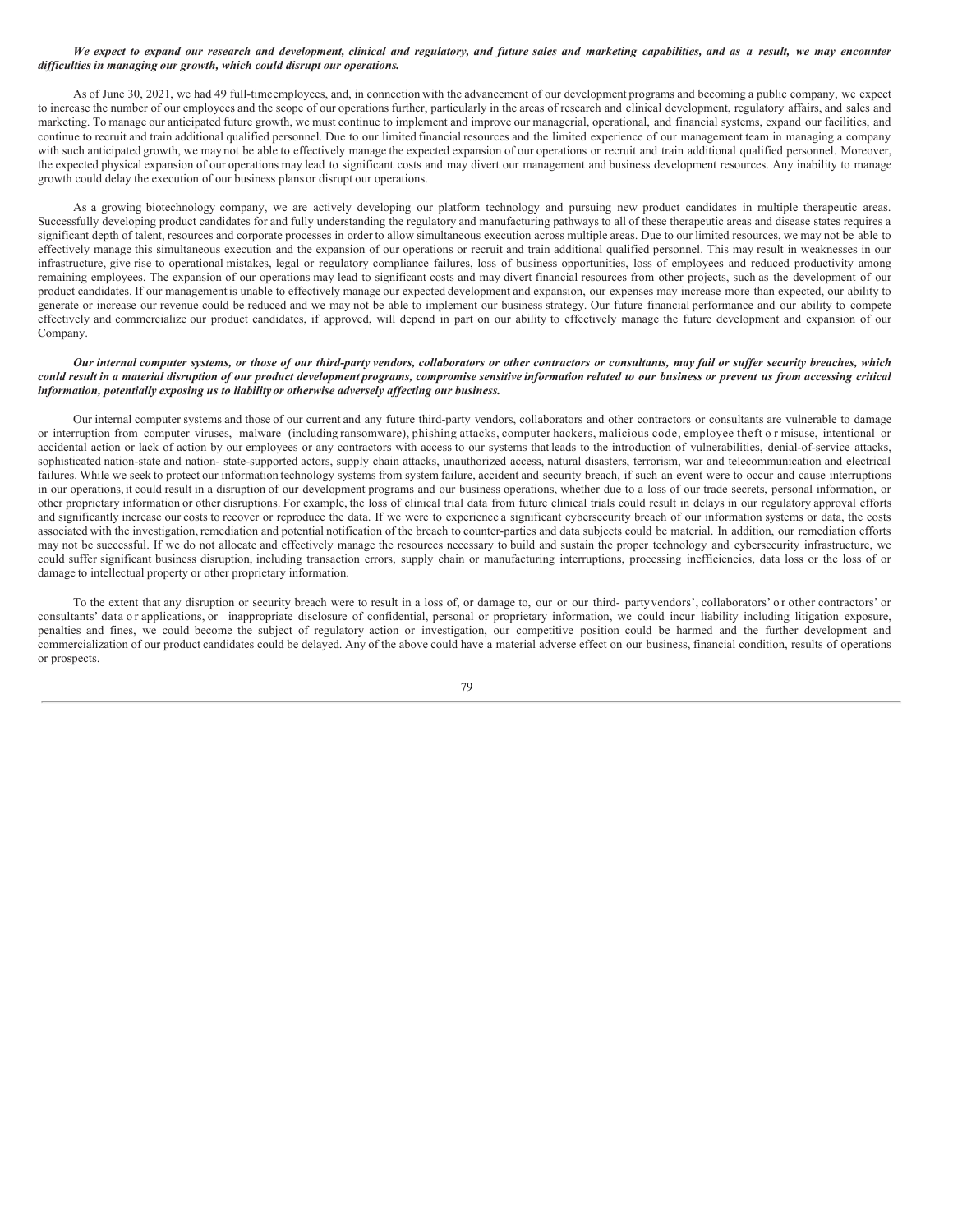***We expect to expand our research and development, clinical and regulatory, and future sales and marketing capabilities, and as a result, we may encounter difficulties in managing our growth, which could disrupt our operations.***

As of June 30, 2021, we had 49 full-time employees, and, in connection with the advancement of our development programs and becoming a public company, we expect to increase the number of our employees and the scope of our operations further, particularly in the areas of research and clinical development, regulatory affairs, and sales and marketing. To manage our anticipated future growth, we must continue to implement and improve our managerial, operational, and financial systems, expand our facilities, and continue to recruit and train additional qualified personnel. Due to our limited financial resources and the limited experience of our management team in managing a company with such anticipated growth, we may not be able to effectively manage the expected expansion of our operations or recruit and train additional qualified personnel. Moreover, the expected physical expansion of our operations may lead to significant costs and may divert our management and business development resources. Any inability to manage growth could delay the execution of our business plans or disrupt our operations.

As a growing biotechnology company, we are actively developing our platform technology and pursuing new product candidates in multiple therapeutic areas. Successfully developing product candidates for and fully understanding the regulatory and manufacturing pathways to all of these therapeutic areas and disease states requires a significant depth of talent, resources and corporate processes in order to allow simultaneous execution across multiple areas. Due to our limited resources, we may not be able to effectively manage this simultaneous execution and the expansion of our operations or recruit and train additional qualified personnel. This may result in weaknesses in our infrastructure, give rise to operational mistakes, legal or regulatory compliance failures, loss of business opportunities, loss of employees and reduced productivity among remaining employees. The expansion of our operations may lead to significant costs and may divert financial resources from other projects, such as the development of our product candidates. If our management is unable to effectively manage our expected development and expansion, our expenses may increase more than expected, our ability to generate or increase our revenue could be reduced and we may not be able to implement our business strategy. Our future financial performance and our ability to compete effectively and commercialize our product candidates, if approved, will depend in part on our ability to effectively manage the future development and expansion of our Company.

***Our internal computer systems, or those of our third-party vendors, collaborators or other contractors or consultants, may fail or suffer security breaches, which could result in a material disruption of our product development programs, compromise sensitive information related to our business or prevent us from accessing critical information, potentially exposing us to liability or otherwise adversely affecting our business.***

Our internal computer systems and those of our current and any future third-party vendors, collaborators and other contractors or consultants are vulnerable to damage or interruption from computer viruses, malware (including ransomware), phishing attacks, computer hackers, malicious code, employee theft or misuse, intentional or accidental action or lack of action by our employees or any contractors with access to our systems that leads to the introduction of vulnerabilities, denial-of-service attacks, sophisticated nation-state and nation- state-supported actors, supply chain attacks, unauthorized access, natural disasters, terrorism, war and telecommunication and electrical failures. While we seek to protect our information technology systems from system failure, accident and security breach, if such an event were to occur and cause interruptions in our operations, it could result in a disruption of our development programs and our business operations, whether due to a loss of our trade secrets, personal information, or other proprietary information or other disruptions. For example, the loss of clinical trial data from future clinical trials could result in delays in our regulatory approval efforts and significantly increase our costs to recover or reproduce the data. If we were to experience a significant cybersecurity breach of our information systems or data, the costs associated with the investigation, remediation and potential notification of the breach to counter-parties and data subjects could be material. In addition, our remediation efforts may not be successful. If we do not allocate and effectively manage the resources necessary to build and sustain the proper technology and cybersecurity infrastructure, we could suffer significant business disruption, including transaction errors, supply chain or manufacturing interruptions, processing inefficiencies, data loss or the loss of or damage to intellectual property or other proprietary information.

To the extent that any disruption or security breach were to result in a loss of, or damage to, our or our third- party vendors', collaborators' or other contractors' or consultants' data or applications, or inappropriate disclosure of confidential, personal or proprietary information, we could incur liability including litigation exposure, penalties and fines, we could become the subject of regulatory action or investigation, our competitive position could be harmed and the further development and commercialization of our product candidates could be delayed. Any of the above could have a material adverse effect on our business, financial condition, results of operations or prospects.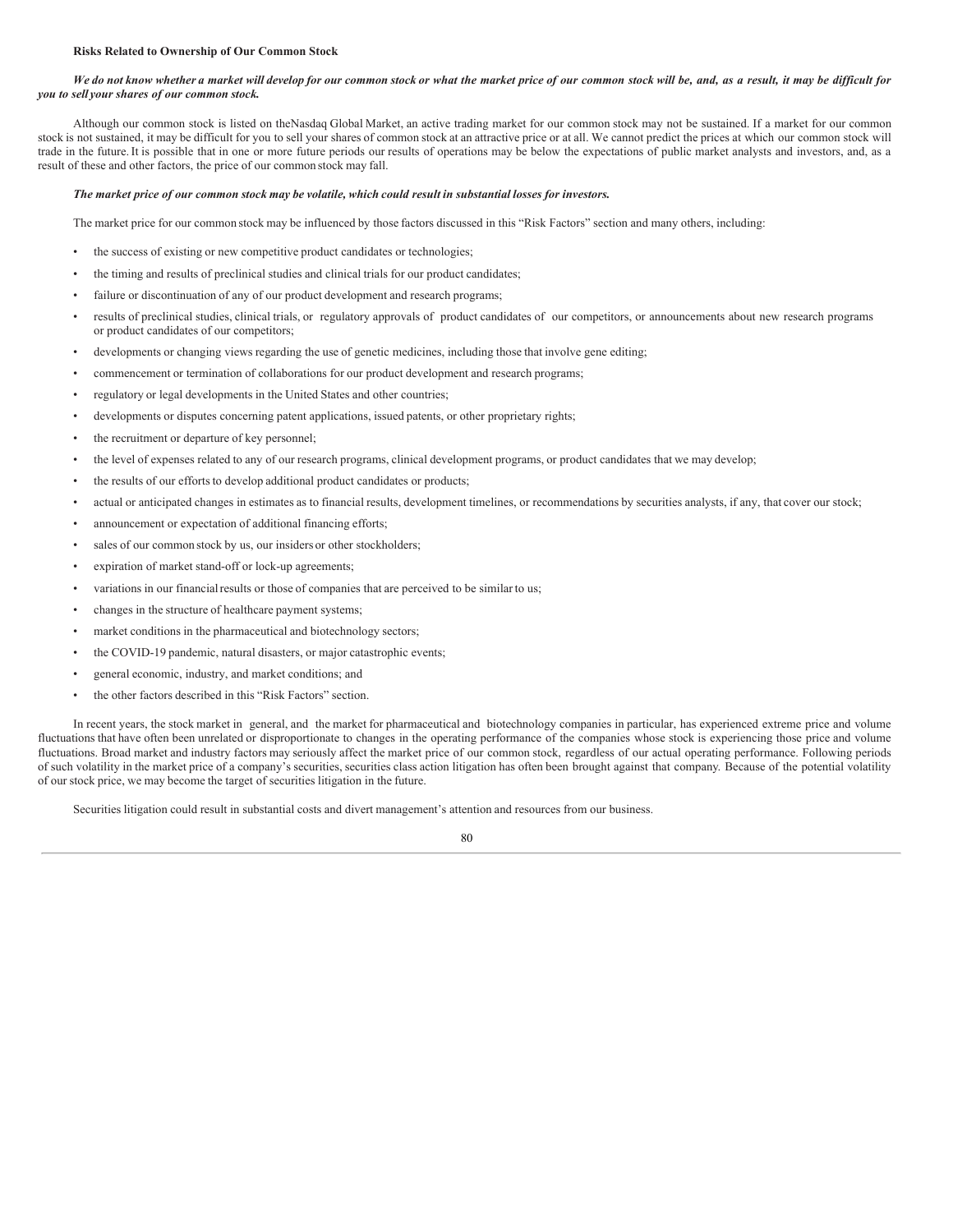**Risks Related to Ownership of Our Common Stock**

***We do not know whether a market will develop for our common stock or what the market price of our common stock will be, and, as a result, it may be difficult for you to sell your shares of our common stock.***

Although our common stock is listed on theNasdaq Global Market, an active trading market for our common stock may not be sustained. If a market for our common stock is not sustained, it may be difficult for you to sell your shares of common stock at an attractive price or at all. We cannot predict the prices at which our common stock will trade in the future. It is possible that in one or more future periods our results of operations may be below the expectations of public market analysts and investors, and, as a result of these and other factors, the price of our common stock may fall.

***The market price of our common stock may be volatile, which could result in substantial losses for investors.***

The market price for our common stock may be influenced by those factors discussed in this "Risk Factors" section and many others, including:

- the success of existing or new competitive product candidates or technologies;
- the timing and results of preclinical studies and clinical trials for our product candidates;
- failure or discontinuation of any of our product development and research programs;
- results of preclinical studies, clinical trials, or regulatory approvals of product candidates of our competitors, or announcements about new research programs or product candidates of our competitors;
- developments or changing views regarding the use of genetic medicines, including those that involve gene editing;
- commencement or termination of collaborations for our product development and research programs;
- regulatory or legal developments in the United States and other countries;
- developments or disputes concerning patent applications, issued patents, or other proprietary rights;
- the recruitment or departure of key personnel;
- the level of expenses related to any of our research programs, clinical development programs, or product candidates that we may develop;
- the results of our efforts to develop additional product candidates or products;
- actual or anticipated changes in estimates as to financial results, development timelines, or recommendations by securities analysts, if any, that cover our stock;
- announcement or expectation of additional financing efforts;
- sales of our common stock by us, our insiders or other stockholders;
- expiration of market stand-off or lock-up agreements;
- variations in our financial results or those of companies that are perceived to be similar to us;
- changes in the structure of healthcare payment systems;
- market conditions in the pharmaceutical and biotechnology sectors;
- the COVID-19 pandemic, natural disasters, or major catastrophic events;
- general economic, industry, and market conditions; and
- the other factors described in this "Risk Factors" section.

In recent years, the stock market in general, and the market for pharmaceutical and biotechnology companies in particular, has experienced extreme price and volume fluctuations that have often been unrelated or disproportionate to changes in the operating performance of the companies whose stock is experiencing those price and volume fluctuations. Broad market and industry factors may seriously affect the market price of our common stock, regardless of our actual operating performance. Following periods of such volatility in the market price of a company's securities, securities class action litigation has often been brought against that company. Because of the potential volatility of our stock price, we may become the target of securities litigation in the future.

Securities litigation could result in substantial costs and divert management's attention and resources from our business.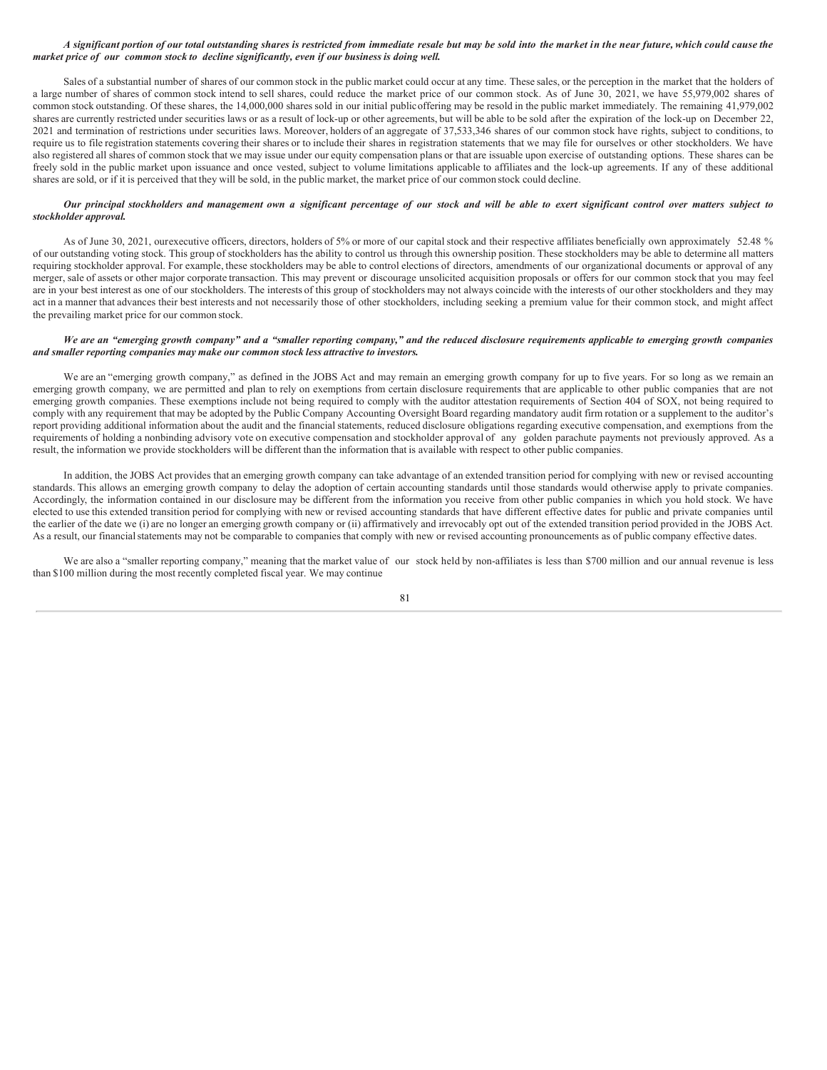***A significant portion of our total outstanding shares is restricted from immediate resale but may be sold into the market in the near future, which could cause the market price of our common stock to decline significantly, even if our business is doing well.***

Sales of a substantial number of shares of our common stock in the public market could occur at any time. These sales, or the perception in the market that the holders of a large number of shares of common stock intend to sell shares, could reduce the market price of our common stock. As of June 30, 2021, we have 55,979,002 shares of common stock outstanding. Of these shares, the 14,000,000 shares sold in our initial public offering may be resold in the public market immediately. The remaining 41,979,002 shares are currently restricted under securities laws or as a result of lock-up or other agreements, but will be able to be sold after the expiration of the lock-up on December 22, 2021 and termination of restrictions under securities laws. Moreover, holders of an aggregate of 37,533,346 shares of our common stock have rights, subject to conditions, to require us to file registration statements covering their shares or to include their shares in registration statements that we may file for ourselves or other stockholders. We have also registered all shares of common stock that we may issue under our equity compensation plans or that are issuable upon exercise of outstanding options. These shares can be freely sold in the public market upon issuance and once vested, subject to volume limitations applicable to affiliates and the lock-up agreements. If any of these additional shares are sold, or if it is perceived that they will be sold, in the public market, the market price of our common stock could decline.

***Our principal stockholders and management own a significant percentage of our stock and will be able to exert significant control over matters subject to stockholder approval.***

As of June 30, 2021, ourexecutive officers, directors, holders of 5% or more of our capital stock and their respective affiliates beneficially own approximately 52.48 % of our outstanding voting stock. This group of stockholders has the ability to control us through this ownership position. These stockholders may be able to determine all matters requiring stockholder approval. For example, these stockholders may be able to control elections of directors, amendments of our organizational documents or approval of any merger, sale of assets or other major corporate transaction. This may prevent or discourage unsolicited acquisition proposals or offers for our common stock that you may feel are in your best interest as one of our stockholders. The interests of this group of stockholders may not always coincide with the interests of our other stockholders and they may act in a manner that advances their best interests and not necessarily those of other stockholders, including seeking a premium value for their common stock, and might affect the prevailing market price for our common stock.

***We are an "emerging growth company" and a "smaller reporting company," and the reduced disclosure requirements applicable to emerging growth companies and smaller reporting companies may make our common stock less attractive to investors.***

We are an "emerging growth company," as defined in the JOBS Act and may remain an emerging growth company for up to five years. For so long as we remain an emerging growth company, we are permitted and plan to rely on exemptions from certain disclosure requirements that are applicable to other public companies that are not emerging growth companies. These exemptions include not being required to comply with the auditor attestation requirements of Section 404 of SOX, not being required to comply with any requirement that may be adopted by the Public Company Accounting Oversight Board regarding mandatory audit firm rotation or a supplement to the auditor's report providing additional information about the audit and the financial statements, reduced disclosure obligations regarding executive compensation, and exemptions from the requirements of holding a nonbinding advisory vote on executive compensation and stockholder approval of any golden parachute payments not previously approved. As a result, the information we provide stockholders will be different than the information that is available with respect to other public companies.

In addition, the JOBS Act provides that an emerging growth company can take advantage of an extended transition period for complying with new or revised accounting standards. This allows an emerging growth company to delay the adoption of certain accounting standards until those standards would otherwise apply to private companies. Accordingly, the information contained in our disclosure may be different from the information you receive from other public companies in which you hold stock. We have elected to use this extended transition period for complying with new or revised accounting standards that have different effective dates for public and private companies until the earlier of the date we (i) are no longer an emerging growth company or (ii) affirmatively and irrevocably opt out of the extended transition period provided in the JOBS Act. As a result, our financial statements may not be comparable to companies that comply with new or revised accounting pronouncements as of public company effective dates.

We are also a "smaller reporting company," meaning that the market value of our stock held by non-affiliates is less than $700 million and our annual revenue is less than $100 million during the most recently completed fiscal year. We may continue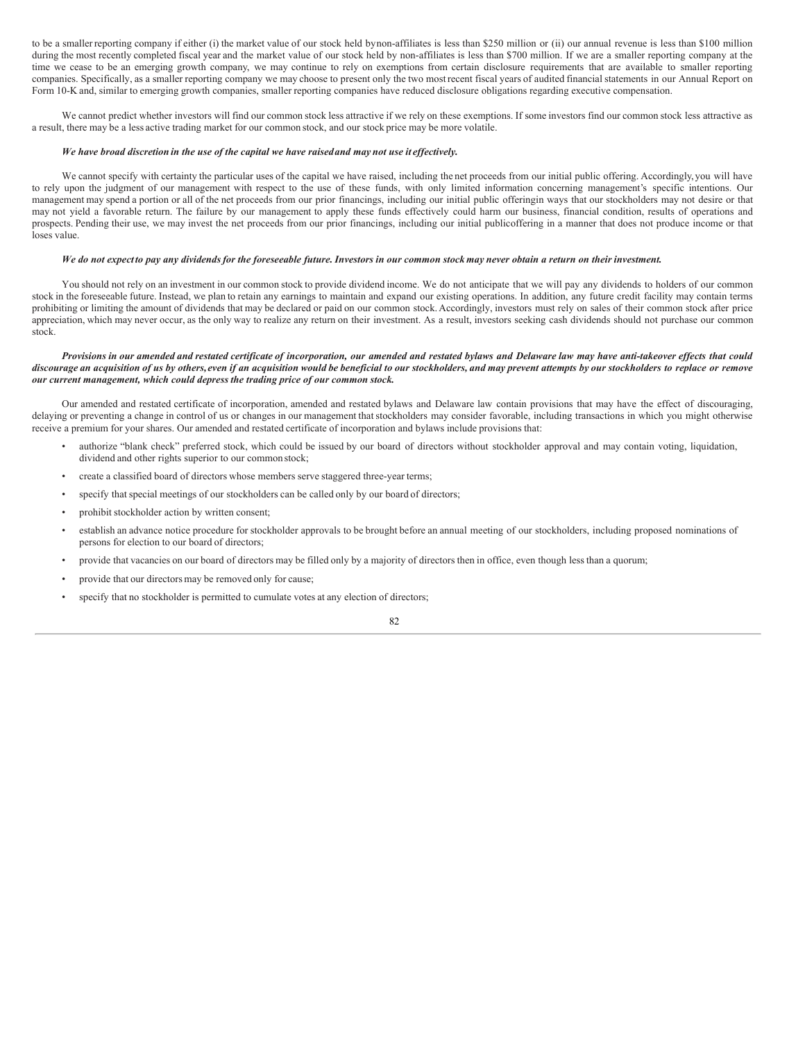to be a smaller reporting company if either (i) the market value of our stock held by non-affiliates is less than $250 million or (ii) our annual revenue is less than $100 million during the most recently completed fiscal year and the market value of our stock held by non-affiliates is less than $700 million. If we are a smaller reporting company at the time we cease to be an emerging growth company, we may continue to rely on exemptions from certain disclosure requirements that are available to smaller reporting companies. Specifically, as a smaller reporting company we may choose to present only the two most recent fiscal years of audited financial statements in our Annual Report on Form 10-K and, similar to emerging growth companies, smaller reporting companies have reduced disclosure obligations regarding executive compensation.

We cannot predict whether investors will find our common stock less attractive if we rely on these exemptions. If some investors find our common stock less attractive as a result, there may be a less active trading market for our common stock, and our stock price may be more volatile.

***We have broad discretion in the use of the capital we have raised and may not use it effectively.***

We cannot specify with certainty the particular uses of the capital we have raised, including the net proceeds from our initial public offering. Accordingly, you will have to rely upon the judgment of our management with respect to the use of these funds, with only limited information concerning management's specific intentions. Our management may spend a portion or all of the net proceeds from our prior financings, including our initial public offeringin ways that our stockholders may not desire or that may not yield a favorable return. The failure by our management to apply these funds effectively could harm our business, financial condition, results of operations and prospects. Pending their use, we may invest the net proceeds from our prior financings, including our initial publicoffering in a manner that does not produce income or that loses value.

***We do not expect to pay any dividends for the foreseeable future. Investors in our common stock may never obtain a return on their investment.***

You should not rely on an investment in our common stock to provide dividend income. We do not anticipate that we will pay any dividends to holders of our common stock in the foreseeable future. Instead, we plan to retain any earnings to maintain and expand our existing operations. In addition, any future credit facility may contain terms prohibiting or limiting the amount of dividends that may be declared or paid on our common stock. Accordingly, investors must rely on sales of their common stock after price appreciation, which may never occur, as the only way to realize any return on their investment. As a result, investors seeking cash dividends should not purchase our common stock.

***Provisions in our amended and restated certificate of incorporation, our amended and restated bylaws and Delaware law may have anti-takeover effects that could discourage an acquisition of us by others, even if an acquisition would be beneficial to our stockholders, and may prevent attempts by our stockholders to replace or remove our current management, which could depress the trading price of our common stock.***

Our amended and restated certificate of incorporation, amended and restated bylaws and Delaware law contain provisions that may have the effect of discouraging, delaying or preventing a change in control of us or changes in our management that stockholders may consider favorable, including transactions in which you might otherwise receive a premium for your shares. Our amended and restated certificate of incorporation and bylaws include provisions that:

- authorize "blank check" preferred stock, which could be issued by our board of directors without stockholder approval and may contain voting, liquidation, dividend and other rights superior to our common stock;
- create a classified board of directors whose members serve staggered three-year terms;
- specify that special meetings of our stockholders can be called only by our board of directors;
- prohibit stockholder action by written consent;
- establish an advance notice procedure for stockholder approvals to be brought before an annual meeting of our stockholders, including proposed nominations of persons for election to our board of directors;
- provide that vacancies on our board of directors may be filled only by a majority of directors then in office, even though less than a quorum;
- provide that our directors may be removed only for cause;
- specify that no stockholder is permitted to cumulate votes at any election of directors;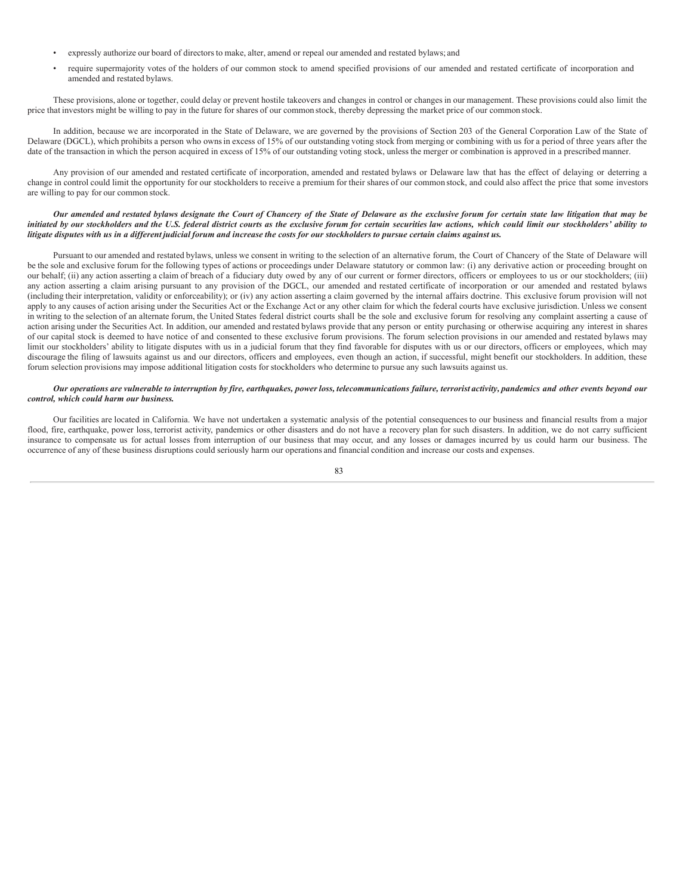- expressly authorize our board of directors to make, alter, amend or repeal our amended and restated bylaws; and
- require supermajority votes of the holders of our common stock to amend specified provisions of our amended and restated certificate of incorporation and amended and restated bylaws.

These provisions, alone or together, could delay or prevent hostile takeovers and changes in control or changes in our management. These provisions could also limit the price that investors might be willing to pay in the future for shares of our common stock, thereby depressing the market price of our common stock.

In addition, because we are incorporated in the State of Delaware, we are governed by the provisions of Section 203 of the General Corporation Law of the State of Delaware (DGCL), which prohibits a person who owns in excess of 15% of our outstanding voting stock from merging or combining with us for a period of three years after the date of the transaction in which the person acquired in excess of 15% of our outstanding voting stock, unless the merger or combination is approved in a prescribed manner.

Any provision of our amended and restated certificate of incorporation, amended and restated bylaws or Delaware law that has the effect of delaying or deterring a change in control could limit the opportunity for our stockholders to receive a premium for their shares of our common stock, and could also affect the price that some investors are willing to pay for our common stock.

***Our amended and restated bylaws designate the Court of Chancery of the State of Delaware as the exclusive forum for certain state law litigation that may be initiated by our stockholders and the U.S. federal district courts as the exclusive forum for certain securities law actions, which could limit our stockholders' ability to litigate disputes with us in a different judicial forum and increase the costs for our stockholders to pursue certain claims against us.***

Pursuant to our amended and restated bylaws, unless we consent in writing to the selection of an alternative forum, the Court of Chancery of the State of Delaware will be the sole and exclusive forum for the following types of actions or proceedings under Delaware statutory or common law: (i) any derivative action or proceeding brought on our behalf; (ii) any action asserting a claim of breach of a fiduciary duty owed by any of our current or former directors, officers or employees to us or our stockholders; (iii) any action asserting a claim arising pursuant to any provision of the DGCL, our amended and restated certificate of incorporation or our amended and restated bylaws (including their interpretation, validity or enforceability); or (iv) any action asserting a claim governed by the internal affairs doctrine. This exclusive forum provision will not apply to any causes of action arising under the Securities Act or the Exchange Act or any other claim for which the federal courts have exclusive jurisdiction. Unless we consent in writing to the selection of an alternate forum, the United States federal district courts shall be the sole and exclusive forum for resolving any complaint asserting a cause of action arising under the Securities Act. In addition, our amended and restated bylaws provide that any person or entity purchasing or otherwise acquiring any interest in shares of our capital stock is deemed to have notice of and consented to these exclusive forum provisions. The forum selection provisions in our amended and restated bylaws may limit our stockholders' ability to litigate disputes with us in a judicial forum that they find favorable for disputes with us or our directors, officers or employees, which may discourage the filing of lawsuits against us and our directors, officers and employees, even though an action, if successful, might benefit our stockholders. In addition, these forum selection provisions may impose additional litigation costs for stockholders who determine to pursue any such lawsuits against us.

***Our operations are vulnerable to interruption by fire, earthquakes, power loss, telecommunications failure, terrorist activity, pandemics and other events beyond our control, which could harm our business.***

Our facilities are located in California. We have not undertaken a systematic analysis of the potential consequences to our business and financial results from a major flood, fire, earthquake, power loss, terrorist activity, pandemics or other disasters and do not have a recovery plan for such disasters. In addition, we do not carry sufficient insurance to compensate us for actual losses from interruption of our business that may occur, and any losses or damages incurred by us could harm our business. The occurrence of any of these business disruptions could seriously harm our operations and financial condition and increase our costs and expenses.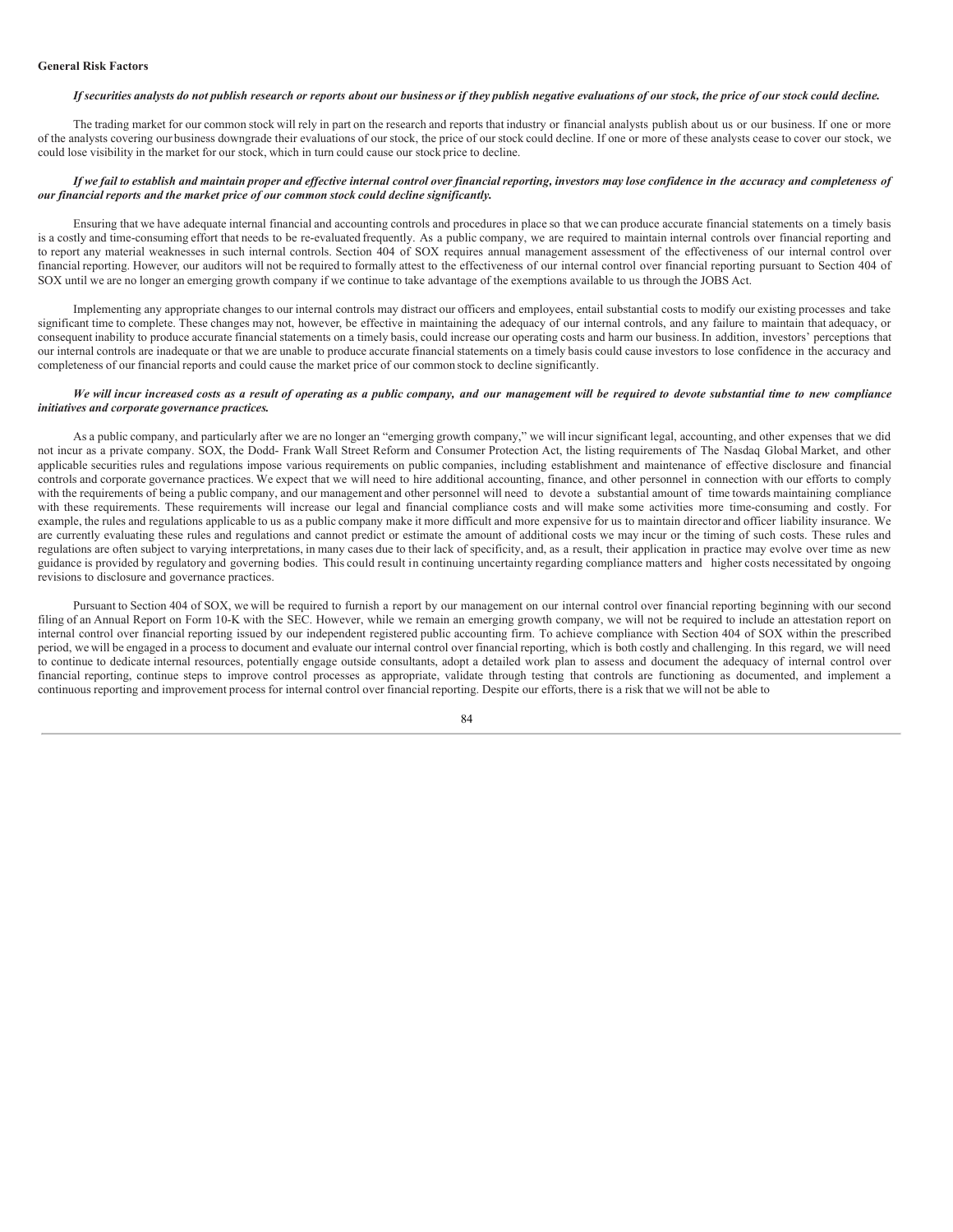**General Risk Factors**

***If securities analysts do not publish research or reports about our business or if they publish negative evaluations of our stock, the price of our stock could decline.***

The trading market for our common stock will rely in part on the research and reports that industry or financial analysts publish about us or our business. If one or more of the analysts covering our business downgrade their evaluations of our stock, the price of our stock could decline. If one or more of these analysts cease to cover our stock, we could lose visibility in the market for our stock, which in turn could cause our stock price to decline.

***If we fail to establish and maintain proper and effective internal control over financial reporting, investors may lose confidence in the accuracy and completeness of our financial reports and the market price of our common stock could decline significantly.***

Ensuring that we have adequate internal financial and accounting controls and procedures in place so that we can produce accurate financial statements on a timely basis is a costly and time-consuming effort that needs to be re-evaluated frequently. As a public company, we are required to maintain internal controls over financial reporting and to report any material weaknesses in such internal controls. Section 404 of SOX requires annual management assessment of the effectiveness of our internal control over financial reporting. However, our auditors will not be required to formally attest to the effectiveness of our internal control over financial reporting pursuant to Section 404 of SOX until we are no longer an emerging growth company if we continue to take advantage of the exemptions available to us through the JOBS Act.

Implementing any appropriate changes to our internal controls may distract our officers and employees, entail substantial costs to modify our existing processes and take significant time to complete. These changes may not, however, be effective in maintaining the adequacy of our internal controls, and any failure to maintain that adequacy, or consequent inability to produce accurate financial statements on a timely basis, could increase our operating costs and harm our business. In addition, investors' perceptions that our internal controls are inadequate or that we are unable to produce accurate financial statements on a timely basis could cause investors to lose confidence in the accuracy and completeness of our financial reports and could cause the market price of our common stock to decline significantly.

***We will incur increased costs as a result of operating as a public company, and our management will be required to devote substantial time to new compliance initiatives and corporate governance practices.***

As a public company, and particularly after we are no longer an "emerging growth company," we will incur significant legal, accounting, and other expenses that we did not incur as a private company. SOX, the Dodd- Frank Wall Street Reform and Consumer Protection Act, the listing requirements of The Nasdaq Global Market, and other applicable securities rules and regulations impose various requirements on public companies, including establishment and maintenance of effective disclosure and financial controls and corporate governance practices. We expect that we will need to hire additional accounting, finance, and other personnel in connection with our efforts to comply with the requirements of being a public company, and our management and other personnel will need to devote a substantial amount of time towards maintaining compliance with these requirements. These requirements will increase our legal and financial compliance costs and will make some activities more time-consuming and costly. For example, the rules and regulations applicable to us as a public company make it more difficult and more expensive for us to maintain director and officer liability insurance. We are currently evaluating these rules and regulations and cannot predict or estimate the amount of additional costs we may incur or the timing of such costs. These rules and regulations are often subject to varying interpretations, in many cases due to their lack of specificity, and, as a result, their application in practice may evolve over time as new guidance is provided by regulatory and governing bodies. This could result in continuing uncertainty regarding compliance matters and higher costs necessitated by ongoing revisions to disclosure and governance practices.

Pursuant to Section 404 of SOX, we will be required to furnish a report by our management on our internal control over financial reporting beginning with our second filing of an Annual Report on Form 10-K with the SEC. However, while we remain an emerging growth company, we will not be required to include an attestation report on internal control over financial reporting issued by our independent registered public accounting firm. To achieve compliance with Section 404 of SOX within the prescribed period, we will be engaged in a process to document and evaluate our internal control over financial reporting, which is both costly and challenging. In this regard, we will need to continue to dedicate internal resources, potentially engage outside consultants, adopt a detailed work plan to assess and document the adequacy of internal control over financial reporting, continue steps to improve control processes as appropriate, validate through testing that controls are functioning as documented, and implement a continuous reporting and improvement process for internal control over financial reporting. Despite our efforts, there is a risk that we will not be able to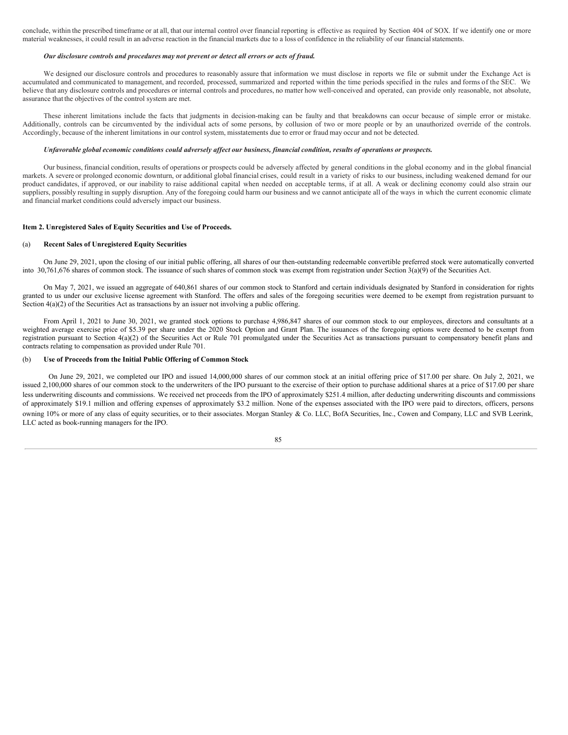conclude, within the prescribed timeframe or at all, that our internal control over financial reporting is effective as required by Section 404 of SOX. If we identify one or more material weaknesses, it could result in an adverse reaction in the financial markets due to a loss of confidence in the reliability of our financial statements.

***Our disclosure controls and procedures may not prevent or detect all errors or acts of fraud.***

We designed our disclosure controls and procedures to reasonably assure that information we must disclose in reports we file or submit under the Exchange Act is accumulated and communicated to management, and recorded, processed, summarized and reported within the time periods specified in the rules and forms of the SEC. We believe that any disclosure controls and procedures or internal controls and procedures, no matter how well-conceived and operated, can provide only reasonable, not absolute, assurance that the objectives of the control system are met.

These inherent limitations include the facts that judgments in decision-making can be faulty and that breakdowns can occur because of simple error or mistake. Additionally, controls can be circumvented by the individual acts of some persons, by collusion of two or more people or by an unauthorized override of the controls. Accordingly, because of the inherent limitations in our control system, misstatements due to error or fraud may occur and not be detected.

***Unfavorable global economic conditions could adversely affect our business, financial condition, results of operations or prospects.***

Our business, financial condition, results of operations or prospects could be adversely affected by general conditions in the global economy and in the global financial markets. A severe or prolonged economic downturn, or additional global financial crises, could result in a variety of risks to our business, including weakened demand for our product candidates, if approved, or our inability to raise additional capital when needed on acceptable terms, if at all. A weak or declining economy could also strain our suppliers, possibly resulting in supply disruption. Any of the foregoing could harm our business and we cannot anticipate all of the ways in which the current economic climate and financial market conditions could adversely impact our business.

**Item 2. Unregistered Sales of Equity Securities and Use of Proceeds.**

(a) **Recent Sales of Unregistered Equity Securities**

On June 29, 2021, upon the closing of our initial public offering, all shares of our then-outstanding redeemable convertible preferred stock were automatically converted into 30,761,676 shares of common stock. The issuance of such shares of common stock was exempt from registration under Section 3(a)(9) of the Securities Act.

On May 7, 2021, we issued an aggregate of 640,861 shares of our common stock to Stanford and certain individuals designated by Stanford in consideration for rights granted to us under our exclusive license agreement with Stanford. The offers and sales of the foregoing securities were deemed to be exempt from registration pursuant to Section 4(a)(2) of the Securities Act as transactions by an issuer not involving a public offering.

From April 1, 2021 to June 30, 2021, we granted stock options to purchase 4,986,847 shares of our common stock to our employees, directors and consultants at a weighted average exercise price of $5.39 per share under the 2020 Stock Option and Grant Plan. The issuances of the foregoing options were deemed to be exempt from registration pursuant to Section 4(a)(2) of the Securities Act or Rule 701 promulgated under the Securities Act as transactions pursuant to compensatory benefit plans and contracts relating to compensation as provided under Rule 701.

(b) **Use of Proceeds from the Initial Public Offering of Common Stock**

On June 29, 2021, we completed our IPO and issued 14,000,000 shares of our common stock at an initial offering price of $17.00 per share. On July 2, 2021, we issued 2,100,000 shares of our common stock to the underwriters of the IPO pursuant to the exercise of their option to purchase additional shares at a price of $17.00 per share less underwriting discounts and commissions. We received net proceeds from the IPO of approximately $251.4 million, after deducting underwriting discounts and commissions of approximately $19.1 million and offering expenses of approximately $3.2 million. None of the expenses associated with the IPO were paid to directors, officers, persons owning 10% or more of any class of equity securities, or to their associates. Morgan Stanley & Co. LLC, BofA Securities, Inc., Cowen and Company, LLC and SVB Leerink, LLC acted as book-running managers for the IPO.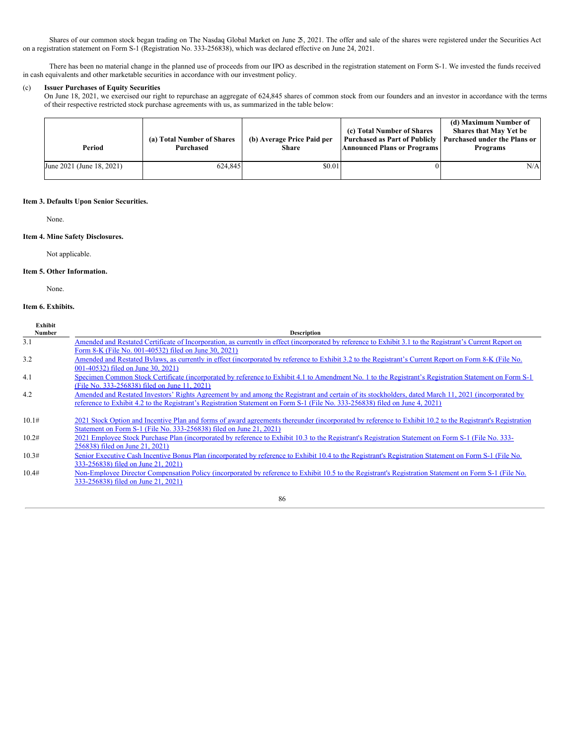Shares of our common stock began trading on The Nasdaq Global Market on June 25, 2021. The offer and sale of the shares were registered under the Securities Act on a registration statement on Form S-1 (Registration No. 333-256838), which was declared effective on June 24, 2021.

There has been no material change in the planned use of proceeds from our IPO as described in the registration statement on Form S-1. We invested the funds received in cash equivalents and other marketable securities in accordance with our investment policy.

(c) **Issuer Purchases of Equity Securities**

On June 18, 2021, we exercised our right to repurchase an aggregate of 624,845 shares of common stock from our founders and an investor in accordance with the terms of their respective restricted stock purchase agreements with us, as summarized in the table below:

| Period | (a) Total Number of Shares Purchased | (b) Average Price Paid per Share | (c) Total Number of Shares Purchased as Part of Publicly Announced Plans or Programs | (d) Maximum Number of Shares that May Yet be Purchased under the Plans or Programs |
|---|---|---|---|---|
| June 2021 (June 18, 2021) | 624,845 | $0.01 | 0 | N/A |

**Item 3. Defaults Upon Senior Securities.**

None.

**Item 4. Mine Safety Disclosures.**

Not applicable.

**Item 5. Other Information.**

None.

**Item 6. Exhibits.**

| Exhibit Number | Description |
|---|---|
| 3.1 | Amended and Restated Certificate of Incorporation, as currently in effect (incorporated by reference to Exhibit 3.1 to the Registrant's Current Report on Form 8-K (File No. 001-40532) filed on June 30, 2021) |
| 3.2 | Amended and Restated Bylaws, as currently in effect (incorporated by reference to Exhibit 3.2 to the Registrant's Current Report on Form 8-K (File No. 001-40532) filed on June 30, 2021) |
| 4.1 | Specimen Common Stock Certificate (incorporated by reference to Exhibit 4.1 to Amendment No. 1 to the Registrant's Registration Statement on Form S-1 (File No. 333-256838) filed on June 11, 2021) |
| 4.2 | Amended and Restated Investors' Rights Agreement by and among the Registrant and certain of its stockholders, dated March 11, 2021 (incorporated by reference to Exhibit 4.2 to the Registrant's Registration Statement on Form S-1 (File No. 333-256838) filed on June 4, 2021) |
| 10.1# | 2021 Stock Option and Incentive Plan and forms of award agreements thereunder (incorporated by reference to Exhibit 10.2 to the Registrant's Registration Statement on Form S-1 (File No. 333-256838) filed on June 21, 2021) |
| 10.2# | 2021 Employee Stock Purchase Plan (incorporated by reference to Exhibit 10.3 to the Registrant's Registration Statement on Form S-1 (File No. 333-256838) filed on June 21, 2021) |
| 10.3# | Senior Executive Cash Incentive Bonus Plan (incorporated by reference to Exhibit 10.4 to the Registrant's Registration Statement on Form S-1 (File No. 333-256838) filed on June 21, 2021) |
| 10.4# | Non-Employee Director Compensation Policy (incorporated by reference to Exhibit 10.5 to the Registrant's Registration Statement on Form S-1 (File No. 333-256838) filed on June 21, 2021) |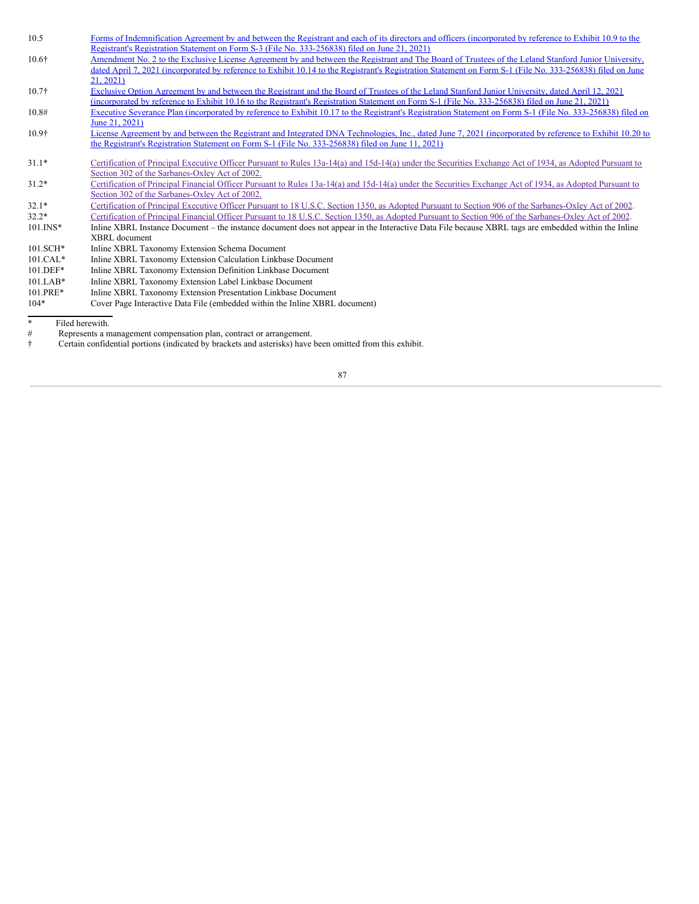| | |
|---|---|
| 10.5 | Forms of Indemnification Agreement by and between the Registrant and each of its directors and officers (incorporated by reference to Exhibit 10.9 to the Registrant's Registration Statement on Form S-3 (File No. 333-256838) filed on June 21, 2021) |
| 10.6† | Amendment No. 2 to the Exclusive License Agreement by and between the Registrant and The Board of Trustees of the Leland Stanford Junior University, dated April 7, 2021 (incorporated by reference to Exhibit 10.14 to the Registrant's Registration Statement on Form S-1 (File No. 333-256838) filed on June 21, 2021) |
| 10.7† | Exclusive Option Agreement by and between the Registrant and the Board of Trustees of the Leland Stanford Junior University, dated April 12, 2021 (incorporated by reference to Exhibit 10.16 to the Registrant's Registration Statement on Form S-1 (File No. 333-256838) filed on June 21, 2021) |
| 10.8# | Executive Severance Plan (incorporated by reference to Exhibit 10.17 to the Registrant's Registration Statement on Form S-1 (File No. 333-256838) filed on June 21, 2021) |
| 10.9† | License Agreement by and between the Registrant and Integrated DNA Technologies, Inc., dated June 7, 2021 (incorporated by reference to Exhibit 10.20 to the Registrant's Registration Statement on Form S-1 (File No. 333-256838) filed on June 11, 2021) |
| 31.1* | Certification of Principal Executive Officer Pursuant to Rules 13a-14(a) and 15d-14(a) under the Securities Exchange Act of 1934, as Adopted Pursuant to Section 302 of the Sarbanes-Oxley Act of 2002. |
| 31.2* | Certification of Principal Financial Officer Pursuant to Rules 13a-14(a) and 15d-14(a) under the Securities Exchange Act of 1934, as Adopted Pursuant to Section 302 of the Sarbanes-Oxley Act of 2002. |
| 32.1* | Certification of Principal Executive Officer Pursuant to 18 U.S.C. Section 1350, as Adopted Pursuant to Section 906 of the Sarbanes-Oxley Act of 2002. |
| 32.2* | Certification of Principal Financial Officer Pursuant to 18 U.S.C. Section 1350, as Adopted Pursuant to Section 906 of the Sarbanes-Oxley Act of 2002. |
| 101.INS* | Inline XBRL Instance Document – the instance document does not appear in the Interactive Data File because XBRL tags are embedded within the Inline XBRL document |
| 101.SCH* | Inline XBRL Taxonomy Extension Schema Document |
| 101.CAL* | Inline XBRL Taxonomy Extension Calculation Linkbase Document |
| 101.DEF* | Inline XBRL Taxonomy Extension Definition Linkbase Document |
| 101.LAB* | Inline XBRL Taxonomy Extension Label Linkbase Document |
| 101.PRE* | Inline XBRL Taxonomy Extension Presentation Linkbase Document |
| 104* | Cover Page Interactive Data File (embedded within the Inline XBRL document) |

\* Filed herewith.

\# Represents a management compensation plan, contract or arrangement.

† Certain confidential portions (indicated by brackets and asterisks) have been omitted from this exhibit.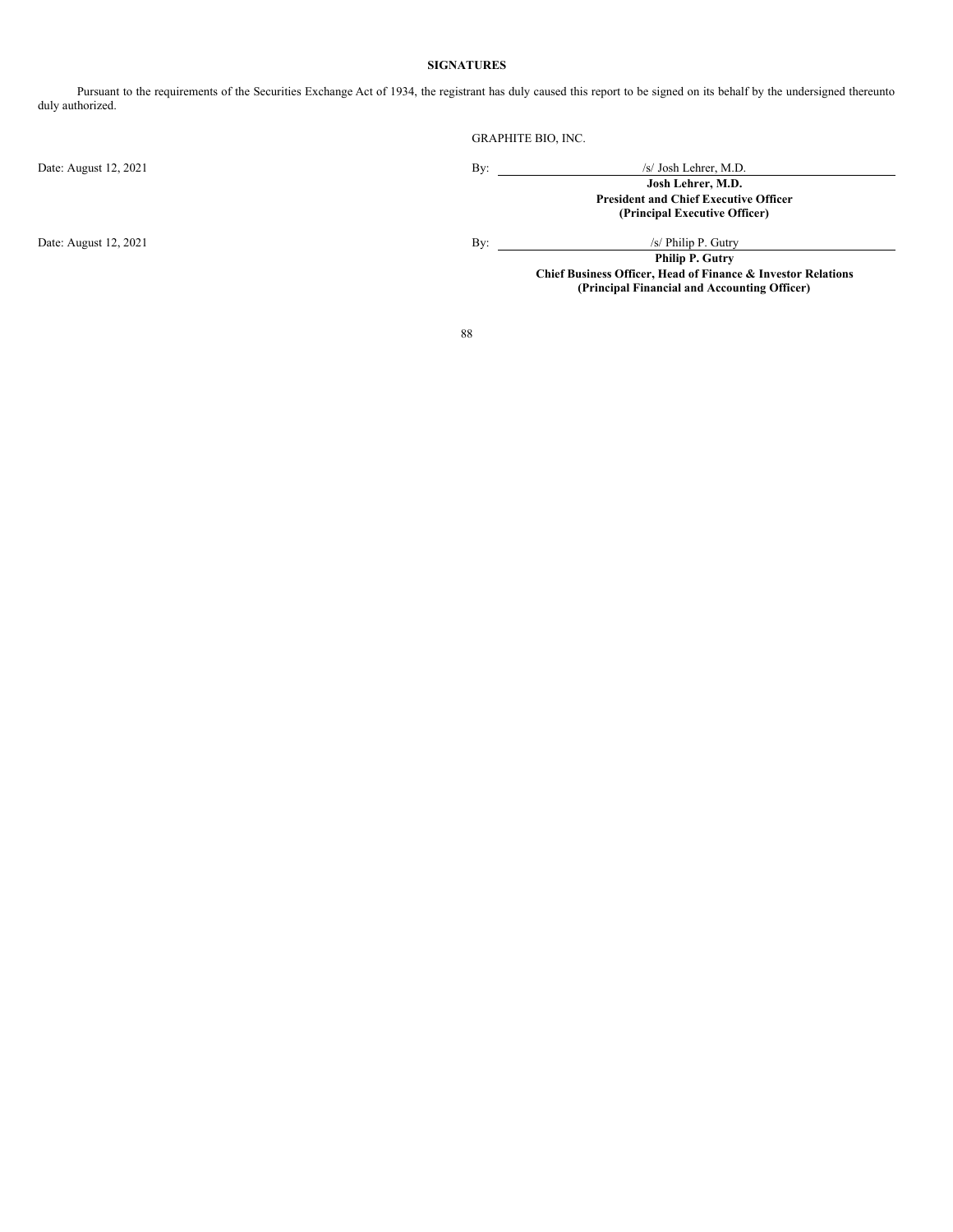## SIGNATURES

Pursuant to the requirements of the Securities Exchange Act of 1934, the registrant has duly caused this report to be signed on its behalf by the undersigned thereunto duly authorized.

GRAPHITE BIO, INC.

Date: August 12, 2021

By: /s/ Josh Lehrer, M.D.

**Josh Lehrer, M.D.**
**President and Chief Executive Officer**
**(Principal Executive Officer)**

Date: August 12, 2021

By: /s/ Philip P. Gutry

**Philip P. Gutry**
**Chief Business Officer, Head of Finance & Investor Relations**
**(Principal Financial and Accounting Officer)**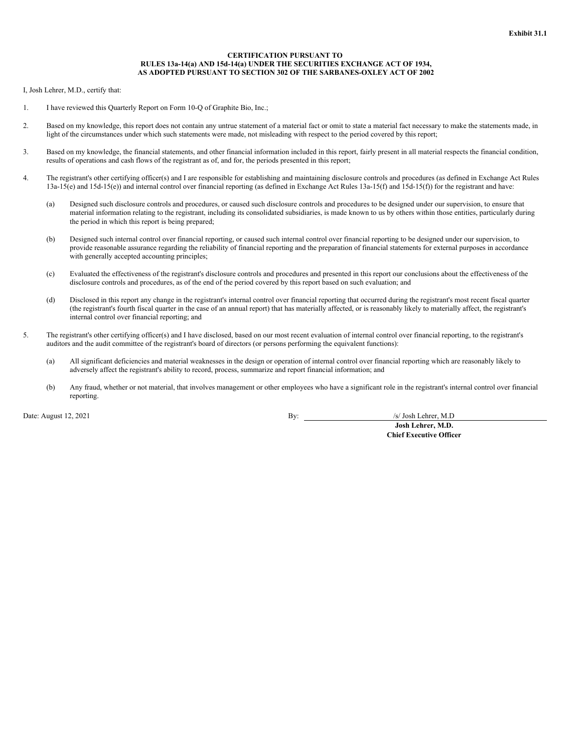**Exhibit 31.1**

**CERTIFICATION PURSUANT TO**
**RULES 13a-14(a) AND 15d-14(a) UNDER THE SECURITIES EXCHANGE ACT OF 1934,**
**AS ADOPTED PURSUANT TO SECTION 302 OF THE SARBANES-OXLEY ACT OF 2002**

I, Josh Lehrer, M.D., certify that:

1. I have reviewed this Quarterly Report on Form 10-Q of Graphite Bio, Inc.;

2. Based on my knowledge, this report does not contain any untrue statement of a material fact or omit to state a material fact necessary to make the statements made, in light of the circumstances under which such statements were made, not misleading with respect to the period covered by this report;

3. Based on my knowledge, the financial statements, and other financial information included in this report, fairly present in all material respects the financial condition, results of operations and cash flows of the registrant as of, and for, the periods presented in this report;

4. The registrant's other certifying officer(s) and I are responsible for establishing and maintaining disclosure controls and procedures (as defined in Exchange Act Rules 13a-15(e) and 15d-15(e)) and internal control over financial reporting (as defined in Exchange Act Rules 13a-15(f) and 15d-15(f)) for the registrant and have:

   (a) Designed such disclosure controls and procedures, or caused such disclosure controls and procedures to be designed under our supervision, to ensure that material information relating to the registrant, including its consolidated subsidiaries, is made known to us by others within those entities, particularly during the period in which this report is being prepared;

   (b) Designed such internal control over financial reporting, or caused such internal control over financial reporting to be designed under our supervision, to provide reasonable assurance regarding the reliability of financial reporting and the preparation of financial statements for external purposes in accordance with generally accepted accounting principles;

   (c) Evaluated the effectiveness of the registrant's disclosure controls and procedures and presented in this report our conclusions about the effectiveness of the disclosure controls and procedures, as of the end of the period covered by this report based on such evaluation; and

   (d) Disclosed in this report any change in the registrant's internal control over financial reporting that occurred during the registrant's most recent fiscal quarter (the registrant's fourth fiscal quarter in the case of an annual report) that has materially affected, or is reasonably likely to materially affect, the registrant's internal control over financial reporting; and

5. The registrant's other certifying officer(s) and I have disclosed, based on our most recent evaluation of internal control over financial reporting, to the registrant's auditors and the audit committee of the registrant's board of directors (or persons performing the equivalent functions):

   (a) All significant deficiencies and material weaknesses in the design or operation of internal control over financial reporting which are reasonably likely to adversely affect the registrant's ability to record, process, summarize and report financial information; and

   (b) Any fraud, whether or not material, that involves management or other employees who have a significant role in the registrant's internal control over financial reporting.

Date: August 12, 2021

By: /s/ Josh Lehrer, M.D
**Josh Lehrer, M.D.**
**Chief Executive Officer**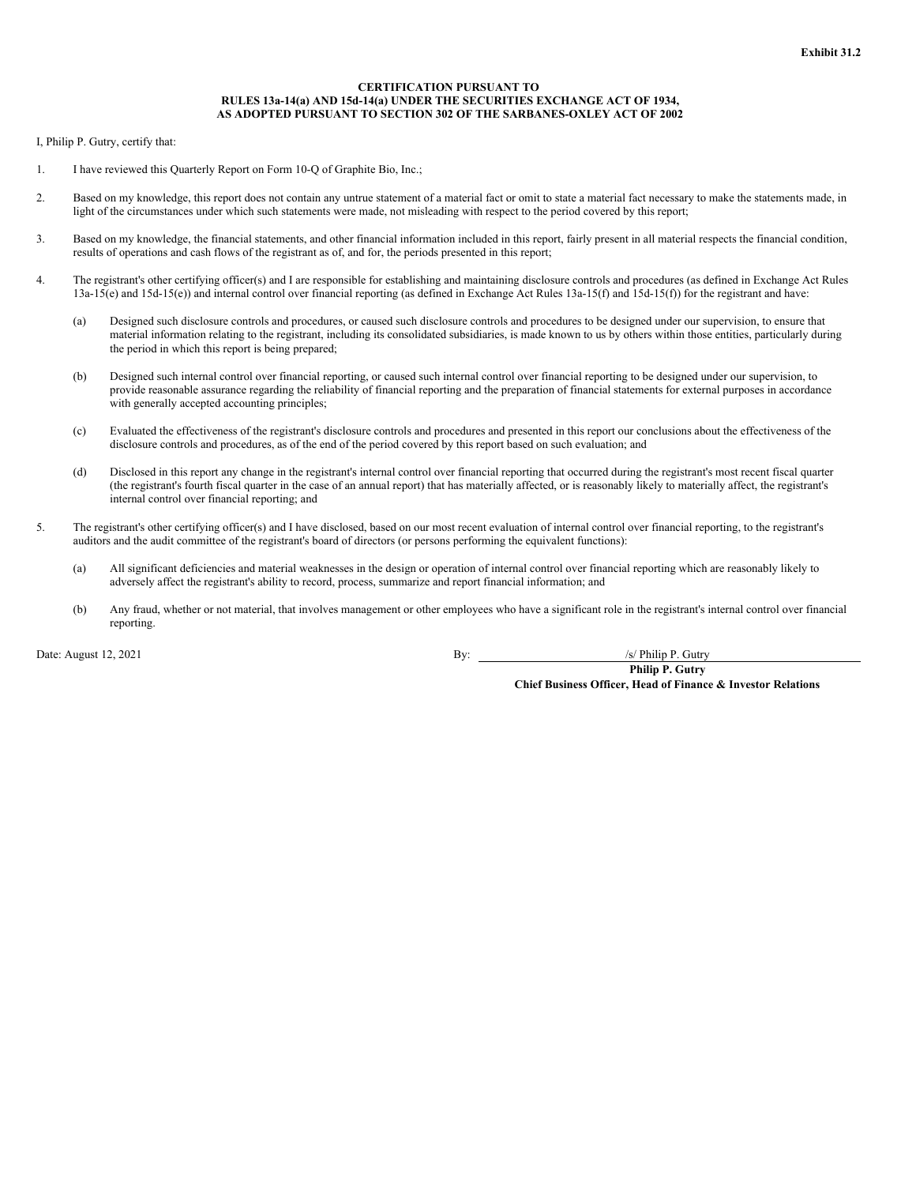**Exhibit 31.2**

**CERTIFICATION PURSUANT TO**
**RULES 13a-14(a) AND 15d-14(a) UNDER THE SECURITIES EXCHANGE ACT OF 1934,**
**AS ADOPTED PURSUANT TO SECTION 302 OF THE SARBANES-OXLEY ACT OF 2002**

I, Philip P. Gutry, certify that:

1. I have reviewed this Quarterly Report on Form 10-Q of Graphite Bio, Inc.;

2. Based on my knowledge, this report does not contain any untrue statement of a material fact or omit to state a material fact necessary to make the statements made, in light of the circumstances under which such statements were made, not misleading with respect to the period covered by this report;

3. Based on my knowledge, the financial statements, and other financial information included in this report, fairly present in all material respects the financial condition, results of operations and cash flows of the registrant as of, and for, the periods presented in this report;

4. The registrant's other certifying officer(s) and I are responsible for establishing and maintaining disclosure controls and procedures (as defined in Exchange Act Rules 13a-15(e) and 15d-15(e)) and internal control over financial reporting (as defined in Exchange Act Rules 13a-15(f) and 15d-15(f)) for the registrant and have:

   (a) Designed such disclosure controls and procedures, or caused such disclosure controls and procedures to be designed under our supervision, to ensure that material information relating to the registrant, including its consolidated subsidiaries, is made known to us by others within those entities, particularly during the period in which this report is being prepared;

   (b) Designed such internal control over financial reporting, or caused such internal control over financial reporting to be designed under our supervision, to provide reasonable assurance regarding the reliability of financial reporting and the preparation of financial statements for external purposes in accordance with generally accepted accounting principles;

   (c) Evaluated the effectiveness of the registrant's disclosure controls and procedures and presented in this report our conclusions about the effectiveness of the disclosure controls and procedures, as of the end of the period covered by this report based on such evaluation; and

   (d) Disclosed in this report any change in the registrant's internal control over financial reporting that occurred during the registrant's most recent fiscal quarter (the registrant's fourth fiscal quarter in the case of an annual report) that has materially affected, or is reasonably likely to materially affect, the registrant's internal control over financial reporting; and

5. The registrant's other certifying officer(s) and I have disclosed, based on our most recent evaluation of internal control over financial reporting, to the registrant's auditors and the audit committee of the registrant's board of directors (or persons performing the equivalent functions):

   (a) All significant deficiencies and material weaknesses in the design or operation of internal control over financial reporting which are reasonably likely to adversely affect the registrant's ability to record, process, summarize and report financial information; and

   (b) Any fraud, whether or not material, that involves management or other employees who have a significant role in the registrant's internal control over financial reporting.

Date: August 12, 2021

By: /s/ Philip P. Gutry

**Philip P. Gutry**
**Chief Business Officer, Head of Finance & Investor Relations**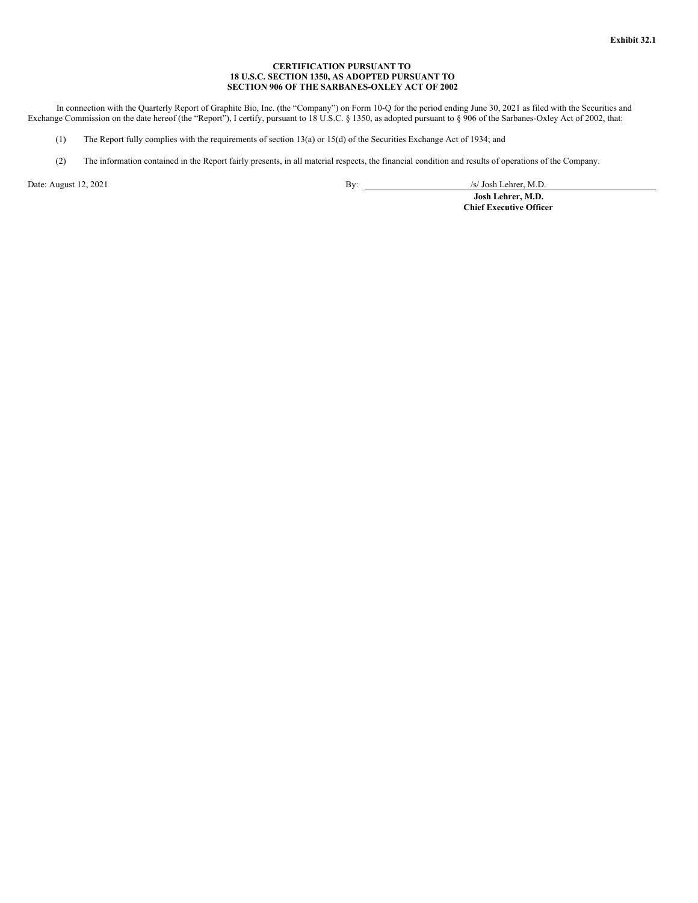**Exhibit 32.1**

**CERTIFICATION PURSUANT TO**
**18 U.S.C. SECTION 1350, AS ADOPTED PURSUANT TO**
**SECTION 906 OF THE SARBANES-OXLEY ACT OF 2002**

In connection with the Quarterly Report of Graphite Bio, Inc. (the "Company") on Form 10-Q for the period ending June 30, 2021 as filed with the Securities and Exchange Commission on the date hereof (the "Report"), I certify, pursuant to 18 U.S.C. § 1350, as adopted pursuant to § 906 of the Sarbanes-Oxley Act of 2002, that:

(1) The Report fully complies with the requirements of section 13(a) or 15(d) of the Securities Exchange Act of 1934; and

(2) The information contained in the Report fairly presents, in all material respects, the financial condition and results of operations of the Company.

Date: August 12, 2021

By: /s/ Josh Lehrer, M.D.

**Josh Lehrer, M.D.**
**Chief Executive Officer**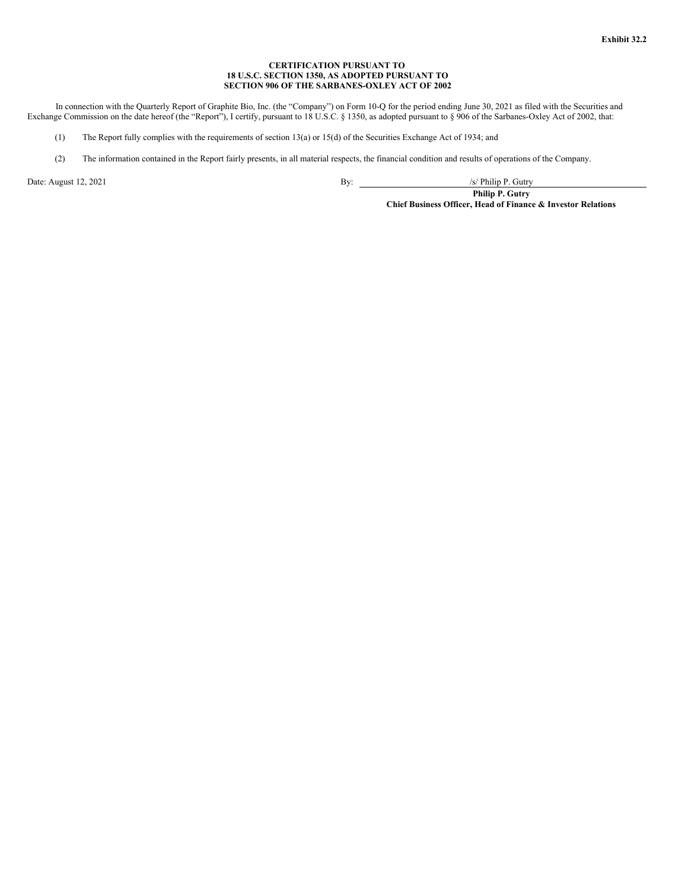**Exhibit 32.2**

**CERTIFICATION PURSUANT TO**
**18 U.S.C. SECTION 1350, AS ADOPTED PURSUANT TO**
**SECTION 906 OF THE SARBANES-OXLEY ACT OF 2002**

In connection with the Quarterly Report of Graphite Bio, Inc. (the "Company") on Form 10-Q for the period ending June 30, 2021 as filed with the Securities and Exchange Commission on the date hereof (the "Report"), I certify, pursuant to 18 U.S.C. § 1350, as adopted pursuant to § 906 of the Sarbanes-Oxley Act of 2002, that:

(1) The Report fully complies with the requirements of section 13(a) or 15(d) of the Securities Exchange Act of 1934; and

(2) The information contained in the Report fairly presents, in all material respects, the financial condition and results of operations of the Company.

Date: August 12, 2021

By: /s/ Philip P. Gutry

**Philip P. Gutry**
**Chief Business Officer, Head of Finance & Investor Relations**